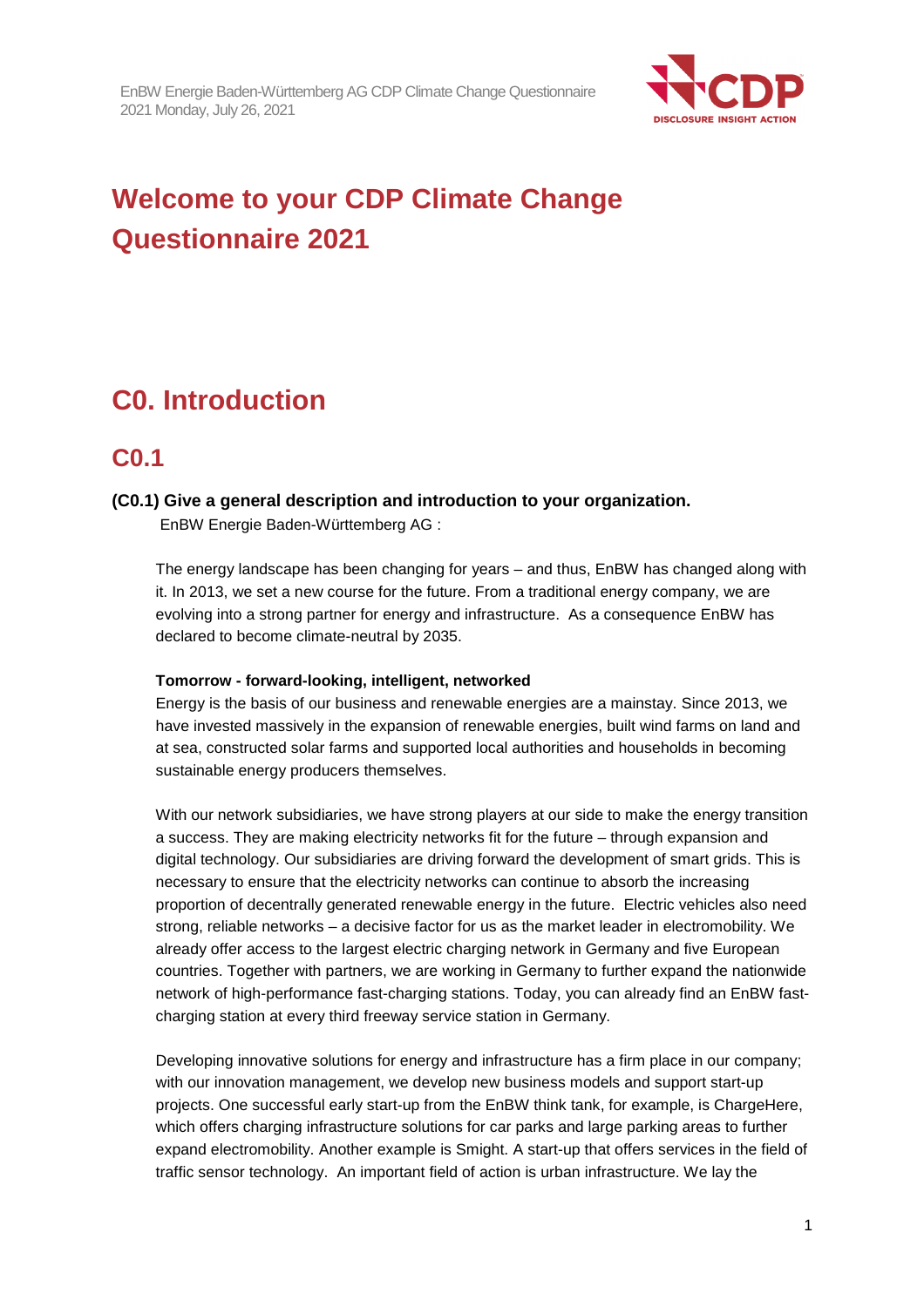# Welcome to your CDP Climate Change Questionnaire 2021

# C0. Introduction

## C0.1

### (C0.1) Give a general description and introduction to your organization.

EnBW Energie Baden-Württemberg AG :

The energy landscape has been changing for years – and thus, EnBW has changed along with it. In 2013, we set a new course for the future. From a traditional energy company, we are evolving into a strong partner for energy and infrastructure. As a consequence EnBW has declared to become climate-neutral by 2035.

**Tomorrow - forward-looking, intelligent, networked**

Energy is the basis of our business and renewable energies are a mainstay. Since 2013, we have invested massively in the expansion of renewable energies, built wind farms on land and at sea, constructed solar farms and supported local authorities and households in becoming sustainable energy producers themselves.

With our network subsidiaries, we have strong players at our side to make the energy transition a success. They are making electricity networks fit for the future – through expansion and digital technology. Our subsidiaries are driving forward the development of smart grids. This is necessary to ensure that the electricity networks can continue to absorb the increasing proportion of decentrally generated renewable energy in the future. Electric vehicles also need strong, reliable networks – a decisive factor for us as the market leader in electromobility. We already offer access to the largest electric charging network in Germany and five European countries. Together with partners, we are working in Germany to further expand the nationwide network of high-performance fast-charging stations. Today, you can already find an EnBW fast-charging station at every third freeway service station in Germany.

Developing innovative solutions for energy and infrastructure has a firm place in our company; with our innovation management, we develop new business models and support start-up projects. One successful early start-up from the EnBW think tank, for example, is ChargeHere, which offers charging infrastructure solutions for car parks and large parking areas to further expand electromobility. Another example is Smight. A start-up that offers services in the field of traffic sensor technology. An important field of action is urban infrastructure. We lay the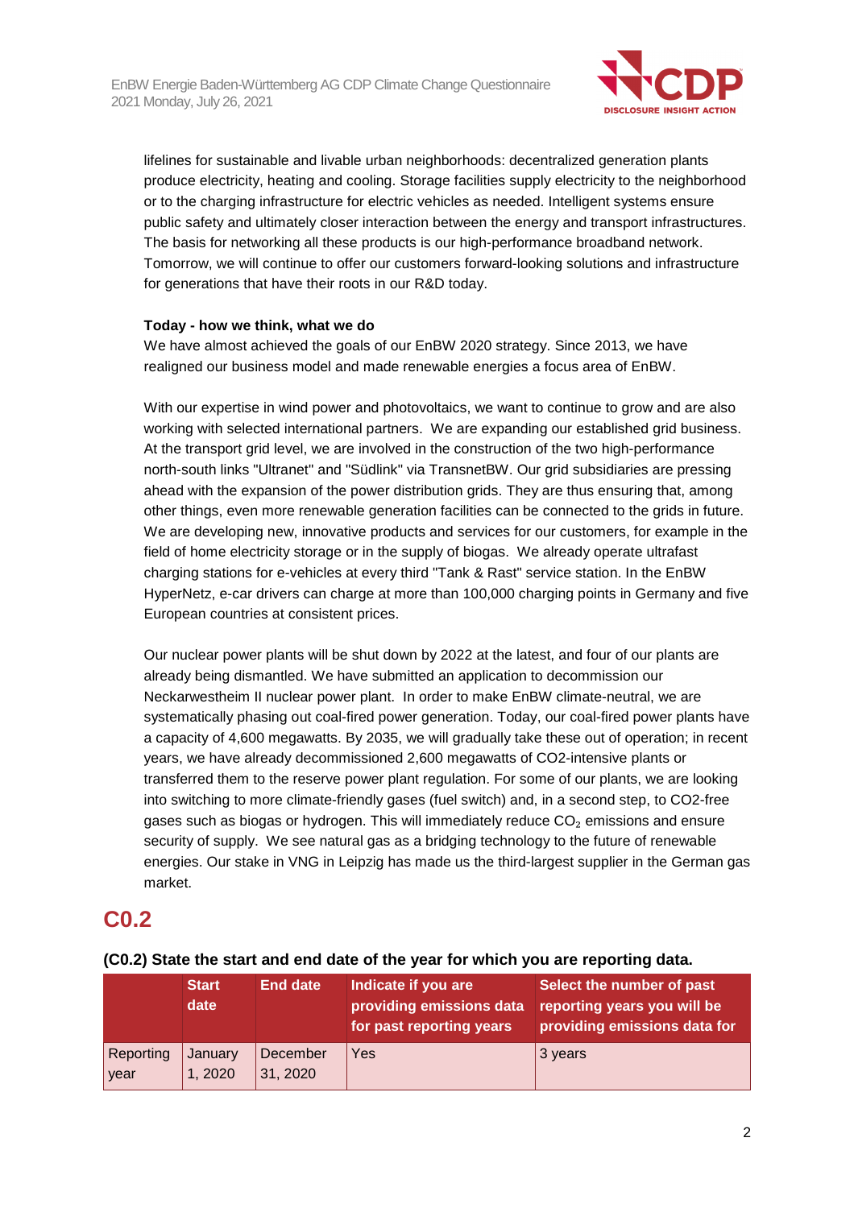lifelines for sustainable and livable urban neighborhoods: decentralized generation plants produce electricity, heating and cooling. Storage facilities supply electricity to the neighborhood or to the charging infrastructure for electric vehicles as needed. Intelligent systems ensure public safety and ultimately closer interaction between the energy and transport infrastructures. The basis for networking all these products is our high-performance broadband network. Tomorrow, we will continue to offer our customers forward-looking solutions and infrastructure for generations that have their roots in our R&D today.

**Today - how we think, what we do**

We have almost achieved the goals of our EnBW 2020 strategy. Since 2013, we have realigned our business model and made renewable energies a focus area of EnBW.

With our expertise in wind power and photovoltaics, we want to continue to grow and are also working with selected international partners. We are expanding our established grid business. At the transport grid level, we are involved in the construction of the two high-performance north-south links "Ultranet" and "Südlink" via TransnetBW. Our grid subsidiaries are pressing ahead with the expansion of the power distribution grids. They are thus ensuring that, among other things, even more renewable generation facilities can be connected to the grids in future. We are developing new, innovative products and services for our customers, for example in the field of home electricity storage or in the supply of biogas. We already operate ultrafast charging stations for e-vehicles at every third "Tank & Rast" service station. In the EnBW HyperNetz, e-car drivers can charge at more than 100,000 charging points in Germany and five European countries at consistent prices.

Our nuclear power plants will be shut down by 2022 at the latest, and four of our plants are already being dismantled. We have submitted an application to decommission our Neckarwestheim II nuclear power plant. In order to make EnBW climate-neutral, we are systematically phasing out coal-fired power generation. Today, our coal-fired power plants have a capacity of 4,600 megawatts. By 2035, we will gradually take these out of operation; in recent years, we have already decommissioned 2,600 megawatts of CO2-intensive plants or transferred them to the reserve power plant regulation. For some of our plants, we are looking into switching to more climate-friendly gases (fuel switch) and, in a second step, to CO2-free gases such as biogas or hydrogen. This will immediately reduce $CO_2$ emissions and ensure security of supply. We see natural gas as a bridging technology to the future of renewable energies. Our stake in VNG in Leipzig has made us the third-largest supplier in the German gas market.

## C0.2

**(C0.2) State the start and end date of the year for which you are reporting data.**

| | Start date | End date | Indicate if you are providing emissions data for past reporting years | Select the number of past reporting years you will be providing emissions data for |
|---|---|---|---|---|
| Reporting year | January 1, 2020 | December 31, 2020 | Yes | 3 years |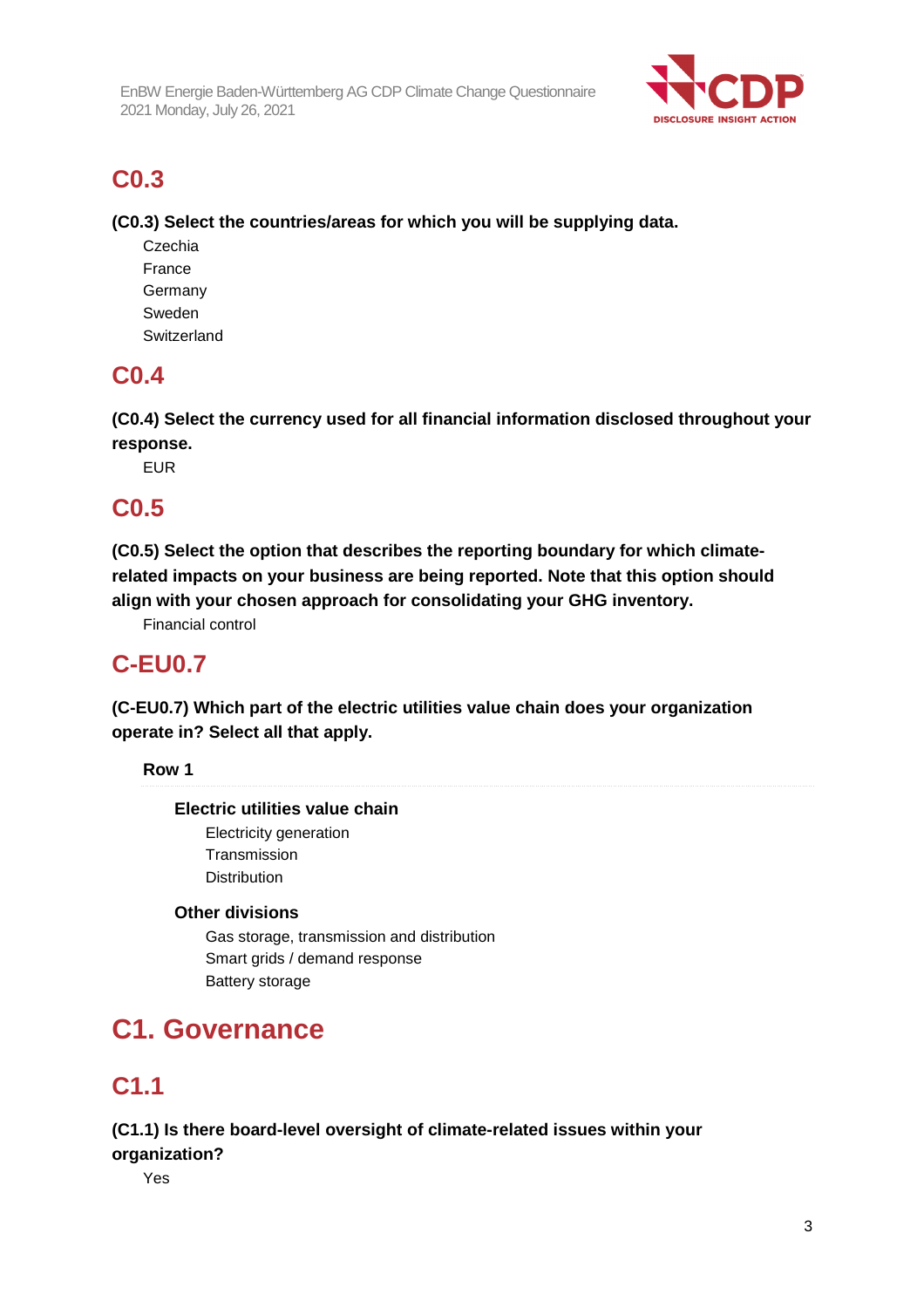## C0.3

**(C0.3) Select the countries/areas for which you will be supplying data.**

Czechia
France
Germany
Sweden
Switzerland

## C0.4

**(C0.4) Select the currency used for all financial information disclosed throughout your response.**

EUR

## C0.5

**(C0.5) Select the option that describes the reporting boundary for which climate-related impacts on your business are being reported. Note that this option should align with your chosen approach for consolidating your GHG inventory.**

Financial control

## C-EU0.7

**(C-EU0.7) Which part of the electric utilities value chain does your organization operate in? Select all that apply.**

**Row 1**

**Electric utilities value chain**

Electricity generation
Transmission
Distribution

**Other divisions**

Gas storage, transmission and distribution
Smart grids / demand response
Battery storage

# C1. Governance

## C1.1

**(C1.1) Is there board-level oversight of climate-related issues within your organization?**

Yes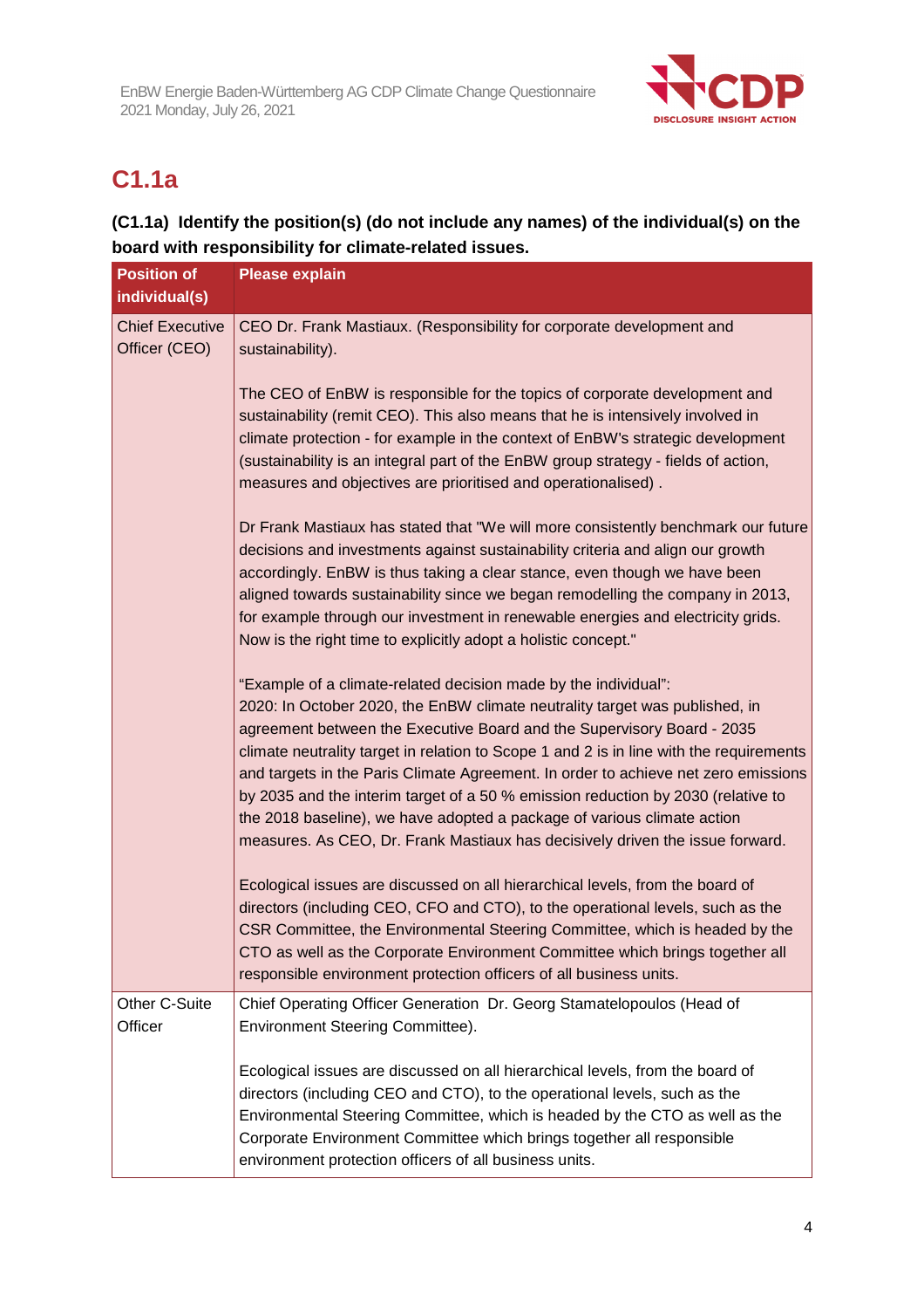## C1.1a

**(C1.1a) Identify the position(s) (do not include any names) of the individual(s) on the board with responsibility for climate-related issues.**

| Position of individual(s) | Please explain |
|---|---|
| Chief Executive Officer (CEO) | CEO Dr. Frank Mastiaux. (Responsibility for corporate development and sustainability).<br><br>The CEO of EnBW is responsible for the topics of corporate development and sustainability (remit CEO). This also means that he is intensively involved in climate protection - for example in the context of EnBW's strategic development (sustainability is an integral part of the EnBW group strategy - fields of action, measures and objectives are prioritised and operationalised) .<br><br>Dr Frank Mastiaux has stated that "We will more consistently benchmark our future decisions and investments against sustainability criteria and align our growth accordingly. EnBW is thus taking a clear stance, even though we have been aligned towards sustainability since we began remodelling the company in 2013, for example through our investment in renewable energies and electricity grids. Now is the right time to explicitly adopt a holistic concept."<br><br>"Example of a climate-related decision made by the individual":<br>2020: In October 2020, the EnBW climate neutrality target was published, in agreement between the Executive Board and the Supervisory Board - 2035 climate neutrality target in relation to Scope 1 and 2 is in line with the requirements and targets in the Paris Climate Agreement. In order to achieve net zero emissions by 2035 and the interim target of a 50 % emission reduction by 2030 (relative to the 2018 baseline), we have adopted a package of various climate action measures. As CEO, Dr. Frank Mastiaux has decisively driven the issue forward.<br><br>Ecological issues are discussed on all hierarchical levels, from the board of directors (including CEO, CFO and CTO), to the operational levels, such as the CSR Committee, the Environmental Steering Committee, which is headed by the CTO as well as the Corporate Environment Committee which brings together all responsible environment protection officers of all business units. |
| Other C-Suite Officer | Chief Operating Officer Generation Dr. Georg Stamatelopoulos (Head of Environment Steering Committee).<br><br>Ecological issues are discussed on all hierarchical levels, from the board of directors (including CEO and CTO), to the operational levels, such as the Environmental Steering Committee, which is headed by the CTO as well as the Corporate Environment Committee which brings together all responsible environment protection officers of all business units. |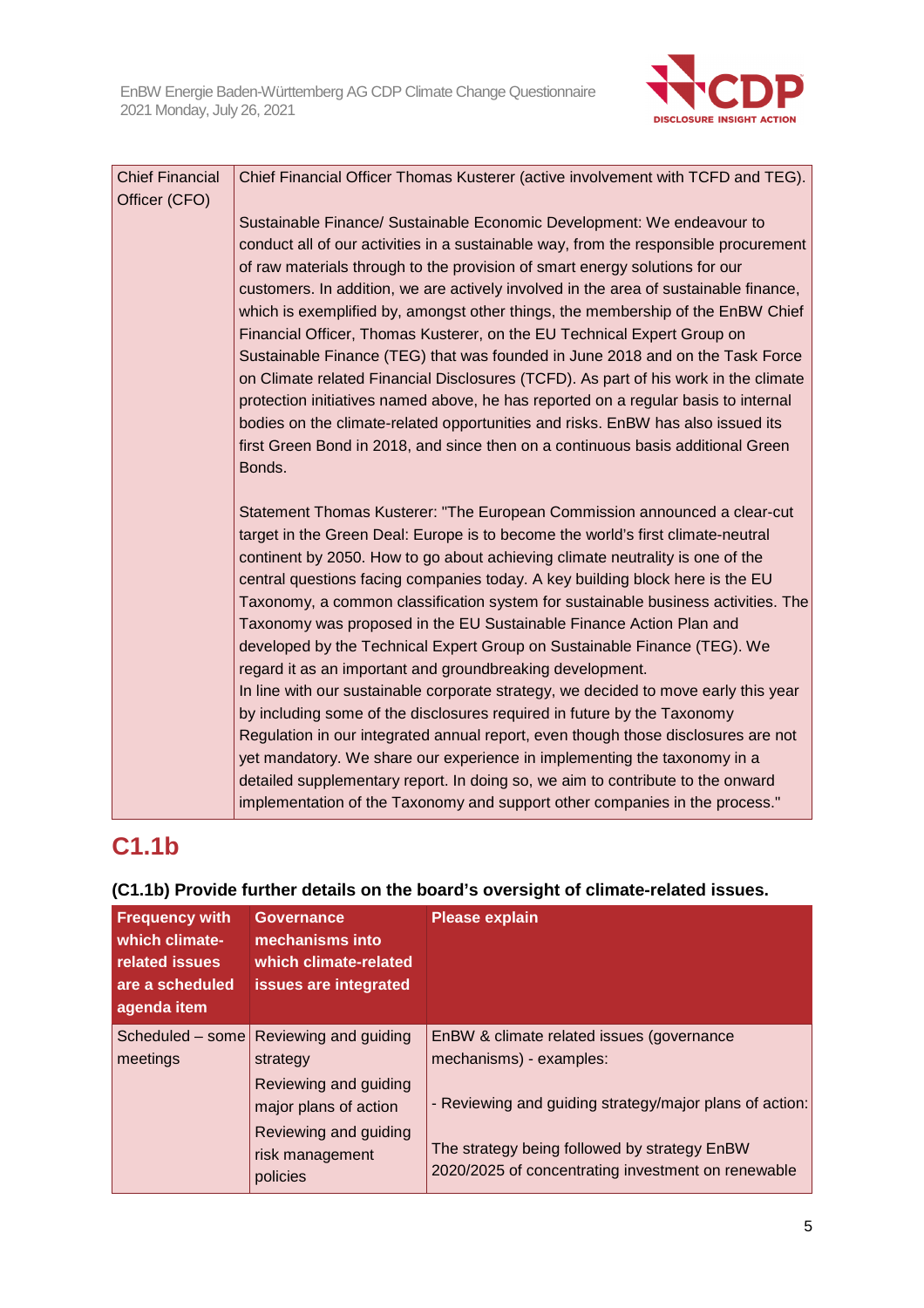| Chief Financial Officer (CFO) | Chief Financial Officer Thomas Kusterer (active involvement with TCFD and TEG).<br><br>Sustainable Finance/ Sustainable Economic Development: We endeavour to conduct all of our activities in a sustainable way, from the responsible procurement of raw materials through to the provision of smart energy solutions for our customers. In addition, we are actively involved in the area of sustainable finance, which is exemplified by, amongst other things, the membership of the EnBW Chief Financial Officer, Thomas Kusterer, on the EU Technical Expert Group on Sustainable Finance (TEG) that was founded in June 2018 and on the Task Force on Climate related Financial Disclosures (TCFD). As part of his work in the climate protection initiatives named above, he has reported on a regular basis to internal bodies on the climate-related opportunities and risks. EnBW has also issued its first Green Bond in 2018, and since then on a continuous basis additional Green Bonds.<br><br>Statement Thomas Kusterer: "The European Commission announced a clear-cut target in the Green Deal: Europe is to become the world's first climate-neutral continent by 2050. How to go about achieving climate neutrality is one of the central questions facing companies today. A key building block here is the EU Taxonomy, a common classification system for sustainable business activities. The Taxonomy was proposed in the EU Sustainable Finance Action Plan and developed by the Technical Expert Group on Sustainable Finance (TEG). We regard it as an important and groundbreaking development.<br>In line with our sustainable corporate strategy, we decided to move early this year by including some of the disclosures required in future by the Taxonomy Regulation in our integrated annual report, even though those disclosures are not yet mandatory. We share our experience in implementing the taxonomy in a detailed supplementary report. In doing so, we aim to contribute to the onward implementation of the Taxonomy and support other companies in the process." |
|---|---|

## C1.1b

**(C1.1b) Provide further details on the board's oversight of climate-related issues.**

| Frequency with which climate-related issues are a scheduled agenda item | Governance mechanisms into which climate-related issues are integrated | Please explain |
|---|---|---|
| Scheduled – some meetings | Reviewing and guiding strategy<br>Reviewing and guiding major plans of action<br>Reviewing and guiding risk management policies | EnBW & climate related issues (governance mechanisms) - examples:<br><br>- Reviewing and guiding strategy/major plans of action:<br><br>The strategy being followed by strategy EnBW 2020/2025 of concentrating investment on renewable |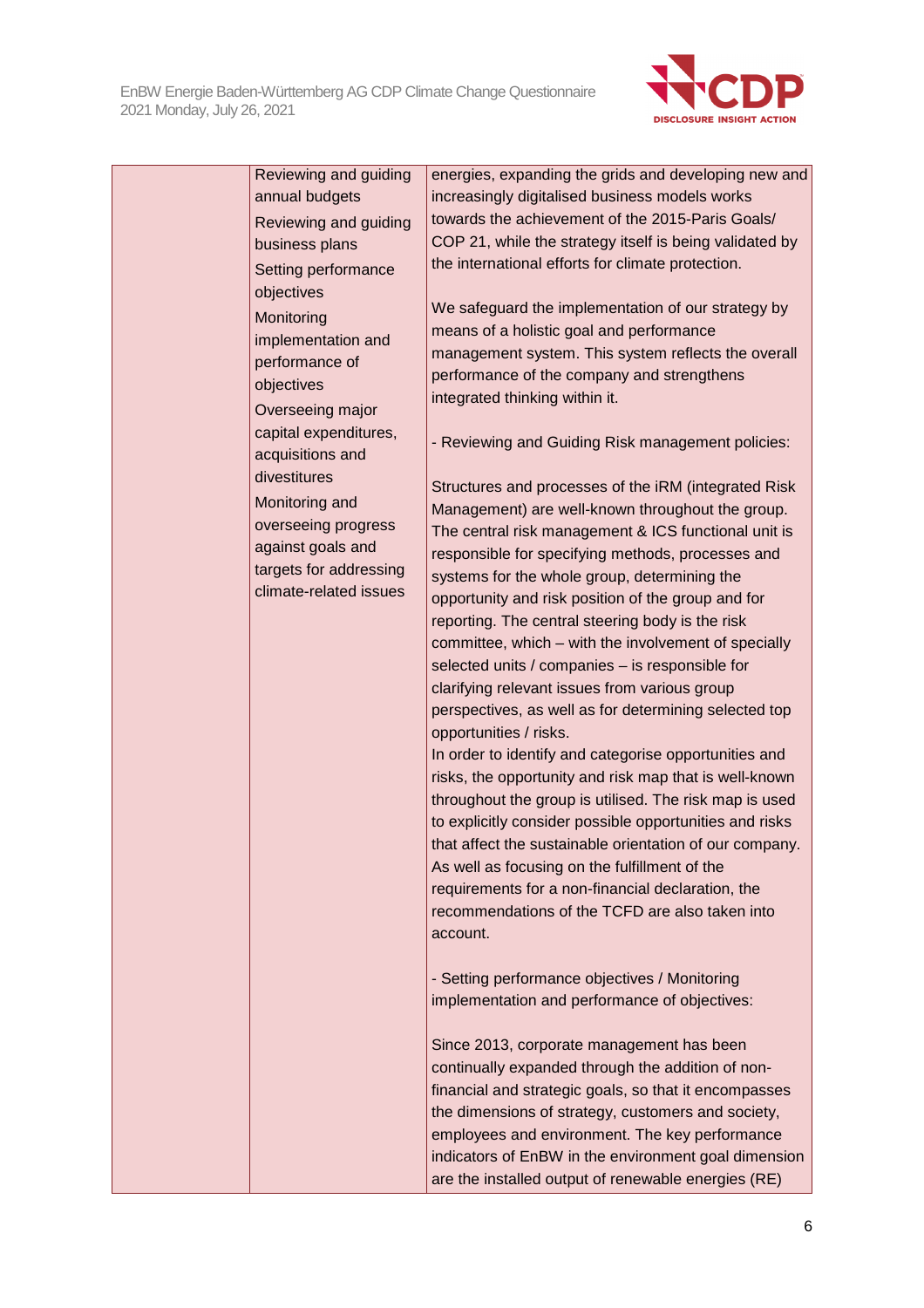|  | Reviewing and guiding annual budgets<br>Reviewing and guiding business plans<br>Setting performance objectives<br>Monitoring implementation and performance of objectives<br>Overseeing major capital expenditures, acquisitions and divestitures<br>Monitoring and overseeing progress against goals and targets for addressing climate-related issues | energies, expanding the grids and developing new and increasingly digitalised business models works towards the achievement of the 2015-Paris Goals/ COP 21, while the strategy itself is being validated by the international efforts for climate protection.<br><br>We safeguard the implementation of our strategy by means of a holistic goal and performance management system. This system reflects the overall performance of the company and strengthens integrated thinking within it.<br><br>- Reviewing and Guiding Risk management policies:<br><br>Structures and processes of the iRM (integrated Risk Management) are well-known throughout the group. The central risk management & ICS functional unit is responsible for specifying methods, processes and systems for the whole group, determining the opportunity and risk position of the group and for reporting. The central steering body is the risk committee, which – with the involvement of specially selected units / companies – is responsible for clarifying relevant issues from various group perspectives, as well as for determining selected top opportunities / risks.<br>In order to identify and categorise opportunities and risks, the opportunity and risk map that is well-known throughout the group is utilised. The risk map is used to explicitly consider possible opportunities and risks that affect the sustainable orientation of our company. As well as focusing on the fulfillment of the requirements for a non-financial declaration, the recommendations of the TCFD are also taken into account.<br><br>- Setting performance objectives / Monitoring implementation and performance of objectives:<br><br>Since 2013, corporate management has been continually expanded through the addition of non-financial and strategic goals, so that it encompasses the dimensions of strategy, customers and society, employees and environment. The key performance indicators of EnBW in the environment goal dimension are the installed output of renewable energies (RE) |
|---|---|---|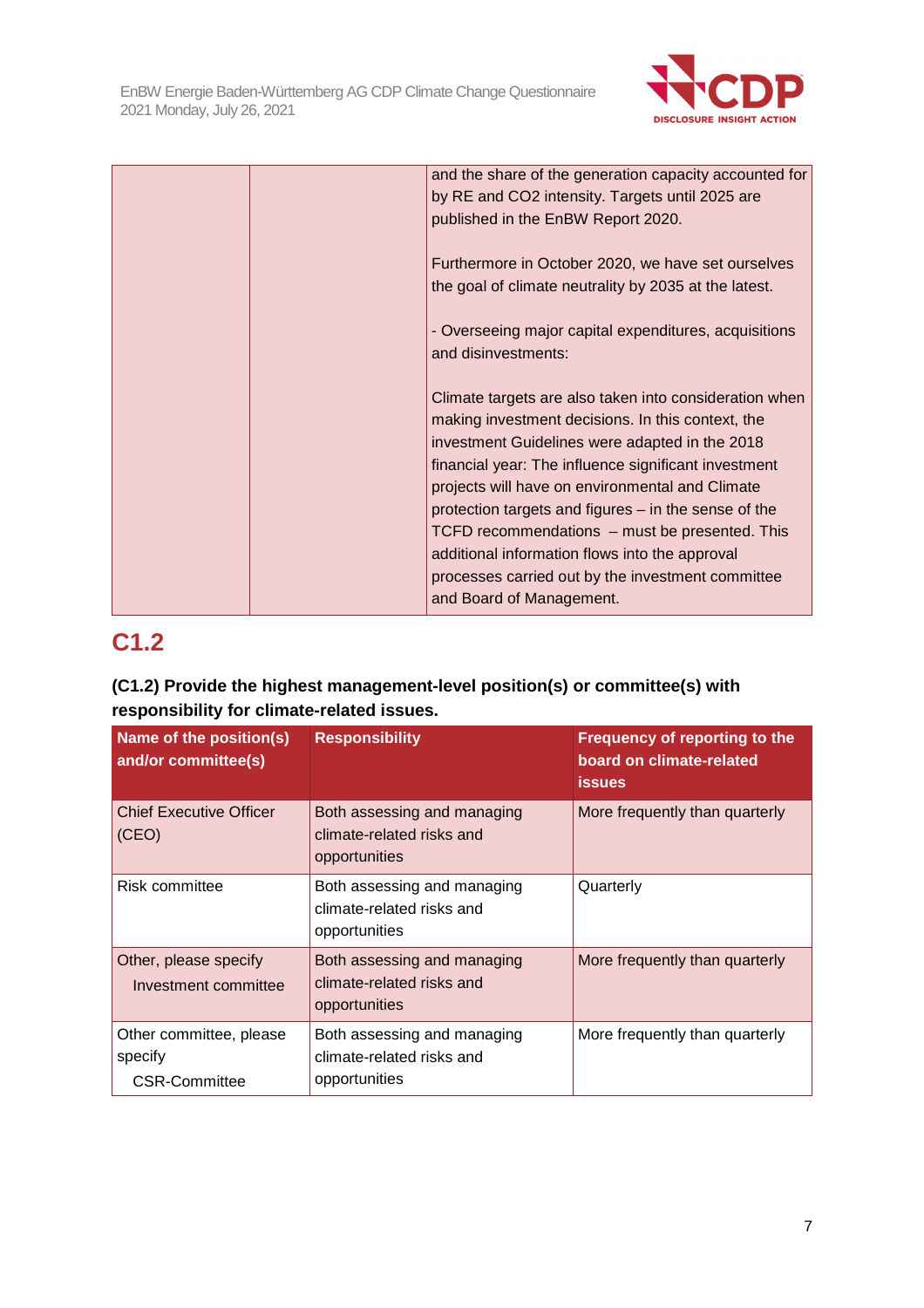| | | and the share of the generation capacity accounted for by RE and CO2 intensity. Targets until 2025 are published in the EnBW Report 2020.<br><br>Furthermore in October 2020, we have set ourselves the goal of climate neutrality by 2035 at the latest.<br><br>- Overseeing major capital expenditures, acquisitions and disinvestments:<br><br>Climate targets are also taken into consideration when making investment decisions. In this context, the investment Guidelines were adapted in the 2018 financial year: The influence significant investment projects will have on environmental and Climate protection targets and figures – in the sense of the TCFD recommendations – must be presented. This additional information flows into the approval processes carried out by the investment committee and Board of Management. |
|---|---|---|

## C1.2

**(C1.2) Provide the highest management-level position(s) or committee(s) with responsibility for climate-related issues.**

| Name of the position(s) and/or committee(s) | Responsibility | Frequency of reporting to the board on climate-related issues |
|---|---|---|
| Chief Executive Officer (CEO) | Both assessing and managing climate-related risks and opportunities | More frequently than quarterly |
| Risk committee | Both assessing and managing climate-related risks and opportunities | Quarterly |
| Other, please specify<br>Investment committee | Both assessing and managing climate-related risks and opportunities | More frequently than quarterly |
| Other committee, please specify<br>CSR-Committee | Both assessing and managing climate-related risks and opportunities | More frequently than quarterly |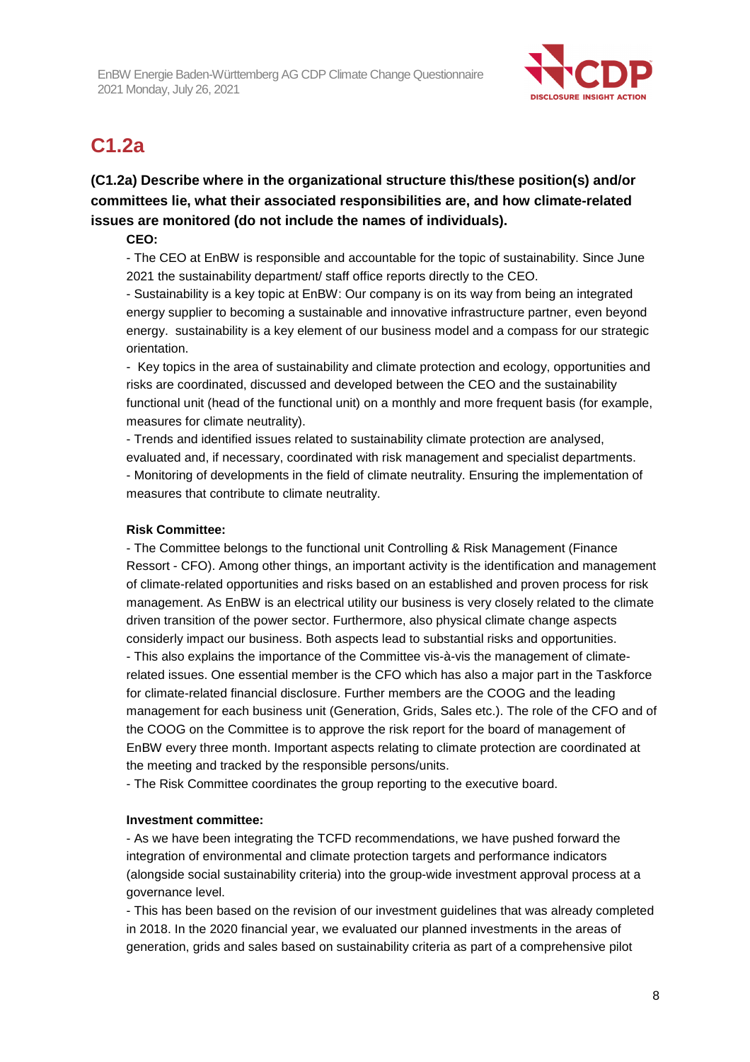# C1.2a

**(C1.2a) Describe where in the organizational structure this/these position(s) and/or committees lie, what their associated responsibilities are, and how climate-related issues are monitored (do not include the names of individuals).**

**CEO:**

- The CEO at EnBW is responsible and accountable for the topic of sustainability. Since June 2021 the sustainability department/ staff office reports directly to the CEO.
- Sustainability is a key topic at EnBW: Our company is on its way from being an integrated energy supplier to becoming a sustainable and innovative infrastructure partner, even beyond energy. sustainability is a key element of our business model and a compass for our strategic orientation.
- Key topics in the area of sustainability and climate protection and ecology, opportunities and risks are coordinated, discussed and developed between the CEO and the sustainability functional unit (head of the functional unit) on a monthly and more frequent basis (for example, measures for climate neutrality).
- Trends and identified issues related to sustainability climate protection are analysed, evaluated and, if necessary, coordinated with risk management and specialist departments.
- Monitoring of developments in the field of climate neutrality. Ensuring the implementation of measures that contribute to climate neutrality.

**Risk Committee:**

- The Committee belongs to the functional unit Controlling & Risk Management (Finance Ressort - CFO). Among other things, an important activity is the identification and management of climate-related opportunities and risks based on an established and proven process for risk management. As EnBW is an electrical utility our business is very closely related to the climate driven transition of the power sector. Furthermore, also physical climate change aspects considerly impact our business. Both aspects lead to substantial risks and opportunities.
- This also explains the importance of the Committee vis-à-vis the management of climate-related issues. One essential member is the CFO which has also a major part in the Taskforce for climate-related financial disclosure. Further members are the COOG and the leading management for each business unit (Generation, Grids, Sales etc.). The role of the CFO and of the COOG on the Committee is to approve the risk report for the board of management of EnBW every three month. Important aspects relating to climate protection are coordinated at the meeting and tracked by the responsible persons/units.
- The Risk Committee coordinates the group reporting to the executive board.

**Investment committee:**

- As we have been integrating the TCFD recommendations, we have pushed forward the integration of environmental and climate protection targets and performance indicators (alongside social sustainability criteria) into the group-wide investment approval process at a governance level.
- This has been based on the revision of our investment guidelines that was already completed in 2018. In the 2020 financial year, we evaluated our planned investments in the areas of generation, grids and sales based on sustainability criteria as part of a comprehensive pilot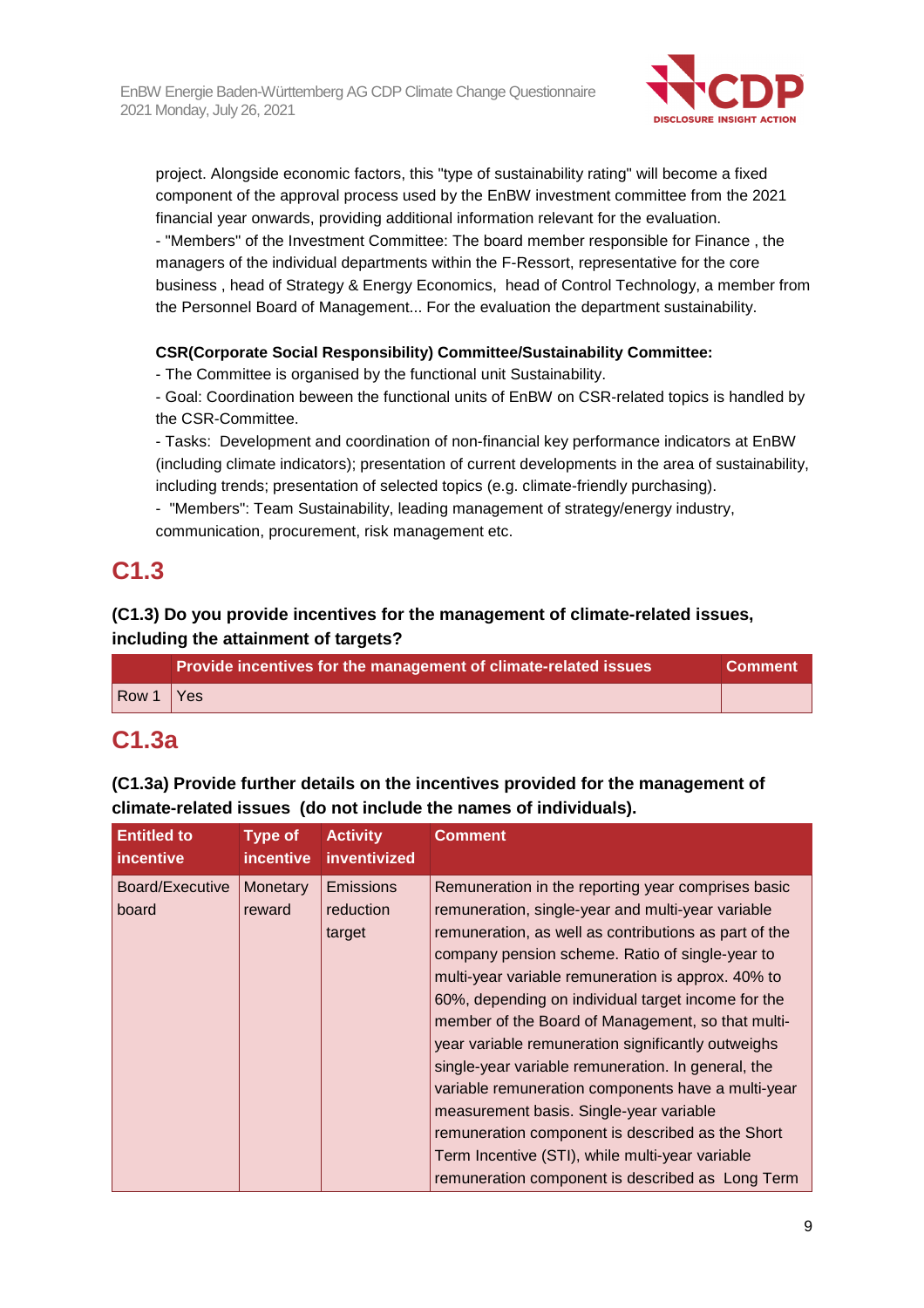project. Alongside economic factors, this "type of sustainability rating" will become a fixed component of the approval process used by the EnBW investment committee from the 2021 financial year onwards, providing additional information relevant for the evaluation.
- "Members" of the Investment Committee: The board member responsible for Finance , the managers of the individual departments within the F-Ressort, representative for the core business , head of Strategy & Energy Economics, head of Control Technology, a member from the Personnel Board of Management... For the evaluation the department sustainability.

**CSR(Corporate Social Responsibility) Committee/Sustainability Committee:**
- The Committee is organised by the functional unit Sustainability.
- Goal: Coordination beween the functional units of EnBW on CSR-related topics is handled by the CSR-Committee.
- Tasks: Development and coordination of non-financial key performance indicators at EnBW (including climate indicators); presentation of current developments in the area of sustainability, including trends; presentation of selected topics (e.g. climate-friendly purchasing).
- "Members": Team Sustainability, leading management of strategy/energy industry, communication, procurement, risk management etc.

## C1.3

### (C1.3) Do you provide incentives for the management of climate-related issues, including the attainment of targets?

| | Provide incentives for the management of climate-related issues | Comment |
|---|---|---|
| Row 1 | Yes | |

## C1.3a

### (C1.3a) Provide further details on the incentives provided for the management of climate-related issues (do not include the names of individuals).

| Entitled to incentive | Type of incentive | Activity inventivized | Comment |
|---|---|---|---|
| Board/Executive board | Monetary reward | Emissions reduction target | Remuneration in the reporting year comprises basic remuneration, single-year and multi-year variable remuneration, as well as contributions as part of the company pension scheme. Ratio of single-year to multi-year variable remuneration is approx. 40% to 60%, depending on individual target income for the member of the Board of Management, so that multi-year variable remuneration significantly outweighs single-year variable remuneration. In general, the variable remuneration components have a multi-year measurement basis. Single-year variable remuneration component is described as the Short Term Incentive (STI), while multi-year variable remuneration component is described as Long Term |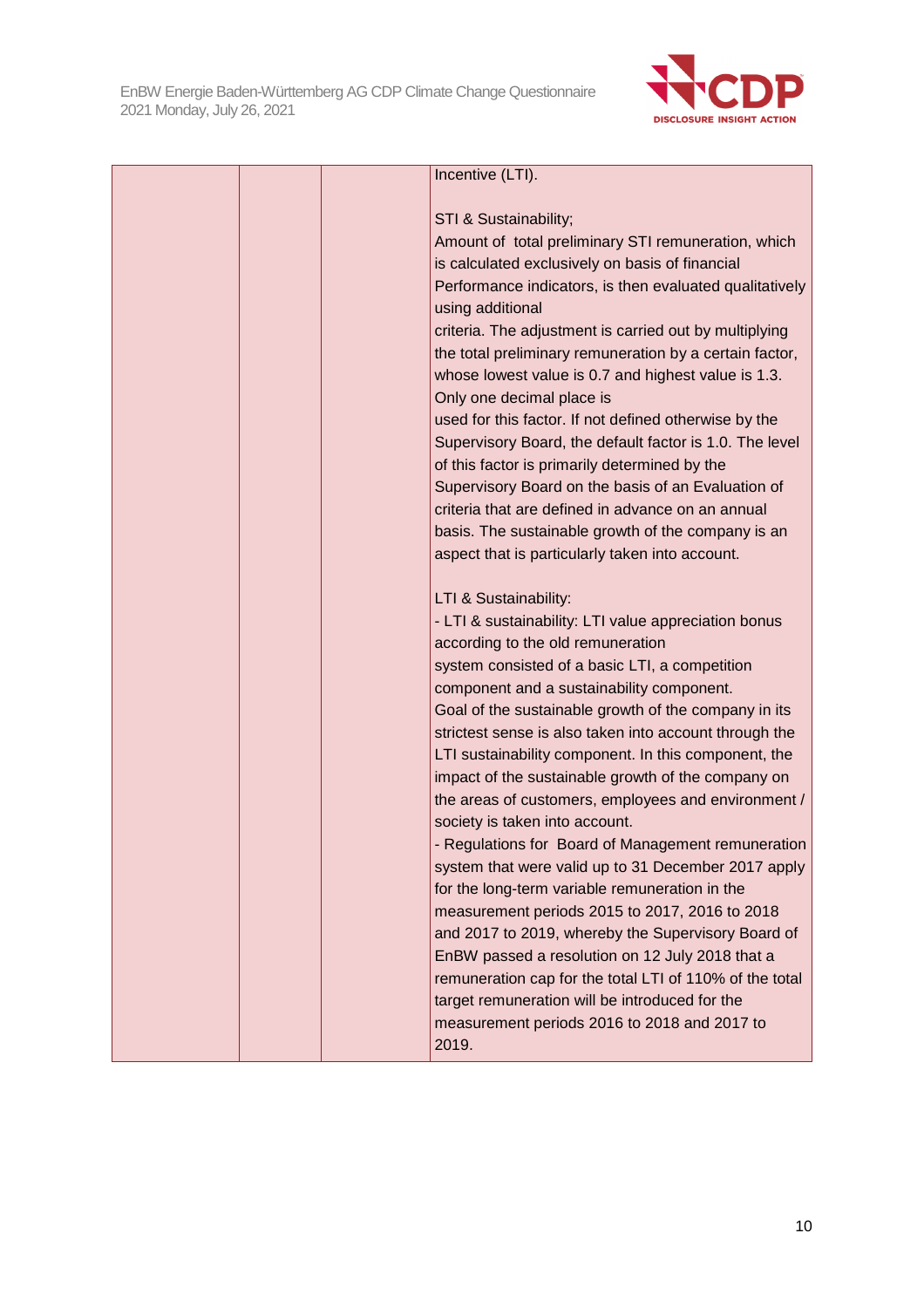|  |  |  | Incentive (LTI).<br><br>STI & Sustainability;<br>Amount of total preliminary STI remuneration, which is calculated exclusively on basis of financial Performance indicators, is then evaluated qualitatively using additional criteria. The adjustment is carried out by multiplying the total preliminary remuneration by a certain factor, whose lowest value is 0.7 and highest value is 1.3. Only one decimal place is used for this factor. If not defined otherwise by the Supervisory Board, the default factor is 1.0. The level of this factor is primarily determined by the Supervisory Board on the basis of an Evaluation of criteria that are defined in advance on an annual basis. The sustainable growth of the company is an aspect that is particularly taken into account.<br><br>LTI & Sustainability:<br>- LTI & sustainability: LTI value appreciation bonus according to the old remuneration system consisted of a basic LTI, a competition component and a sustainability component. Goal of the sustainable growth of the company in its strictest sense is also taken into account through the LTI sustainability component. In this component, the impact of the sustainable growth of the company on the areas of customers, employees and environment / society is taken into account.<br>- Regulations for Board of Management remuneration system that were valid up to 31 December 2017 apply for the long-term variable remuneration in the measurement periods 2015 to 2017, 2016 to 2018 and 2017 to 2019, whereby the Supervisory Board of EnBW passed a resolution on 12 July 2018 that a remuneration cap for the total LTI of 110% of the total target remuneration will be introduced for the measurement periods 2016 to 2018 and 2017 to 2019. |
|---|---|---|---|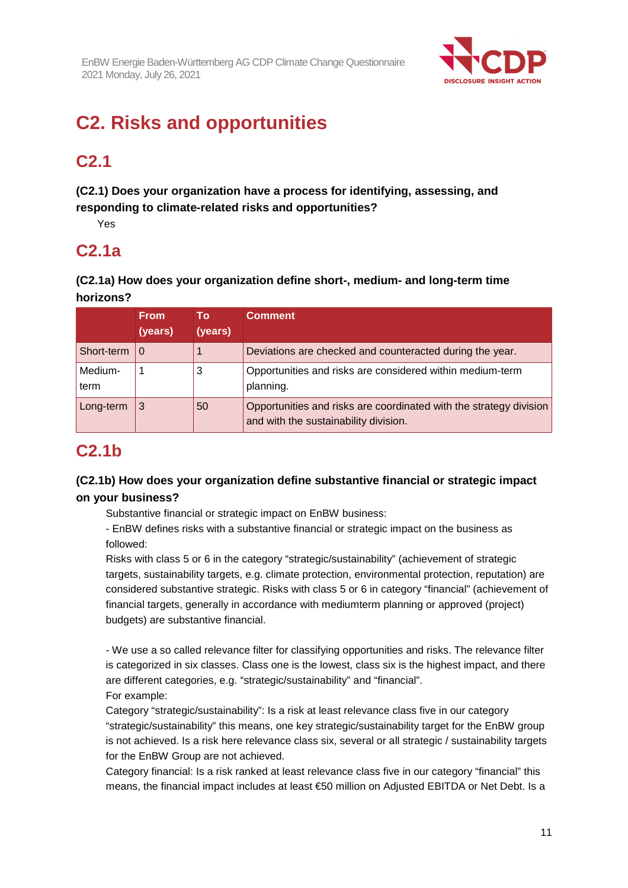# C2. Risks and opportunities

## C2.1

**(C2.1) Does your organization have a process for identifying, assessing, and responding to climate-related risks and opportunities?**

Yes

## C2.1a

**(C2.1a) How does your organization define short-, medium- and long-term time horizons?**

| | From (years) | To (years) | Comment |
|---|---|---|---|
| Short-term | 0 | 1 | Deviations are checked and counteracted during the year. |
| Medium-term | 1 | 3 | Opportunities and risks are considered within medium-term planning. |
| Long-term | 3 | 50 | Opportunities and risks are coordinated with the strategy division and with the sustainability division. |

## C2.1b

**(C2.1b) How does your organization define substantive financial or strategic impact on your business?**

Substantive financial or strategic impact on EnBW business:

- EnBW defines risks with a substantive financial or strategic impact on the business as followed:

Risks with class 5 or 6 in the category "strategic/sustainability" (achievement of strategic targets, sustainability targets, e.g. climate protection, environmental protection, reputation) are considered substantive strategic. Risks with class 5 or 6 in category "financial" (achievement of financial targets, generally in accordance with mediumterm planning or approved (project) budgets) are substantive financial.

- We use a so called relevance filter for classifying opportunities and risks. The relevance filter is categorized in six classes. Class one is the lowest, class six is the highest impact, and there are different categories, e.g. "strategic/sustainability" and "financial".

For example:

Category "strategic/sustainability": Is a risk at least relevance class five in our category "strategic/sustainability" this means, one key strategic/sustainability target for the EnBW group is not achieved. Is a risk here relevance class six, several or all strategic / sustainability targets for the EnBW Group are not achieved.

Category financial: Is a risk ranked at least relevance class five in our category "financial" this means, the financial impact includes at least €50 million on Adjusted EBITDA or Net Debt. Is a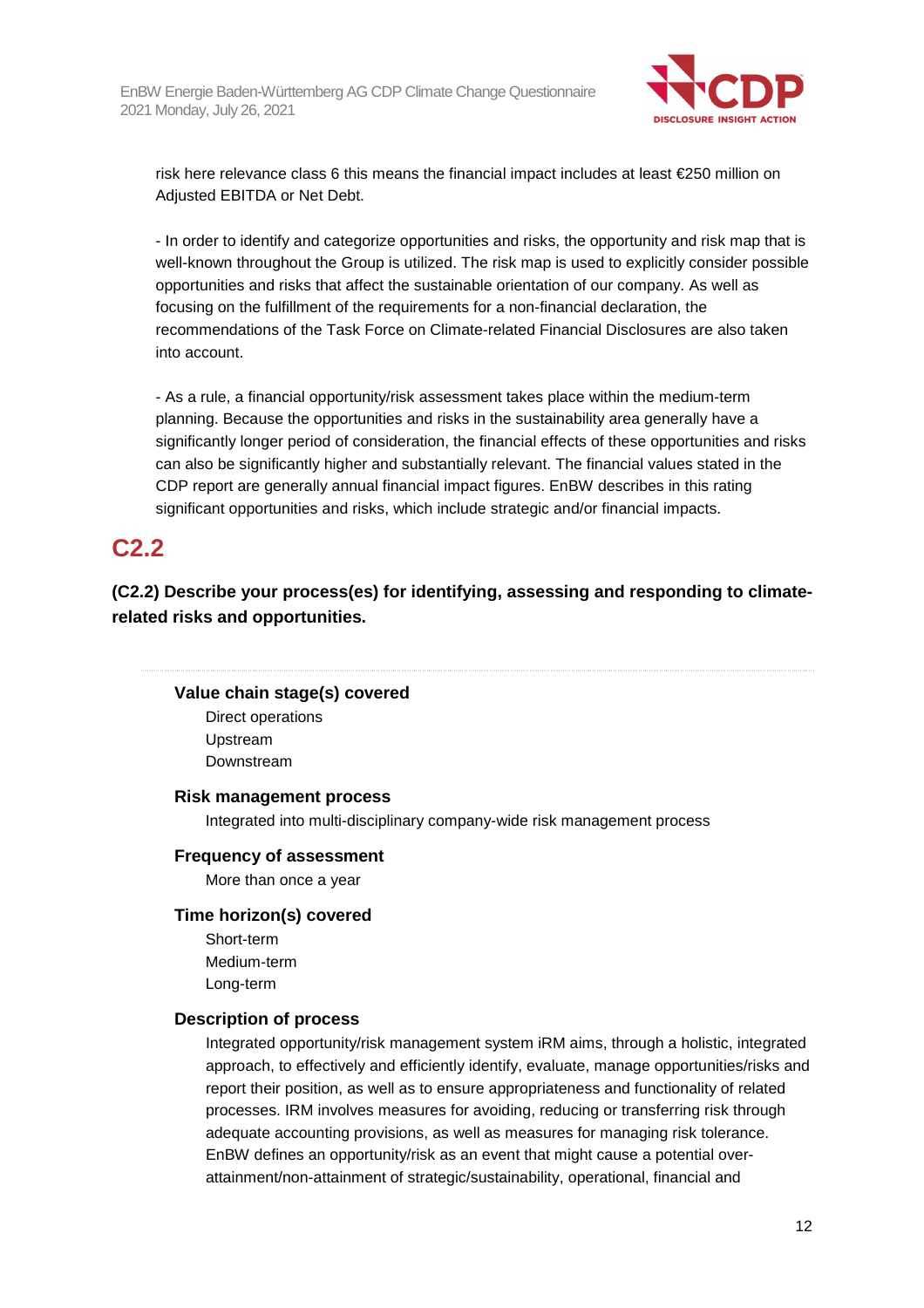risk here relevance class 6 this means the financial impact includes at least €250 million on Adjusted EBITDA or Net Debt.

- In order to identify and categorize opportunities and risks, the opportunity and risk map that is well-known throughout the Group is utilized. The risk map is used to explicitly consider possible opportunities and risks that affect the sustainable orientation of our company. As well as focusing on the fulfillment of the requirements for a non-financial declaration, the recommendations of the Task Force on Climate-related Financial Disclosures are also taken into account.

- As a rule, a financial opportunity/risk assessment takes place within the medium-term planning. Because the opportunities and risks in the sustainability area generally have a significantly longer period of consideration, the financial effects of these opportunities and risks can also be significantly higher and substantially relevant. The financial values stated in the CDP report are generally annual financial impact figures. EnBW describes in this rating significant opportunities and risks, which include strategic and/or financial impacts.

## C2.2

**(C2.2) Describe your process(es) for identifying, assessing and responding to climate-related risks and opportunities.**

---

**Value chain stage(s) covered**

Direct operations
Upstream
Downstream

**Risk management process**

Integrated into multi-disciplinary company-wide risk management process

**Frequency of assessment**

More than once a year

**Time horizon(s) covered**

Short-term
Medium-term
Long-term

**Description of process**

Integrated opportunity/risk management system iRM aims, through a holistic, integrated approach, to effectively and efficiently identify, evaluate, manage opportunities/risks and report their position, as well as to ensure appropriateness and functionality of related processes. IRM involves measures for avoiding, reducing or transferring risk through adequate accounting provisions, as well as measures for managing risk tolerance. EnBW defines an opportunity/risk as an event that might cause a potential over-attainment/non-attainment of strategic/sustainability, operational, financial and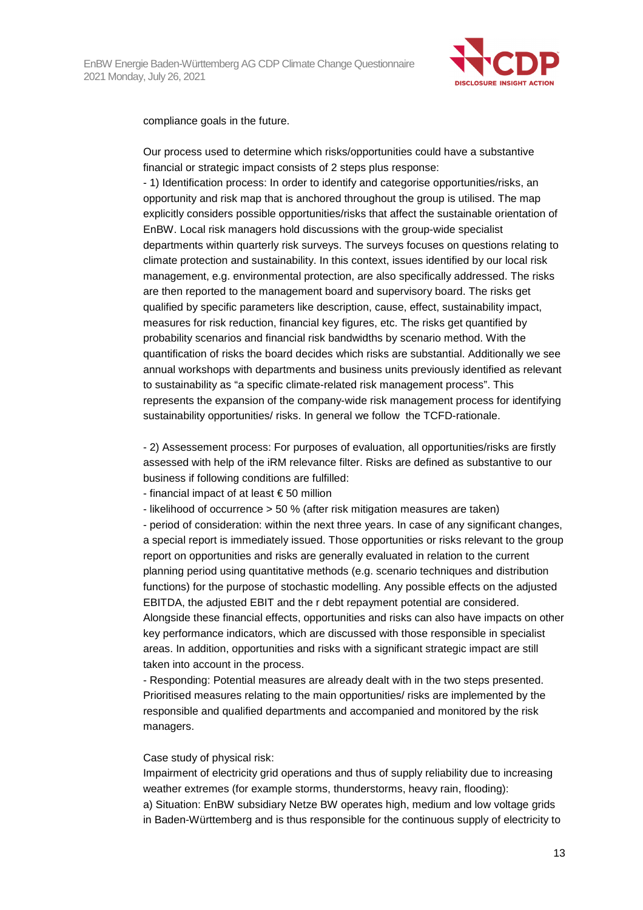compliance goals in the future.

Our process used to determine which risks/opportunities could have a substantive financial or strategic impact consists of 2 steps plus response:

- 1) Identification process: In order to identify and categorise opportunities/risks, an opportunity and risk map that is anchored throughout the group is utilised. The map explicitly considers possible opportunities/risks that affect the sustainable orientation of EnBW. Local risk managers hold discussions with the group-wide specialist departments within quarterly risk surveys. The surveys focuses on questions relating to climate protection and sustainability. In this context, issues identified by our local risk management, e.g. environmental protection, are also specifically addressed. The risks are then reported to the management board and supervisory board. The risks get qualified by specific parameters like description, cause, effect, sustainability impact, measures for risk reduction, financial key figures, etc. The risks get quantified by probability scenarios and financial risk bandwidths by scenario method. With the quantification of risks the board decides which risks are substantial. Additionally we see annual workshops with departments and business units previously identified as relevant to sustainability as "a specific climate-related risk management process". This represents the expansion of the company-wide risk management process for identifying sustainability opportunities/ risks. In general we follow the TCFD-rationale.

- 2) Assessement process: For purposes of evaluation, all opportunities/risks are firstly assessed with help of the iRM relevance filter. Risks are defined as substantive to our business if following conditions are fulfilled:
- financial impact of at least € 50 million
- likelihood of occurrence > 50 % (after risk mitigation measures are taken)
- period of consideration: within the next three years. In case of any significant changes, a special report is immediately issued. Those opportunities or risks relevant to the group report on opportunities and risks are generally evaluated in relation to the current planning period using quantitative methods (e.g. scenario techniques and distribution functions) for the purpose of stochastic modelling. Any possible effects on the adjusted EBITDA, the adjusted EBIT and the r debt repayment potential are considered. Alongside these financial effects, opportunities and risks can also have impacts on other key performance indicators, which are discussed with those responsible in specialist areas. In addition, opportunities and risks with a significant strategic impact are still taken into account in the process.
- Responding: Potential measures are already dealt with in the two steps presented. Prioritised measures relating to the main opportunities/ risks are implemented by the responsible and qualified departments and accompanied and monitored by the risk managers.

Case study of physical risk:
Impairment of electricity grid operations and thus of supply reliability due to increasing weather extremes (for example storms, thunderstorms, heavy rain, flooding):
a) Situation: EnBW subsidiary Netze BW operates high, medium and low voltage grids in Baden-Württemberg and is thus responsible for the continuous supply of electricity to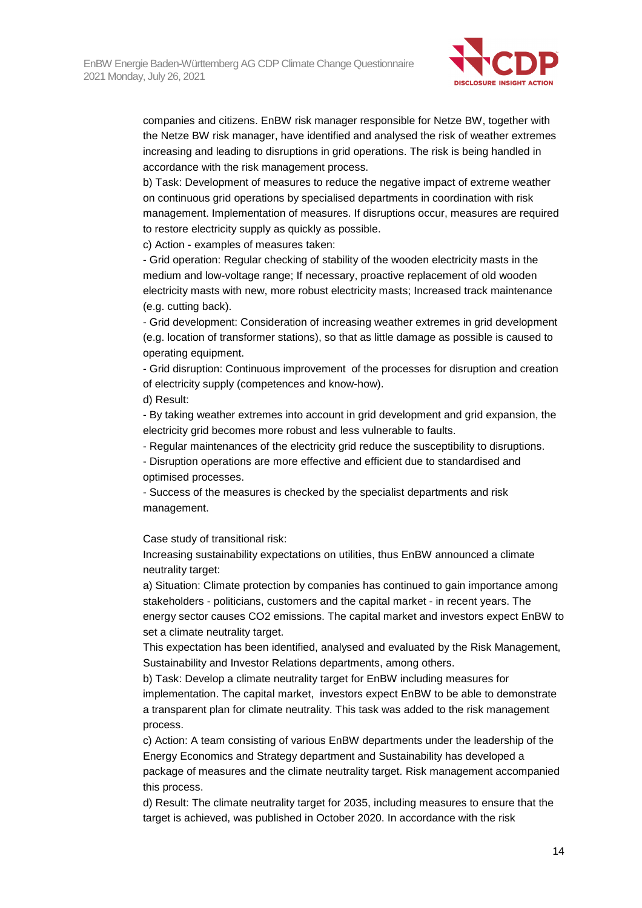companies and citizens. EnBW risk manager responsible for Netze BW, together with the Netze BW risk manager, have identified and analysed the risk of weather extremes increasing and leading to disruptions in grid operations. The risk is being handled in accordance with the risk management process.

b) Task: Development of measures to reduce the negative impact of extreme weather on continuous grid operations by specialised departments in coordination with risk management. Implementation of measures. If disruptions occur, measures are required to restore electricity supply as quickly as possible.

c) Action - examples of measures taken:

- Grid operation: Regular checking of stability of the wooden electricity masts in the medium and low-voltage range; If necessary, proactive replacement of old wooden electricity masts with new, more robust electricity masts; Increased track maintenance (e.g. cutting back).
- Grid development: Consideration of increasing weather extremes in grid development (e.g. location of transformer stations), so that as little damage as possible is caused to operating equipment.
- Grid disruption: Continuous improvement of the processes for disruption and creation of electricity supply (competences and know-how).

d) Result:

- By taking weather extremes into account in grid development and grid expansion, the electricity grid becomes more robust and less vulnerable to faults.
- Regular maintenances of the electricity grid reduce the susceptibility to disruptions.
- Disruption operations are more effective and efficient due to standardised and optimised processes.
- Success of the measures is checked by the specialist departments and risk management.

Case study of transitional risk:

Increasing sustainability expectations on utilities, thus EnBW announced a climate neutrality target:

a) Situation: Climate protection by companies has continued to gain importance among stakeholders - politicians, customers and the capital market - in recent years. The energy sector causes CO2 emissions. The capital market and investors expect EnBW to set a climate neutrality target.

This expectation has been identified, analysed and evaluated by the Risk Management, Sustainability and Investor Relations departments, among others.

b) Task: Develop a climate neutrality target for EnBW including measures for implementation. The capital market, investors expect EnBW to be able to demonstrate a transparent plan for climate neutrality. This task was added to the risk management process.

c) Action: A team consisting of various EnBW departments under the leadership of the Energy Economics and Strategy department and Sustainability has developed a package of measures and the climate neutrality target. Risk management accompanied this process.

d) Result: The climate neutrality target for 2035, including measures to ensure that the target is achieved, was published in October 2020. In accordance with the risk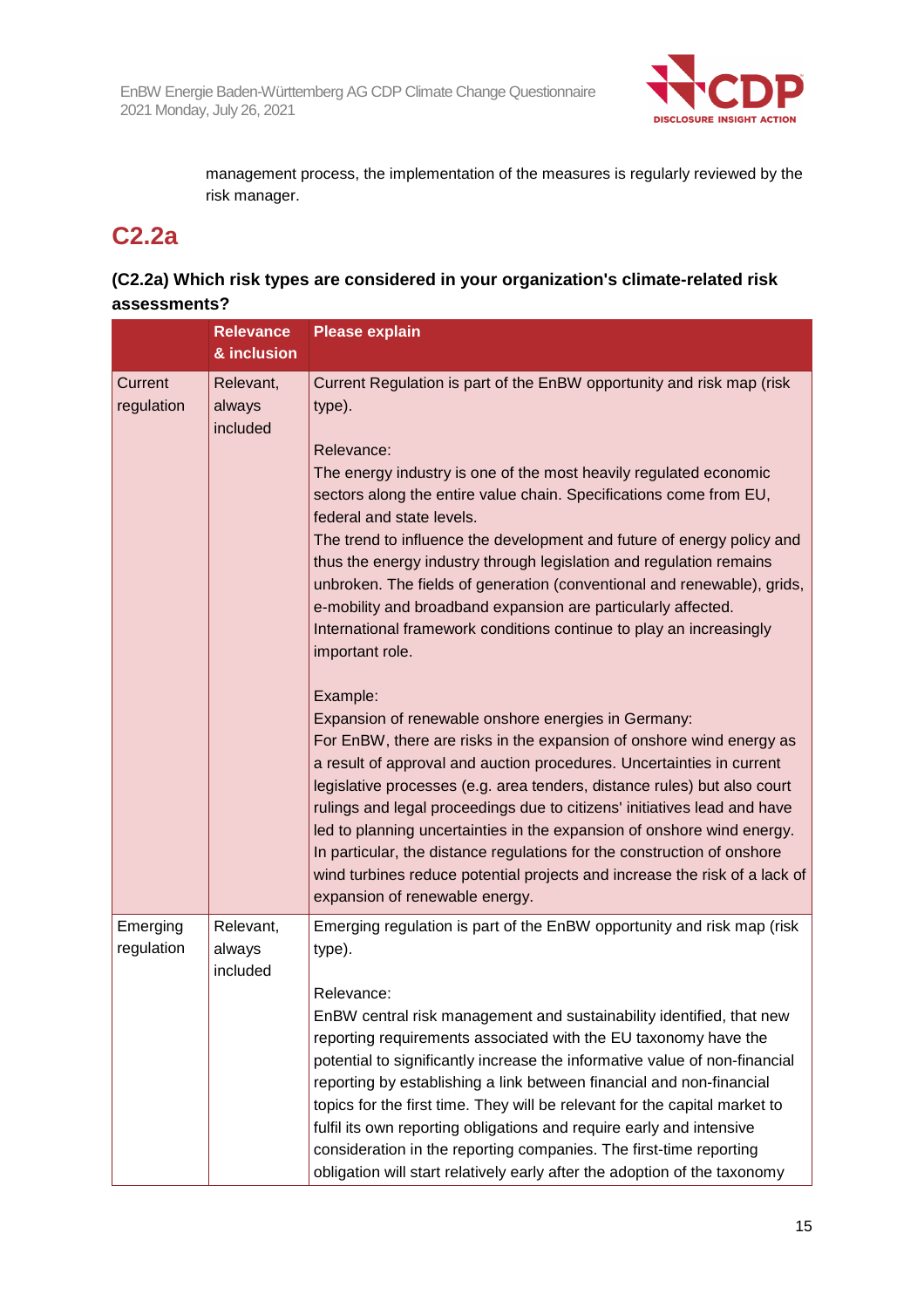management process, the implementation of the measures is regularly reviewed by the risk manager.

## C2.2a

### (C2.2a) Which risk types are considered in your organization's climate-related risk assessments?

| | Relevance & inclusion | Please explain |
|---|---|---|
| Current regulation | Relevant, always included | Current Regulation is part of the EnBW opportunity and risk map (risk type).<br><br>Relevance:<br>The energy industry is one of the most heavily regulated economic sectors along the entire value chain. Specifications come from EU, federal and state levels.<br>The trend to influence the development and future of energy policy and thus the energy industry through legislation and regulation remains unbroken. The fields of generation (conventional and renewable), grids, e-mobility and broadband expansion are particularly affected. International framework conditions continue to play an increasingly important role.<br><br>Example:<br>Expansion of renewable onshore energies in Germany:<br>For EnBW, there are risks in the expansion of onshore wind energy as a result of approval and auction procedures. Uncertainties in current legislative processes (e.g. area tenders, distance rules) but also court rulings and legal proceedings due to citizens' initiatives lead and have led to planning uncertainties in the expansion of onshore wind energy. In particular, the distance regulations for the construction of onshore wind turbines reduce potential projects and increase the risk of a lack of expansion of renewable energy. |
| Emerging regulation | Relevant, always included | Emerging regulation is part of the EnBW opportunity and risk map (risk type).<br><br>Relevance:<br>EnBW central risk management and sustainability identified, that new reporting requirements associated with the EU taxonomy have the potential to significantly increase the informative value of non-financial reporting by establishing a link between financial and non-financial topics for the first time. They will be relevant for the capital market to fulfil its own reporting obligations and require early and intensive consideration in the reporting companies. The first-time reporting obligation will start relatively early after the adoption of the taxonomy |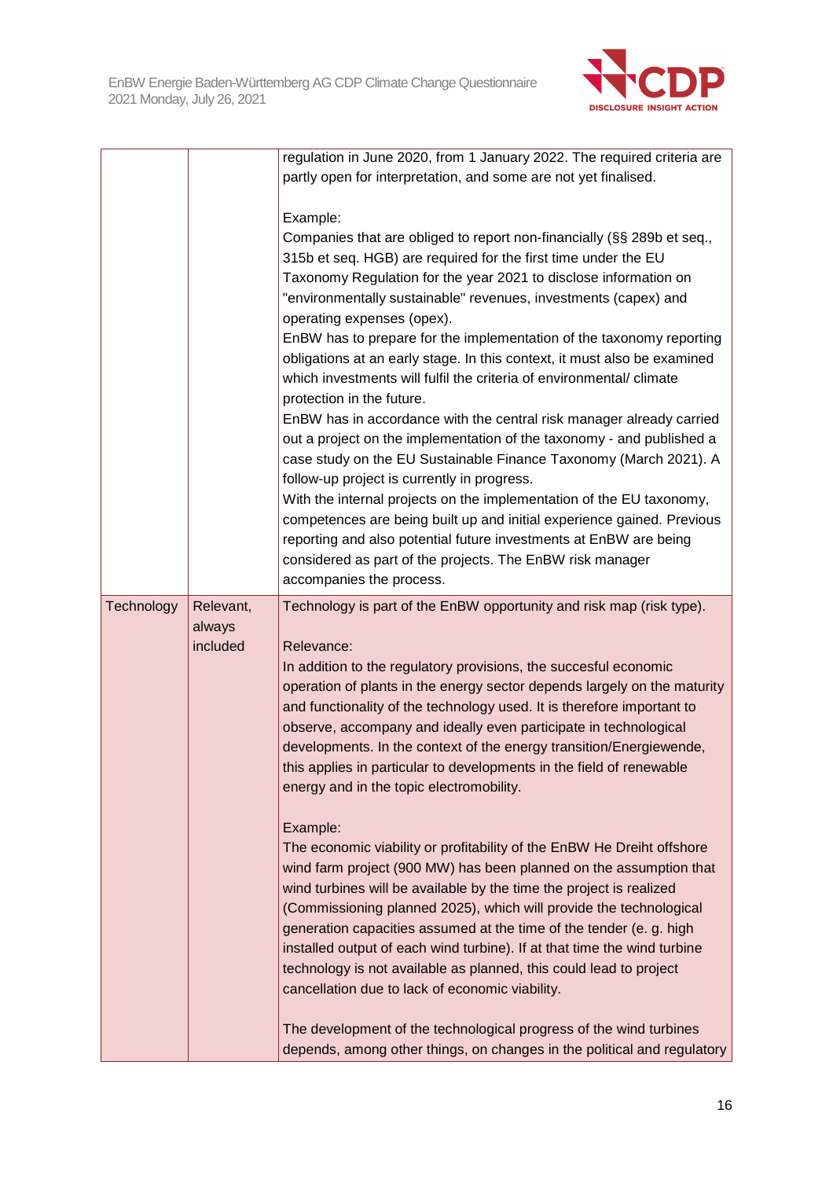| | | |
|---|---|---|
| | | regulation in June 2020, from 1 January 2022. The required criteria are partly open for interpretation, and some are not yet finalised.<br><br>Example:<br>Companies that are obliged to report non-financially (§§ 289b et seq., 315b et seq. HGB) are required for the first time under the EU Taxonomy Regulation for the year 2021 to disclose information on "environmentally sustainable" revenues, investments (capex) and operating expenses (opex).<br>EnBW has to prepare for the implementation of the taxonomy reporting obligations at an early stage. In this context, it must also be examined which investments will fulfil the criteria of environmental/ climate protection in the future.<br>EnBW has in accordance with the central risk manager already carried out a project on the implementation of the taxonomy - and published a case study on the EU Sustainable Finance Taxonomy (March 2021). A follow-up project is currently in progress.<br>With the internal projects on the implementation of the EU taxonomy, competences are being built up and initial experience gained. Previous reporting and also potential future investments at EnBW are being considered as part of the projects. The EnBW risk manager accompanies the process. |
| Technology | Relevant, always included | Technology is part of the EnBW opportunity and risk map (risk type).<br><br>Relevance:<br>In addition to the regulatory provisions, the succesful economic operation of plants in the energy sector depends largely on the maturity and functionality of the technology used. It is therefore important to observe, accompany and ideally even participate in technological developments. In the context of the energy transition/Energiewende, this applies in particular to developments in the field of renewable energy and in the topic electromobility.<br><br>Example:<br>The economic viability or profitability of the EnBW He Dreiht offshore wind farm project (900 MW) has been planned on the assumption that wind turbines will be available by the time the project is realized (Commissioning planned 2025), which will provide the technological generation capacities assumed at the time of the tender (e. g. high installed output of each wind turbine). If at that time the wind turbine technology is not available as planned, this could lead to project cancellation due to lack of economic viability.<br><br>The development of the technological progress of the wind turbines depends, among other things, on changes in the political and regulatory |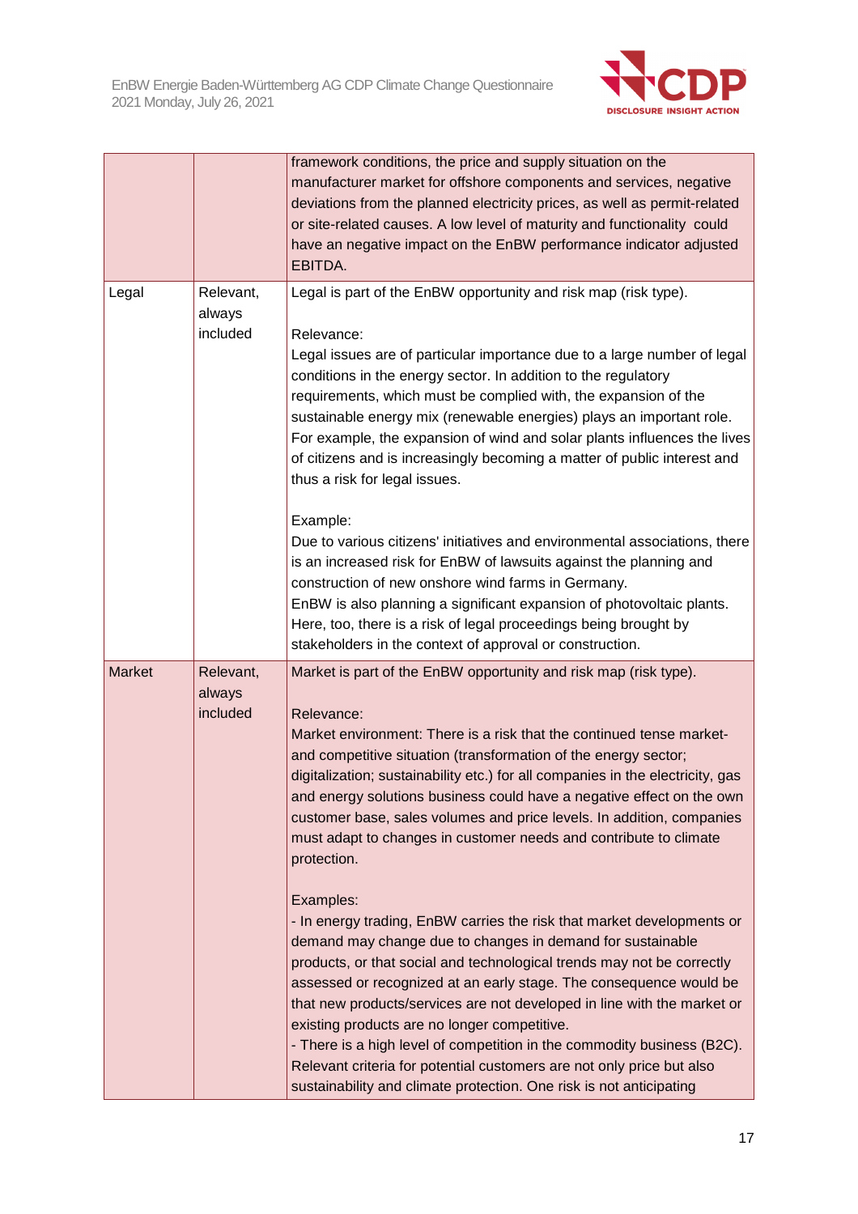|  |  |  |
|---|---|---|
|  |  | framework conditions, the price and supply situation on the manufacturer market for offshore components and services, negative deviations from the planned electricity prices, as well as permit-related or site-related causes. A low level of maturity and functionality could have an negative impact on the EnBW performance indicator adjusted EBITDA. |
| Legal | Relevant, always included | Legal is part of the EnBW opportunity and risk map (risk type).<br><br>Relevance:<br>Legal issues are of particular importance due to a large number of legal conditions in the energy sector. In addition to the regulatory requirements, which must be complied with, the expansion of the sustainable energy mix (renewable energies) plays an important role. For example, the expansion of wind and solar plants influences the lives of citizens and is increasingly becoming a matter of public interest and thus a risk for legal issues.<br><br>Example:<br>Due to various citizens' initiatives and environmental associations, there is an increased risk for EnBW of lawsuits against the planning and construction of new onshore wind farms in Germany.<br>EnBW is also planning a significant expansion of photovoltaic plants. Here, too, there is a risk of legal proceedings being brought by stakeholders in the context of approval or construction. |
| Market | Relevant, always included | Market is part of the EnBW opportunity and risk map (risk type).<br><br>Relevance:<br>Market environment: There is a risk that the continued tense market- and competitive situation (transformation of the energy sector; digitalization; sustainability etc.) for all companies in the electricity, gas and energy solutions business could have a negative effect on the own customer base, sales volumes and price levels. In addition, companies must adapt to changes in customer needs and contribute to climate protection.<br><br>Examples:<br>- In energy trading, EnBW carries the risk that market developments or demand may change due to changes in demand for sustainable products, or that social and technological trends may not be correctly assessed or recognized at an early stage. The consequence would be that new products/services are not developed in line with the market or existing products are no longer competitive.<br>- There is a high level of competition in the commodity business (B2C). Relevant criteria for potential customers are not only price but also sustainability and climate protection. One risk is not anticipating |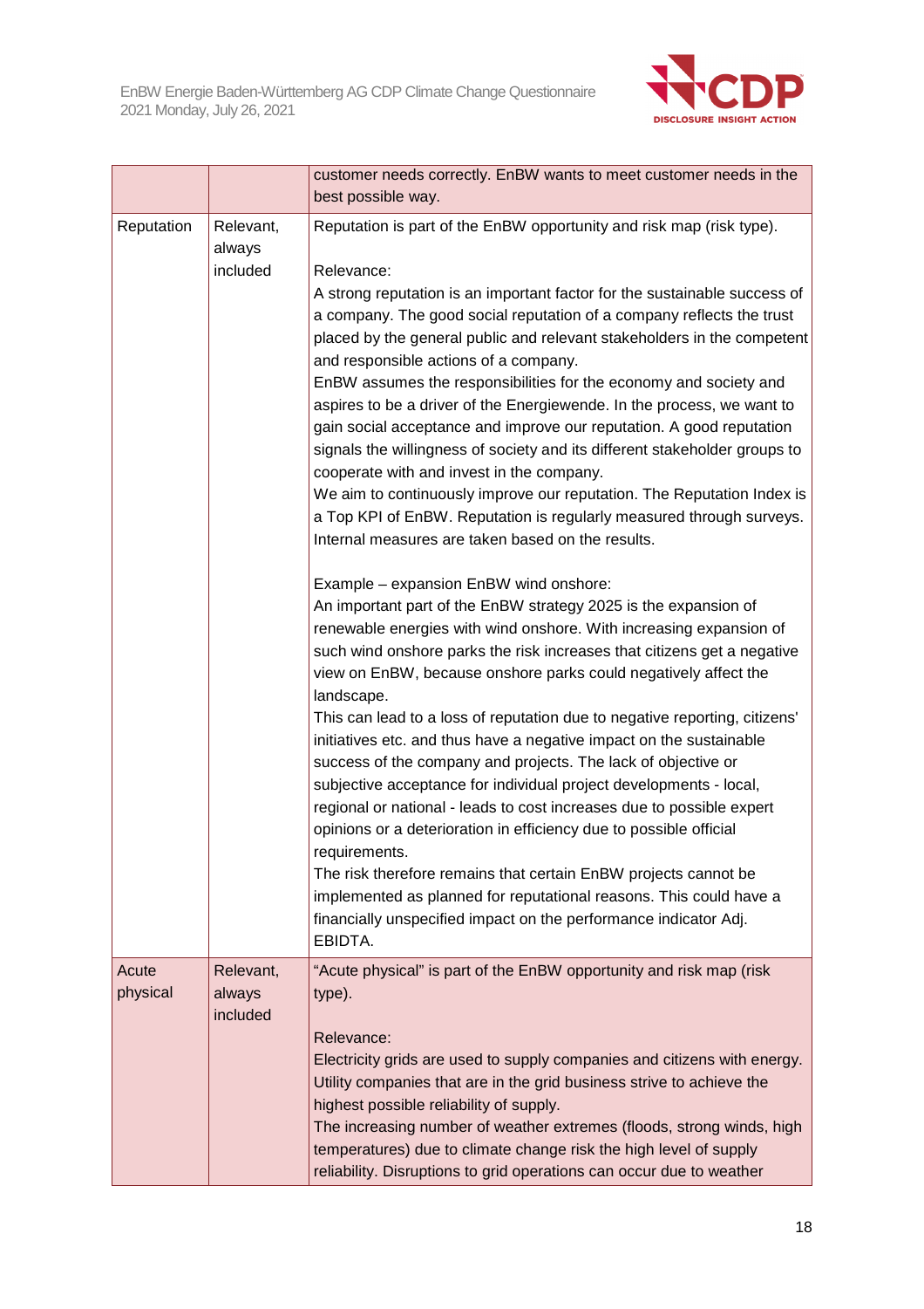| | | |
|---|---|---|
| | | customer needs correctly. EnBW wants to meet customer needs in the best possible way. |
| Reputation | Relevant, always included | Reputation is part of the EnBW opportunity and risk map (risk type).<br><br>Relevance:<br>A strong reputation is an important factor for the sustainable success of a company. The good social reputation of a company reflects the trust placed by the general public and relevant stakeholders in the competent and responsible actions of a company.<br>EnBW assumes the responsibilities for the economy and society and aspires to be a driver of the Energiewende. In the process, we want to gain social acceptance and improve our reputation. A good reputation signals the willingness of society and its different stakeholder groups to cooperate with and invest in the company.<br>We aim to continuously improve our reputation. The Reputation Index is a Top KPI of EnBW. Reputation is regularly measured through surveys. Internal measures are taken based on the results.<br><br>Example – expansion EnBW wind onshore:<br>An important part of the EnBW strategy 2025 is the expansion of renewable energies with wind onshore. With increasing expansion of such wind onshore parks the risk increases that citizens get a negative view on EnBW, because onshore parks could negatively affect the landscape.<br>This can lead to a loss of reputation due to negative reporting, citizens' initiatives etc. and thus have a negative impact on the sustainable success of the company and projects. The lack of objective or subjective acceptance for individual project developments - local, regional or national - leads to cost increases due to possible expert opinions or a deterioration in efficiency due to possible official requirements.<br>The risk therefore remains that certain EnBW projects cannot be implemented as planned for reputational reasons. This could have a financially unspecified impact on the performance indicator Adj. EBIDTA. |
| Acute physical | Relevant, always included | "Acute physical" is part of the EnBW opportunity and risk map (risk type).<br><br>Relevance:<br>Electricity grids are used to supply companies and citizens with energy. Utility companies that are in the grid business strive to achieve the highest possible reliability of supply.<br>The increasing number of weather extremes (floods, strong winds, high temperatures) due to climate change risk the high level of supply reliability. Disruptions to grid operations can occur due to weather |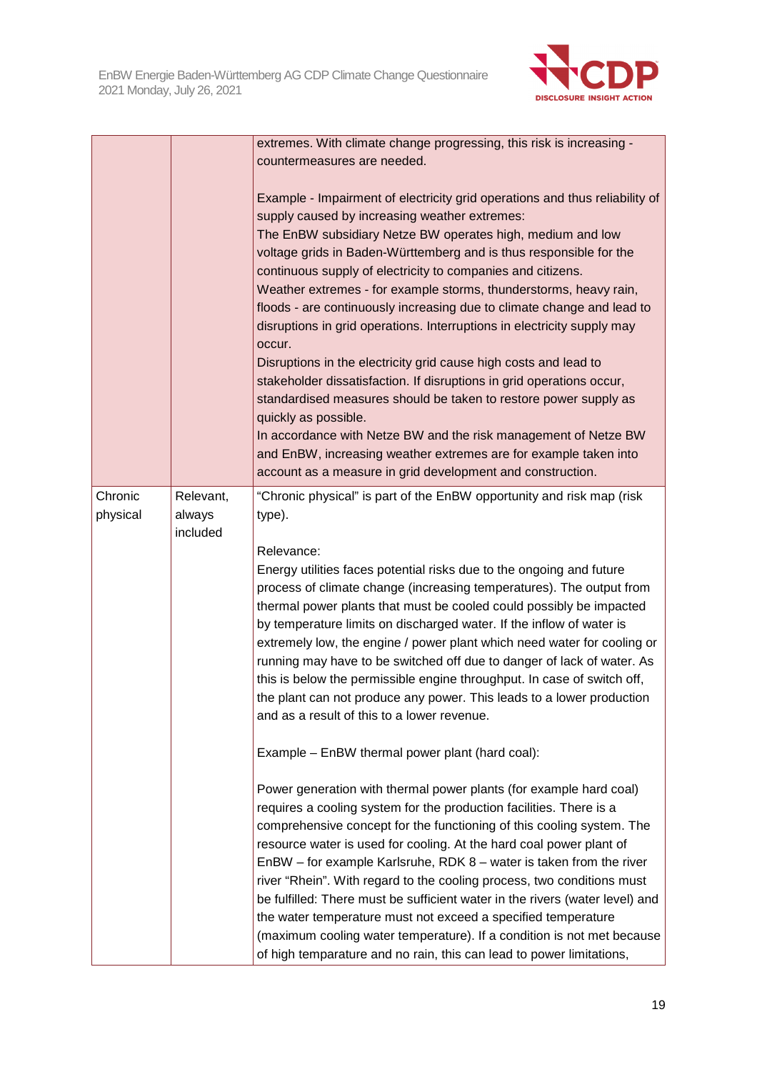| | | |
|---|---|---|
| | | extremes. With climate change progressing, this risk is increasing - countermeasures are needed.<br><br>Example - Impairment of electricity grid operations and thus reliability of supply caused by increasing weather extremes:<br>The EnBW subsidiary Netze BW operates high, medium and low voltage grids in Baden-Württemberg and is thus responsible for the continuous supply of electricity to companies and citizens.<br>Weather extremes - for example storms, thunderstorms, heavy rain, floods - are continuously increasing due to climate change and lead to disruptions in grid operations. Interruptions in electricity supply may occur.<br>Disruptions in the electricity grid cause high costs and lead to stakeholder dissatisfaction. If disruptions in grid operations occur, standardised measures should be taken to restore power supply as quickly as possible.<br>In accordance with Netze BW and the risk management of Netze BW and EnBW, increasing weather extremes are for example taken into account as a measure in grid development and construction. |
| Chronic physical | Relevant, always included | "Chronic physical" is part of the EnBW opportunity and risk map (risk type).<br><br>Relevance:<br>Energy utilities faces potential risks due to the ongoing and future process of climate change (increasing temperatures). The output from thermal power plants that must be cooled could possibly be impacted by temperature limits on discharged water. If the inflow of water is extremely low, the engine / power plant which need water for cooling or running may have to be switched off due to danger of lack of water. As this is below the permissible engine throughput. In case of switch off, the plant can not produce any power. This leads to a lower production and as a result of this to a lower revenue.<br><br>Example – EnBW thermal power plant (hard coal):<br><br>Power generation with thermal power plants (for example hard coal) requires a cooling system for the production facilities. There is a comprehensive concept for the functioning of this cooling system. The resource water is used for cooling. At the hard coal power plant of EnBW – for example Karlsruhe, RDK 8 – water is taken from the river river "Rhein". With regard to the cooling process, two conditions must be fulfilled: There must be sufficient water in the rivers (water level) and the water temperature must not exceed a specified temperature (maximum cooling water temperature). If a condition is not met because of high temparature and no rain, this can lead to power limitations, |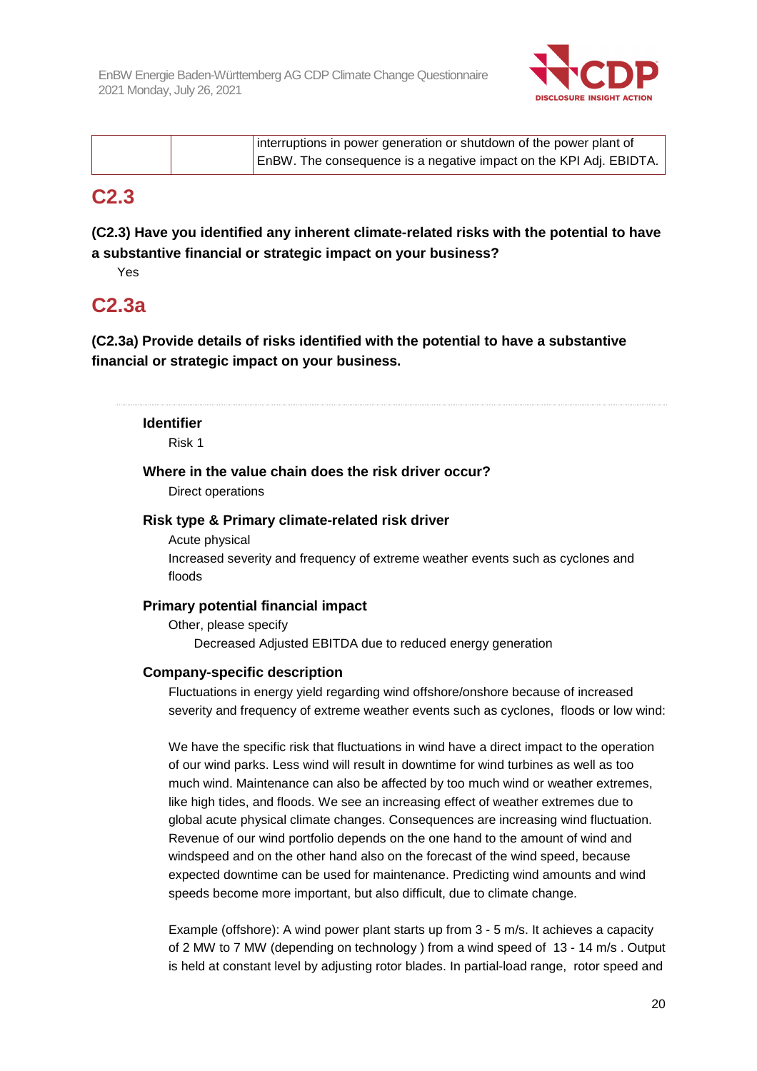| | | interruptions in power generation or shutdown of the power plant of EnBW. The consequence is a negative impact on the KPI Adj. EBIDTA. |
|---|---|---|

## C2.3

**(C2.3) Have you identified any inherent climate-related risks with the potential to have a substantive financial or strategic impact on your business?**

Yes

## C2.3a

**(C2.3a) Provide details of risks identified with the potential to have a substantive financial or strategic impact on your business.**

**Identifier**

Risk 1

**Where in the value chain does the risk driver occur?**

Direct operations

**Risk type & Primary climate-related risk driver**

Acute physical

Increased severity and frequency of extreme weather events such as cyclones and floods

**Primary potential financial impact**

Other, please specify

Decreased Adjusted EBITDA due to reduced energy generation

**Company-specific description**

Fluctuations in energy yield regarding wind offshore/onshore because of increased severity and frequency of extreme weather events such as cyclones, floods or low wind:

We have the specific risk that fluctuations in wind have a direct impact to the operation of our wind parks. Less wind will result in downtime for wind turbines as well as too much wind. Maintenance can also be affected by too much wind or weather extremes, like high tides, and floods. We see an increasing effect of weather extremes due to global acute physical climate changes. Consequences are increasing wind fluctuation. Revenue of our wind portfolio depends on the one hand to the amount of wind and windspeed and on the other hand also on the forecast of the wind speed, because expected downtime can be used for maintenance. Predicting wind amounts and wind speeds become more important, but also difficult, due to climate change.

Example (offshore): A wind power plant starts up from 3 - 5 m/s. It achieves a capacity of 2 MW to 7 MW (depending on technology ) from a wind speed of 13 - 14 m/s . Output is held at constant level by adjusting rotor blades. In partial-load range, rotor speed and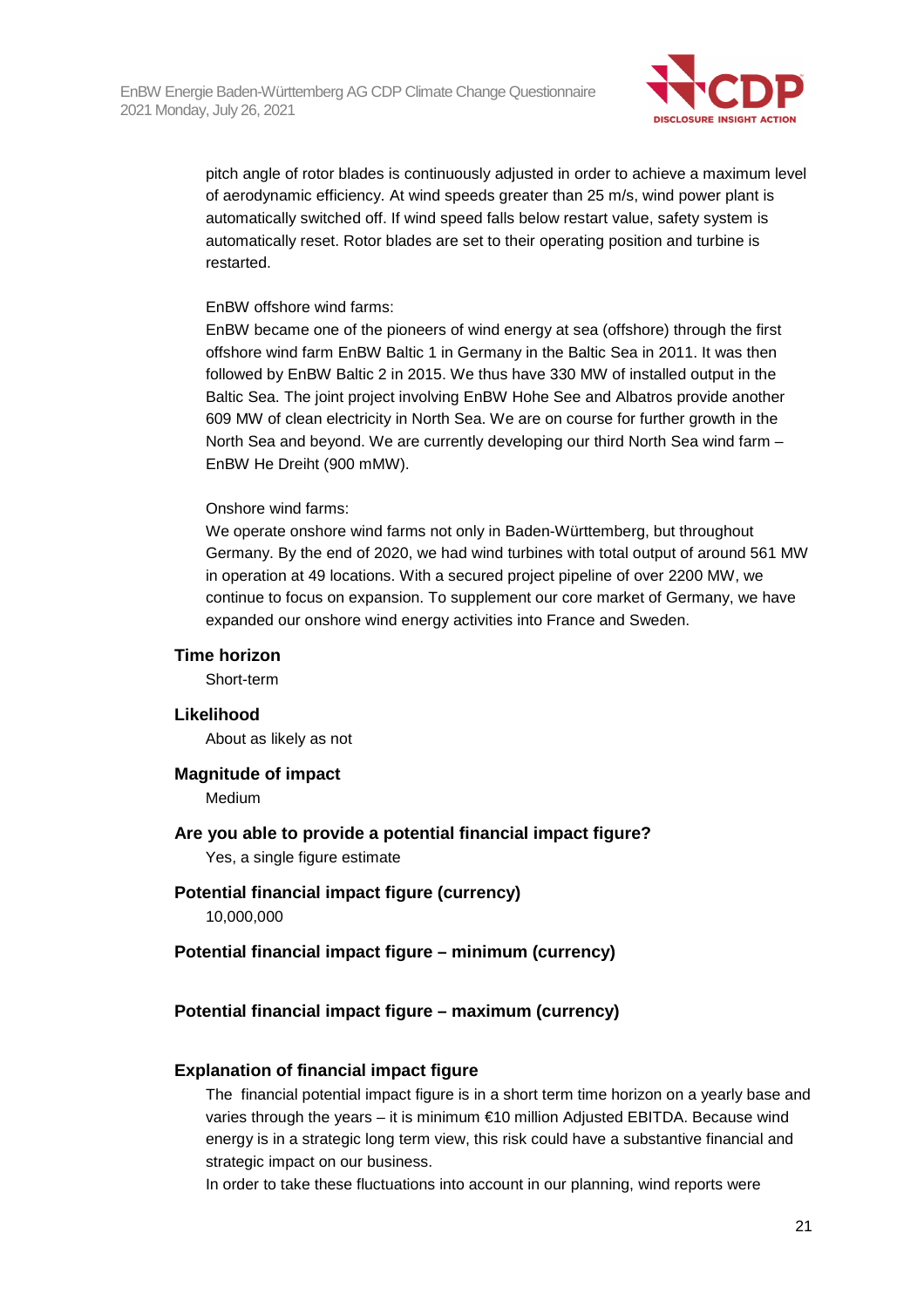pitch angle of rotor blades is continuously adjusted in order to achieve a maximum level of aerodynamic efficiency. At wind speeds greater than 25 m/s, wind power plant is automatically switched off. If wind speed falls below restart value, safety system is automatically reset. Rotor blades are set to their operating position and turbine is restarted.

EnBW offshore wind farms:
EnBW became one of the pioneers of wind energy at sea (offshore) through the first offshore wind farm EnBW Baltic 1 in Germany in the Baltic Sea in 2011. It was then followed by EnBW Baltic 2 in 2015. We thus have 330 MW of installed output in the Baltic Sea. The joint project involving EnBW Hohe See and Albatros provide another 609 MW of clean electricity in North Sea. We are on course for further growth in the North Sea and beyond. We are currently developing our third North Sea wind farm – EnBW He Dreiht (900 mMW).

Onshore wind farms:
We operate onshore wind farms not only in Baden-Württemberg, but throughout Germany. By the end of 2020, we had wind turbines with total output of around 561 MW in operation at 49 locations. With a secured project pipeline of over 2200 MW, we continue to focus on expansion. To supplement our core market of Germany, we have expanded our onshore wind energy activities into France and Sweden.

**Time horizon**
Short-term

**Likelihood**
About as likely as not

**Magnitude of impact**
Medium

**Are you able to provide a potential financial impact figure?**
Yes, a single figure estimate

**Potential financial impact figure (currency)**
10,000,000

**Potential financial impact figure – minimum (currency)**

**Potential financial impact figure – maximum (currency)**

**Explanation of financial impact figure**
The financial potential impact figure is in a short term time horizon on a yearly base and varies through the years – it is minimum €10 million Adjusted EBITDA. Because wind energy is in a strategic long term view, this risk could have a substantive financial and strategic impact on our business.
In order to take these fluctuations into account in our planning, wind reports were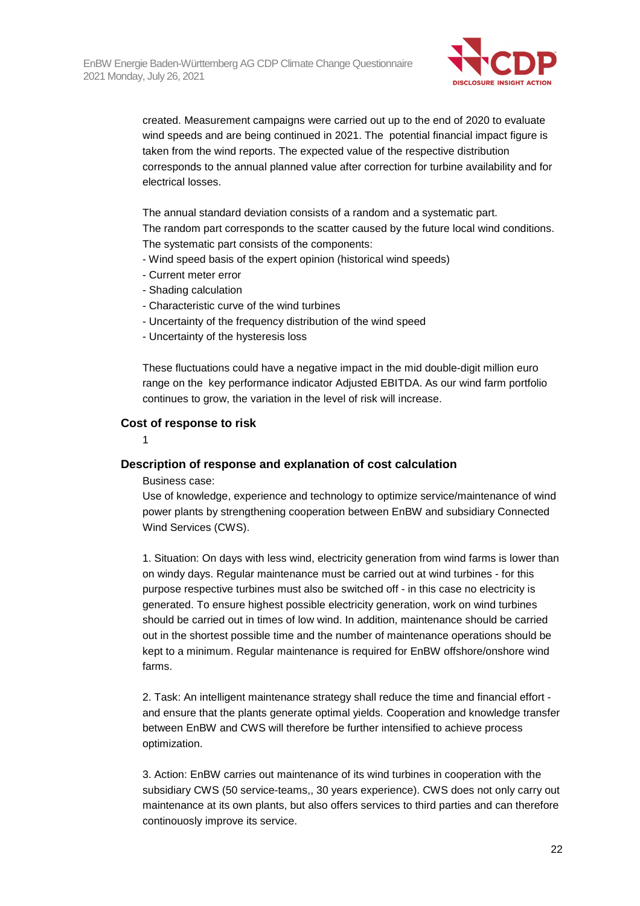created. Measurement campaigns were carried out up to the end of 2020 to evaluate wind speeds and are being continued in 2021. The potential financial impact figure is taken from the wind reports. The expected value of the respective distribution corresponds to the annual planned value after correction for turbine availability and for electrical losses.

The annual standard deviation consists of a random and a systematic part.
The random part corresponds to the scatter caused by the future local wind conditions.
The systematic part consists of the components:
- Wind speed basis of the expert opinion (historical wind speeds)
- Current meter error
- Shading calculation
- Characteristic curve of the wind turbines
- Uncertainty of the frequency distribution of the wind speed
- Uncertainty of the hysteresis loss

These fluctuations could have a negative impact in the mid double-digit million euro range on the key performance indicator Adjusted EBITDA. As our wind farm portfolio continues to grow, the variation in the level of risk will increase.

### Cost of response to risk

1

### Description of response and explanation of cost calculation

Business case:
Use of knowledge, experience and technology to optimize service/maintenance of wind power plants by strengthening cooperation between EnBW and subsidiary Connected Wind Services (CWS).

1. Situation: On days with less wind, electricity generation from wind farms is lower than on windy days. Regular maintenance must be carried out at wind turbines - for this purpose respective turbines must also be switched off - in this case no electricity is generated. To ensure highest possible electricity generation, work on wind turbines should be carried out in times of low wind. In addition, maintenance should be carried out in the shortest possible time and the number of maintenance operations should be kept to a minimum. Regular maintenance is required for EnBW offshore/onshore wind farms.

2. Task: An intelligent maintenance strategy shall reduce the time and financial effort - and ensure that the plants generate optimal yields. Cooperation and knowledge transfer between EnBW and CWS will therefore be further intensified to achieve process optimization.

3. Action: EnBW carries out maintenance of its wind turbines in cooperation with the subsidiary CWS (50 service-teams,, 30 years experience). CWS does not only carry out maintenance at its own plants, but also offers services to third parties and can therefore continouosly improve its service.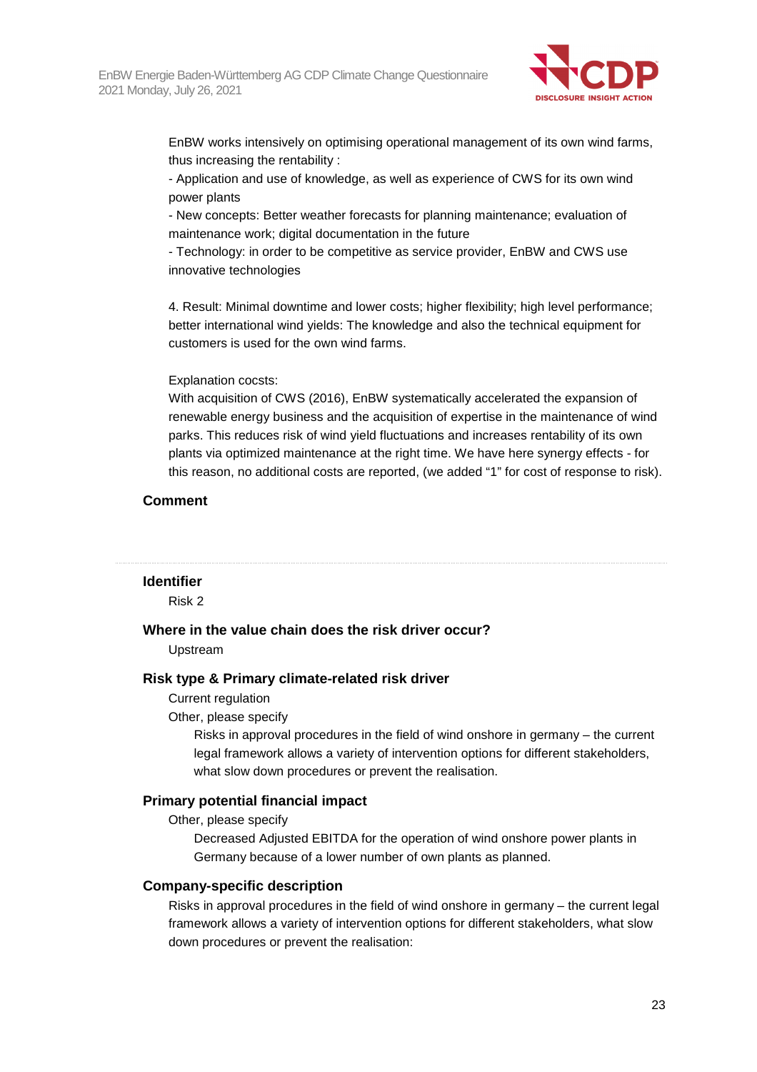EnBW works intensively on optimising operational management of its own wind farms, thus increasing the rentability :

- Application and use of knowledge, as well as experience of CWS for its own wind power plants
- New concepts: Better weather forecasts for planning maintenance; evaluation of maintenance work; digital documentation in the future
- Technology: in order to be competitive as service provider, EnBW and CWS use innovative technologies

4. Result: Minimal downtime and lower costs; higher flexibility; high level performance; better international wind yields: The knowledge and also the technical equipment for customers is used for the own wind farms.

Explanation cocsts:
With acquisition of CWS (2016), EnBW systematically accelerated the expansion of renewable energy business and the acquisition of expertise in the maintenance of wind parks. This reduces risk of wind yield fluctuations and increases rentability of its own plants via optimized maintenance at the right time. We have here synergy effects - for this reason, no additional costs are reported, (we added “1” for cost of response to risk).

### Comment

---

### Identifier

Risk 2

### Where in the value chain does the risk driver occur?

Upstream

### Risk type & Primary climate-related risk driver

Current regulation

Other, please specify

Risks in approval procedures in the field of wind onshore in germany – the current legal framework allows a variety of intervention options for different stakeholders, what slow down procedures or prevent the realisation.

### Primary potential financial impact

Other, please specify

Decreased Adjusted EBITDA for the operation of wind onshore power plants in Germany because of a lower number of own plants as planned.

### Company-specific description

Risks in approval procedures in the field of wind onshore in germany – the current legal framework allows a variety of intervention options for different stakeholders, what slow down procedures or prevent the realisation: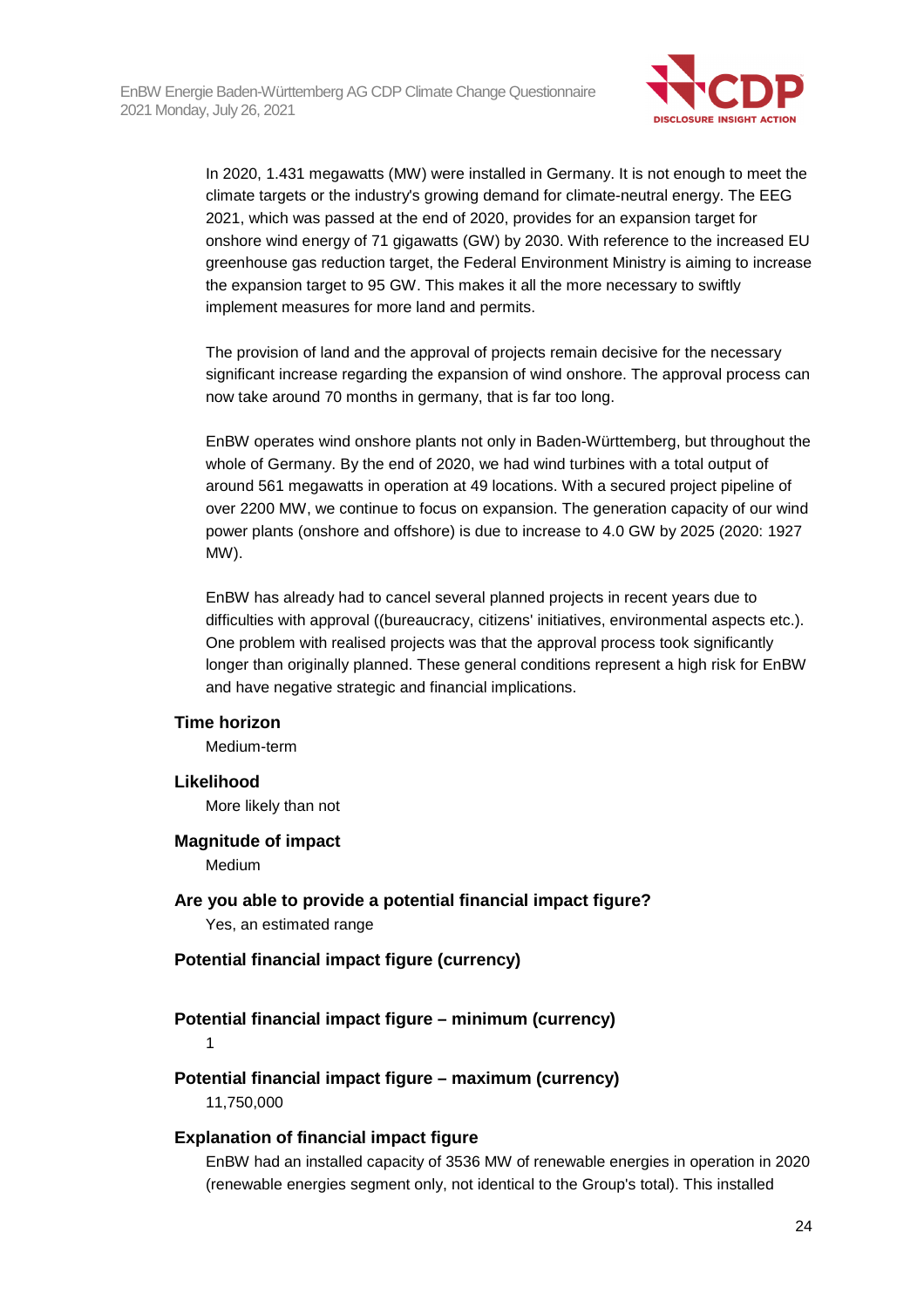In 2020, 1.431 megawatts (MW) were installed in Germany. It is not enough to meet the climate targets or the industry's growing demand for climate-neutral energy. The EEG 2021, which was passed at the end of 2020, provides for an expansion target for onshore wind energy of 71 gigawatts (GW) by 2030. With reference to the increased EU greenhouse gas reduction target, the Federal Environment Ministry is aiming to increase the expansion target to 95 GW. This makes it all the more necessary to swiftly implement measures for more land and permits.

The provision of land and the approval of projects remain decisive for the necessary significant increase regarding the expansion of wind onshore. The approval process can now take around 70 months in germany, that is far too long.

EnBW operates wind onshore plants not only in Baden-Württemberg, but throughout the whole of Germany. By the end of 2020, we had wind turbines with a total output of around 561 megawatts in operation at 49 locations. With a secured project pipeline of over 2200 MW, we continue to focus on expansion. The generation capacity of our wind power plants (onshore and offshore) is due to increase to 4.0 GW by 2025 (2020: 1927 MW).

EnBW has already had to cancel several planned projects in recent years due to difficulties with approval ((bureaucracy, citizens' initiatives, environmental aspects etc.). One problem with realised projects was that the approval process took significantly longer than originally planned. These general conditions represent a high risk for EnBW and have negative strategic and financial implications.

**Time horizon**

Medium-term

**Likelihood**

More likely than not

**Magnitude of impact**

Medium

**Are you able to provide a potential financial impact figure?**

Yes, an estimated range

**Potential financial impact figure (currency)**

**Potential financial impact figure – minimum (currency)**

1

**Potential financial impact figure – maximum (currency)**

11,750,000

**Explanation of financial impact figure**

EnBW had an installed capacity of 3536 MW of renewable energies in operation in 2020 (renewable energies segment only, not identical to the Group's total). This installed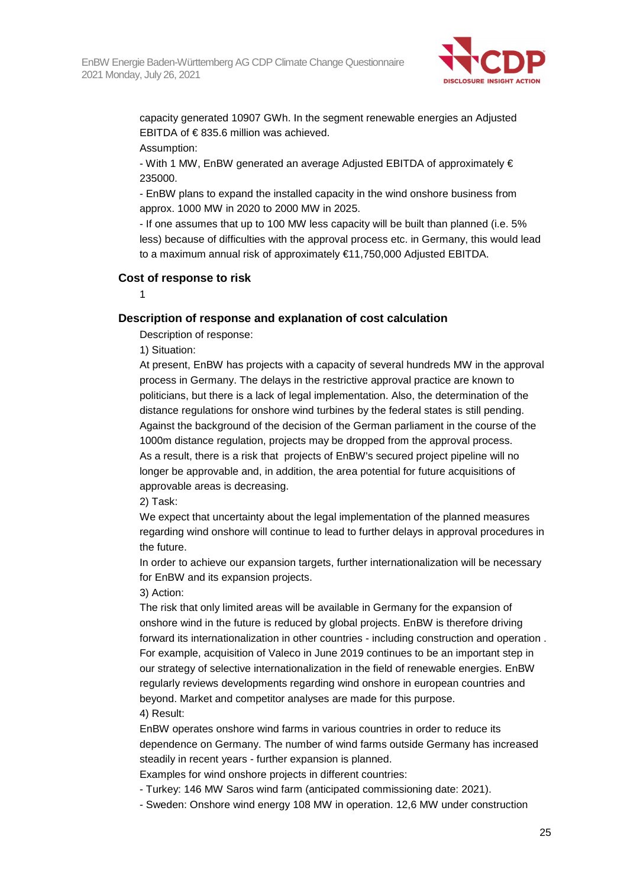capacity generated 10907 GWh. In the segment renewable energies an Adjusted EBITDA of € 835.6 million was achieved.

Assumption:

- With 1 MW, EnBW generated an average Adjusted EBITDA of approximately € 235000.
- EnBW plans to expand the installed capacity in the wind onshore business from approx. 1000 MW in 2020 to 2000 MW in 2025.
- If one assumes that up to 100 MW less capacity will be built than planned (i.e. 5% less) because of difficulties with the approval process etc. in Germany, this would lead to a maximum annual risk of approximately €11,750,000 Adjusted EBITDA.

### Cost of response to risk

1

### Description of response and explanation of cost calculation

Description of response:

1) Situation:

At present, EnBW has projects with a capacity of several hundreds MW in the approval process in Germany. The delays in the restrictive approval practice are known to politicians, but there is a lack of legal implementation. Also, the determination of the distance regulations for onshore wind turbines by the federal states is still pending. Against the background of the decision of the German parliament in the course of the 1000m distance regulation, projects may be dropped from the approval process. As a result, there is a risk that projects of EnBW's secured project pipeline will no longer be approvable and, in addition, the area potential for future acquisitions of approvable areas is decreasing.

2) Task:

We expect that uncertainty about the legal implementation of the planned measures regarding wind onshore will continue to lead to further delays in approval procedures in the future.

In order to achieve our expansion targets, further internationalization will be necessary for EnBW and its expansion projects.

3) Action:

The risk that only limited areas will be available in Germany for the expansion of onshore wind in the future is reduced by global projects. EnBW is therefore driving forward its internationalization in other countries - including construction and operation . For example, acquisition of Valeco in June 2019 continues to be an important step in our strategy of selective internationalization in the field of renewable energies. EnBW regularly reviews developments regarding wind onshore in european countries and beyond. Market and competitor analyses are made for this purpose.

4) Result:

EnBW operates onshore wind farms in various countries in order to reduce its dependence on Germany. The number of wind farms outside Germany has increased steadily in recent years - further expansion is planned.

Examples for wind onshore projects in different countries:

- Turkey: 146 MW Saros wind farm (anticipated commissioning date: 2021).
- Sweden: Onshore wind energy 108 MW in operation. 12,6 MW under construction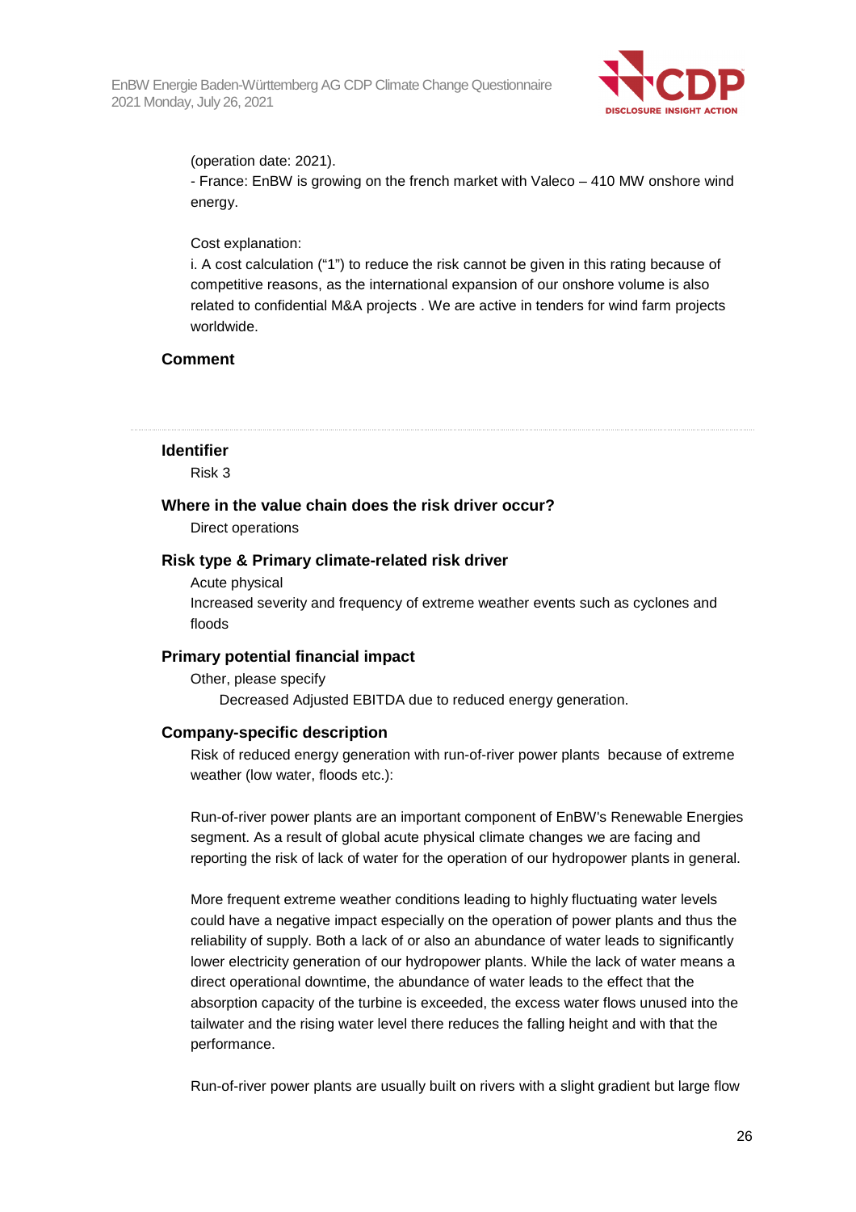(operation date: 2021).
- France: EnBW is growing on the french market with Valeco – 410 MW onshore wind energy.

Cost explanation:
i. A cost calculation ("1") to reduce the risk cannot be given in this rating because of competitive reasons, as the international expansion of our onshore volume is also related to confidential M&A projects . We are active in tenders for wind farm projects worldwide.

**Comment**

---

**Identifier**

Risk 3

**Where in the value chain does the risk driver occur?**

Direct operations

**Risk type & Primary climate-related risk driver**

Acute physical

Increased severity and frequency of extreme weather events such as cyclones and floods

**Primary potential financial impact**

Other, please specify

Decreased Adjusted EBITDA due to reduced energy generation.

**Company-specific description**

Risk of reduced energy generation with run-of-river power plants because of extreme weather (low water, floods etc.):

Run-of-river power plants are an important component of EnBW's Renewable Energies segment. As a result of global acute physical climate changes we are facing and reporting the risk of lack of water for the operation of our hydropower plants in general.

More frequent extreme weather conditions leading to highly fluctuating water levels could have a negative impact especially on the operation of power plants and thus the reliability of supply. Both a lack of or also an abundance of water leads to significantly lower electricity generation of our hydropower plants. While the lack of water means a direct operational downtime, the abundance of water leads to the effect that the absorption capacity of the turbine is exceeded, the excess water flows unused into the tailwater and the rising water level there reduces the falling height and with that the performance.

Run-of-river power plants are usually built on rivers with a slight gradient but large flow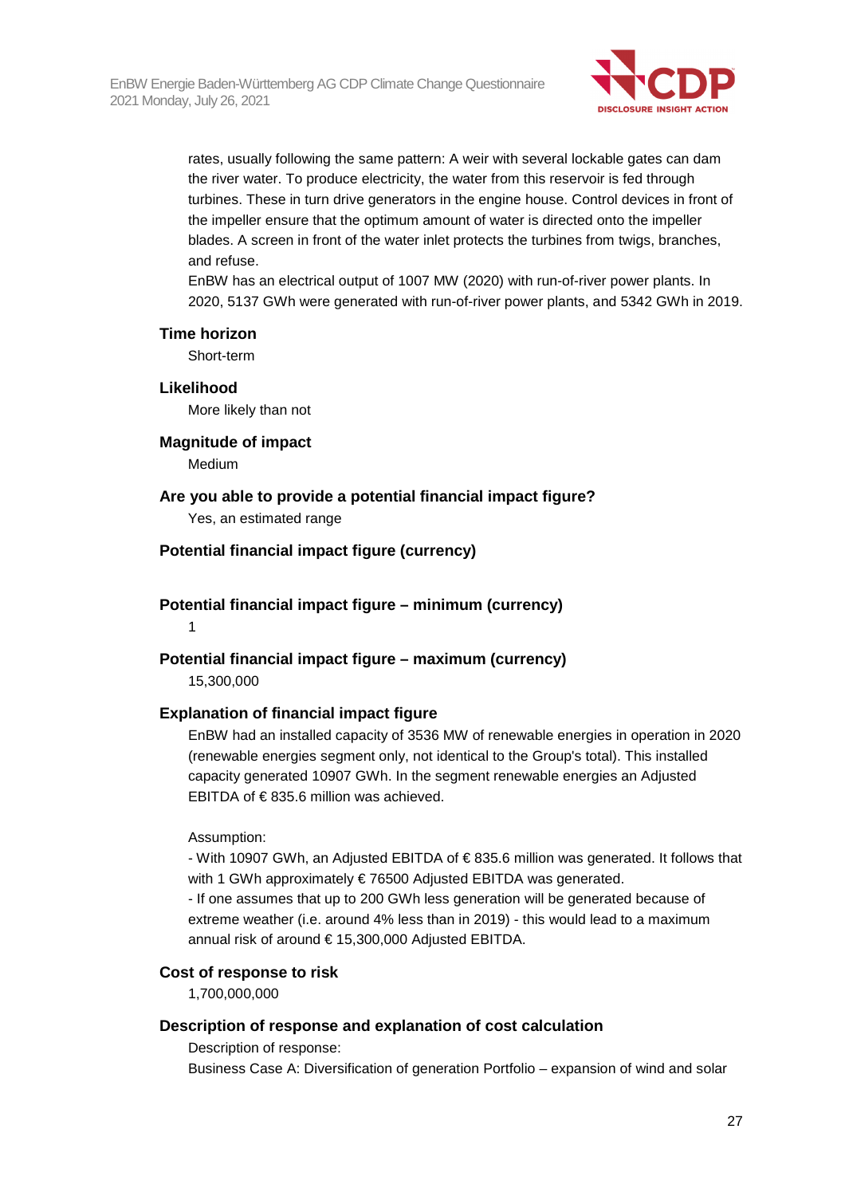rates, usually following the same pattern: A weir with several lockable gates can dam the river water. To produce electricity, the water from this reservoir is fed through turbines. These in turn drive generators in the engine house. Control devices in front of the impeller ensure that the optimum amount of water is directed onto the impeller blades. A screen in front of the water inlet protects the turbines from twigs, branches, and refuse.
EnBW has an electrical output of 1007 MW (2020) with run-of-river power plants. In 2020, 5137 GWh were generated with run-of-river power plants, and 5342 GWh in 2019.

**Time horizon**

Short-term

**Likelihood**

More likely than not

**Magnitude of impact**

Medium

**Are you able to provide a potential financial impact figure?**

Yes, an estimated range

**Potential financial impact figure (currency)**

**Potential financial impact figure – minimum (currency)**

1

**Potential financial impact figure – maximum (currency)**

15,300,000

**Explanation of financial impact figure**

EnBW had an installed capacity of 3536 MW of renewable energies in operation in 2020 (renewable energies segment only, not identical to the Group's total). This installed capacity generated 10907 GWh. In the segment renewable energies an Adjusted EBITDA of € 835.6 million was achieved.

Assumption:
- With 10907 GWh, an Adjusted EBITDA of € 835.6 million was generated. It follows that with 1 GWh approximately € 76500 Adjusted EBITDA was generated.
- If one assumes that up to 200 GWh less generation will be generated because of extreme weather (i.e. around 4% less than in 2019) - this would lead to a maximum annual risk of around € 15,300,000 Adjusted EBITDA.

**Cost of response to risk**

1,700,000,000

**Description of response and explanation of cost calculation**

Description of response:
Business Case A: Diversification of generation Portfolio – expansion of wind and solar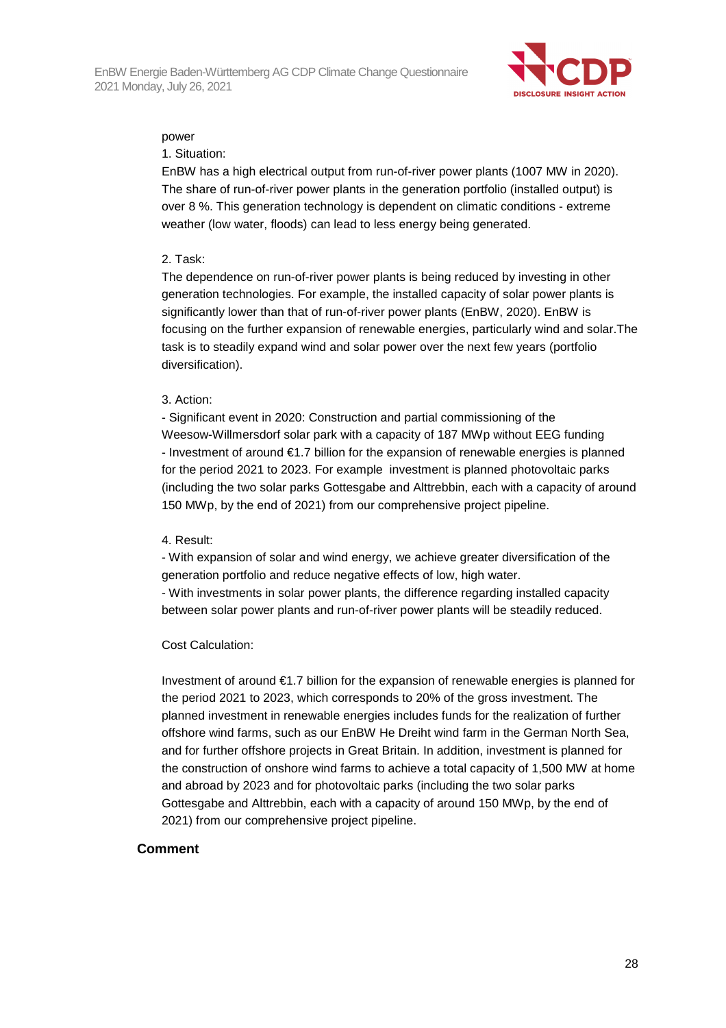power

1. Situation:

EnBW has a high electrical output from run-of-river power plants (1007 MW in 2020). The share of run-of-river power plants in the generation portfolio (installed output) is over 8 %. This generation technology is dependent on climatic conditions - extreme weather (low water, floods) can lead to less energy being generated.

2. Task:

The dependence on run-of-river power plants is being reduced by investing in other generation technologies. For example, the installed capacity of solar power plants is significantly lower than that of run-of-river power plants (EnBW, 2020). EnBW is focusing on the further expansion of renewable energies, particularly wind and solar.The task is to steadily expand wind and solar power over the next few years (portfolio diversification).

3. Action:

- Significant event in 2020: Construction and partial commissioning of the Weesow-Willmersdorf solar park with a capacity of 187 MWp without EEG funding
- Investment of around €1.7 billion for the expansion of renewable energies is planned for the period 2021 to 2023. For example  investment is planned photovoltaic parks (including the two solar parks Gottesgabe and Alttrebbin, each with a capacity of around 150 MWp, by the end of 2021) from our comprehensive project pipeline.

4. Result:

- With expansion of solar and wind energy, we achieve greater diversification of the generation portfolio and reduce negative effects of low, high water.
- With investments in solar power plants, the difference regarding installed capacity between solar power plants and run-of-river power plants will be steadily reduced.

Cost Calculation:

Investment of around €1.7 billion for the expansion of renewable energies is planned for the period 2021 to 2023, which corresponds to 20% of the gross investment. The planned investment in renewable energies includes funds for the realization of further offshore wind farms, such as our EnBW He Dreiht wind farm in the German North Sea, and for further offshore projects in Great Britain. In addition, investment is planned for the construction of onshore wind farms to achieve a total capacity of 1,500 MW at home and abroad by 2023 and for photovoltaic parks (including the two solar parks Gottesgabe and Alttrebbin, each with a capacity of around 150 MWp, by the end of 2021) from our comprehensive project pipeline.

**Comment**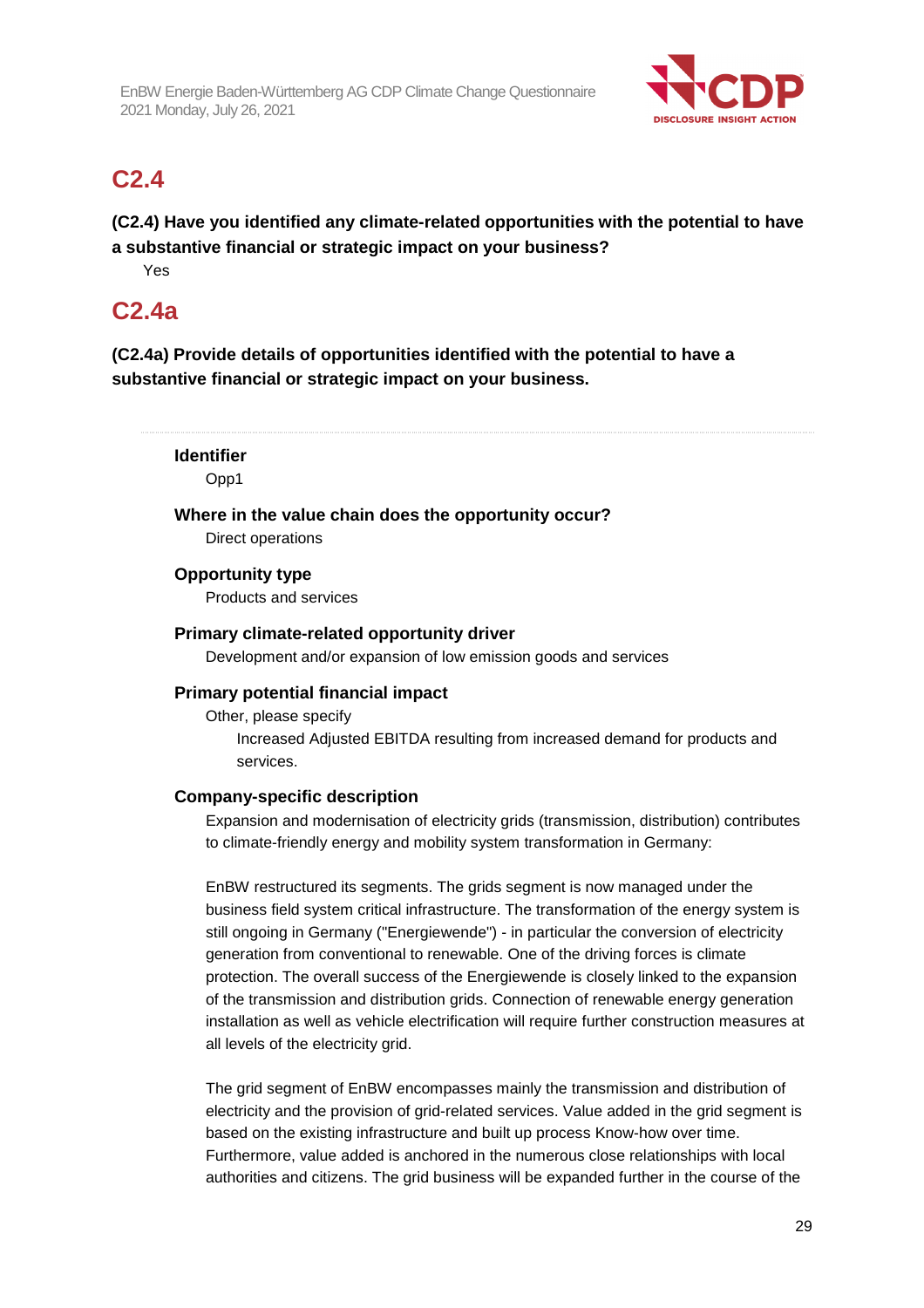## C2.4

**(C2.4) Have you identified any climate-related opportunities with the potential to have a substantive financial or strategic impact on your business?**

Yes

## C2.4a

**(C2.4a) Provide details of opportunities identified with the potential to have a substantive financial or strategic impact on your business.**

---

**Identifier**

Opp1

**Where in the value chain does the opportunity occur?**

Direct operations

**Opportunity type**

Products and services

**Primary climate-related opportunity driver**

Development and/or expansion of low emission goods and services

**Primary potential financial impact**

Other, please specify

Increased Adjusted EBITDA resulting from increased demand for products and services.

**Company-specific description**

Expansion and modernisation of electricity grids (transmission, distribution) contributes to climate-friendly energy and mobility system transformation in Germany:

EnBW restructured its segments. The grids segment is now managed under the business field system critical infrastructure. The transformation of the energy system is still ongoing in Germany ("Energiewende") - in particular the conversion of electricity generation from conventional to renewable. One of the driving forces is climate protection. The overall success of the Energiewende is closely linked to the expansion of the transmission and distribution grids. Connection of renewable energy generation installation as well as vehicle electrification will require further construction measures at all levels of the electricity grid.

The grid segment of EnBW encompasses mainly the transmission and distribution of electricity and the provision of grid-related services. Value added in the grid segment is based on the existing infrastructure and built up process Know-how over time. Furthermore, value added is anchored in the numerous close relationships with local authorities and citizens. The grid business will be expanded further in the course of the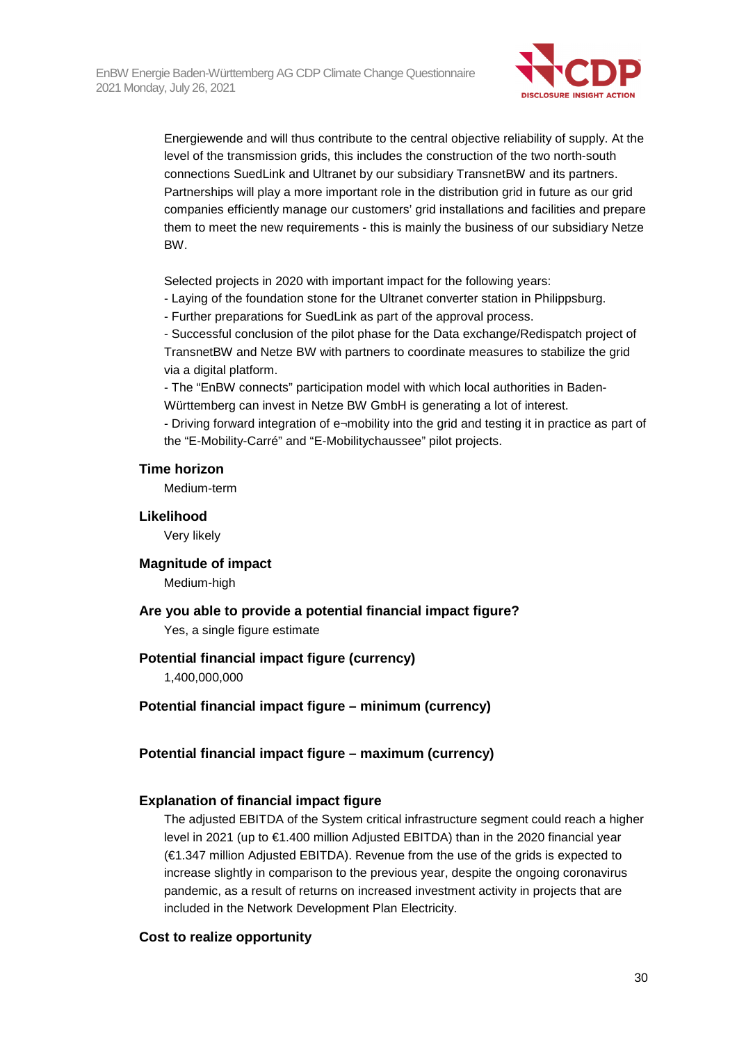Energiewende and will thus contribute to the central objective reliability of supply. At the level of the transmission grids, this includes the construction of the two north-south connections SuedLink and Ultranet by our subsidiary TransnetBW and its partners. Partnerships will play a more important role in the distribution grid in future as our grid companies efficiently manage our customers' grid installations and facilities and prepare them to meet the new requirements - this is mainly the business of our subsidiary Netze BW.

Selected projects in 2020 with important impact for the following years:
- Laying of the foundation stone for the Ultranet converter station in Philippsburg.
- Further preparations for SuedLink as part of the approval process.
- Successful conclusion of the pilot phase for the Data exchange/Redispatch project of TransnetBW and Netze BW with partners to coordinate measures to stabilize the grid via a digital platform.
- The "EnBW connects" participation model with which local authorities in Baden-Württemberg can invest in Netze BW GmbH is generating a lot of interest.
- Driving forward integration of e¬mobility into the grid and testing it in practice as part of the "E-Mobility-Carré" and "E-Mobilitychaussee" pilot projects.

**Time horizon**

Medium-term

**Likelihood**

Very likely

**Magnitude of impact**

Medium-high

**Are you able to provide a potential financial impact figure?**

Yes, a single figure estimate

**Potential financial impact figure (currency)**

1,400,000,000

**Potential financial impact figure – minimum (currency)**

**Potential financial impact figure – maximum (currency)**

**Explanation of financial impact figure**

The adjusted EBITDA of the System critical infrastructure segment could reach a higher level in 2021 (up to €1.400 million Adjusted EBITDA) than in the 2020 financial year (€1.347 million Adjusted EBITDA). Revenue from the use of the grids is expected to increase slightly in comparison to the previous year, despite the ongoing coronavirus pandemic, as a result of returns on increased investment activity in projects that are included in the Network Development Plan Electricity.

**Cost to realize opportunity**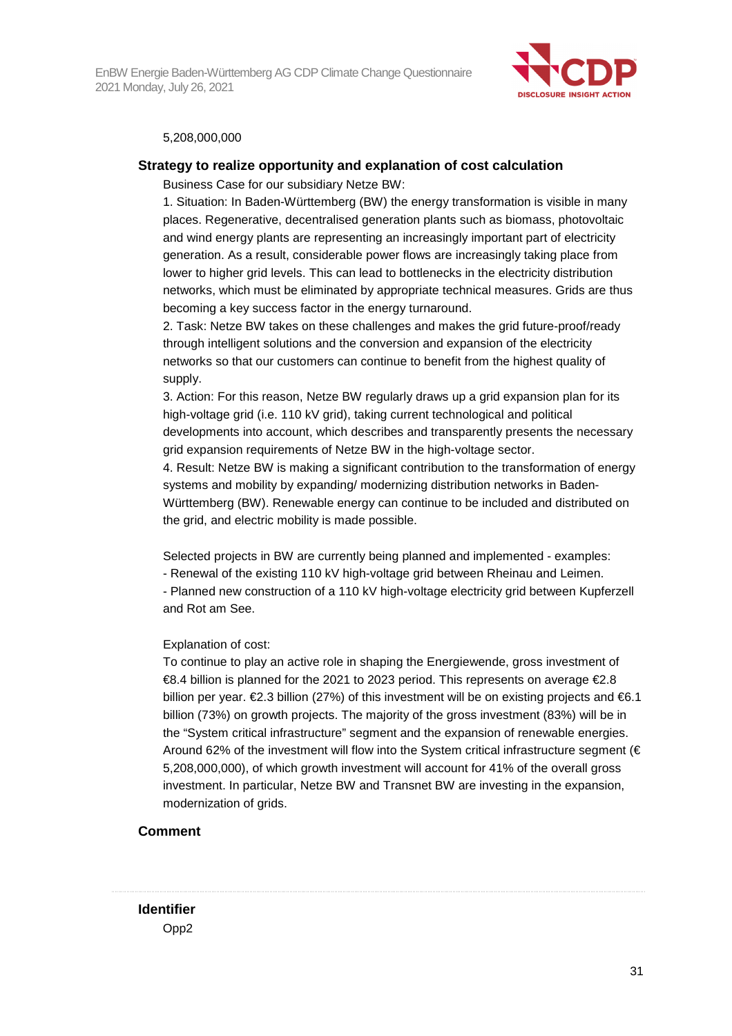5,208,000,000

**Strategy to realize opportunity and explanation of cost calculation**

Business Case for our subsidiary Netze BW:

1. Situation: In Baden-Württemberg (BW) the energy transformation is visible in many places. Regenerative, decentralised generation plants such as biomass, photovoltaic and wind energy plants are representing an increasingly important part of electricity generation. As a result, considerable power flows are increasingly taking place from lower to higher grid levels. This can lead to bottlenecks in the electricity distribution networks, which must be eliminated by appropriate technical measures. Grids are thus becoming a key success factor in the energy turnaround.
2. Task: Netze BW takes on these challenges and makes the grid future-proof/ready through intelligent solutions and the conversion and expansion of the electricity networks so that our customers can continue to benefit from the highest quality of supply.
3. Action: For this reason, Netze BW regularly draws up a grid expansion plan for its high-voltage grid (i.e. 110 kV grid), taking current technological and political developments into account, which describes and transparently presents the necessary grid expansion requirements of Netze BW in the high-voltage sector.
4. Result: Netze BW is making a significant contribution to the transformation of energy systems and mobility by expanding/ modernizing distribution networks in Baden-Württemberg (BW). Renewable energy can continue to be included and distributed on the grid, and electric mobility is made possible.

Selected projects in BW are currently being planned and implemented - examples:
- Renewal of the existing 110 kV high-voltage grid between Rheinau and Leimen.
- Planned new construction of a 110 kV high-voltage electricity grid between Kupferzell and Rot am See.

Explanation of cost:
To continue to play an active role in shaping the Energiewende, gross investment of €8.4 billion is planned for the 2021 to 2023 period. This represents on average €2.8 billion per year. €2.3 billion (27%) of this investment will be on existing projects and €6.1 billion (73%) on growth projects. The majority of the gross investment (83%) will be in the “System critical infrastructure” segment and the expansion of renewable energies. Around 62% of the investment will flow into the System critical infrastructure segment (€ 5,208,000,000), of which growth investment will account for 41% of the overall gross investment. In particular, Netze BW and Transnet BW are investing in the expansion, modernization of grids.

**Comment**

**Identifier**

Opp2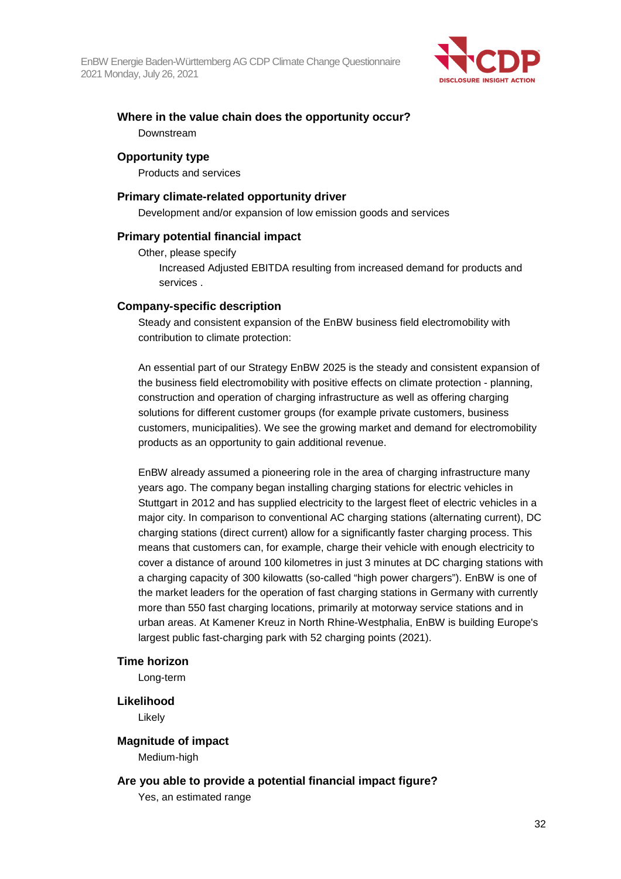**Where in the value chain does the opportunity occur?**

Downstream

**Opportunity type**

Products and services

**Primary climate-related opportunity driver**

Development and/or expansion of low emission goods and services

**Primary potential financial impact**

Other, please specify

Increased Adjusted EBITDA resulting from increased demand for products and services .

**Company-specific description**

Steady and consistent expansion of the EnBW business field electromobility with contribution to climate protection:

An essential part of our Strategy EnBW 2025 is the steady and consistent expansion of the business field electromobility with positive effects on climate protection - planning, construction and operation of charging infrastructure as well as offering charging solutions for different customer groups (for example private customers, business customers, municipalities). We see the growing market and demand for electromobility products as an opportunity to gain additional revenue.

EnBW already assumed a pioneering role in the area of charging infrastructure many years ago. The company began installing charging stations for electric vehicles in Stuttgart in 2012 and has supplied electricity to the largest fleet of electric vehicles in a major city. In comparison to conventional AC charging stations (alternating current), DC charging stations (direct current) allow for a significantly faster charging process. This means that customers can, for example, charge their vehicle with enough electricity to cover a distance of around 100 kilometres in just 3 minutes at DC charging stations with a charging capacity of 300 kilowatts (so-called “high power chargers”). EnBW is one of the market leaders for the operation of fast charging stations in Germany with currently more than 550 fast charging locations, primarily at motorway service stations and in urban areas. At Kamener Kreuz in North Rhine-Westphalia, EnBW is building Europe's largest public fast-charging park with 52 charging points (2021).

**Time horizon**

Long-term

**Likelihood**

Likely

**Magnitude of impact**

Medium-high

**Are you able to provide a potential financial impact figure?**

Yes, an estimated range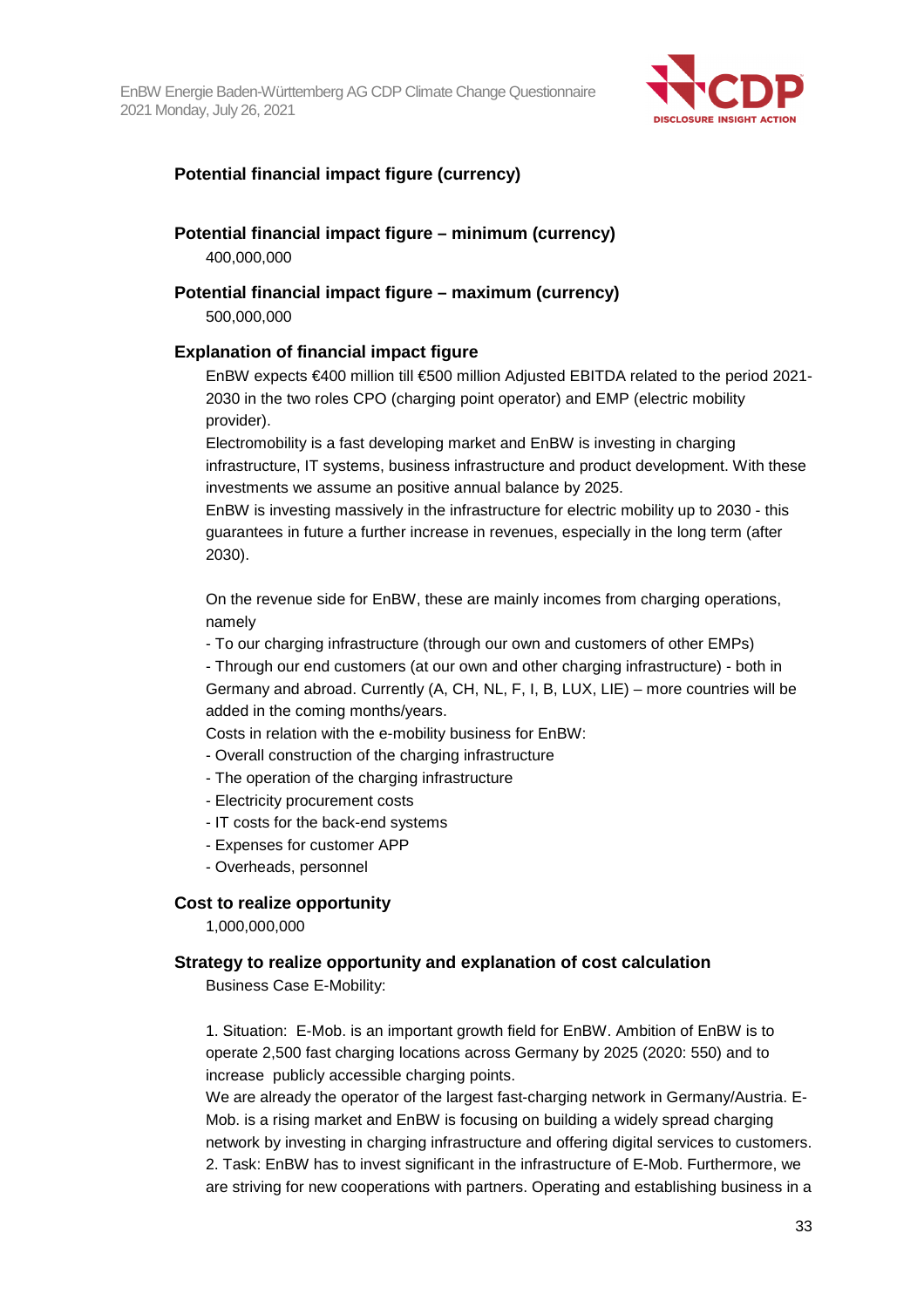**Potential financial impact figure (currency)**

**Potential financial impact figure – minimum (currency)**

400,000,000

**Potential financial impact figure – maximum (currency)**

500,000,000

**Explanation of financial impact figure**

EnBW expects €400 million till €500 million Adjusted EBITDA related to the period 2021-2030 in the two roles CPO (charging point operator) and EMP (electric mobility provider).

Electromobility is a fast developing market and EnBW is investing in charging infrastructure, IT systems, business infrastructure and product development. With these investments we assume an positive annual balance by 2025.

EnBW is investing massively in the infrastructure for electric mobility up to 2030 - this guarantees in future a further increase in revenues, especially in the long term (after 2030).

On the revenue side for EnBW, these are mainly incomes from charging operations, namely

- To our charging infrastructure (through our own and customers of other EMPs)
- Through our end customers (at our own and other charging infrastructure) - both in Germany and abroad. Currently (A, CH, NL, F, I, B, LUX, LIE) – more countries will be added in the coming months/years.

Costs in relation with the e-mobility business for EnBW:

- Overall construction of the charging infrastructure
- The operation of the charging infrastructure
- Electricity procurement costs
- IT costs for the back-end systems
- Expenses for customer APP
- Overheads, personnel

**Cost to realize opportunity**

1,000,000,000

**Strategy to realize opportunity and explanation of cost calculation**

Business Case E-Mobility:

1. Situation: E-Mob. is an important growth field for EnBW. Ambition of EnBW is to operate 2,500 fast charging locations across Germany by 2025 (2020: 550) and to increase publicly accessible charging points.

We are already the operator of the largest fast-charging network in Germany/Austria. E-Mob. is a rising market and EnBW is focusing on building a widely spread charging network by investing in charging infrastructure and offering digital services to customers.

2. Task: EnBW has to invest significant in the infrastructure of E-Mob. Furthermore, we are striving for new cooperations with partners. Operating and establishing business in a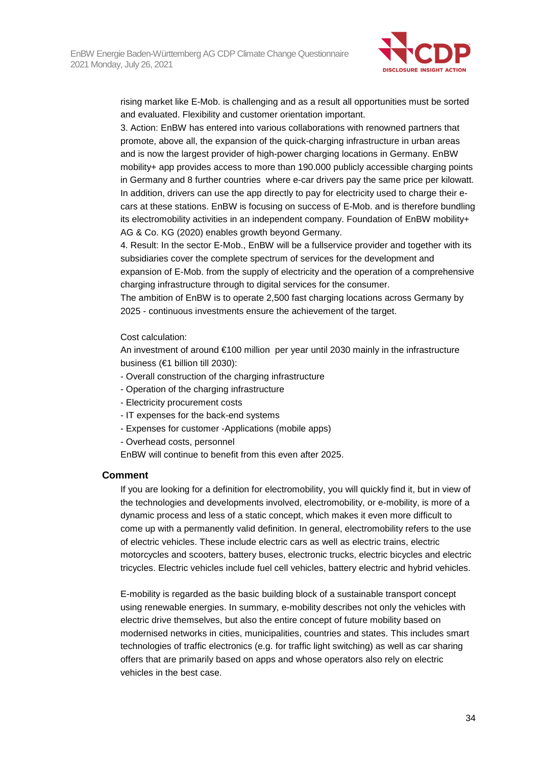rising market like E-Mob. is challenging and as a result all opportunities must be sorted and evaluated. Flexibility and customer orientation important.
3. Action: EnBW has entered into various collaborations with renowned partners that promote, above all, the expansion of the quick-charging infrastructure in urban areas and is now the largest provider of high-power charging locations in Germany. EnBW mobility+ app provides access to more than 190.000 publicly accessible charging points in Germany and 8 further countries  where e-car drivers pay the same price per kilowatt. In addition, drivers can use the app directly to pay for electricity used to charge their e-cars at these stations. EnBW is focusing on success of E-Mob. and is therefore bundling its electromobility activities in an independent company. Foundation of EnBW mobility+ AG & Co. KG (2020) enables growth beyond Germany.
4. Result: In the sector E-Mob., EnBW will be a fullservice provider and together with its subsidiaries cover the complete spectrum of services for the development and expansion of E-Mob. from the supply of electricity and the operation of a comprehensive charging infrastructure through to digital services for the consumer.
The ambition of EnBW is to operate 2,500 fast charging locations across Germany by 2025 - continuous investments ensure the achievement of the target.

Cost calculation:
An investment of around €100 million  per year until 2030 mainly in the infrastructure business (€1 billion till 2030):
- Overall construction of the charging infrastructure
- Operation of the charging infrastructure
- Electricity procurement costs
- IT expenses for the back-end systems
- Expenses for customer -Applications (mobile apps)
- Overhead costs, personnel
EnBW will continue to benefit from this even after 2025.

### Comment

If you are looking for a definition for electromobility, you will quickly find it, but in view of the technologies and developments involved, electromobility, or e-mobility, is more of a dynamic process and less of a static concept, which makes it even more difficult to come up with a permanently valid definition. In general, electromobility refers to the use of electric vehicles. These include electric cars as well as electric trains, electric motorcycles and scooters, battery buses, electronic trucks, electric bicycles and electric tricycles. Electric vehicles include fuel cell vehicles, battery electric and hybrid vehicles.

E-mobility is regarded as the basic building block of a sustainable transport concept using renewable energies. In summary, e-mobility describes not only the vehicles with electric drive themselves, but also the entire concept of future mobility based on modernised networks in cities, municipalities, countries and states. This includes smart technologies of traffic electronics (e.g. for traffic light switching) as well as car sharing offers that are primarily based on apps and whose operators also rely on electric vehicles in the best case.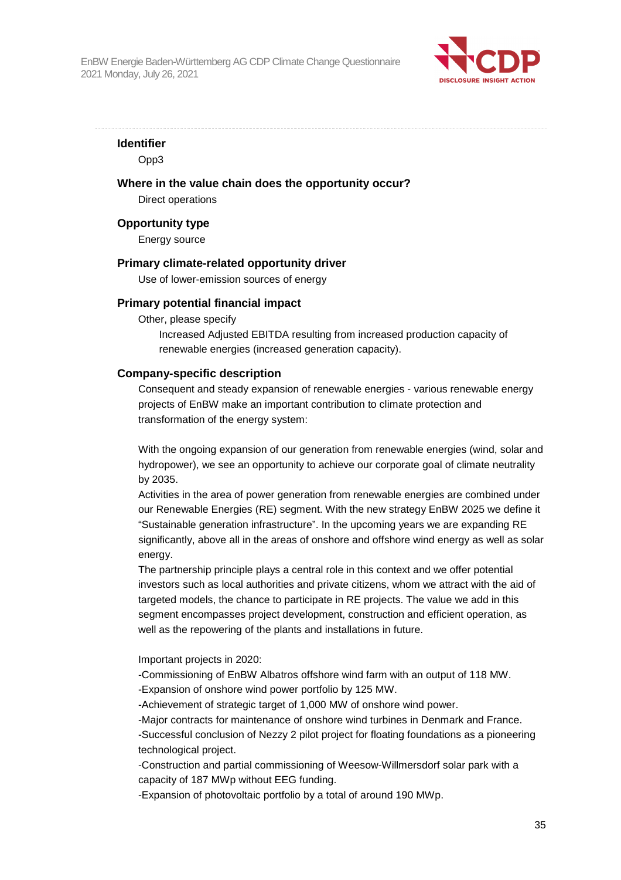**Identifier**

Opp3

**Where in the value chain does the opportunity occur?**

Direct operations

**Opportunity type**

Energy source

**Primary climate-related opportunity driver**

Use of lower-emission sources of energy

**Primary potential financial impact**

Other, please specify

Increased Adjusted EBITDA resulting from increased production capacity of renewable energies (increased generation capacity).

**Company-specific description**

Consequent and steady expansion of renewable energies - various renewable energy projects of EnBW make an important contribution to climate protection and transformation of the energy system:

With the ongoing expansion of our generation from renewable energies (wind, solar and hydropower), we see an opportunity to achieve our corporate goal of climate neutrality by 2035.
Activities in the area of power generation from renewable energies are combined under our Renewable Energies (RE) segment. With the new strategy EnBW 2025 we define it "Sustainable generation infrastructure". In the upcoming years we are expanding RE significantly, above all in the areas of onshore and offshore wind energy as well as solar energy.
The partnership principle plays a central role in this context and we offer potential investors such as local authorities and private citizens, whom we attract with the aid of targeted models, the chance to participate in RE projects. The value we add in this segment encompasses project development, construction and efficient operation, as well as the repowering of the plants and installations in future.

Important projects in 2020:
-Commissioning of EnBW Albatros offshore wind farm with an output of 118 MW.
-Expansion of onshore wind power portfolio by 125 MW.
-Achievement of strategic target of 1,000 MW of onshore wind power.
-Major contracts for maintenance of onshore wind turbines in Denmark and France.
-Successful conclusion of Nezzy 2 pilot project for floating foundations as a pioneering technological project.
-Construction and partial commissioning of Weesow-Willmersdorf solar park with a capacity of 187 MWp without EEG funding.
-Expansion of photovoltaic portfolio by a total of around 190 MWp.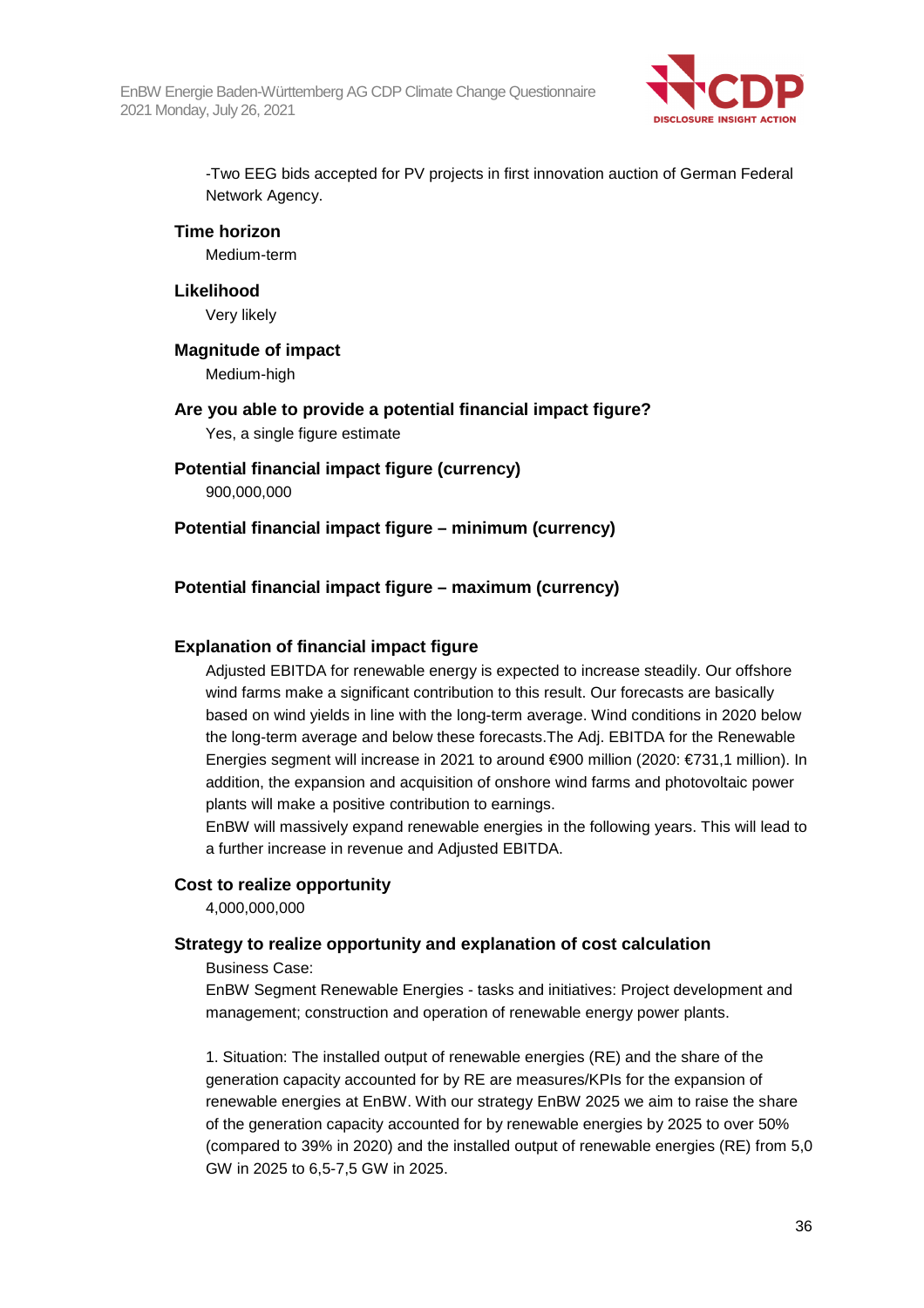-Two EEG bids accepted for PV projects in first innovation auction of German Federal Network Agency.

**Time horizon**

Medium-term

**Likelihood**

Very likely

**Magnitude of impact**

Medium-high

**Are you able to provide a potential financial impact figure?**

Yes, a single figure estimate

**Potential financial impact figure (currency)**

900,000,000

**Potential financial impact figure – minimum (currency)**

**Potential financial impact figure – maximum (currency)**

**Explanation of financial impact figure**

Adjusted EBITDA for renewable energy is expected to increase steadily. Our offshore wind farms make a significant contribution to this result. Our forecasts are basically based on wind yields in line with the long-term average. Wind conditions in 2020 below the long-term average and below these forecasts.The Adj. EBITDA for the Renewable Energies segment will increase in 2021 to around €900 million (2020: €731,1 million). In addition, the expansion and acquisition of onshore wind farms and photovoltaic power plants will make a positive contribution to earnings.

EnBW will massively expand renewable energies in the following years. This will lead to a further increase in revenue and Adjusted EBITDA.

**Cost to realize opportunity**

4,000,000,000

**Strategy to realize opportunity and explanation of cost calculation**

Business Case:

EnBW Segment Renewable Energies - tasks and initiatives: Project development and management; construction and operation of renewable energy power plants.

1. Situation: The installed output of renewable energies (RE) and the share of the generation capacity accounted for by RE are measures/KPIs for the expansion of renewable energies at EnBW. With our strategy EnBW 2025 we aim to raise the share of the generation capacity accounted for by renewable energies by 2025 to over 50% (compared to 39% in 2020) and the installed output of renewable energies (RE) from 5,0 GW in 2025 to 6,5-7,5 GW in 2025.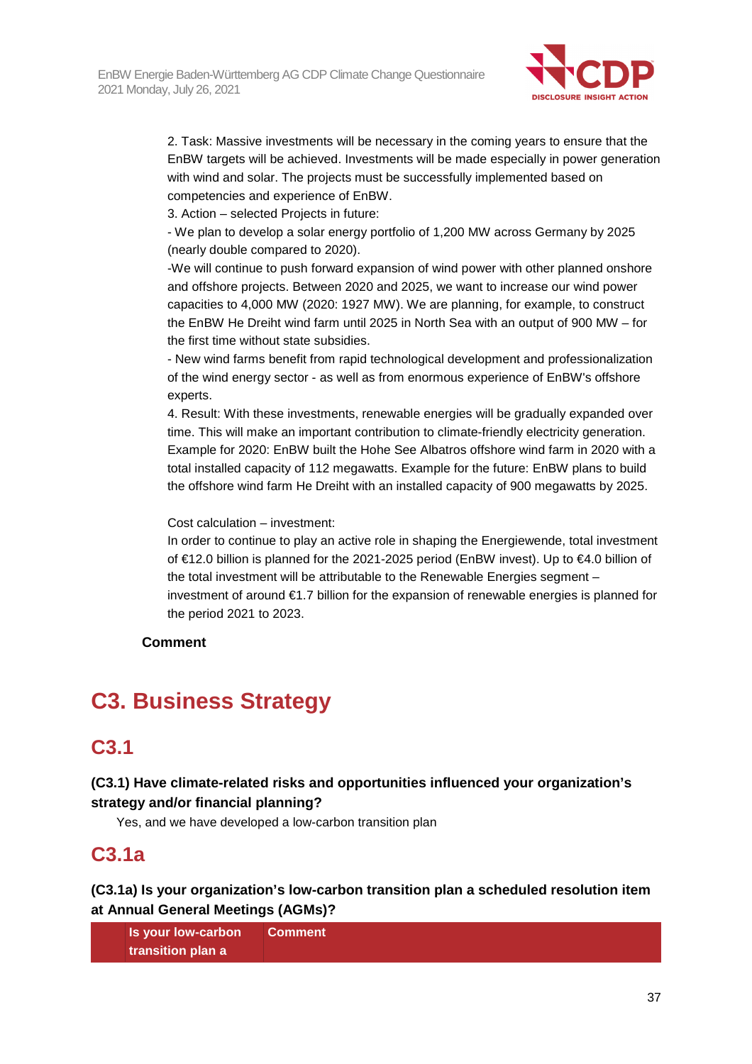2. Task: Massive investments will be necessary in the coming years to ensure that the EnBW targets will be achieved. Investments will be made especially in power generation with wind and solar. The projects must be successfully implemented based on competencies and experience of EnBW.

3. Action – selected Projects in future:

- We plan to develop a solar energy portfolio of 1,200 MW across Germany by 2025 (nearly double compared to 2020).

-We will continue to push forward expansion of wind power with other planned onshore and offshore projects. Between 2020 and 2025, we want to increase our wind power capacities to 4,000 MW (2020: 1927 MW). We are planning, for example, to construct the EnBW He Dreiht wind farm until 2025 in North Sea with an output of 900 MW – for the first time without state subsidies.

- New wind farms benefit from rapid technological development and professionalization of the wind energy sector - as well as from enormous experience of EnBW's offshore experts.

4. Result: With these investments, renewable energies will be gradually expanded over time. This will make an important contribution to climate-friendly electricity generation. Example for 2020: EnBW built the Hohe See Albatros offshore wind farm in 2020 with a total installed capacity of 112 megawatts. Example for the future: EnBW plans to build the offshore wind farm He Dreiht with an installed capacity of 900 megawatts by 2025.

Cost calculation – investment:

In order to continue to play an active role in shaping the Energiewende, total investment of €12.0 billion is planned for the 2021-2025 period (EnBW invest). Up to €4.0 billion of the total investment will be attributable to the Renewable Energies segment – investment of around €1.7 billion for the expansion of renewable energies is planned for the period 2021 to 2023.

**Comment**

# C3. Business Strategy

## C3.1

**(C3.1) Have climate-related risks and opportunities influenced your organization's strategy and/or financial planning?**

Yes, and we have developed a low-carbon transition plan

## C3.1a

**(C3.1a) Is your organization's low-carbon transition plan a scheduled resolution item at Annual General Meetings (AGMs)?**

| | Is your low-carbon transition plan a | Comment |
|---|---|---|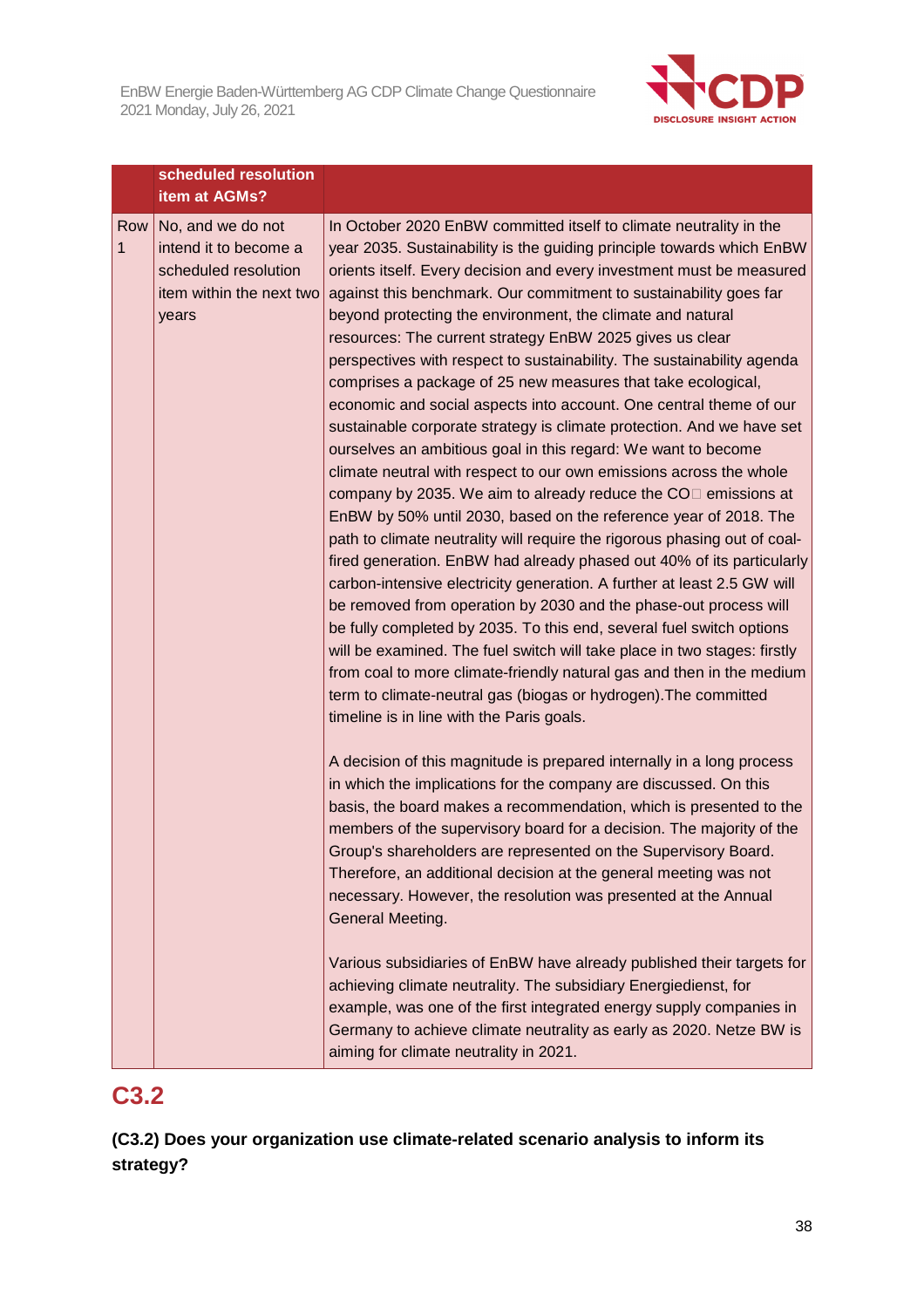|  | scheduled resolution item at AGMs? |  |
|---|---|---|
| Row 1 | No, and we do not intend it to become a scheduled resolution item within the next two years | In October 2020 EnBW committed itself to climate neutrality in the year 2035. Sustainability is the guiding principle towards which EnBW orients itself. Every decision and every investment must be measured against this benchmark. Our commitment to sustainability goes far beyond protecting the environment, the climate and natural resources: The current strategy EnBW 2025 gives us clear perspectives with respect to sustainability. The sustainability agenda comprises a package of 25 new measures that take ecological, economic and social aspects into account. One central theme of our sustainable corporate strategy is climate protection. And we have set ourselves an ambitious goal in this regard: We want to become climate neutral with respect to our own emissions across the whole company by 2035. We aim to already reduce the $CO_2$ emissions at EnBW by 50% until 2030, based on the reference year of 2018. The path to climate neutrality will require the rigorous phasing out of coal-fired generation. EnBW had already phased out 40% of its particularly carbon-intensive electricity generation. A further at least 2.5 GW will be removed from operation by 2030 and the phase-out process will be fully completed by 2035. To this end, several fuel switch options will be examined. The fuel switch will take place in two stages: firstly from coal to more climate-friendly natural gas and then in the medium term to climate-neutral gas (biogas or hydrogen).The committed timeline is in line with the Paris goals.<br><br>A decision of this magnitude is prepared internally in a long process in which the implications for the company are discussed. On this basis, the board makes a recommendation, which is presented to the members of the supervisory board for a decision. The majority of the Group's shareholders are represented on the Supervisory Board. Therefore, an additional decision at the general meeting was not necessary. However, the resolution was presented at the Annual General Meeting.<br><br>Various subsidiaries of EnBW have already published their targets for achieving climate neutrality. The subsidiary Energiedienst, for example, was one of the first integrated energy supply companies in Germany to achieve climate neutrality as early as 2020. Netze BW is aiming for climate neutrality in 2021. |

## C3.2

**(C3.2) Does your organization use climate-related scenario analysis to inform its strategy?**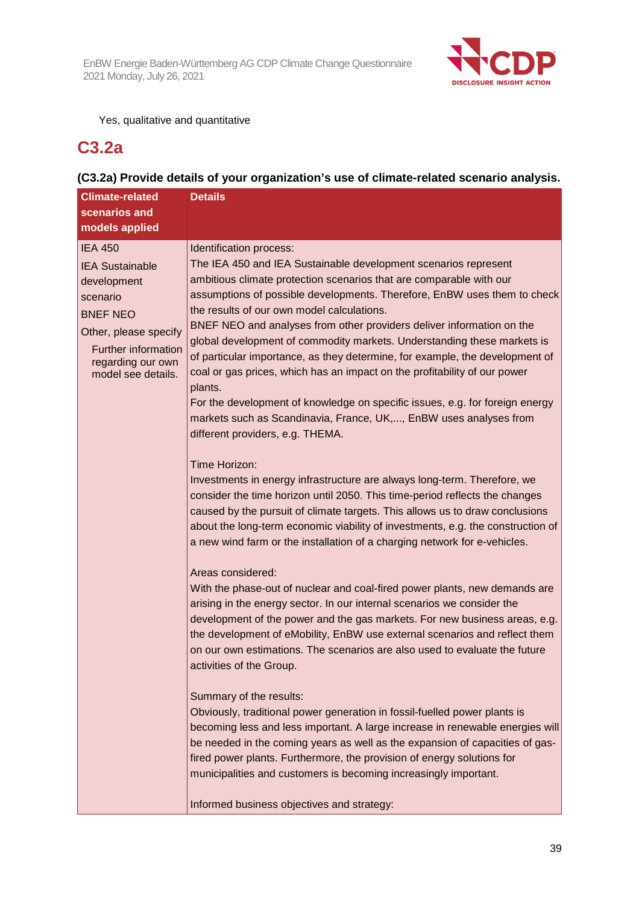Yes, qualitative and quantitative

## C3.2a

### (C3.2a) Provide details of your organization's use of climate-related scenario analysis.

| Climate-related scenarios and models applied | Details |
|---|---|
| IEA 450<br>IEA Sustainable development scenario<br>BNEF NEO<br>Other, please specify<br>Further information regarding our own model see details. | Identification process:<br>The IEA 450 and IEA Sustainable development scenarios represent ambitious climate protection scenarios that are comparable with our assumptions of possible developments. Therefore, EnBW uses them to check the results of our own model calculations.<br>BNEF NEO and analyses from other providers deliver information on the global development of commodity markets. Understanding these markets is of particular importance, as they determine, for example, the development of coal or gas prices, which has an impact on the profitability of our power plants.<br>For the development of knowledge on specific issues, e.g. for foreign energy markets such as Scandinavia, France, UK,..., EnBW uses analyses from different providers, e.g. THEMA.<br><br>Time Horizon:<br>Investments in energy infrastructure are always long-term. Therefore, we consider the time horizon until 2050. This time-period reflects the changes caused by the pursuit of climate targets. This allows us to draw conclusions about the long-term economic viability of investments, e.g. the construction of a new wind farm or the installation of a charging network for e-vehicles.<br><br>Areas considered:<br>With the phase-out of nuclear and coal-fired power plants, new demands are arising in the energy sector. In our internal scenarios we consider the development of the power and the gas markets. For new business areas, e.g. the development of eMobility, EnBW use external scenarios and reflect them on our own estimations. The scenarios are also used to evaluate the future activities of the Group.<br><br>Summary of the results:<br>Obviously, traditional power generation in fossil-fuelled power plants is becoming less and less important. A large increase in renewable energies will be needed in the coming years as well as the expansion of capacities of gas-fired power plants. Furthermore, the provision of energy solutions for municipalities and customers is becoming increasingly important.<br><br>Informed business objectives and strategy: |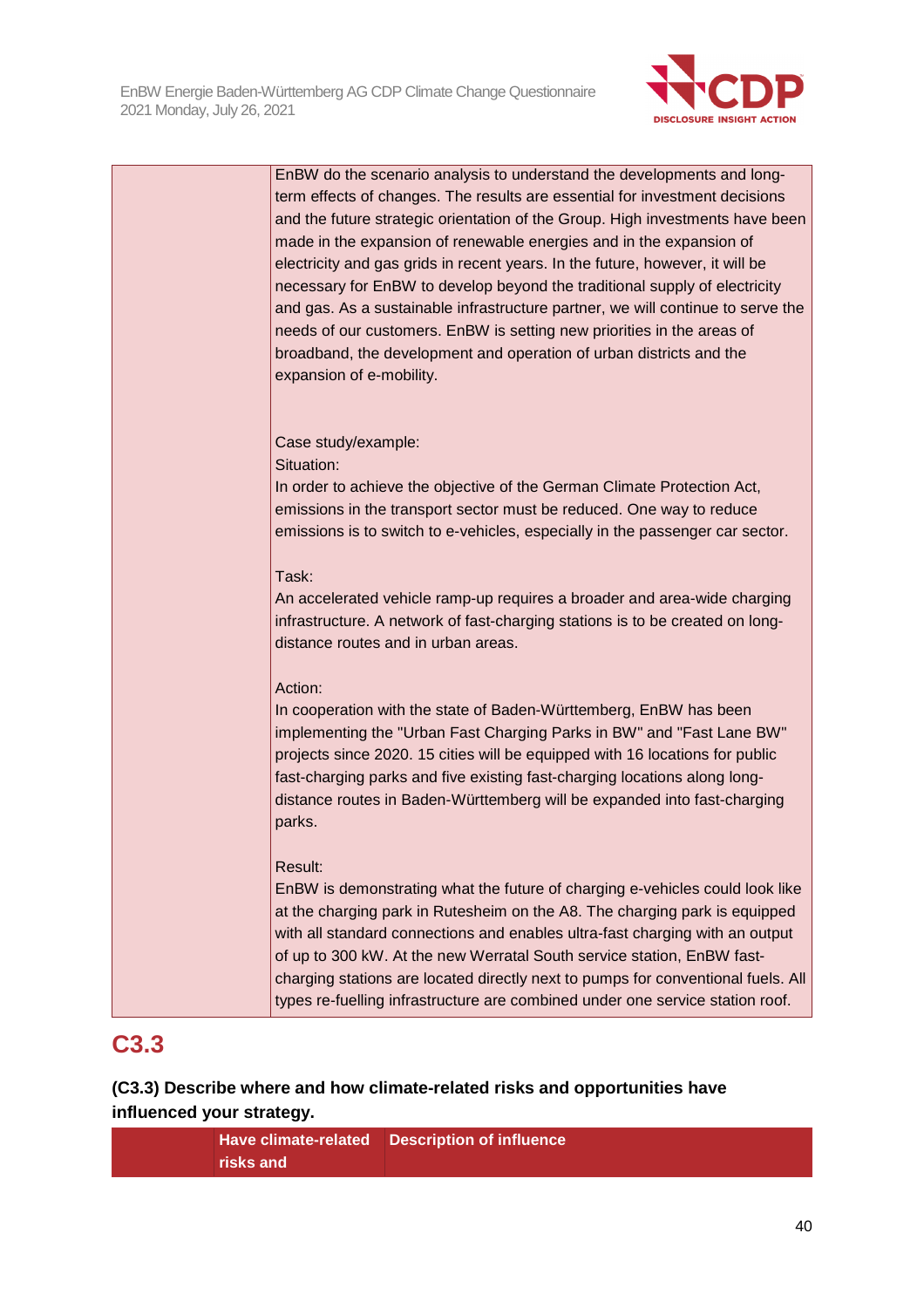| | |
|---|---|
| | EnBW do the scenario analysis to understand the developments and long-term effects of changes. The results are essential for investment decisions and the future strategic orientation of the Group. High investments have been made in the expansion of renewable energies and in the expansion of electricity and gas grids in recent years. In the future, however, it will be necessary for EnBW to develop beyond the traditional supply of electricity and gas. As a sustainable infrastructure partner, we will continue to serve the needs of our customers. EnBW is setting new priorities in the areas of broadband, the development and operation of urban districts and the expansion of e-mobility.<br><br>Case study/example:<br>Situation:<br>In order to achieve the objective of the German Climate Protection Act, emissions in the transport sector must be reduced. One way to reduce emissions is to switch to e-vehicles, especially in the passenger car sector.<br><br>Task:<br>An accelerated vehicle ramp-up requires a broader and area-wide charging infrastructure. A network of fast-charging stations is to be created on long-distance routes and in urban areas.<br><br>Action:<br>In cooperation with the state of Baden-Württemberg, EnBW has been implementing the "Urban Fast Charging Parks in BW" and "Fast Lane BW" projects since 2020. 15 cities will be equipped with 16 locations for public fast-charging parks and five existing fast-charging locations along long-distance routes in Baden-Württemberg will be expanded into fast-charging parks.<br><br>Result:<br>EnBW is demonstrating what the future of charging e-vehicles could look like at the charging park in Rutesheim on the A8. The charging park is equipped with all standard connections and enables ultra-fast charging with an output of up to 300 kW. At the new Werratal South service station, EnBW fast-charging stations are located directly next to pumps for conventional fuels. All types re-fuelling infrastructure are combined under one service station roof. |

## C3.3

**(C3.3) Describe where and how climate-related risks and opportunities have influenced your strategy.**

| | Have climate-related risks and | Description of influence |
|---|---|---|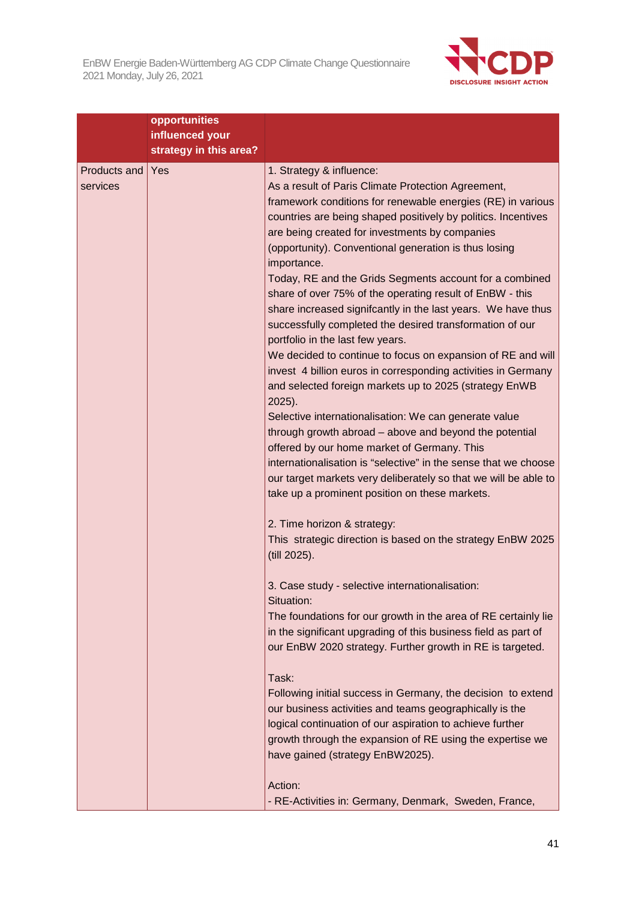| | opportunities influenced your strategy in this area? | |
|---|---|---|
| Products and services | Yes | 1. Strategy & influence:<br>As a result of Paris Climate Protection Agreement, framework conditions for renewable energies (RE) in various countries are being shaped positively by politics. Incentives are being created for investments by companies (opportunity). Conventional generation is thus losing importance.<br>Today, RE and the Grids Segments account for a combined share of over 75% of the operating result of EnBW - this share increased signifcantly in the last years. We have thus successfully completed the desired transformation of our portfolio in the last few years.<br>We decided to continue to focus on expansion of RE and will invest 4 billion euros in corresponding activities in Germany and selected foreign markets up to 2025 (strategy EnWB 2025).<br>Selective internationalisation: We can generate value through growth abroad – above and beyond the potential offered by our home market of Germany. This internationalisation is "selective" in the sense that we choose our target markets very deliberately so that we will be able to take up a prominent position on these markets.<br><br>2. Time horizon & strategy:<br>This strategic direction is based on the strategy EnBW 2025 (till 2025).<br><br>3. Case study - selective internationalisation:<br>Situation:<br>The foundations for our growth in the area of RE certainly lie in the significant upgrading of this business field as part of our EnBW 2020 strategy. Further growth in RE is targeted.<br><br>Task:<br>Following initial success in Germany, the decision to extend our business activities and teams geographically is the logical continuation of our aspiration to achieve further growth through the expansion of RE using the expertise we have gained (strategy EnBW2025).<br><br>Action:<br>- RE-Activities in: Germany, Denmark, Sweden, France, |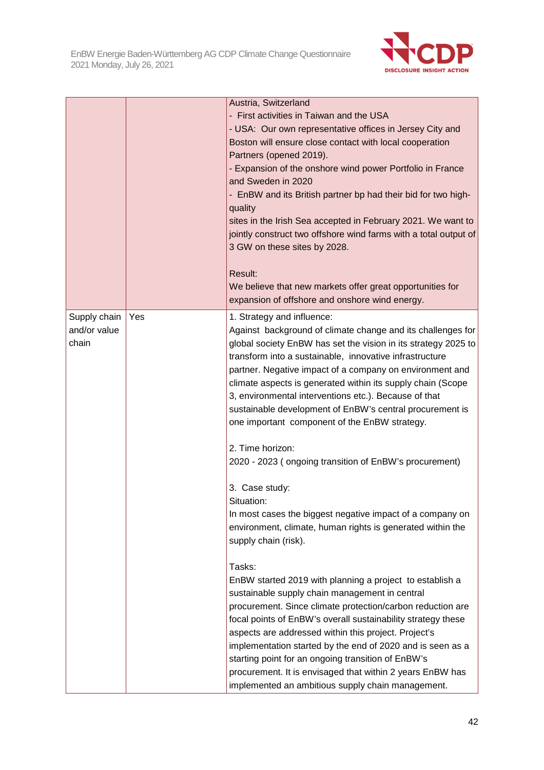| | | |
|---|---|---|
| | | Austria, Switzerland<br>- First activities in Taiwan and the USA<br>- USA: Our own representative offices in Jersey City and Boston will ensure close contact with local cooperation Partners (opened 2019).<br>- Expansion of the onshore wind power Portfolio in France and Sweden in 2020<br>- EnBW and its British partner bp had their bid for two high-quality<br>sites in the Irish Sea accepted in February 2021. We want to jointly construct two offshore wind farms with a total output of 3 GW on these sites by 2028.<br><br>Result:<br>We believe that new markets offer great opportunities for expansion of offshore and onshore wind energy. |
| Supply chain and/or value chain | Yes | 1. Strategy and influence:<br>Against background of climate change and its challenges for global society EnBW has set the vision in its strategy 2025 to transform into a sustainable, innovative infrastructure partner. Negative impact of a company on environment and climate aspects is generated within its supply chain (Scope 3, environmental interventions etc.). Because of that sustainable development of EnBW's central procurement is one important component of the EnBW strategy.<br><br>2. Time horizon:<br>2020 - 2023 ( ongoing transition of EnBW's procurement)<br><br>3. Case study:<br>Situation:<br>In most cases the biggest negative impact of a company on environment, climate, human rights is generated within the supply chain (risk).<br><br>Tasks:<br>EnBW started 2019 with planning a project to establish a sustainable supply chain management in central procurement. Since climate protection/carbon reduction are focal points of EnBW's overall sustainability strategy these aspects are addressed within this project. Project's implementation started by the end of 2020 and is seen as a starting point for an ongoing transition of EnBW's procurement. It is envisaged that within 2 years EnBW has implemented an ambitious supply chain management. |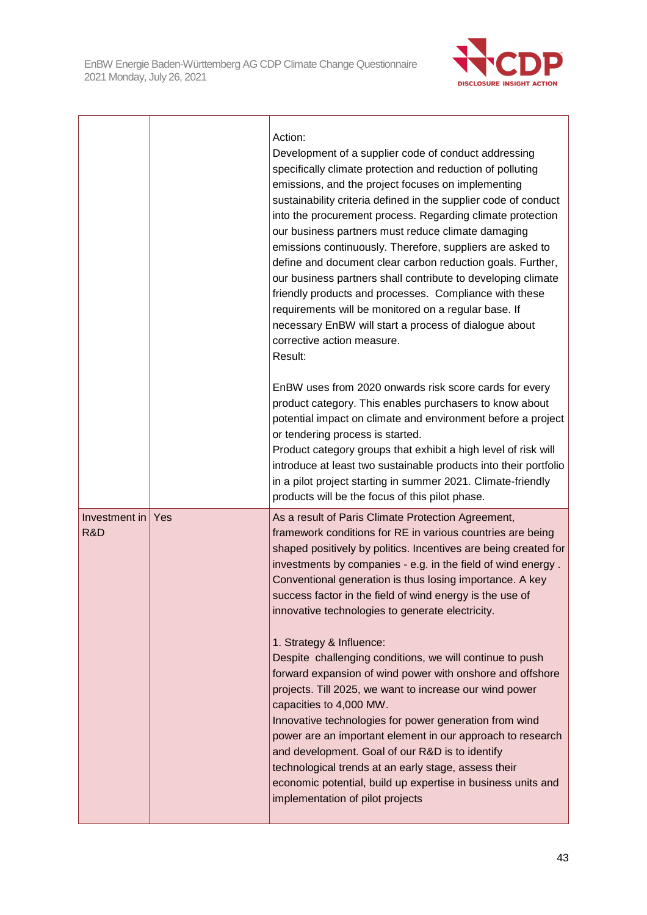| | | |
|---|---|---|
| | | Action:<br>Development of a supplier code of conduct addressing specifically climate protection and reduction of polluting emissions, and the project focuses on implementing sustainability criteria defined in the supplier code of conduct into the procurement process. Regarding climate protection our business partners must reduce climate damaging emissions continuously. Therefore, suppliers are asked to define and document clear carbon reduction goals. Further, our business partners shall contribute to developing climate friendly products and processes. Compliance with these requirements will be monitored on a regular base. If necessary EnBW will start a process of dialogue about corrective action measure.<br>Result:<br><br>EnBW uses from 2020 onwards risk score cards for every product category. This enables purchasers to know about potential impact on climate and environment before a project or tendering process is started.<br>Product category groups that exhibit a high level of risk will introduce at least two sustainable products into their portfolio in a pilot project starting in summer 2021. Climate-friendly products will be the focus of this pilot phase. |
| Investment in R&D | Yes | As a result of Paris Climate Protection Agreement, framework conditions for RE in various countries are being shaped positively by politics. Incentives are being created for investments by companies - e.g. in the field of wind energy . Conventional generation is thus losing importance. A key success factor in the field of wind energy is the use of innovative technologies to generate electricity.<br><br>1. Strategy & Influence:<br>Despite challenging conditions, we will continue to push forward expansion of wind power with onshore and offshore projects. Till 2025, we want to increase our wind power capacities to 4,000 MW.<br>Innovative technologies for power generation from wind power are an important element in our approach to research and development. Goal of our R&D is to identify technological trends at an early stage, assess their economic potential, build up expertise in business units and implementation of pilot projects |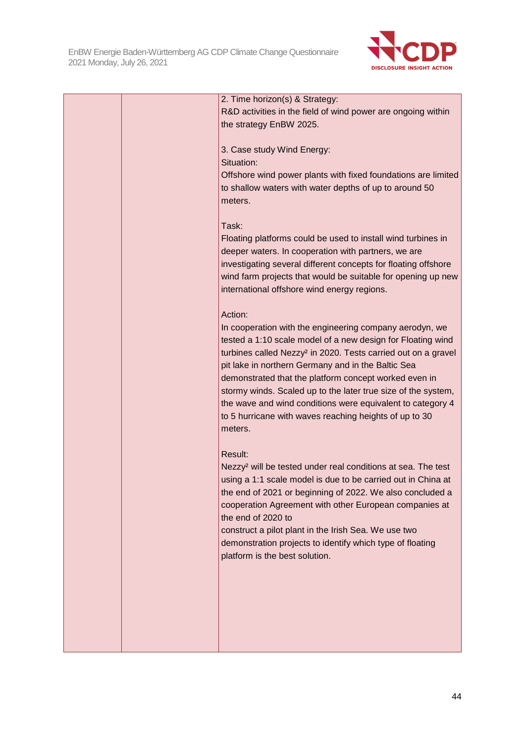| | | 2. Time horizon(s) & Strategy:<br>R&D activities in the field of wind power are ongoing within the strategy EnBW 2025.<br><br>3. Case study Wind Energy:<br>Situation:<br>Offshore wind power plants with fixed foundations are limited to shallow waters with water depths of up to around 50 meters.<br><br>Task:<br>Floating platforms could be used to install wind turbines in deeper waters. In cooperation with partners, we are investigating several different concepts for floating offshore wind farm projects that would be suitable for opening up new international offshore wind energy regions.<br><br>Action:<br>In cooperation with the engineering company aerodyn, we tested a 1:10 scale model of a new design for Floating wind turbines called Nezzy² in 2020. Tests carried out on a gravel pit lake in northern Germany and in the Baltic Sea demonstrated that the platform concept worked even in stormy winds. Scaled up to the later true size of the system, the wave and wind conditions were equivalent to category 4 to 5 hurricane with waves reaching heights of up to 30 meters.<br><br>Result:<br>Nezzy² will be tested under real conditions at sea. The test using a 1:1 scale model is due to be carried out in China at the end of 2021 or beginning of 2022. We also concluded a cooperation Agreement with other European companies at the end of 2020 to<br>construct a pilot plant in the Irish Sea. We use two demonstration projects to identify which type of floating platform is the best solution. |
|---|---|---|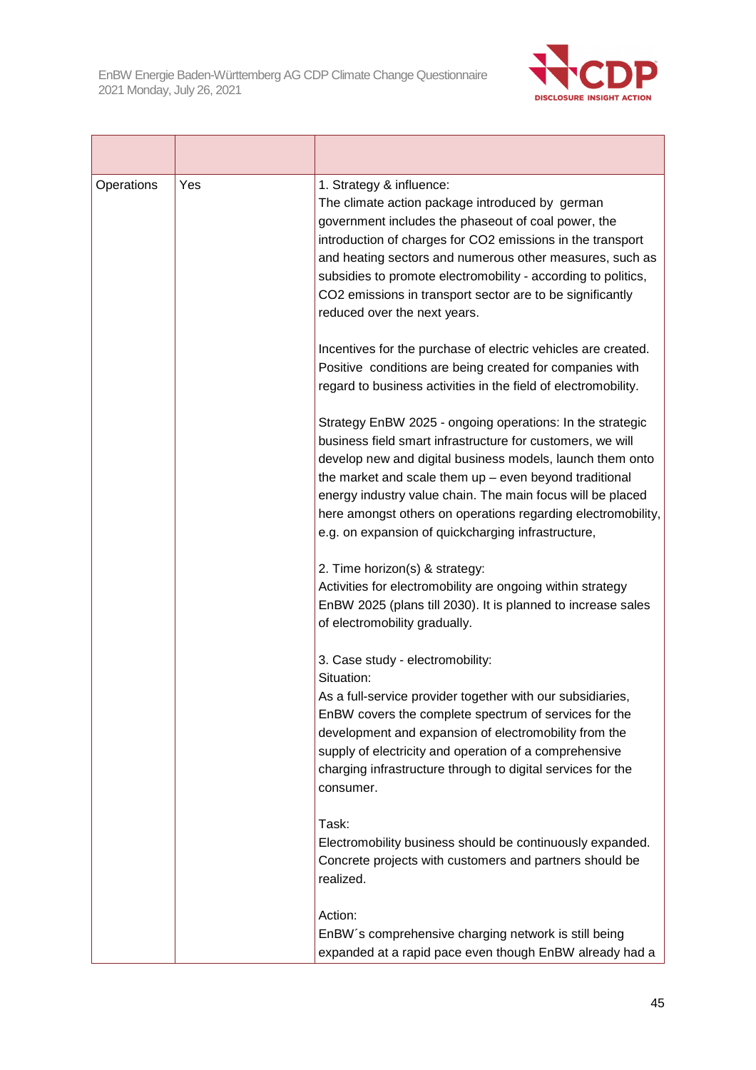| | | |
|---|---|---|
| Operations | Yes | 1. Strategy & influence:<br>The climate action package introduced by german government includes the phaseout of coal power, the introduction of charges for CO2 emissions in the transport and heating sectors and numerous other measures, such as subsidies to promote electromobility - according to politics, CO2 emissions in transport sector are to be significantly reduced over the next years.<br><br>Incentives for the purchase of electric vehicles are created. Positive conditions are being created for companies with regard to business activities in the field of electromobility.<br><br>Strategy EnBW 2025 - ongoing operations: In the strategic business field smart infrastructure for customers, we will develop new and digital business models, launch them onto the market and scale them up – even beyond traditional energy industry value chain. The main focus will be placed here amongst others on operations regarding electromobility, e.g. on expansion of quickcharging infrastructure,<br><br>2. Time horizon(s) & strategy:<br>Activities for electromobility are ongoing within strategy EnBW 2025 (plans till 2030). It is planned to increase sales of electromobility gradually.<br><br>3. Case study - electromobility:<br>Situation:<br>As a full-service provider together with our subsidiaries, EnBW covers the complete spectrum of services for the development and expansion of electromobility from the supply of electricity and operation of a comprehensive charging infrastructure through to digital services for the consumer.<br><br>Task:<br>Electromobility business should be continuously expanded. Concrete projects with customers and partners should be realized.<br><br>Action:<br>EnBW´s comprehensive charging network is still being expanded at a rapid pace even though EnBW already had a |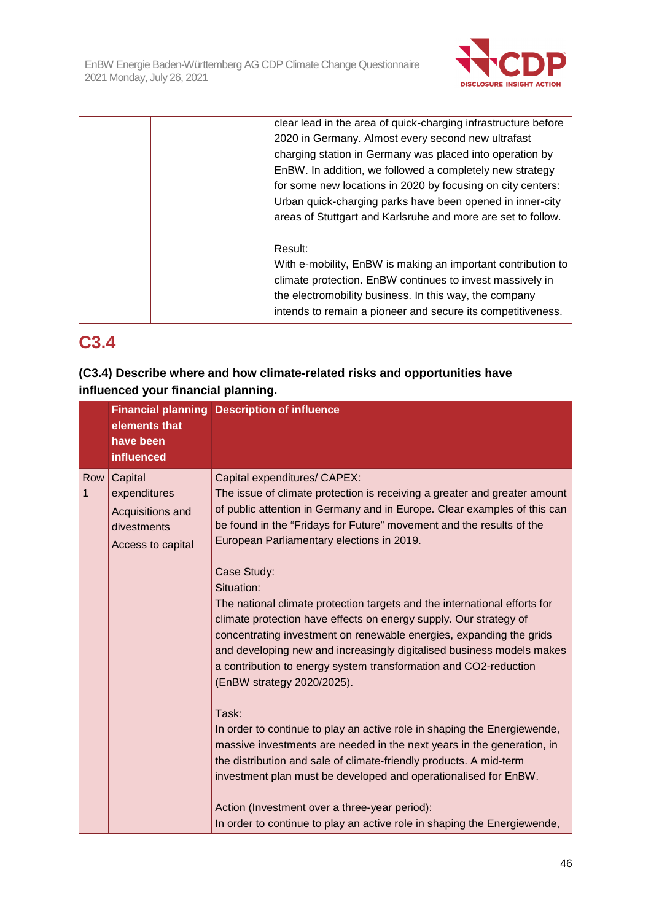| | | |
|---|---|---|
| | | clear lead in the area of quick-charging infrastructure before 2020 in Germany. Almost every second new ultrafast charging station in Germany was placed into operation by EnBW. In addition, we followed a completely new strategy for some new locations in 2020 by focusing on city centers: Urban quick-charging parks have been opened in inner-city areas of Stuttgart and Karlsruhe and more are set to follow.<br><br>Result:<br>With e-mobility, EnBW is making an important contribution to climate protection. EnBW continues to invest massively in the electromobility business. In this way, the company intends to remain a pioneer and secure its competitiveness. |

## C3.4

**(C3.4) Describe where and how climate-related risks and opportunities have influenced your financial planning.**

| | Financial planning elements that have been influenced | Description of influence |
|---|---|---|
| Row 1 | Capital expenditures<br>Acquisitions and divestments<br>Access to capital | Capital expenditures/ CAPEX:<br>The issue of climate protection is receiving a greater and greater amount of public attention in Germany and in Europe. Clear examples of this can be found in the "Fridays for Future" movement and the results of the European Parliamentary elections in 2019.<br><br>Case Study:<br>Situation:<br>The national climate protection targets and the international efforts for climate protection have effects on energy supply. Our strategy of concentrating investment on renewable energies, expanding the grids and developing new and increasingly digitalised business models makes a contribution to energy system transformation and CO2-reduction (EnBW strategy 2020/2025).<br><br>Task:<br>In order to continue to play an active role in shaping the Energiewende, massive investments are needed in the next years in the generation, in the distribution and sale of climate-friendly products. A mid-term investment plan must be developed and operationalised for EnBW.<br><br>Action (Investment over a three-year period):<br>In order to continue to play an active role in shaping the Energiewende, |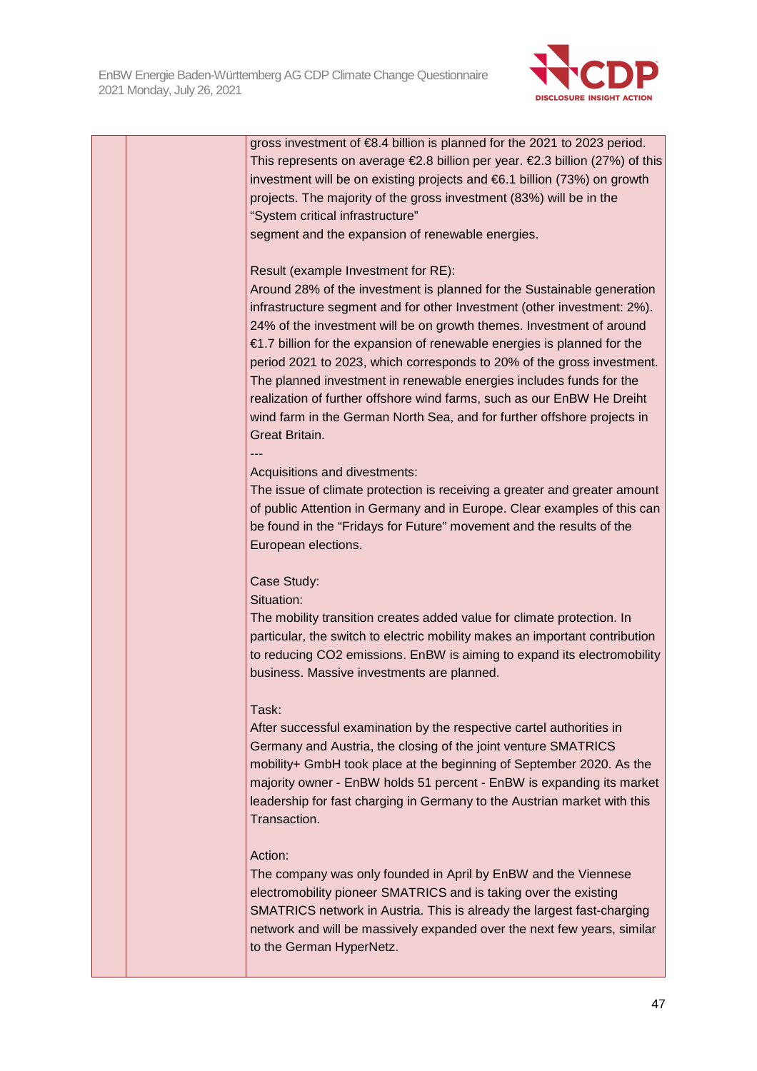| | | gross investment of €8.4 billion is planned for the 2021 to 2023 period. This represents on average €2.8 billion per year. €2.3 billion (27%) of this investment will be on existing projects and €6.1 billion (73%) on growth projects. The majority of the gross investment (83%) will be in the "System critical infrastructure"<br>segment and the expansion of renewable energies.<br><br>Result (example Investment for RE):<br>Around 28% of the investment is planned for the Sustainable generation infrastructure segment and for other Investment (other investment: 2%). 24% of the investment will be on growth themes. Investment of around €1.7 billion for the expansion of renewable energies is planned for the period 2021 to 2023, which corresponds to 20% of the gross investment. The planned investment in renewable energies includes funds for the realization of further offshore wind farms, such as our EnBW He Dreiht wind farm in the German North Sea, and for further offshore projects in Great Britain.<br>---<br>Acquisitions and divestments:<br>The issue of climate protection is receiving a greater and greater amount of public Attention in Germany and in Europe. Clear examples of this can be found in the "Fridays for Future" movement and the results of the European elections.<br><br>Case Study:<br>Situation:<br>The mobility transition creates added value for climate protection. In particular, the switch to electric mobility makes an important contribution to reducing CO2 emissions. EnBW is aiming to expand its electromobility business. Massive investments are planned.<br><br>Task:<br>After successful examination by the respective cartel authorities in Germany and Austria, the closing of the joint venture SMATRICS mobility+ GmbH took place at the beginning of September 2020. As the majority owner - EnBW holds 51 percent - EnBW is expanding its market leadership for fast charging in Germany to the Austrian market with this Transaction.<br><br>Action:<br>The company was only founded in April by EnBW and the Viennese electromobility pioneer SMATRICS and is taking over the existing SMATRICS network in Austria. This is already the largest fast-charging network and will be massively expanded over the next few years, similar to the German HyperNetz. |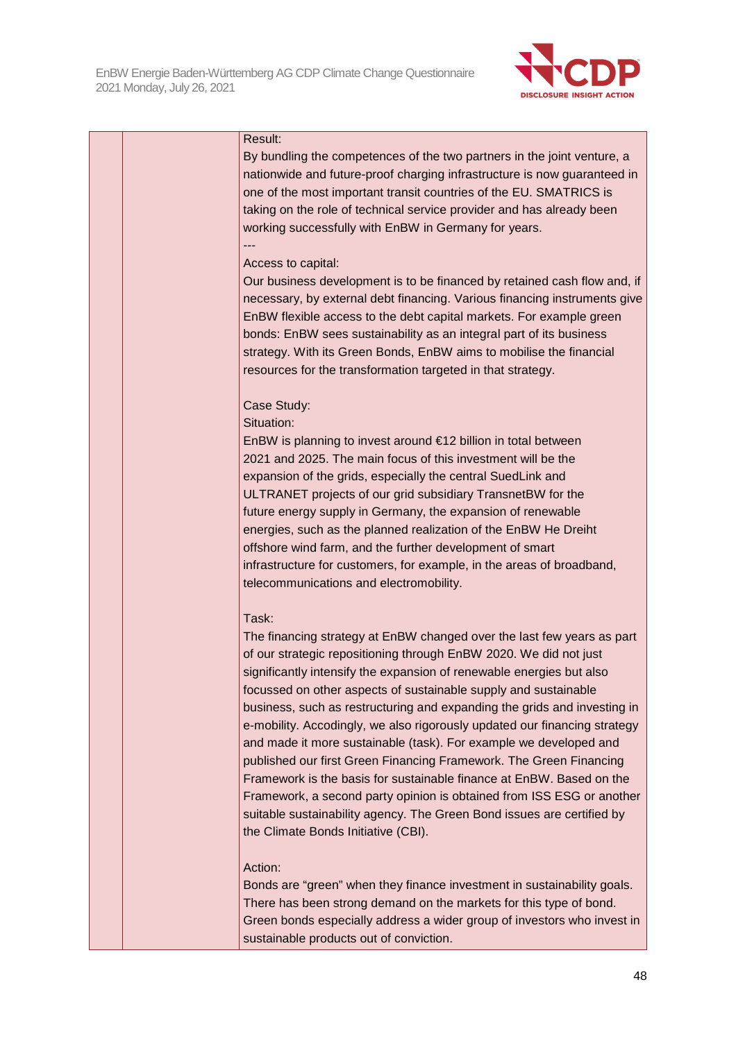| | | Result:<br>By bundling the competences of the two partners in the joint venture, a nationwide and future-proof charging infrastructure is now guaranteed in one of the most important transit countries of the EU. SMATRICS is taking on the role of technical service provider and has already been working successfully with EnBW in Germany for years.<br>---<br>Access to capital:<br>Our business development is to be financed by retained cash flow and, if necessary, by external debt financing. Various financing instruments give EnBW flexible access to the debt capital markets. For example green bonds: EnBW sees sustainability as an integral part of its business strategy. With its Green Bonds, EnBW aims to mobilise the financial resources for the transformation targeted in that strategy.<br><br>Case Study:<br>Situation:<br>EnBW is planning to invest around €12 billion in total between 2021 and 2025. The main focus of this investment will be the expansion of the grids, especially the central SuedLink and ULTRANET projects of our grid subsidiary TransnetBW for the future energy supply in Germany, the expansion of renewable energies, such as the planned realization of the EnBW He Dreiht offshore wind farm, and the further development of smart infrastructure for customers, for example, in the areas of broadband, telecommunications and electromobility.<br><br>Task:<br>The financing strategy at EnBW changed over the last few years as part of our strategic repositioning through EnBW 2020. We did not just significantly intensify the expansion of renewable energies but also focussed on other aspects of sustainable supply and sustainable business, such as restructuring and expanding the grids and investing in e-mobility. Accordingly, we also rigorously updated our financing strategy and made it more sustainable (task). For example we developed and published our first Green Financing Framework. The Green Financing Framework is the basis for sustainable finance at EnBW. Based on the Framework, a second party opinion is obtained from ISS ESG or another suitable sustainability agency. The Green Bond issues are certified by the Climate Bonds Initiative (CBI).<br><br>Action:<br>Bonds are "green" when they finance investment in sustainability goals. There has been strong demand on the markets for this type of bond. Green bonds especially address a wider group of investors who invest in sustainable products out of conviction. |
|---|---|---|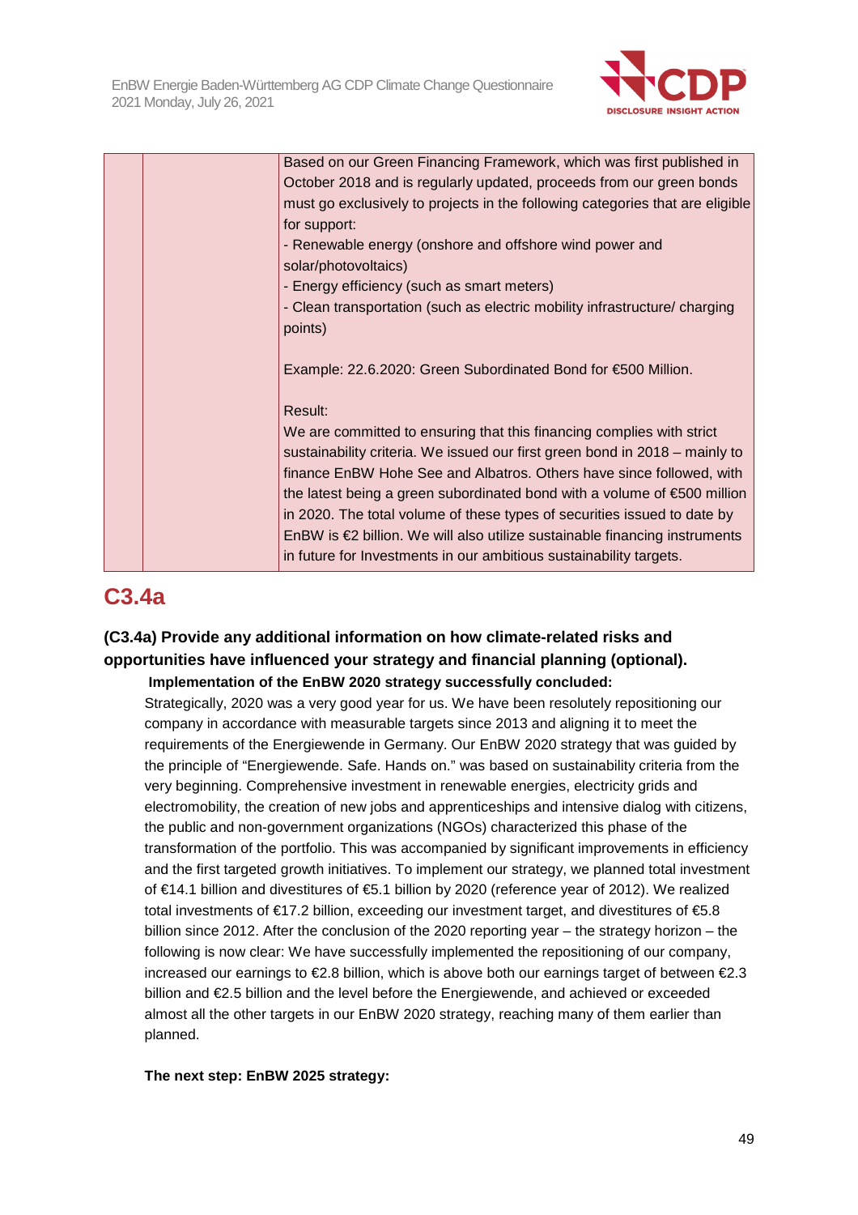| | | Based on our Green Financing Framework, which was first published in October 2018 and is regularly updated, proceeds from our green bonds must go exclusively to projects in the following categories that are eligible for support:<br>- Renewable energy (onshore and offshore wind power and solar/photovoltaics)<br>- Energy efficiency (such as smart meters)<br>- Clean transportation (such as electric mobility infrastructure/ charging points)<br><br>Example: 22.6.2020: Green Subordinated Bond for €500 Million.<br><br>Result:<br>We are committed to ensuring that this financing complies with strict sustainability criteria. We issued our first green bond in 2018 – mainly to finance EnBW Hohe See and Albatros. Others have since followed, with the latest being a green subordinated bond with a volume of €500 million in 2020. The total volume of these types of securities issued to date by EnBW is €2 billion. We will also utilize sustainable financing instruments in future for Investments in our ambitious sustainability targets. |
|---|---|---|

## C3.4a

**(C3.4a) Provide any additional information on how climate-related risks and opportunities have influenced your strategy and financial planning (optional).**

**Implementation of the EnBW 2020 strategy successfully concluded:**

Strategically, 2020 was a very good year for us. We have been resolutely repositioning our company in accordance with measurable targets since 2013 and aligning it to meet the requirements of the Energiewende in Germany. Our EnBW 2020 strategy that was guided by the principle of "Energiewende. Safe. Hands on." was based on sustainability criteria from the very beginning. Comprehensive investment in renewable energies, electricity grids and electromobility, the creation of new jobs and apprenticeships and intensive dialog with citizens, the public and non-government organizations (NGOs) characterized this phase of the transformation of the portfolio. This was accompanied by significant improvements in efficiency and the first targeted growth initiatives. To implement our strategy, we planned total investment of €14.1 billion and divestitures of €5.1 billion by 2020 (reference year of 2012). We realized total investments of €17.2 billion, exceeding our investment target, and divestitures of €5.8 billion since 2012. After the conclusion of the 2020 reporting year – the strategy horizon – the following is now clear: We have successfully implemented the repositioning of our company, increased our earnings to €2.8 billion, which is above both our earnings target of between €2.3 billion and €2.5 billion and the level before the Energiewende, and achieved or exceeded almost all the other targets in our EnBW 2020 strategy, reaching many of them earlier than planned.

**The next step: EnBW 2025 strategy:**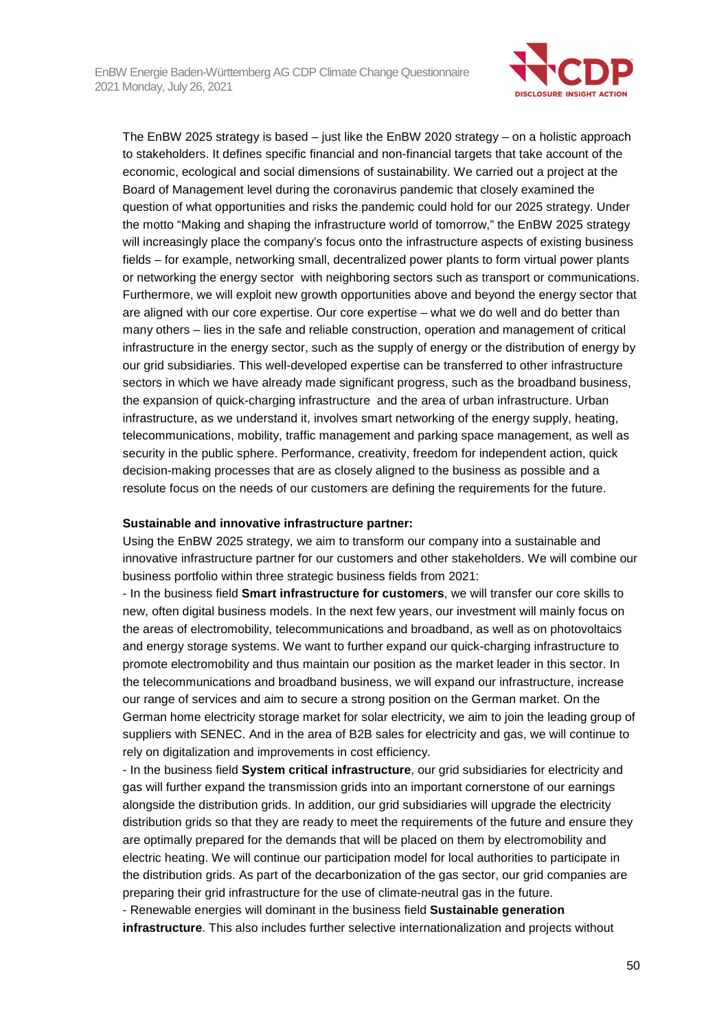The EnBW 2025 strategy is based – just like the EnBW 2020 strategy – on a holistic approach to stakeholders. It defines specific financial and non-financial targets that take account of the economic, ecological and social dimensions of sustainability. We carried out a project at the Board of Management level during the coronavirus pandemic that closely examined the question of what opportunities and risks the pandemic could hold for our 2025 strategy. Under the motto "Making and shaping the infrastructure world of tomorrow," the EnBW 2025 strategy will increasingly place the company's focus onto the infrastructure aspects of existing business fields – for example, networking small, decentralized power plants to form virtual power plants or networking the energy sector with neighboring sectors such as transport or communications. Furthermore, we will exploit new growth opportunities above and beyond the energy sector that are aligned with our core expertise. Our core expertise – what we do well and do better than many others – lies in the safe and reliable construction, operation and management of critical infrastructure in the energy sector, such as the supply of energy or the distribution of energy by our grid subsidiaries. This well-developed expertise can be transferred to other infrastructure sectors in which we have already made significant progress, such as the broadband business, the expansion of quick-charging infrastructure and the area of urban infrastructure. Urban infrastructure, as we understand it, involves smart networking of the energy supply, heating, telecommunications, mobility, traffic management and parking space management, as well as security in the public sphere. Performance, creativity, freedom for independent action, quick decision-making processes that are as closely aligned to the business as possible and a resolute focus on the needs of our customers are defining the requirements for the future.

**Sustainable and innovative infrastructure partner:**
Using the EnBW 2025 strategy, we aim to transform our company into a sustainable and innovative infrastructure partner for our customers and other stakeholders. We will combine our business portfolio within three strategic business fields from 2021:
- In the business field **Smart infrastructure for customers**, we will transfer our core skills to new, often digital business models. In the next few years, our investment will mainly focus on the areas of electromobility, telecommunications and broadband, as well as on photovoltaics and energy storage systems. We want to further expand our quick-charging infrastructure to promote electromobility and thus maintain our position as the market leader in this sector. In the telecommunications and broadband business, we will expand our infrastructure, increase our range of services and aim to secure a strong position on the German market. On the German home electricity storage market for solar electricity, we aim to join the leading group of suppliers with SENEC. And in the area of B2B sales for electricity and gas, we will continue to rely on digitalization and improvements in cost efficiency.
- In the business field **System critical infrastructure**, our grid subsidiaries for electricity and gas will further expand the transmission grids into an important cornerstone of our earnings alongside the distribution grids. In addition, our grid subsidiaries will upgrade the electricity distribution grids so that they are ready to meet the requirements of the future and ensure they are optimally prepared for the demands that will be placed on them by electromobility and electric heating. We will continue our participation model for local authorities to participate in the distribution grids. As part of the decarbonization of the gas sector, our grid companies are preparing their grid infrastructure for the use of climate-neutral gas in the future.
- Renewable energies will dominant in the business field **Sustainable generation infrastructure**. This also includes further selective internationalization and projects without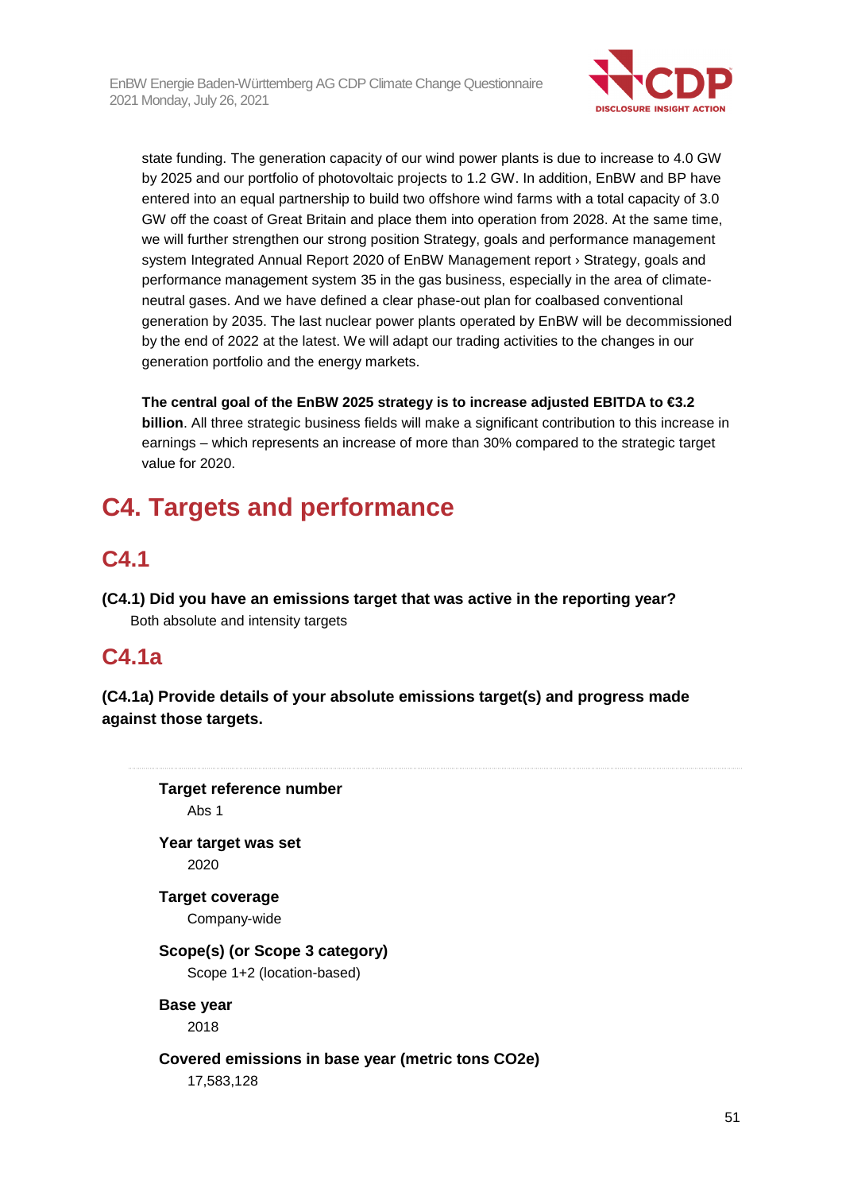state funding. The generation capacity of our wind power plants is due to increase to 4.0 GW by 2025 and our portfolio of photovoltaic projects to 1.2 GW. In addition, EnBW and BP have entered into an equal partnership to build two offshore wind farms with a total capacity of 3.0 GW off the coast of Great Britain and place them into operation from 2028. At the same time, we will further strengthen our strong position Strategy, goals and performance management system Integrated Annual Report 2020 of EnBW Management report › Strategy, goals and performance management system 35 in the gas business, especially in the area of climate-neutral gases. And we have defined a clear phase-out plan for coalbased conventional generation by 2035. The last nuclear power plants operated by EnBW will be decommissioned by the end of 2022 at the latest. We will adapt our trading activities to the changes in our generation portfolio and the energy markets.

**The central goal of the EnBW 2025 strategy is to increase adjusted EBITDA to €3.2 billion**. All three strategic business fields will make a significant contribution to this increase in earnings – which represents an increase of more than 30% compared to the strategic target value for 2020.

# C4. Targets and performance

## C4.1

**(C4.1) Did you have an emissions target that was active in the reporting year?**

Both absolute and intensity targets

## C4.1a

**(C4.1a) Provide details of your absolute emissions target(s) and progress made against those targets.**

**Target reference number**

Abs 1

**Year target was set**

2020

**Target coverage**

Company-wide

**Scope(s) (or Scope 3 category)**

Scope 1+2 (location-based)

**Base year**

2018

**Covered emissions in base year (metric tons CO2e)**

17,583,128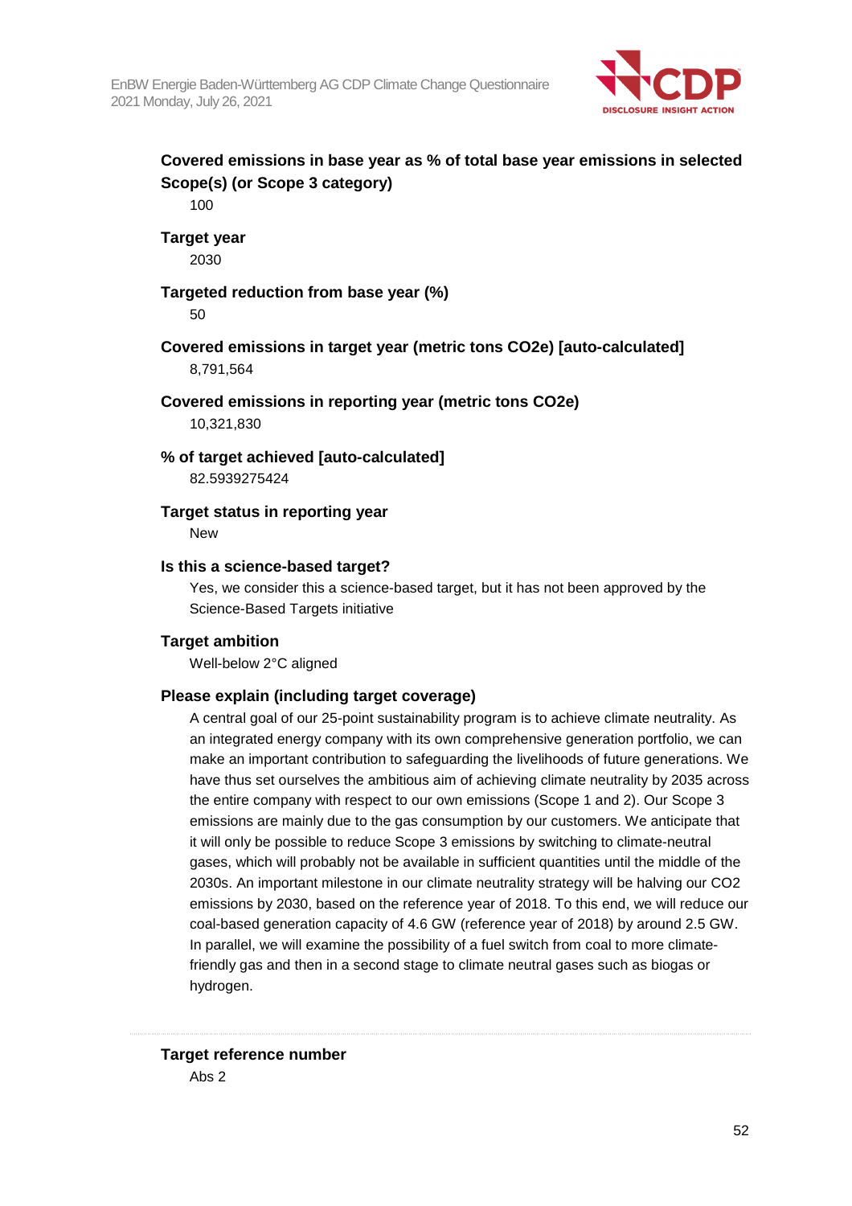**Covered emissions in base year as % of total base year emissions in selected Scope(s) (or Scope 3 category)**

100

**Target year**

2030

**Targeted reduction from base year (%)**

50

**Covered emissions in target year (metric tons CO2e) [auto-calculated]**

8,791,564

**Covered emissions in reporting year (metric tons CO2e)**

10,321,830

**% of target achieved [auto-calculated]**

82.5939275424

**Target status in reporting year**

New

**Is this a science-based target?**

Yes, we consider this a science-based target, but it has not been approved by the Science-Based Targets initiative

**Target ambition**

Well-below 2°C aligned

**Please explain (including target coverage)**

A central goal of our 25-point sustainability program is to achieve climate neutrality. As an integrated energy company with its own comprehensive generation portfolio, we can make an important contribution to safeguarding the livelihoods of future generations. We have thus set ourselves the ambitious aim of achieving climate neutrality by 2035 across the entire company with respect to our own emissions (Scope 1 and 2). Our Scope 3 emissions are mainly due to the gas consumption by our customers. We anticipate that it will only be possible to reduce Scope 3 emissions by switching to climate-neutral gases, which will probably not be available in sufficient quantities until the middle of the 2030s. An important milestone in our climate neutrality strategy will be halving our $CO_2$ emissions by 2030, based on the reference year of 2018. To this end, we will reduce our coal-based generation capacity of 4.6 GW (reference year of 2018) by around 2.5 GW. In parallel, we will examine the possibility of a fuel switch from coal to more climate-friendly gas and then in a second stage to climate neutral gases such as biogas or hydrogen.

---

**Target reference number**

Abs 2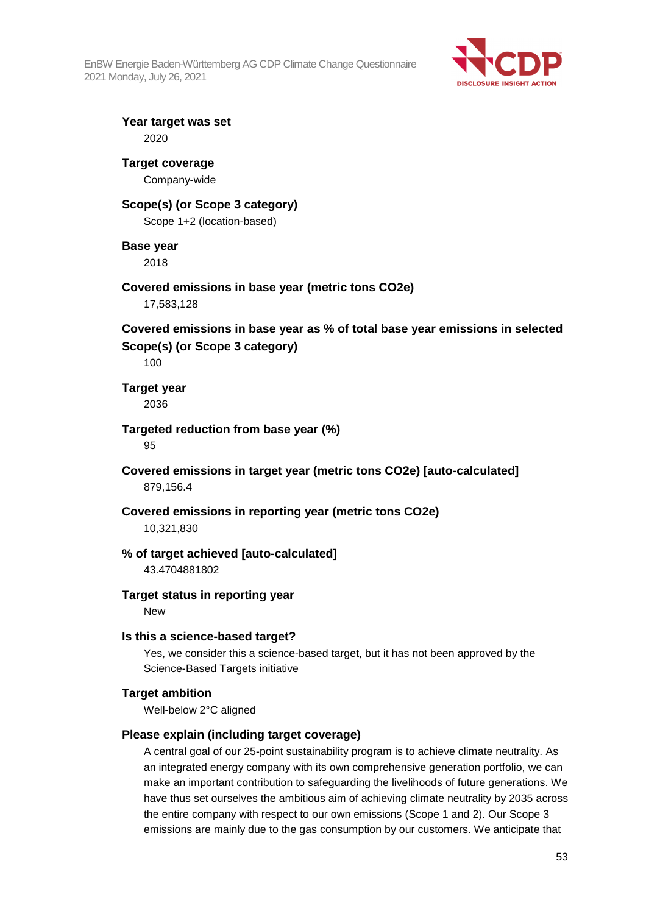**Year target was set**

2020

**Target coverage**

Company-wide

**Scope(s) (or Scope 3 category)**

Scope 1+2 (location-based)

**Base year**

2018

**Covered emissions in base year (metric tons CO2e)**

17,583,128

**Covered emissions in base year as % of total base year emissions in selected Scope(s) (or Scope 3 category)**

100

**Target year**

2036

**Targeted reduction from base year (%)**

95

**Covered emissions in target year (metric tons CO2e) [auto-calculated]**

879,156.4

**Covered emissions in reporting year (metric tons CO2e)**

10,321,830

**% of target achieved [auto-calculated]**

43.4704881802

**Target status in reporting year**

New

**Is this a science-based target?**

Yes, we consider this a science-based target, but it has not been approved by the Science-Based Targets initiative

**Target ambition**

Well-below 2°C aligned

**Please explain (including target coverage)**

A central goal of our 25-point sustainability program is to achieve climate neutrality. As an integrated energy company with its own comprehensive generation portfolio, we can make an important contribution to safeguarding the livelihoods of future generations. We have thus set ourselves the ambitious aim of achieving climate neutrality by 2035 across the entire company with respect to our own emissions (Scope 1 and 2). Our Scope 3 emissions are mainly due to the gas consumption by our customers. We anticipate that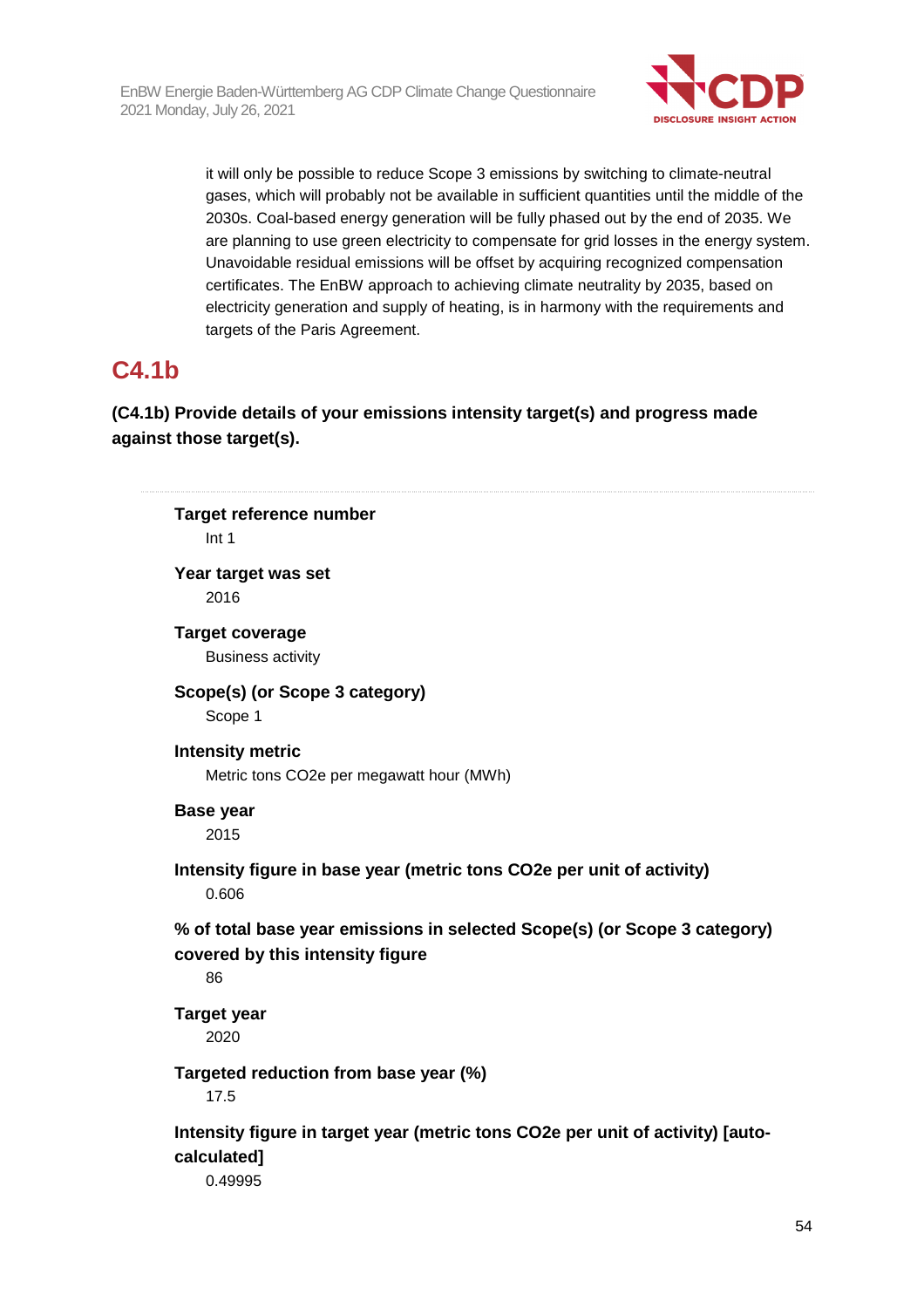it will only be possible to reduce Scope 3 emissions by switching to climate-neutral gases, which will probably not be available in sufficient quantities until the middle of the 2030s. Coal-based energy generation will be fully phased out by the end of 2035. We are planning to use green electricity to compensate for grid losses in the energy system. Unavoidable residual emissions will be offset by acquiring recognized compensation certificates. The EnBW approach to achieving climate neutrality by 2035, based on electricity generation and supply of heating, is in harmony with the requirements and targets of the Paris Agreement.

## C4.1b

**(C4.1b) Provide details of your emissions intensity target(s) and progress made against those target(s).**

**Target reference number**
Int 1

**Year target was set**
2016

**Target coverage**
Business activity

**Scope(s) (or Scope 3 category)**
Scope 1

**Intensity metric**
Metric tons CO2e per megawatt hour (MWh)

**Base year**
2015

**Intensity figure in base year (metric tons CO2e per unit of activity)**
0.606

**% of total base year emissions in selected Scope(s) (or Scope 3 category) covered by this intensity figure**
86

**Target year**
2020

**Targeted reduction from base year (%)**
17.5

**Intensity figure in target year (metric tons CO2e per unit of activity) [auto-calculated]**
0.49995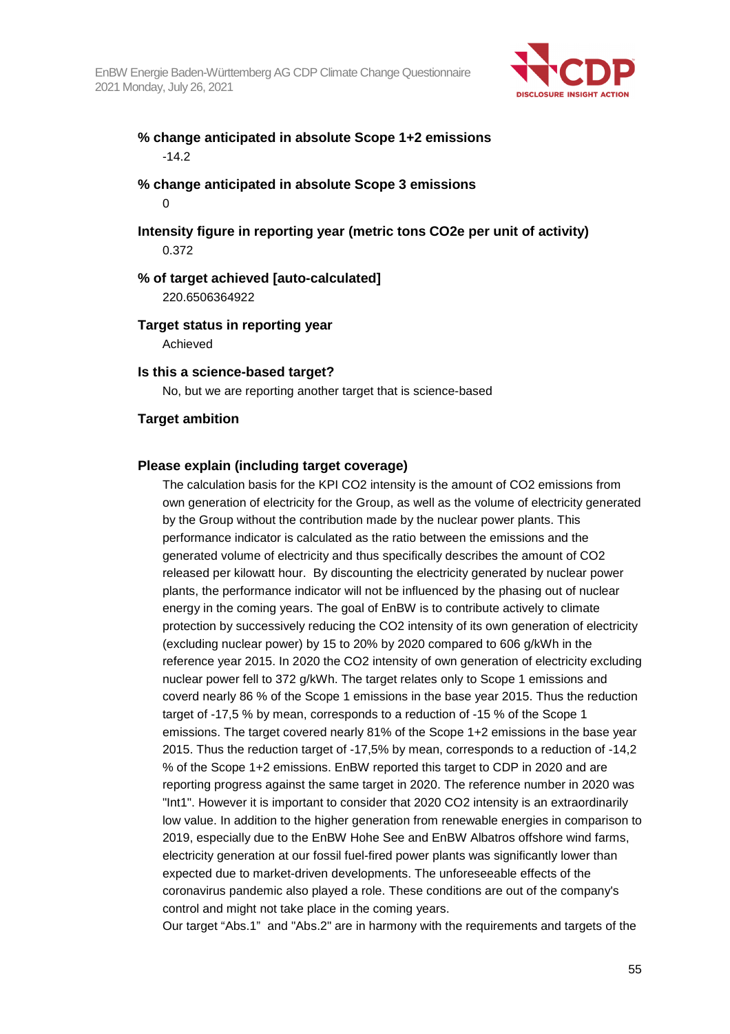**% change anticipated in absolute Scope 1+2 emissions**

-14.2

**% change anticipated in absolute Scope 3 emissions**

0

**Intensity figure in reporting year (metric tons CO2e per unit of activity)**

0.372

**% of target achieved [auto-calculated]**

220.6506364922

**Target status in reporting year**

Achieved

**Is this a science-based target?**

No, but we are reporting another target that is science-based

**Target ambition**

**Please explain (including target coverage)**

The calculation basis for the KPI CO2 intensity is the amount of CO2 emissions from own generation of electricity for the Group, as well as the volume of electricity generated by the Group without the contribution made by the nuclear power plants. This performance indicator is calculated as the ratio between the emissions and the generated volume of electricity and thus specifically describes the amount of CO2 released per kilowatt hour. By discounting the electricity generated by nuclear power plants, the performance indicator will not be influenced by the phasing out of nuclear energy in the coming years. The goal of EnBW is to contribute actively to climate protection by successively reducing the CO2 intensity of its own generation of electricity (excluding nuclear power) by 15 to 20% by 2020 compared to 606 g/kWh in the reference year 2015. In 2020 the CO2 intensity of own generation of electricity excluding nuclear power fell to 372 g/kWh. The target relates only to Scope 1 emissions and coverd nearly 86 % of the Scope 1 emissions in the base year 2015. Thus the reduction target of -17,5 % by mean, corresponds to a reduction of -15 % of the Scope 1 emissions. The target covered nearly 81% of the Scope 1+2 emissions in the base year 2015. Thus the reduction target of -17,5% by mean, corresponds to a reduction of -14,2 % of the Scope 1+2 emissions. EnBW reported this target to CDP in 2020 and are reporting progress against the same target in 2020. The reference number in 2020 was "Int1". However it is important to consider that 2020 CO2 intensity is an extraordinarily low value. In addition to the higher generation from renewable energies in comparison to 2019, especially due to the EnBW Hohe See and EnBW Albatros offshore wind farms, electricity generation at our fossil fuel-fired power plants was significantly lower than expected due to market-driven developments. The unforeseeable effects of the coronavirus pandemic also played a role. These conditions are out of the company's control and might not take place in the coming years.

Our target “Abs.1” and "Abs.2" are in harmony with the requirements and targets of the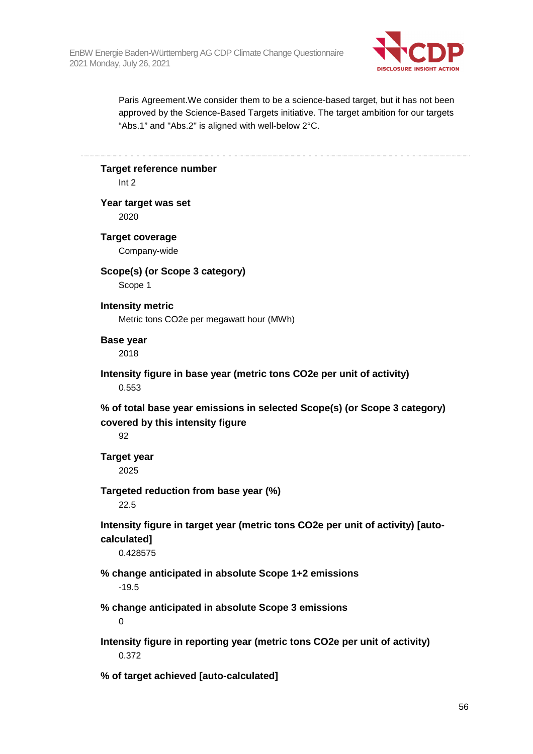Paris Agreement.We consider them to be a science-based target, but it has not been approved by the Science-Based Targets initiative. The target ambition for our targets “Abs.1” and "Abs.2" is aligned with well-below 2°C.

---

**Target reference number**

Int 2

**Year target was set**

2020

**Target coverage**

Company-wide

**Scope(s) (or Scope 3 category)**

Scope 1

**Intensity metric**

Metric tons CO2e per megawatt hour (MWh)

**Base year**

2018

**Intensity figure in base year (metric tons CO2e per unit of activity)**

0.553

**% of total base year emissions in selected Scope(s) (or Scope 3 category) covered by this intensity figure**

92

**Target year**

2025

**Targeted reduction from base year (%)**

22.5

**Intensity figure in target year (metric tons CO2e per unit of activity) [auto-calculated]**

0.428575

**% change anticipated in absolute Scope 1+2 emissions**

-19.5

**% change anticipated in absolute Scope 3 emissions**

0

**Intensity figure in reporting year (metric tons CO2e per unit of activity)**

0.372

**% of target achieved [auto-calculated]**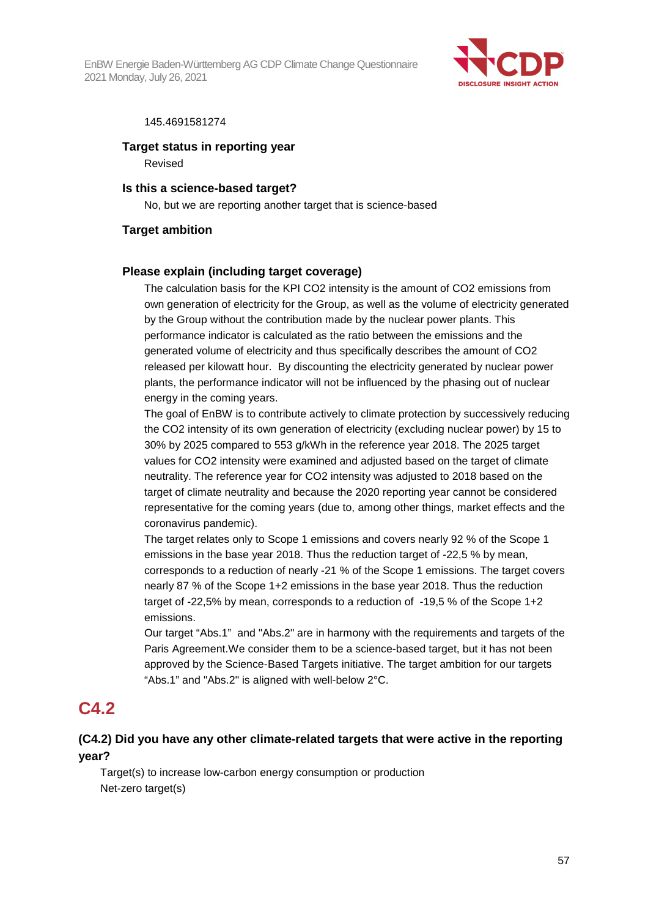145.4691581274

**Target status in reporting year**

Revised

**Is this a science-based target?**

No, but we are reporting another target that is science-based

**Target ambition**

**Please explain (including target coverage)**

The calculation basis for the KPI $CO_2$ intensity is the amount of $CO_2$ emissions from own generation of electricity for the Group, as well as the volume of electricity generated by the Group without the contribution made by the nuclear power plants. This performance indicator is calculated as the ratio between the emissions and the generated volume of electricity and thus specifically describes the amount of $CO_2$ released per kilowatt hour. By discounting the electricity generated by nuclear power plants, the performance indicator will not be influenced by the phasing out of nuclear energy in the coming years.

The goal of EnBW is to contribute actively to climate protection by successively reducing the $CO_2$ intensity of its own generation of electricity (excluding nuclear power) by 15 to 30% by 2025 compared to 553 g/kWh in the reference year 2018. The 2025 target values for $CO_2$ intensity were examined and adjusted based on the target of climate neutrality. The reference year for $CO_2$ intensity was adjusted to 2018 based on the target of climate neutrality and because the 2020 reporting year cannot be considered representative for the coming years (due to, among other things, market effects and the coronavirus pandemic).

The target relates only to Scope 1 emissions and covers nearly 92 % of the Scope 1 emissions in the base year 2018. Thus the reduction target of -22,5 % by mean, corresponds to a reduction of nearly -21 % of the Scope 1 emissions. The target covers nearly 87 % of the Scope 1+2 emissions in the base year 2018. Thus the reduction target of -22,5% by mean, corresponds to a reduction of -19,5 % of the Scope 1+2 emissions.

Our target "Abs.1" and "Abs.2" are in harmony with the requirements and targets of the Paris Agreement.We consider them to be a science-based target, but it has not been approved by the Science-Based Targets initiative. The target ambition for our targets "Abs.1" and "Abs.2" is aligned with well-below 2°C.

## C4.2

### (C4.2) Did you have any other climate-related targets that were active in the reporting year?

Target(s) to increase low-carbon energy consumption or production
Net-zero target(s)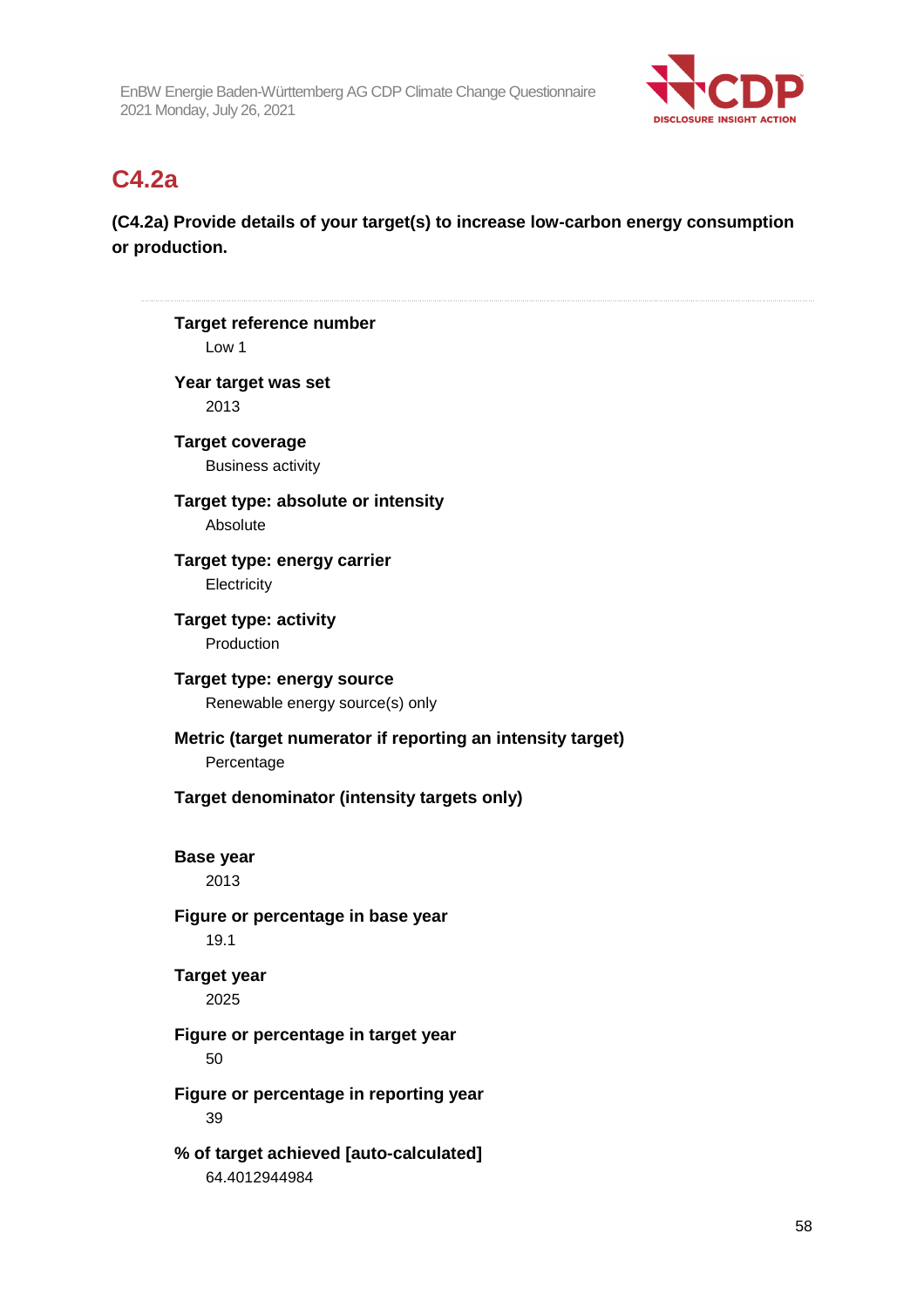## C4.2a

**(C4.2a) Provide details of your target(s) to increase low-carbon energy consumption or production.**

---

**Target reference number**
Low 1

**Year target was set**
2013

**Target coverage**
Business activity

**Target type: absolute or intensity**
Absolute

**Target type: energy carrier**
Electricity

**Target type: activity**
Production

**Target type: energy source**
Renewable energy source(s) only

**Metric (target numerator if reporting an intensity target)**
Percentage

**Target denominator (intensity targets only)**

**Base year**
2013

**Figure or percentage in base year**
19.1

**Target year**
2025

**Figure or percentage in target year**
50

**Figure or percentage in reporting year**
39

**% of target achieved [auto-calculated]**
64.4012944984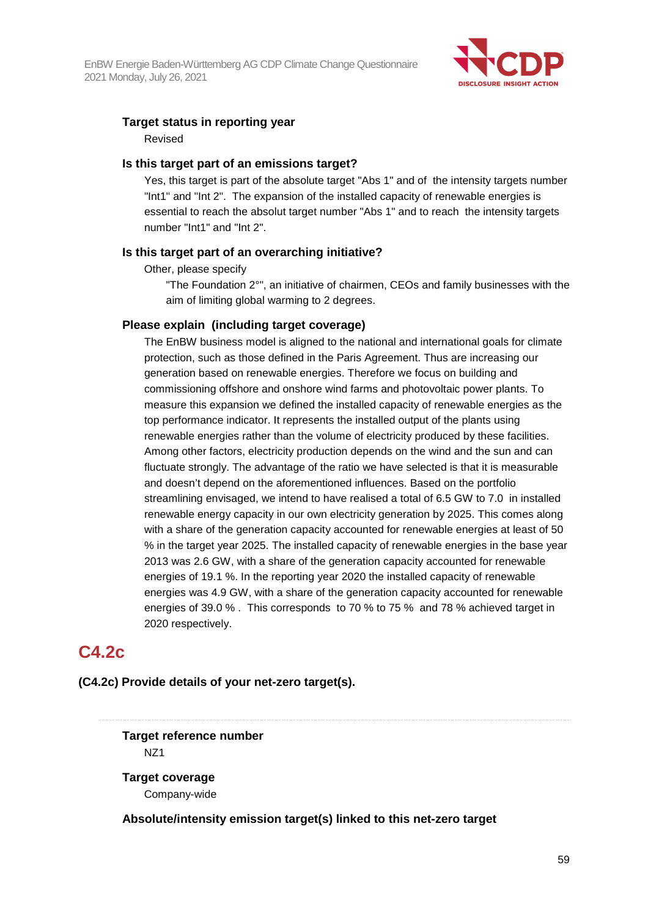**Target status in reporting year**

Revised

**Is this target part of an emissions target?**

Yes, this target is part of the absolute target "Abs 1" and of the intensity targets number "Int1" and "Int 2". The expansion of the installed capacity of renewable energies is essential to reach the absolut target number "Abs 1" and to reach the intensity targets number "Int1" and "Int 2".

**Is this target part of an overarching initiative?**

Other, please specify

"The Foundation 2°", an initiative of chairmen, CEOs and family businesses with the aim of limiting global warming to 2 degrees.

**Please explain (including target coverage)**

The EnBW business model is aligned to the national and international goals for climate protection, such as those defined in the Paris Agreement. Thus are increasing our generation based on renewable energies. Therefore we focus on building and commissioning offshore and onshore wind farms and photovoltaic power plants. To measure this expansion we defined the installed capacity of renewable energies as the top performance indicator. It represents the installed output of the plants using renewable energies rather than the volume of electricity produced by these facilities. Among other factors, electricity production depends on the wind and the sun and can fluctuate strongly. The advantage of the ratio we have selected is that it is measurable and doesn't depend on the aforementioned influences. Based on the portfolio streamlining envisaged, we intend to have realised a total of 6.5 GW to 7.0 in installed renewable energy capacity in our own electricity generation by 2025. This comes along with a share of the generation capacity accounted for renewable energies at least of 50 % in the target year 2025. The installed capacity of renewable energies in the base year 2013 was 2.6 GW, with a share of the generation capacity accounted for renewable energies of 19.1 %. In the reporting year 2020 the installed capacity of renewable energies was 4.9 GW, with a share of the generation capacity accounted for renewable energies of 39.0 % . This corresponds to 70 % to 75 % and 78 % achieved target in 2020 respectively.

## C4.2c

**(C4.2c) Provide details of your net-zero target(s).**

**Target reference number**

NZ1

**Target coverage**

Company-wide

**Absolute/intensity emission target(s) linked to this net-zero target**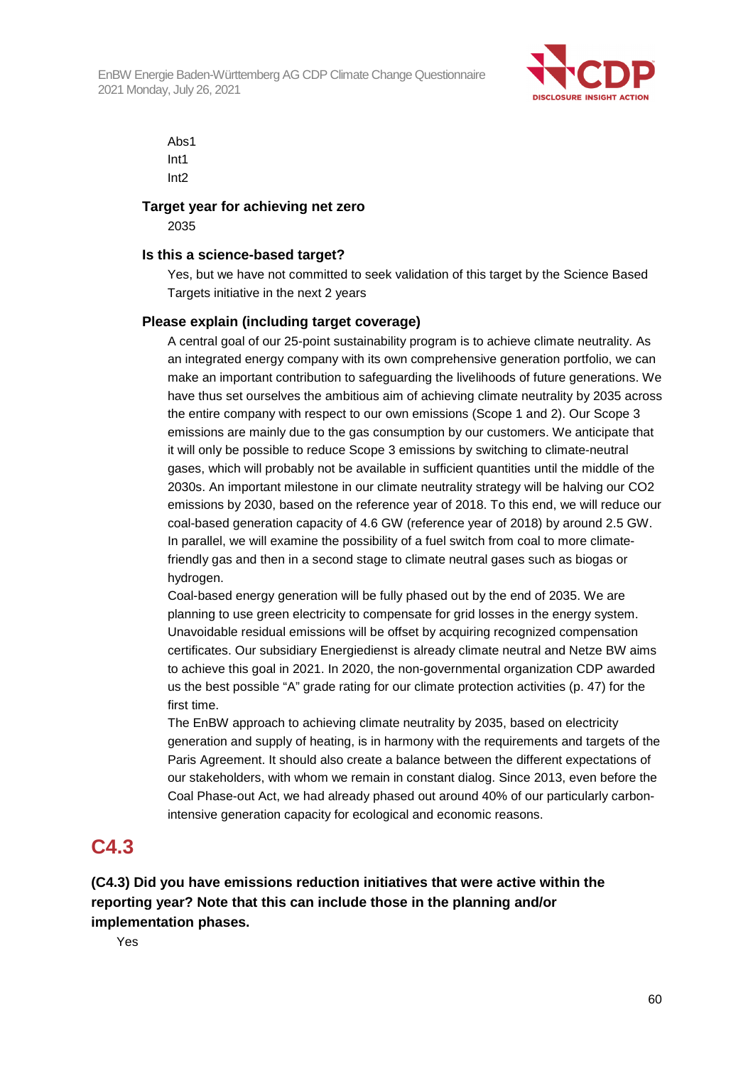Abs1
Int1
Int2

**Target year for achieving net zero**

2035

**Is this a science-based target?**

Yes, but we have not committed to seek validation of this target by the Science Based Targets initiative in the next 2 years

**Please explain (including target coverage)**

A central goal of our 25-point sustainability program is to achieve climate neutrality. As an integrated energy company with its own comprehensive generation portfolio, we can make an important contribution to safeguarding the livelihoods of future generations. We have thus set ourselves the ambitious aim of achieving climate neutrality by 2035 across the entire company with respect to our own emissions (Scope 1 and 2). Our Scope 3 emissions are mainly due to the gas consumption by our customers. We anticipate that it will only be possible to reduce Scope 3 emissions by switching to climate-neutral gases, which will probably not be available in sufficient quantities until the middle of the 2030s. An important milestone in our climate neutrality strategy will be halving our $CO_2$ emissions by 2030, based on the reference year of 2018. To this end, we will reduce our coal-based generation capacity of 4.6 GW (reference year of 2018) by around 2.5 GW. In parallel, we will examine the possibility of a fuel switch from coal to more climate-friendly gas and then in a second stage to climate neutral gases such as biogas or hydrogen.

Coal-based energy generation will be fully phased out by the end of 2035. We are planning to use green electricity to compensate for grid losses in the energy system. Unavoidable residual emissions will be offset by acquiring recognized compensation certificates. Our subsidiary Energiedienst is already climate neutral and Netze BW aims to achieve this goal in 2021. In 2020, the non-governmental organization CDP awarded us the best possible "A" grade rating for our climate protection activities (p. 47) for the first time.

The EnBW approach to achieving climate neutrality by 2035, based on electricity generation and supply of heating, is in harmony with the requirements and targets of the Paris Agreement. It should also create a balance between the different expectations of our stakeholders, with whom we remain in constant dialog. Since 2013, even before the Coal Phase-out Act, we had already phased out around 40% of our particularly carbon-intensive generation capacity for ecological and economic reasons.

## C4.3

**(C4.3) Did you have emissions reduction initiatives that were active within the reporting year? Note that this can include those in the planning and/or implementation phases.**

Yes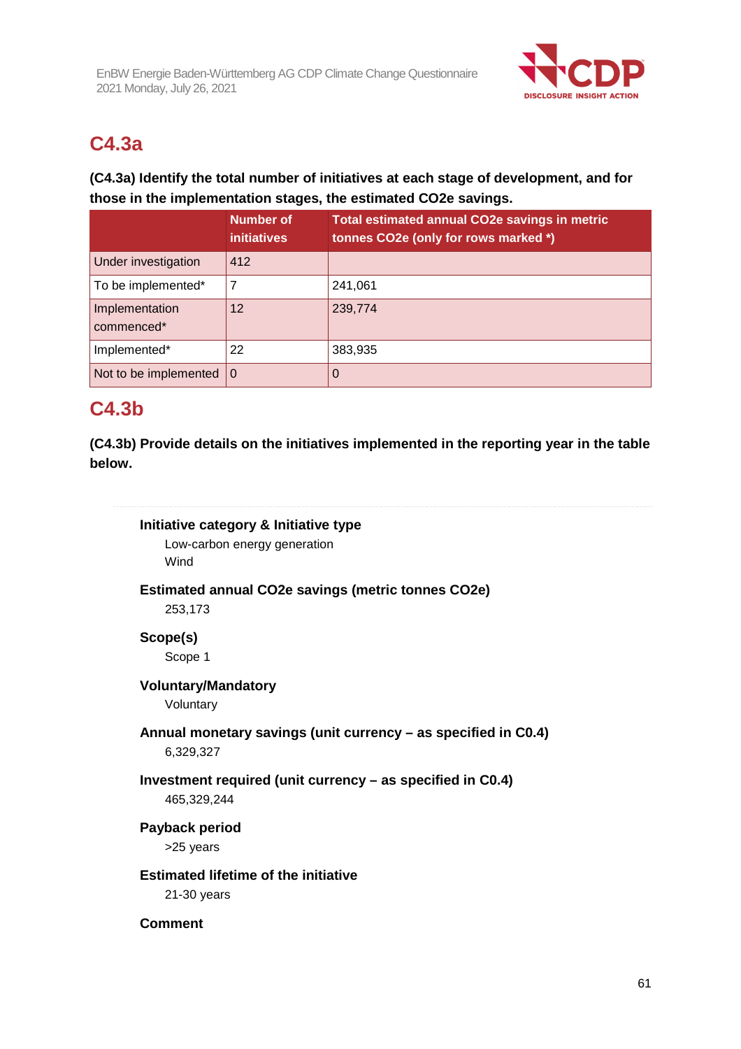## C4.3a

**(C4.3a) Identify the total number of initiatives at each stage of development, and for those in the implementation stages, the estimated CO2e savings.**

| | Number of initiatives | Total estimated annual CO2e savings in metric tonnes CO2e (only for rows marked *) |
|---|---|---|
| Under investigation | 412 | |
| To be implemented* | 7 | 241,061 |
| Implementation commenced* | 12 | 239,774 |
| Implemented* | 22 | 383,935 |
| Not to be implemented | 0 | 0 |

## C4.3b

**(C4.3b) Provide details on the initiatives implemented in the reporting year in the table below.**

**Initiative category & Initiative type**

Low-carbon energy generation
Wind

**Estimated annual CO2e savings (metric tonnes CO2e)**

253,173

**Scope(s)**

Scope 1

**Voluntary/Mandatory**

Voluntary

**Annual monetary savings (unit currency – as specified in C0.4)**

6,329,327

**Investment required (unit currency – as specified in C0.4)**

465,329,244

**Payback period**

>25 years

**Estimated lifetime of the initiative**

21-30 years

**Comment**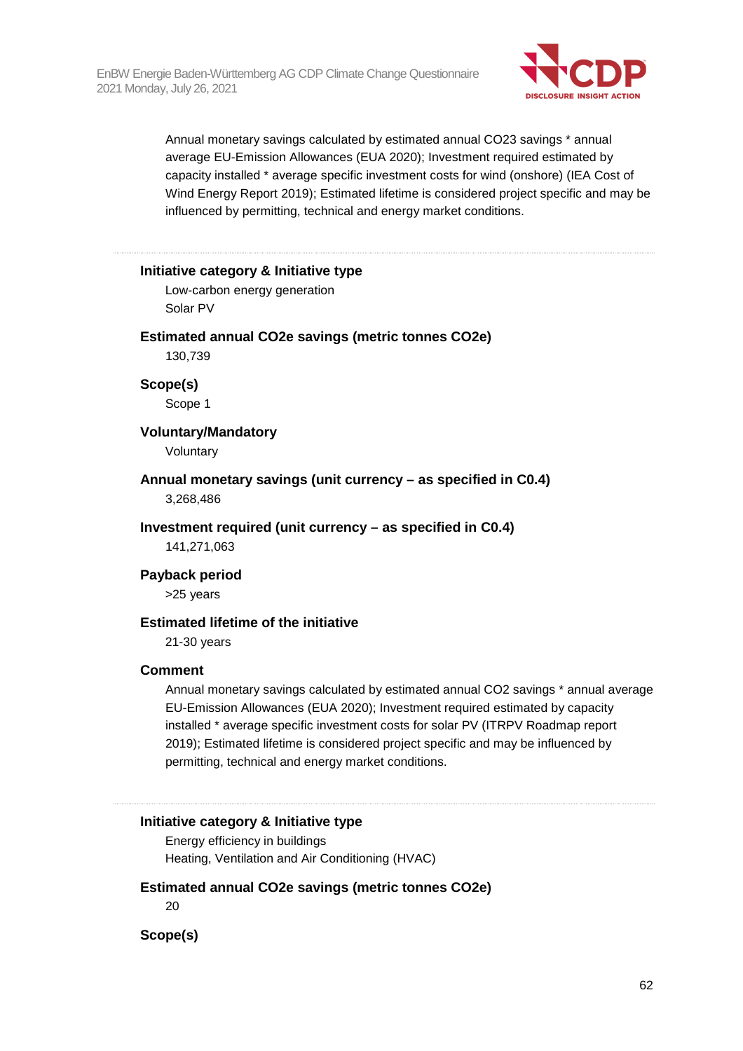Annual monetary savings calculated by estimated annual CO23 savings * annual average EU-Emission Allowances (EUA 2020); Investment required estimated by capacity installed * average specific investment costs for wind (onshore) (IEA Cost of Wind Energy Report 2019); Estimated lifetime is considered project specific and may be influenced by permitting, technical and energy market conditions.

---

**Initiative category & Initiative type**

Low-carbon energy generation
Solar PV

**Estimated annual CO2e savings (metric tonnes CO2e)**

130,739

**Scope(s)**

Scope 1

**Voluntary/Mandatory**

Voluntary

**Annual monetary savings (unit currency – as specified in C0.4)**

3,268,486

**Investment required (unit currency – as specified in C0.4)**

141,271,063

**Payback period**

>25 years

**Estimated lifetime of the initiative**

21-30 years

**Comment**

Annual monetary savings calculated by estimated annual CO2 savings * annual average EU-Emission Allowances (EUA 2020); Investment required estimated by capacity installed * average specific investment costs for solar PV (ITRPV Roadmap report 2019); Estimated lifetime is considered project specific and may be influenced by permitting, technical and energy market conditions.

---

**Initiative category & Initiative type**

Energy efficiency in buildings
Heating, Ventilation and Air Conditioning (HVAC)

**Estimated annual CO2e savings (metric tonnes CO2e)**

20

**Scope(s)**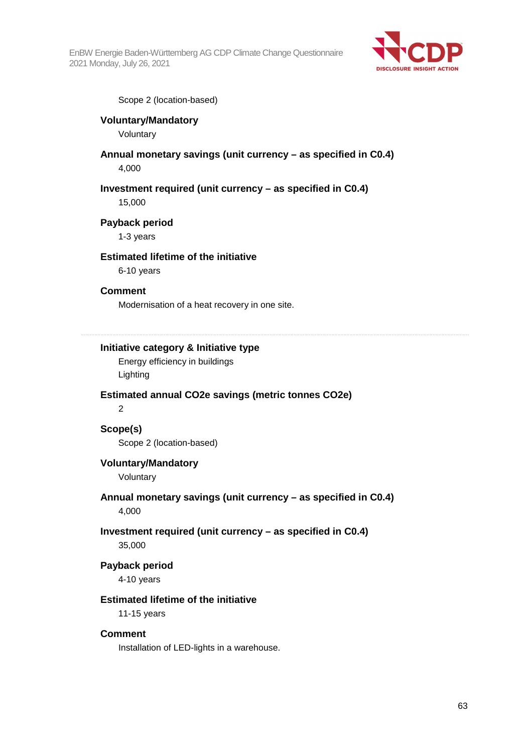Scope 2 (location-based)

**Voluntary/Mandatory**

Voluntary

**Annual monetary savings (unit currency – as specified in C0.4)**

4,000

**Investment required (unit currency – as specified in C0.4)**

15,000

**Payback period**

1-3 years

**Estimated lifetime of the initiative**

6-10 years

**Comment**

Modernisation of a heat recovery in one site.

---

**Initiative category & Initiative type**

Energy efficiency in buildings

Lighting

**Estimated annual CO2e savings (metric tonnes CO2e)**

2

**Scope(s)**

Scope 2 (location-based)

**Voluntary/Mandatory**

Voluntary

**Annual monetary savings (unit currency – as specified in C0.4)**

4,000

**Investment required (unit currency – as specified in C0.4)**

35,000

**Payback period**

4-10 years

**Estimated lifetime of the initiative**

11-15 years

**Comment**

Installation of LED-lights in a warehouse.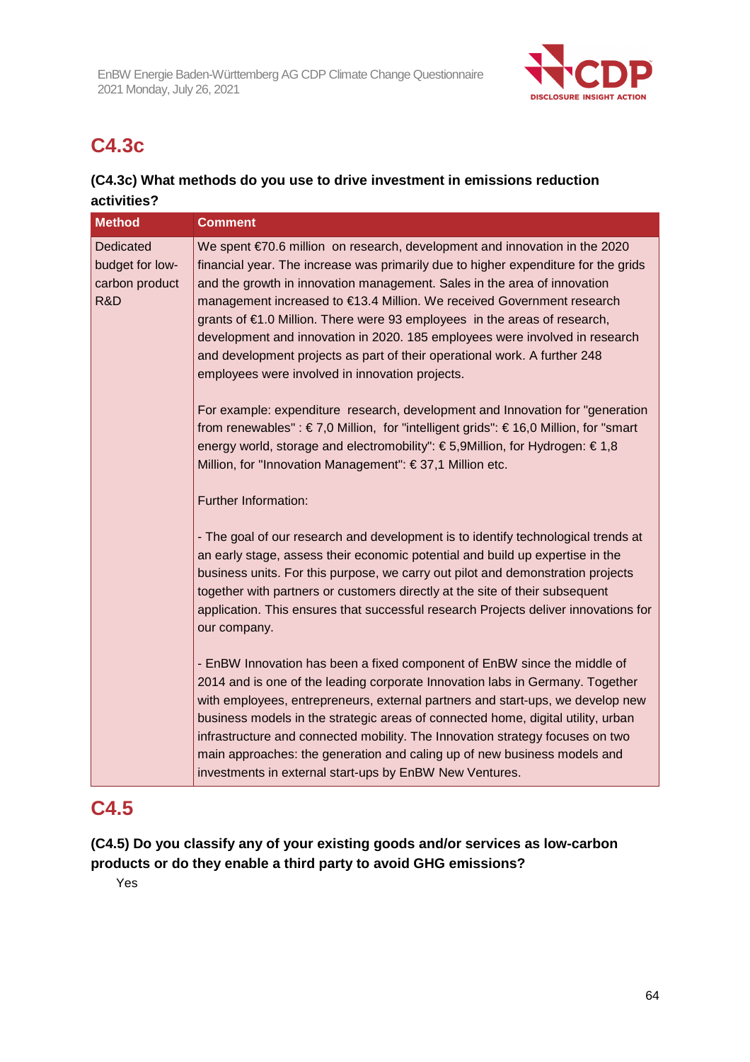## C4.3c

**(C4.3c) What methods do you use to drive investment in emissions reduction activities?**

| Method | Comment |
|---|---|
| Dedicated budget for low-carbon product R&D | We spent €70.6 million on research, development and innovation in the 2020 financial year. The increase was primarily due to higher expenditure for the grids and the growth in innovation management. Sales in the area of innovation management increased to €13.4 Million. We received Government research grants of €1.0 Million. There were 93 employees in the areas of research, development and innovation in 2020. 185 employees were involved in research and development projects as part of their operational work. A further 248 employees were involved in innovation projects.<br><br>For example: expenditure research, development and Innovation for "generation from renewables" : € 7,0 Million, for "intelligent grids": € 16,0 Million, for "smart energy world, storage and electromobility": € 5,9Million, for Hydrogen: € 1,8 Million, for "Innovation Management": € 37,1 Million etc.<br><br>Further Information:<br><br>- The goal of our research and development is to identify technological trends at an early stage, assess their economic potential and build up expertise in the business units. For this purpose, we carry out pilot and demonstration projects together with partners or customers directly at the site of their subsequent application. This ensures that successful research Projects deliver innovations for our company.<br><br>- EnBW Innovation has been a fixed component of EnBW since the middle of 2014 and is one of the leading corporate Innovation labs in Germany. Together with employees, entrepreneurs, external partners and start-ups, we develop new business models in the strategic areas of connected home, digital utility, urban infrastructure and connected mobility. The Innovation strategy focuses on two main approaches: the generation and caling up of new business models and investments in external start-ups by EnBW New Ventures. |

## C4.5

**(C4.5) Do you classify any of your existing goods and/or services as low-carbon products or do they enable a third party to avoid GHG emissions?**

Yes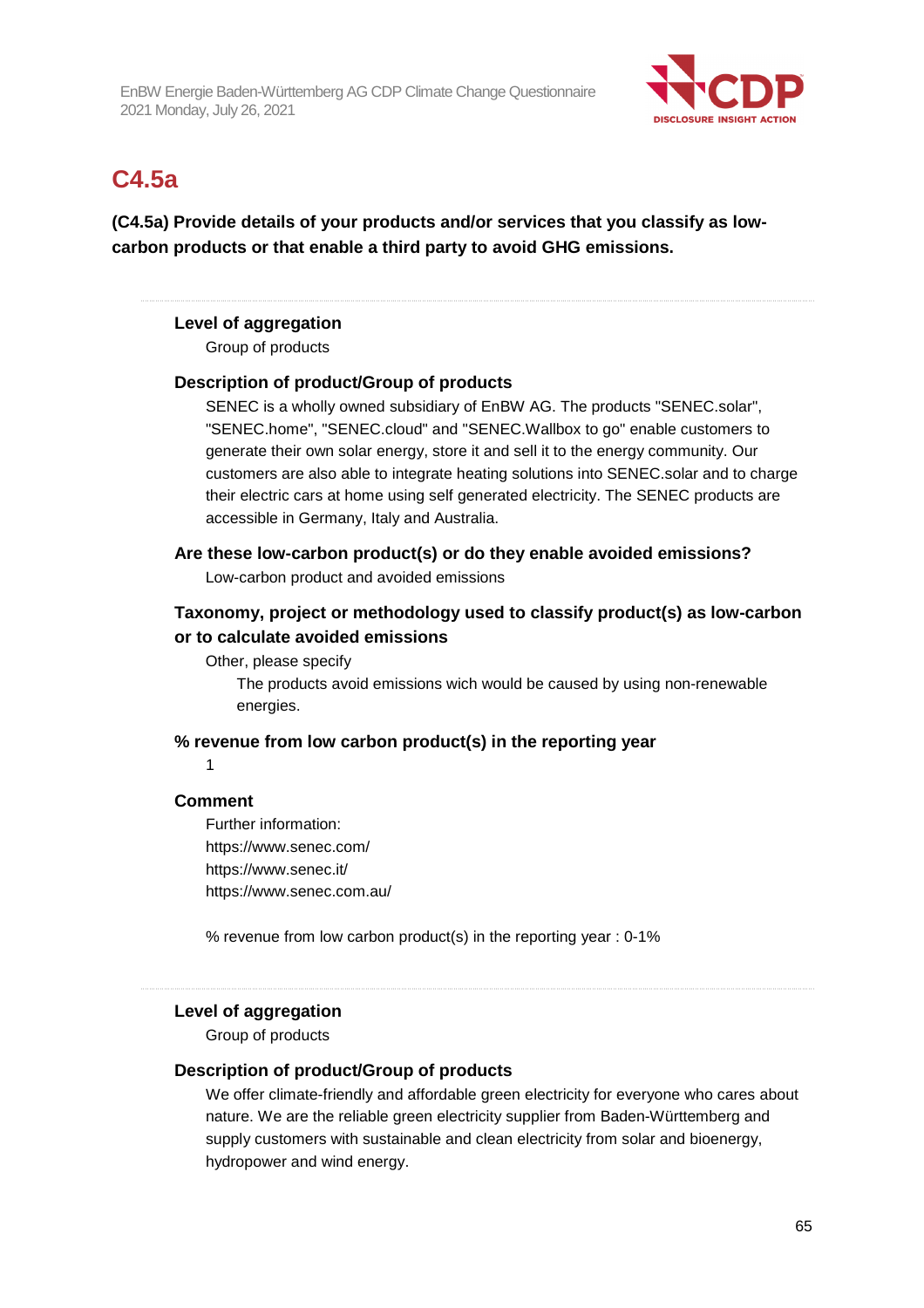## C4.5a

**(C4.5a) Provide details of your products and/or services that you classify as low-carbon products or that enable a third party to avoid GHG emissions.**

---

**Level of aggregation**

Group of products

**Description of product/Group of products**

SENEC is a wholly owned subsidiary of EnBW AG. The products "SENEC.solar", "SENEC.home", "SENEC.cloud" and "SENEC.Wallbox to go" enable customers to generate their own solar energy, store it and sell it to the energy community. Our customers are also able to integrate heating solutions into SENEC.solar and to charge their electric cars at home using self generated electricity. The SENEC products are accessible in Germany, Italy and Australia.

**Are these low-carbon product(s) or do they enable avoided emissions?**

Low-carbon product and avoided emissions

**Taxonomy, project or methodology used to classify product(s) as low-carbon or to calculate avoided emissions**

Other, please specify

The products avoid emissions wich would be caused by using non-renewable energies.

**% revenue from low carbon product(s) in the reporting year**

1

**Comment**

Further information:
https://www.senec.com/
https://www.senec.it/
https://www.senec.com.au/

% revenue from low carbon product(s) in the reporting year : 0-1%

---

**Level of aggregation**

Group of products

**Description of product/Group of products**

We offer climate-friendly and affordable green electricity for everyone who cares about nature. We are the reliable green electricity supplier from Baden-Württemberg and supply customers with sustainable and clean electricity from solar and bioenergy, hydropower and wind energy.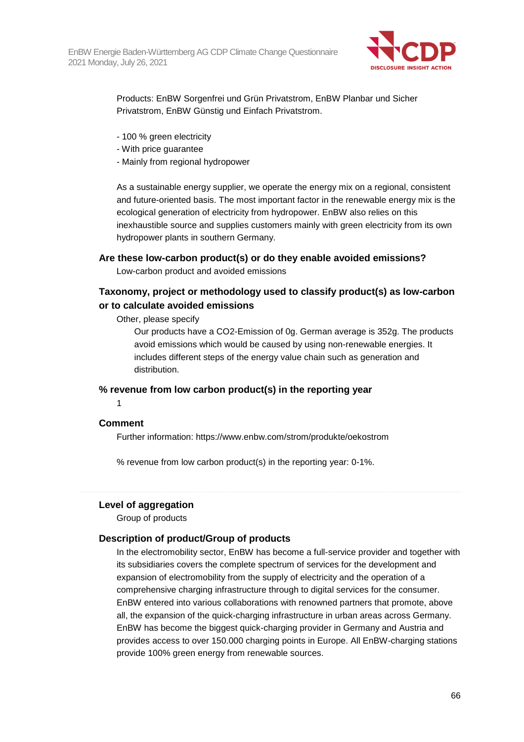Products: EnBW Sorgenfrei und Grün Privatstrom, EnBW Planbar und Sicher Privatstrom, EnBW Günstig und Einfach Privatstrom.

- 100 % green electricity
- With price guarantee
- Mainly from regional hydropower

As a sustainable energy supplier, we operate the energy mix on a regional, consistent and future-oriented basis. The most important factor in the renewable energy mix is the ecological generation of electricity from hydropower. EnBW also relies on this inexhaustible source and supplies customers mainly with green electricity from its own hydropower plants in southern Germany.

### Are these low-carbon product(s) or do they enable avoided emissions?

Low-carbon product and avoided emissions

### Taxonomy, project or methodology used to classify product(s) as low-carbon or to calculate avoided emissions

Other, please specify

Our products have a CO2-Emission of 0g. German average is 352g. The products avoid emissions which would be caused by using non-renewable energies. It includes different steps of the energy value chain such as generation and distribution.

### % revenue from low carbon product(s) in the reporting year

1

### Comment

Further information: https://www.enbw.com/strom/produkte/oekostrom

% revenue from low carbon product(s) in the reporting year: 0-1%.

---

### Level of aggregation

Group of products

### Description of product/Group of products

In the electromobility sector, EnBW has become a full-service provider and together with its subsidiaries covers the complete spectrum of services for the development and expansion of electromobility from the supply of electricity and the operation of a comprehensive charging infrastructure through to digital services for the consumer. EnBW entered into various collaborations with renowned partners that promote, above all, the expansion of the quick-charging infrastructure in urban areas across Germany. EnBW has become the biggest quick-charging provider in Germany and Austria and provides access to over 150.000 charging points in Europe. All EnBW-charging stations provide 100% green energy from renewable sources.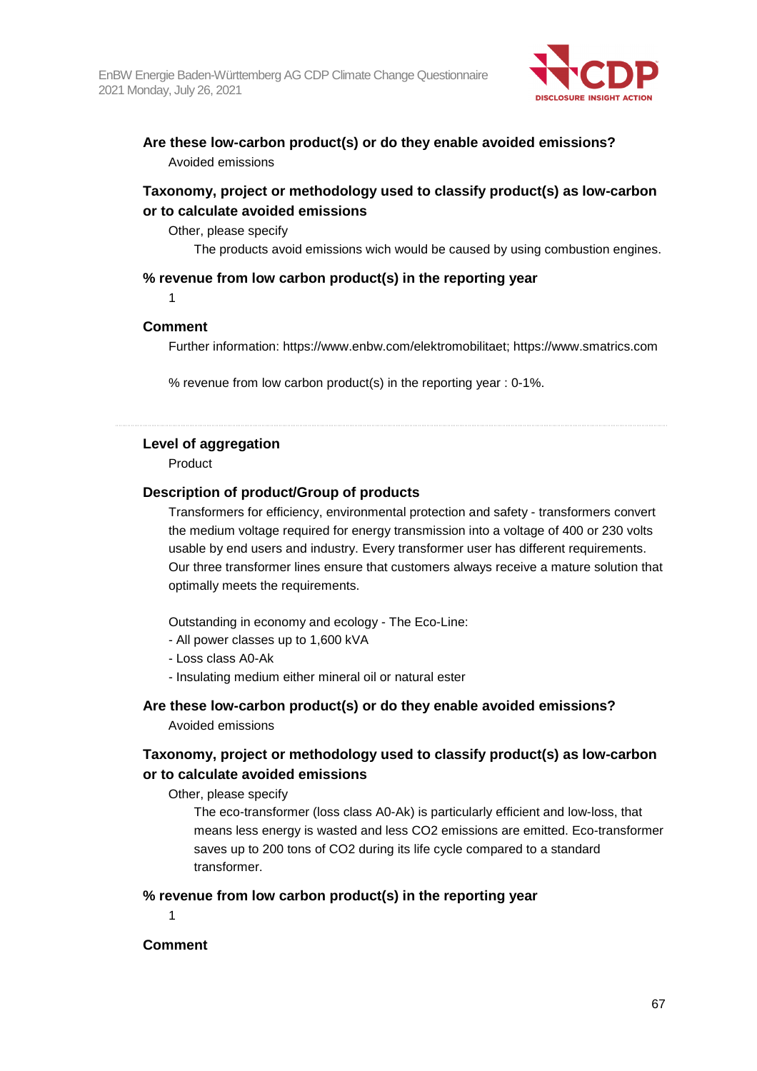### Are these low-carbon product(s) or do they enable avoided emissions?

Avoided emissions

### Taxonomy, project or methodology used to classify product(s) as low-carbon or to calculate avoided emissions

Other, please specify

The products avoid emissions wich would be caused by using combustion engines.

### % revenue from low carbon product(s) in the reporting year

1

### Comment

Further information: https://www.enbw.com/elektromobilitaet; https://www.smatrics.com

% revenue from low carbon product(s) in the reporting year : 0-1%.

---

### Level of aggregation

Product

### Description of product/Group of products

Transformers for efficiency, environmental protection and safety - transformers convert the medium voltage required for energy transmission into a voltage of 400 or 230 volts usable by end users and industry. Every transformer user has different requirements. Our three transformer lines ensure that customers always receive a mature solution that optimally meets the requirements.

Outstanding in economy and ecology - The Eco-Line:

- All power classes up to 1,600 kVA
- Loss class A0-Ak
- Insulating medium either mineral oil or natural ester

### Are these low-carbon product(s) or do they enable avoided emissions?

Avoided emissions

### Taxonomy, project or methodology used to classify product(s) as low-carbon or to calculate avoided emissions

Other, please specify

The eco-transformer (loss class A0-Ak) is particularly efficient and low-loss, that means less energy is wasted and less $CO_2$ emissions are emitted. Eco-transformer saves up to 200 tons of $CO_2$ during its life cycle compared to a standard transformer.

### % revenue from low carbon product(s) in the reporting year

1

### Comment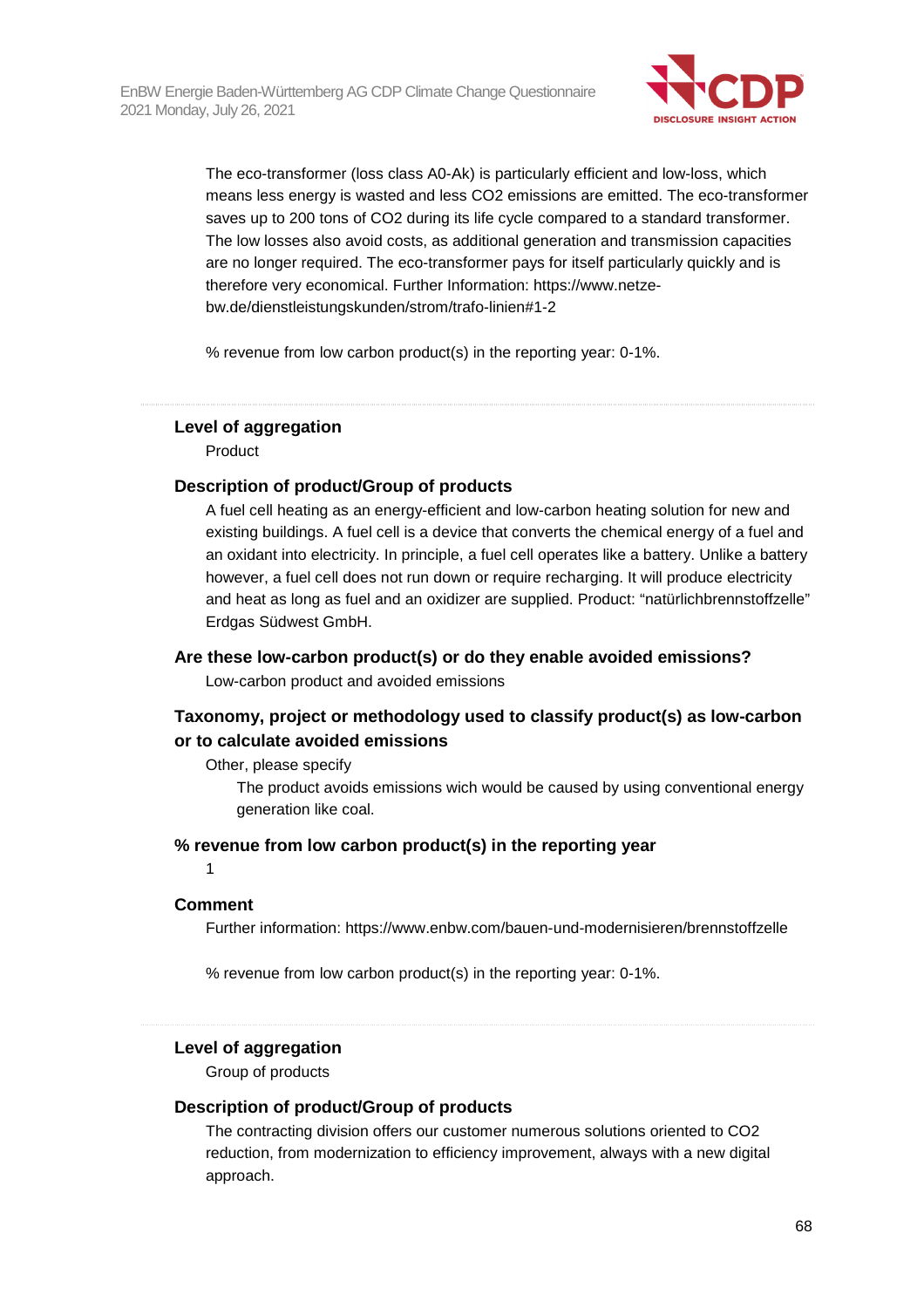The eco-transformer (loss class A0-Ak) is particularly efficient and low-loss, which means less energy is wasted and less $CO_2$ emissions are emitted. The eco-transformer saves up to 200 tons of $CO_2$ during its life cycle compared to a standard transformer. The low losses also avoid costs, as additional generation and transmission capacities are no longer required. The eco-transformer pays for itself particularly quickly and is therefore very economical. Further Information: https://www.netze-bw.de/dienstleistungskunden/strom/trafo-linien#1-2

% revenue from low carbon product(s) in the reporting year: 0-1%.

---

**Level of aggregation**

Product

**Description of product/Group of products**

A fuel cell heating as an energy-efficient and low-carbon heating solution for new and existing buildings. A fuel cell is a device that converts the chemical energy of a fuel and an oxidant into electricity. In principle, a fuel cell operates like a battery. Unlike a battery however, a fuel cell does not run down or require recharging. It will produce electricity and heat as long as fuel and an oxidizer are supplied. Product: "natürlichbrennstoffzelle" Erdgas Südwest GmbH.

**Are these low-carbon product(s) or do they enable avoided emissions?**

Low-carbon product and avoided emissions

**Taxonomy, project or methodology used to classify product(s) as low-carbon or to calculate avoided emissions**

Other, please specify

The product avoids emissions wich would be caused by using conventional energy generation like coal.

**% revenue from low carbon product(s) in the reporting year**

1

**Comment**

Further information: https://www.enbw.com/bauen-und-modernisieren/brennstoffzelle

% revenue from low carbon product(s) in the reporting year: 0-1%.

---

**Level of aggregation**

Group of products

**Description of product/Group of products**

The contracting division offers our customer numerous solutions oriented to $CO_2$ reduction, from modernization to efficiency improvement, always with a new digital approach.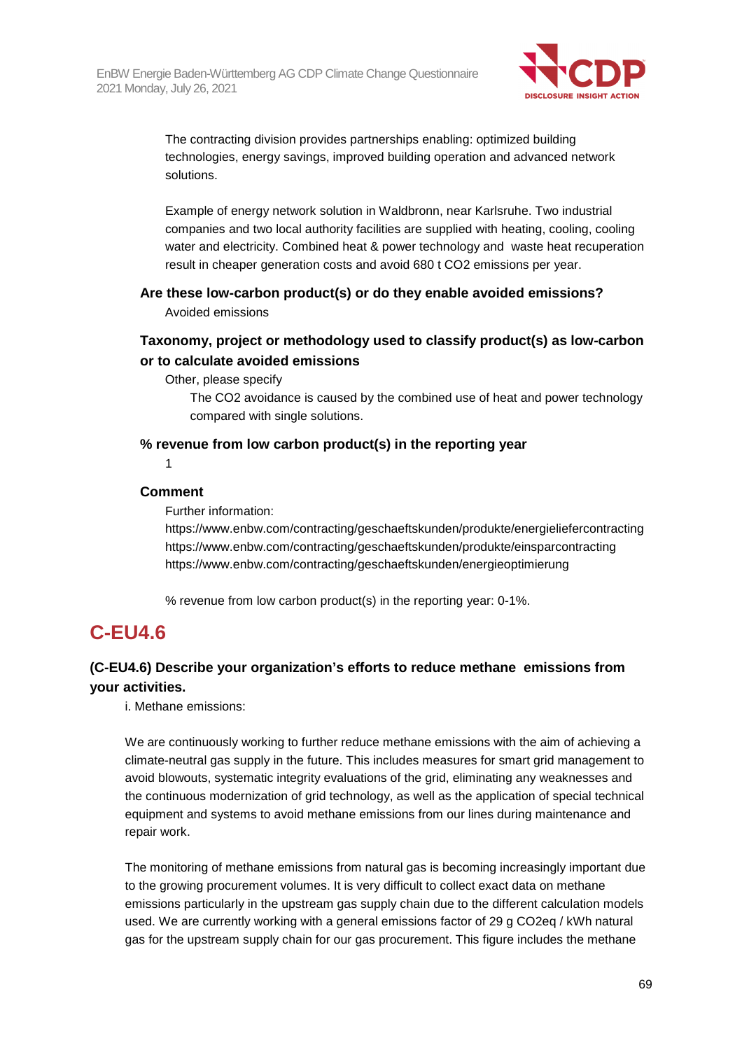The contracting division provides partnerships enabling: optimized building technologies, energy savings, improved building operation and advanced network solutions.

Example of energy network solution in Waldbronn, near Karlsruhe. Two industrial companies and two local authority facilities are supplied with heating, cooling, cooling water and electricity. Combined heat & power technology and waste heat recuperation result in cheaper generation costs and avoid 680 t $CO_2$ emissions per year.

**Are these low-carbon product(s) or do they enable avoided emissions?**

Avoided emissions

**Taxonomy, project or methodology used to classify product(s) as low-carbon or to calculate avoided emissions**

Other, please specify

The $CO_2$ avoidance is caused by the combined use of heat and power technology compared with single solutions.

**% revenue from low carbon product(s) in the reporting year**

1

**Comment**

Further information:
https://www.enbw.com/contracting/geschaeftskunden/produkte/energieliefercontracting
https://www.enbw.com/contracting/geschaeftskunden/produkte/einsparcontracting
https://www.enbw.com/contracting/geschaeftskunden/energieoptimierung

% revenue from low carbon product(s) in the reporting year: 0-1%.

# C-EU4.6

## (C-EU4.6) Describe your organization's efforts to reduce methane emissions from your activities.

i. Methane emissions:

We are continuously working to further reduce methane emissions with the aim of achieving a climate-neutral gas supply in the future. This includes measures for smart grid management to avoid blowouts, systematic integrity evaluations of the grid, eliminating any weaknesses and the continuous modernization of grid technology, as well as the application of special technical equipment and systems to avoid methane emissions from our lines during maintenance and repair work.

The monitoring of methane emissions from natural gas is becoming increasingly important due to the growing procurement volumes. It is very difficult to collect exact data on methane emissions particularly in the upstream gas supply chain due to the different calculation models used. We are currently working with a general emissions factor of 29 g $CO_2$eq / kWh natural gas for the upstream supply chain for our gas procurement. This figure includes the methane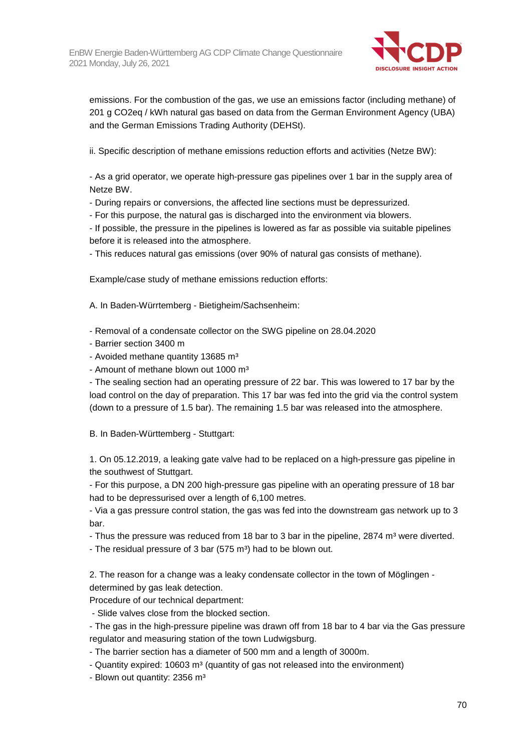emissions. For the combustion of the gas, we use an emissions factor (including methane) of 201 g CO2eq / kWh natural gas based on data from the German Environment Agency (UBA) and the German Emissions Trading Authority (DEHSt).

ii. Specific description of methane emissions reduction efforts and activities (Netze BW):

- As a grid operator, we operate high-pressure gas pipelines over 1 bar in the supply area of Netze BW.
- During repairs or conversions, the affected line sections must be depressurized.
- For this purpose, the natural gas is discharged into the environment via blowers.
- If possible, the pressure in the pipelines is lowered as far as possible via suitable pipelines before it is released into the atmosphere.
- This reduces natural gas emissions (over 90% of natural gas consists of methane).

Example/case study of methane emissions reduction efforts:

A. In Baden-Württemberg - Bietigheim/Sachsenheim:

- Removal of a condensate collector on the SWG pipeline on 28.04.2020
- Barrier section 3400 m
- Avoided methane quantity 13685 m³
- Amount of methane blown out 1000 m³
- The sealing section had an operating pressure of 22 bar. This was lowered to 17 bar by the load control on the day of preparation. This 17 bar was fed into the grid via the control system (down to a pressure of 1.5 bar). The remaining 1.5 bar was released into the atmosphere.

B. In Baden-Württemberg - Stuttgart:

1. On 05.12.2019, a leaking gate valve had to be replaced on a high-pressure gas pipeline in the southwest of Stuttgart.
- For this purpose, a DN 200 high-pressure gas pipeline with an operating pressure of 18 bar had to be depressurised over a length of 6,100 metres.
- Via a gas pressure control station, the gas was fed into the downstream gas network up to 3 bar.
- Thus the pressure was reduced from 18 bar to 3 bar in the pipeline, 2874 m³ were diverted.
- The residual pressure of 3 bar (575 m³) had to be blown out.

2. The reason for a change was a leaky condensate collector in the town of Möglingen - determined by gas leak detection.
Procedure of our technical department:
- Slide valves close from the blocked section.
- The gas in the high-pressure pipeline was drawn off from 18 bar to 4 bar via the Gas pressure regulator and measuring station of the town Ludwigsburg.
- The barrier section has a diameter of 500 mm and a length of 3000m.
- Quantity expired: 10603 m³ (quantity of gas not released into the environment)
- Blown out quantity: 2356 m³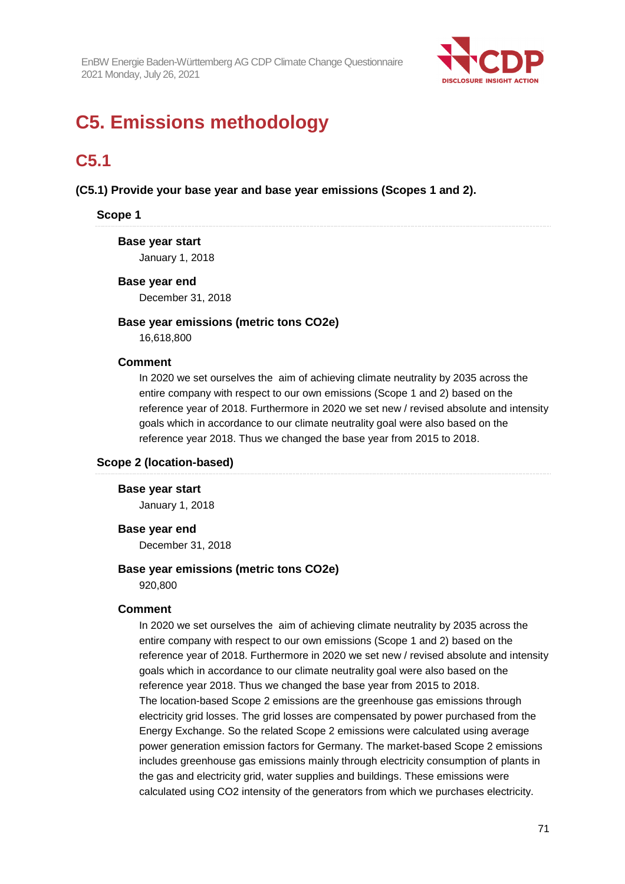# C5. Emissions methodology

## C5.1

**(C5.1) Provide your base year and base year emissions (Scopes 1 and 2).**

### Scope 1

**Base year start**

January 1, 2018

**Base year end**

December 31, 2018

**Base year emissions (metric tons CO2e)**

16,618,800

**Comment**

In 2020 we set ourselves the aim of achieving climate neutrality by 2035 across the entire company with respect to our own emissions (Scope 1 and 2) based on the reference year of 2018. Furthermore in 2020 we set new / revised absolute and intensity goals which in accordance to our climate neutrality goal were also based on the reference year 2018. Thus we changed the base year from 2015 to 2018.

### Scope 2 (location-based)

**Base year start**

January 1, 2018

**Base year end**

December 31, 2018

**Base year emissions (metric tons CO2e)**

920,800

**Comment**

In 2020 we set ourselves the aim of achieving climate neutrality by 2035 across the entire company with respect to our own emissions (Scope 1 and 2) based on the reference year of 2018. Furthermore in 2020 we set new / revised absolute and intensity goals which in accordance to our climate neutrality goal were also based on the reference year 2018. Thus we changed the base year from 2015 to 2018.
The location-based Scope 2 emissions are the greenhouse gas emissions through electricity grid losses. The grid losses are compensated by power purchased from the Energy Exchange. So the related Scope 2 emissions were calculated using average power generation emission factors for Germany. The market-based Scope 2 emissions includes greenhouse gas emissions mainly through electricity consumption of plants in the gas and electricity grid, water supplies and buildings. These emissions were calculated using CO2 intensity of the generators from which we purchases electricity.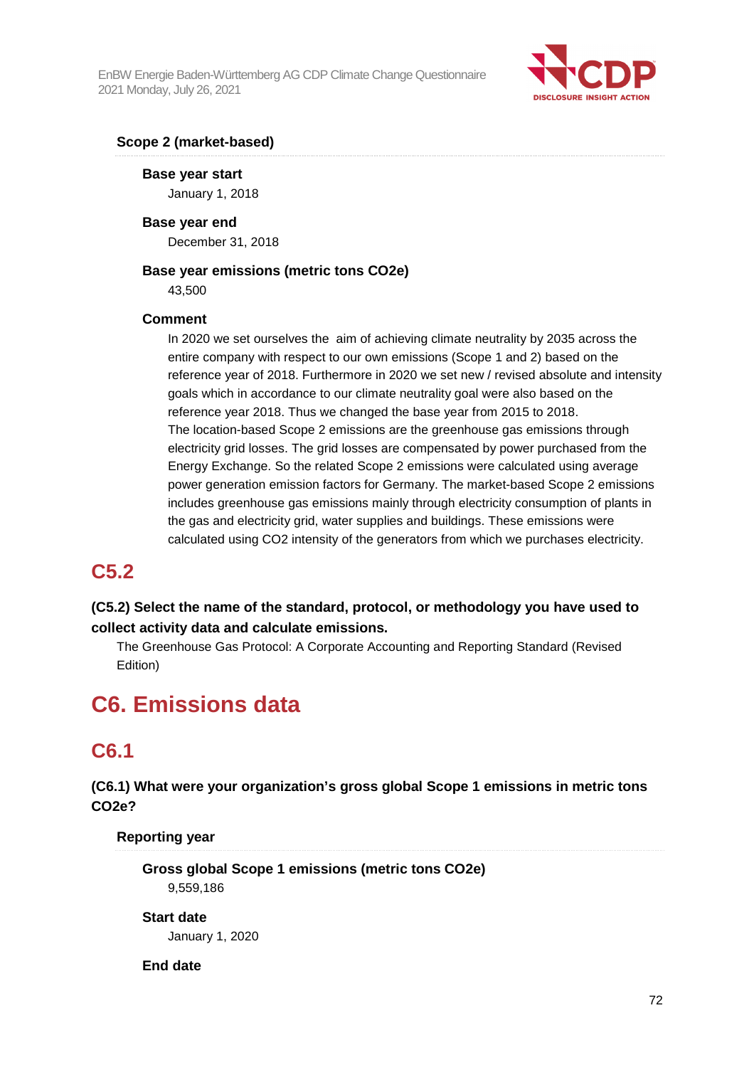### Scope 2 (market-based)

**Base year start**

January 1, 2018

**Base year end**

December 31, 2018

**Base year emissions (metric tons CO2e)**

43,500

**Comment**

In 2020 we set ourselves the aim of achieving climate neutrality by 2035 across the entire company with respect to our own emissions (Scope 1 and 2) based on the reference year of 2018. Furthermore in 2020 we set new / revised absolute and intensity goals which in accordance to our climate neutrality goal were also based on the reference year 2018. Thus we changed the base year from 2015 to 2018.
The location-based Scope 2 emissions are the greenhouse gas emissions through electricity grid losses. The grid losses are compensated by power purchased from the Energy Exchange. So the related Scope 2 emissions were calculated using average power generation emission factors for Germany. The market-based Scope 2 emissions includes greenhouse gas emissions mainly through electricity consumption of plants in the gas and electricity grid, water supplies and buildings. These emissions were calculated using CO2 intensity of the generators from which we purchases electricity.

## C5.2

**(C5.2) Select the name of the standard, protocol, or methodology you have used to collect activity data and calculate emissions.**

The Greenhouse Gas Protocol: A Corporate Accounting and Reporting Standard (Revised Edition)

# C6. Emissions data

## C6.1

**(C6.1) What were your organization's gross global Scope 1 emissions in metric tons CO2e?**

### Reporting year

**Gross global Scope 1 emissions (metric tons CO2e)**

9,559,186

**Start date**

January 1, 2020

**End date**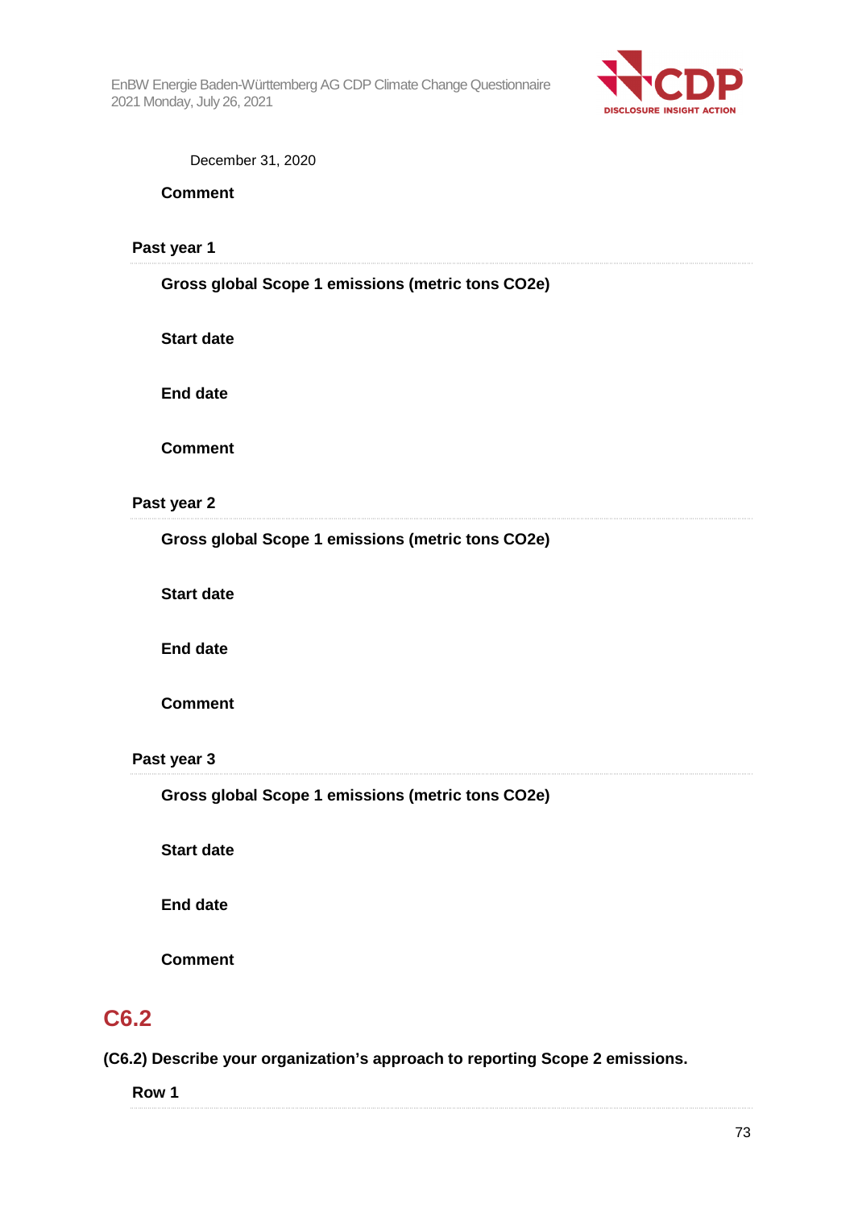December 31, 2020

**Comment**

**Past year 1**

**Gross global Scope 1 emissions (metric tons CO2e)**

**Start date**

**End date**

**Comment**

**Past year 2**

**Gross global Scope 1 emissions (metric tons CO2e)**

**Start date**

**End date**

**Comment**

**Past year 3**

**Gross global Scope 1 emissions (metric tons CO2e)**

**Start date**

**End date**

**Comment**

## C6.2

**(C6.2) Describe your organization's approach to reporting Scope 2 emissions.**

**Row 1**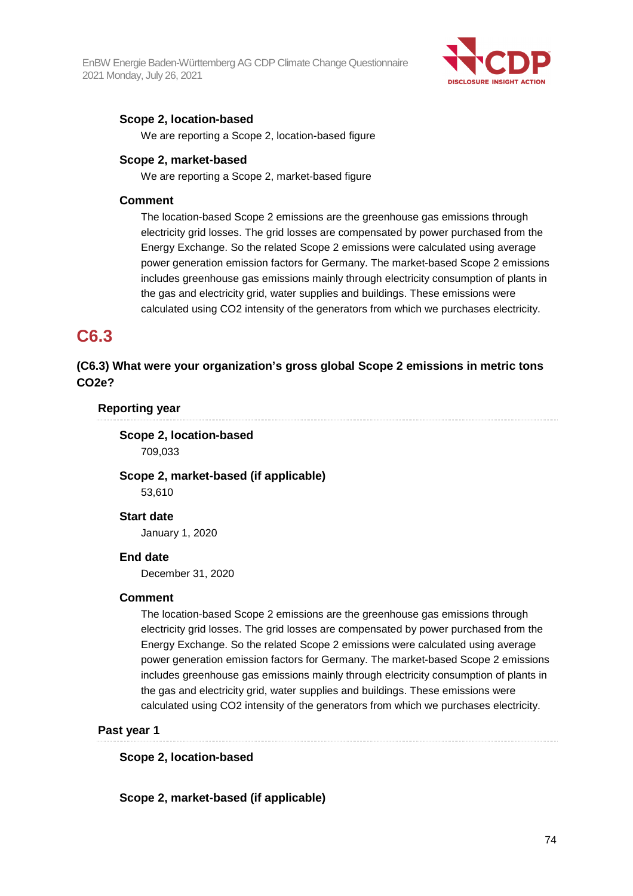**Scope 2, location-based**

We are reporting a Scope 2, location-based figure

**Scope 2, market-based**

We are reporting a Scope 2, market-based figure

**Comment**

The location-based Scope 2 emissions are the greenhouse gas emissions through electricity grid losses. The grid losses are compensated by power purchased from the Energy Exchange. So the related Scope 2 emissions were calculated using average power generation emission factors for Germany. The market-based Scope 2 emissions includes greenhouse gas emissions mainly through electricity consumption of plants in the gas and electricity grid, water supplies and buildings. These emissions were calculated using CO2 intensity of the generators from which we purchases electricity.

## C6.3

### (C6.3) What were your organization's gross global Scope 2 emissions in metric tons CO2e?

**Reporting year**

**Scope 2, location-based**

709,033

**Scope 2, market-based (if applicable)**

53,610

**Start date**

January 1, 2020

**End date**

December 31, 2020

**Comment**

The location-based Scope 2 emissions are the greenhouse gas emissions through electricity grid losses. The grid losses are compensated by power purchased from the Energy Exchange. So the related Scope 2 emissions were calculated using average power generation emission factors for Germany. The market-based Scope 2 emissions includes greenhouse gas emissions mainly through electricity consumption of plants in the gas and electricity grid, water supplies and buildings. These emissions were calculated using CO2 intensity of the generators from which we purchases electricity.

**Past year 1**

**Scope 2, location-based**

**Scope 2, market-based (if applicable)**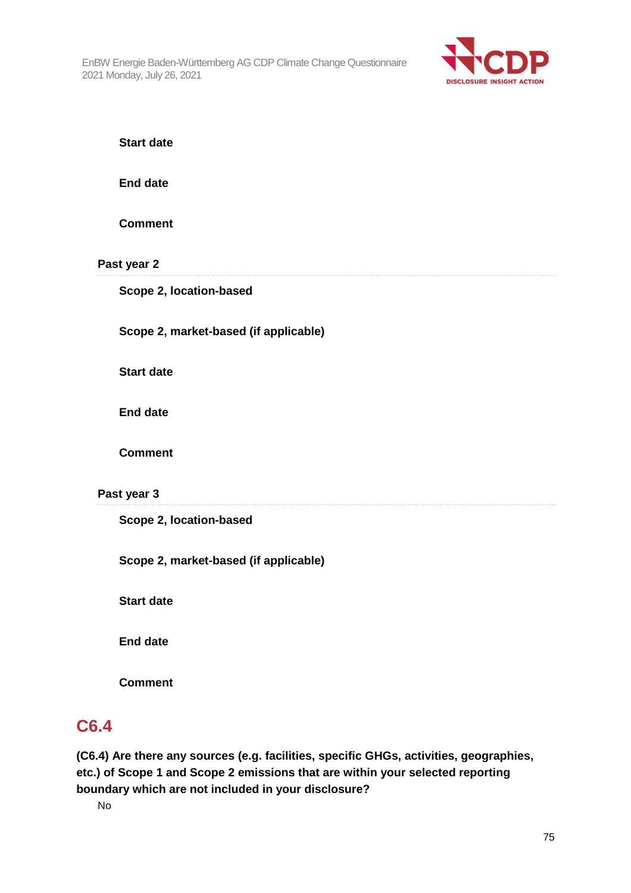**Start date**

**End date**

**Comment**

**Past year 2**

**Scope 2, location-based**

**Scope 2, market-based (if applicable)**

**Start date**

**End date**

**Comment**

**Past year 3**

**Scope 2, location-based**

**Scope 2, market-based (if applicable)**

**Start date**

**End date**

**Comment**

## C6.4

**(C6.4) Are there any sources (e.g. facilities, specific GHGs, activities, geographies, etc.) of Scope 1 and Scope 2 emissions that are within your selected reporting boundary which are not included in your disclosure?**

No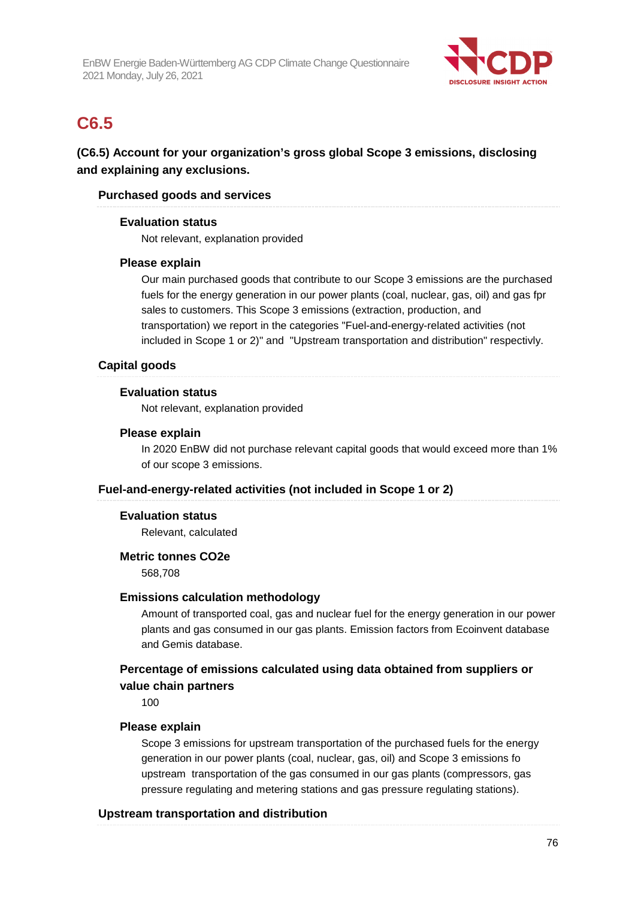## C6.5

**(C6.5) Account for your organization's gross global Scope 3 emissions, disclosing and explaining any exclusions.**

### Purchased goods and services

**Evaluation status**

Not relevant, explanation provided

**Please explain**

Our main purchased goods that contribute to our Scope 3 emissions are the purchased fuels for the energy generation in our power plants (coal, nuclear, gas, oil) and gas fpr sales to customers. This Scope 3 emissions (extraction, production, and transportation) we report in the categories "Fuel-and-energy-related activities (not included in Scope 1 or 2)" and "Upstream transportation and distribution" respectivly.

### Capital goods

**Evaluation status**

Not relevant, explanation provided

**Please explain**

In 2020 EnBW did not purchase relevant capital goods that would exceed more than 1% of our scope 3 emissions.

### Fuel-and-energy-related activities (not included in Scope 1 or 2)

**Evaluation status**

Relevant, calculated

**Metric tonnes CO2e**

568,708

**Emissions calculation methodology**

Amount of transported coal, gas and nuclear fuel for the energy generation in our power plants and gas consumed in our gas plants. Emission factors from Ecoinvent database and Gemis database.

**Percentage of emissions calculated using data obtained from suppliers or value chain partners**

100

**Please explain**

Scope 3 emissions for upstream transportation of the purchased fuels for the energy generation in our power plants (coal, nuclear, gas, oil) and Scope 3 emissions fo upstream transportation of the gas consumed in our gas plants (compressors, gas pressure regulating and metering stations and gas pressure regulating stations).

### Upstream transportation and distribution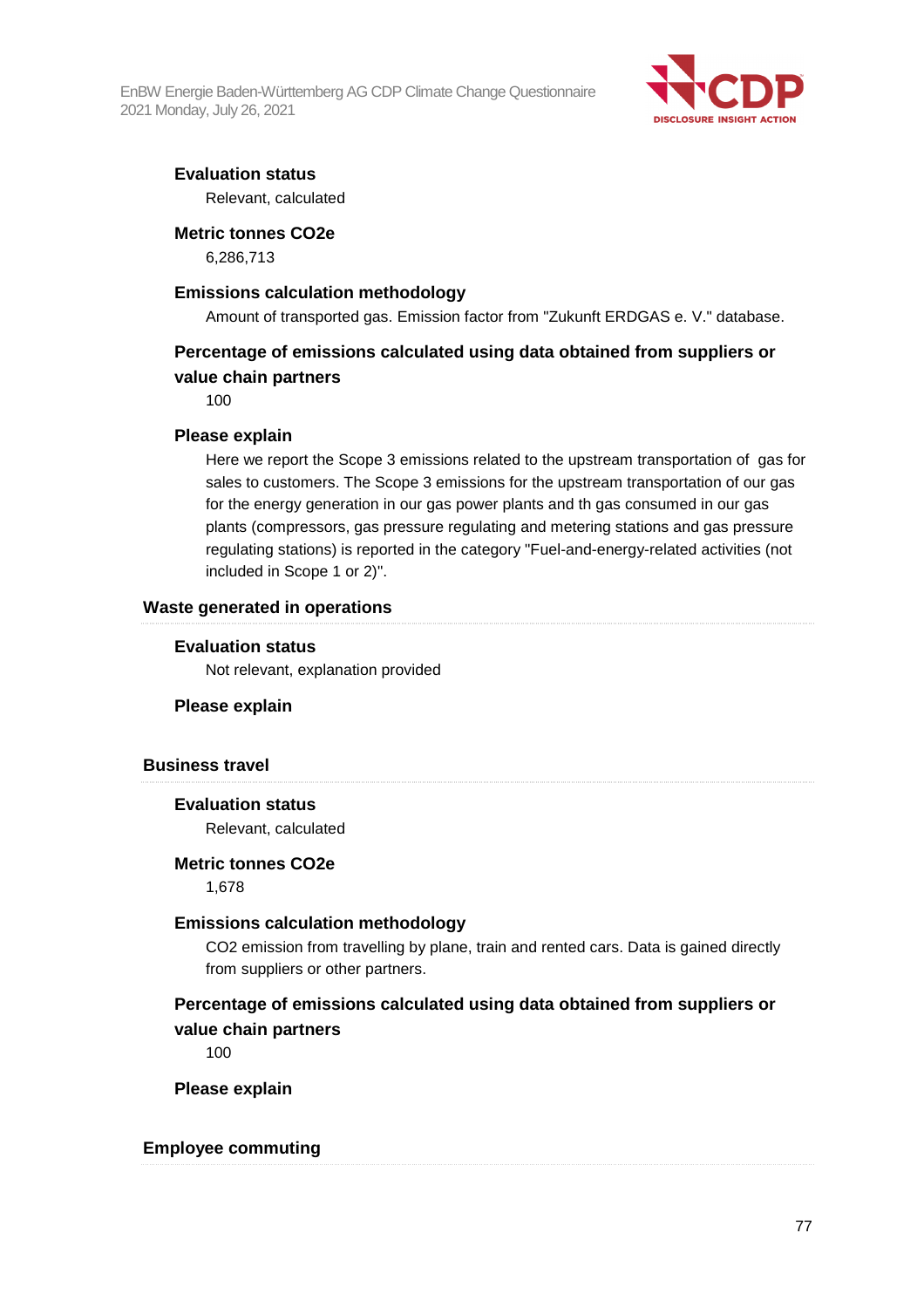**Evaluation status**

Relevant, calculated

**Metric tonnes CO2e**

6,286,713

**Emissions calculation methodology**

Amount of transported gas. Emission factor from "Zukunft ERDGAS e. V." database.

**Percentage of emissions calculated using data obtained from suppliers or value chain partners**

100

**Please explain**

Here we report the Scope 3 emissions related to the upstream transportation of gas for sales to customers. The Scope 3 emissions for the upstream transportation of our gas for the energy generation in our gas power plants and th gas consumed in our gas plants (compressors, gas pressure regulating and metering stations and gas pressure regulating stations) is reported in the category "Fuel-and-energy-related activities (not included in Scope 1 or 2)".

### Waste generated in operations

**Evaluation status**

Not relevant, explanation provided

**Please explain**

### Business travel

**Evaluation status**

Relevant, calculated

**Metric tonnes CO2e**

1,678

**Emissions calculation methodology**

CO2 emission from travelling by plane, train and rented cars. Data is gained directly from suppliers or other partners.

**Percentage of emissions calculated using data obtained from suppliers or value chain partners**

100

**Please explain**

### Employee commuting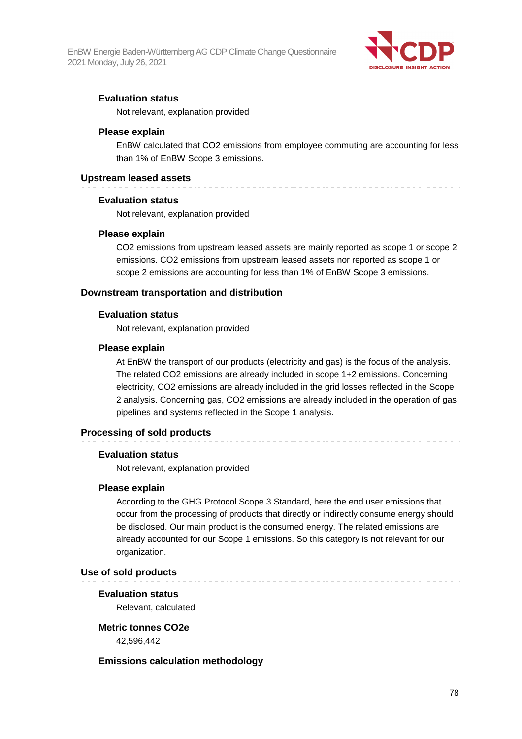#### Evaluation status

Not relevant, explanation provided

#### Please explain

EnBW calculated that CO2 emissions from employee commuting are accounting for less than 1% of EnBW Scope 3 emissions.

### Upstream leased assets

#### Evaluation status

Not relevant, explanation provided

#### Please explain

CO2 emissions from upstream leased assets are mainly reported as scope 1 or scope 2 emissions. CO2 emissions from upstream leased assets nor reported as scope 1 or scope 2 emissions are accounting for less than 1% of EnBW Scope 3 emissions.

### Downstream transportation and distribution

#### Evaluation status

Not relevant, explanation provided

#### Please explain

At EnBW the transport of our products (electricity and gas) is the focus of the analysis. The related CO2 emissions are already included in scope 1+2 emissions. Concerning electricity, CO2 emissions are already included in the grid losses reflected in the Scope 2 analysis. Concerning gas, CO2 emissions are already included in the operation of gas pipelines and systems reflected in the Scope 1 analysis.

### Processing of sold products

#### Evaluation status

Not relevant, explanation provided

#### Please explain

According to the GHG Protocol Scope 3 Standard, here the end user emissions that occur from the processing of products that directly or indirectly consume energy should be disclosed. Our main product is the consumed energy. The related emissions are already accounted for our Scope 1 emissions. So this category is not relevant for our organization.

### Use of sold products

#### Evaluation status

Relevant, calculated

#### Metric tonnes CO2e

42,596,442

#### Emissions calculation methodology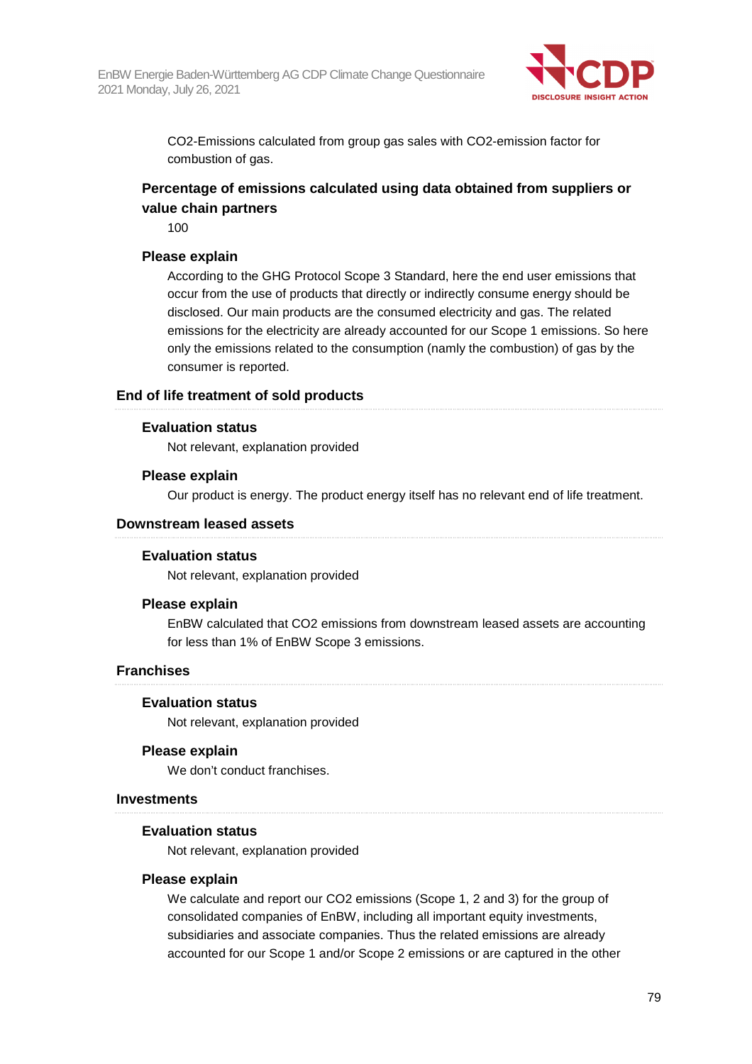CO2-Emissions calculated from group gas sales with CO2-emission factor for combustion of gas.

### Percentage of emissions calculated using data obtained from suppliers or value chain partners

100

### Please explain

According to the GHG Protocol Scope 3 Standard, here the end user emissions that occur from the use of products that directly or indirectly consume energy should be disclosed. Our main products are the consumed electricity and gas. The related emissions for the electricity are already accounted for our Scope 1 emissions. So here only the emissions related to the consumption (namly the combustion) of gas by the consumer is reported.

## End of life treatment of sold products

### Evaluation status

Not relevant, explanation provided

### Please explain

Our product is energy. The product energy itself has no relevant end of life treatment.

## Downstream leased assets

### Evaluation status

Not relevant, explanation provided

### Please explain

EnBW calculated that CO2 emissions from downstream leased assets are accounting for less than 1% of EnBW Scope 3 emissions.

## Franchises

### Evaluation status

Not relevant, explanation provided

### Please explain

We don't conduct franchises.

## Investments

### Evaluation status

Not relevant, explanation provided

### Please explain

We calculate and report our CO2 emissions (Scope 1, 2 and 3) for the group of consolidated companies of EnBW, including all important equity investments, subsidiaries and associate companies. Thus the related emissions are already accounted for our Scope 1 and/or Scope 2 emissions or are captured in the other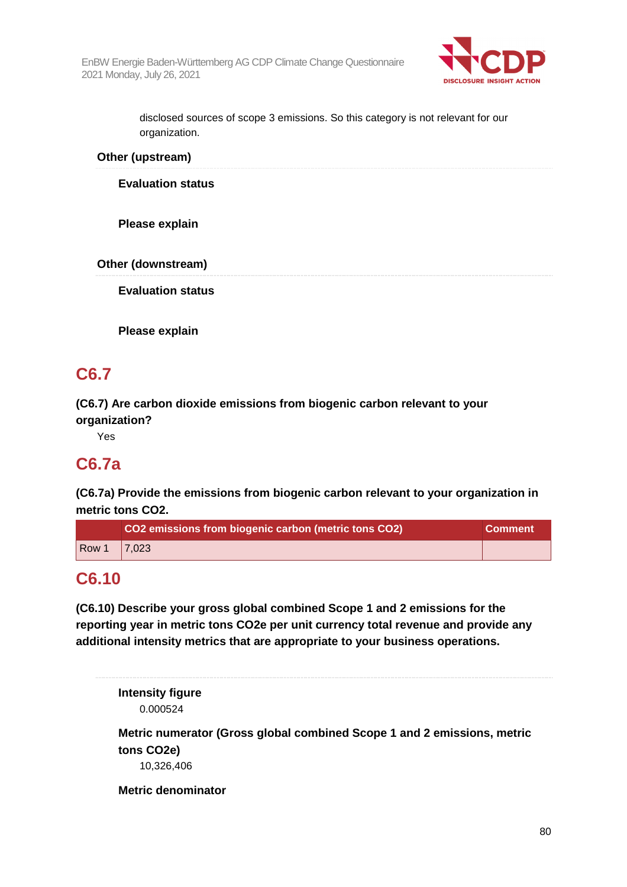disclosed sources of scope 3 emissions. So this category is not relevant for our organization.

**Other (upstream)**

**Evaluation status**

**Please explain**

**Other (downstream)**

**Evaluation status**

**Please explain**

## C6.7

**(C6.7) Are carbon dioxide emissions from biogenic carbon relevant to your organization?**

Yes

## C6.7a

**(C6.7a) Provide the emissions from biogenic carbon relevant to your organization in metric tons CO2.**

| | CO2 emissions from biogenic carbon (metric tons CO2) | Comment |
|---|---|---|
| Row 1 | 7,023 | |

## C6.10

**(C6.10) Describe your gross global combined Scope 1 and 2 emissions for the reporting year in metric tons CO2e per unit currency total revenue and provide any additional intensity metrics that are appropriate to your business operations.**

**Intensity figure**

0.000524

**Metric numerator (Gross global combined Scope 1 and 2 emissions, metric tons CO2e)**

10,326,406

**Metric denominator**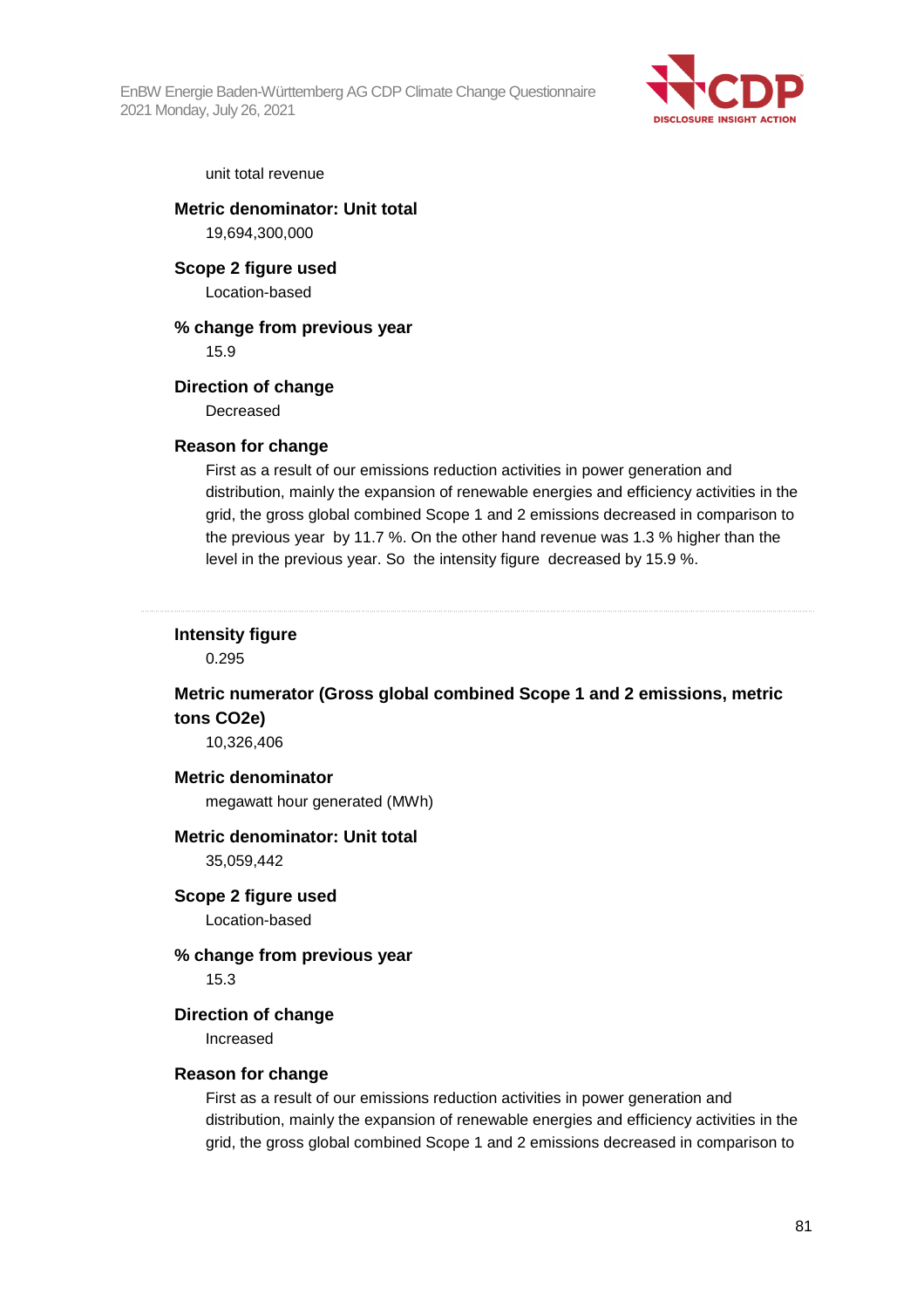unit total revenue

**Metric denominator: Unit total**

19,694,300,000

**Scope 2 figure used**

Location-based

**% change from previous year**

15.9

**Direction of change**

Decreased

**Reason for change**

First as a result of our emissions reduction activities in power generation and distribution, mainly the expansion of renewable energies and efficiency activities in the grid, the gross global combined Scope 1 and 2 emissions decreased in comparison to the previous year by 11.7 %. On the other hand revenue was 1.3 % higher than the level in the previous year. So the intensity figure decreased by 15.9 %.

---

**Intensity figure**

0.295

**Metric numerator (Gross global combined Scope 1 and 2 emissions, metric tons CO2e)**

10,326,406

**Metric denominator**

megawatt hour generated (MWh)

**Metric denominator: Unit total**

35,059,442

**Scope 2 figure used**

Location-based

**% change from previous year**

15.3

**Direction of change**

Increased

**Reason for change**

First as a result of our emissions reduction activities in power generation and distribution, mainly the expansion of renewable energies and efficiency activities in the grid, the gross global combined Scope 1 and 2 emissions decreased in comparison to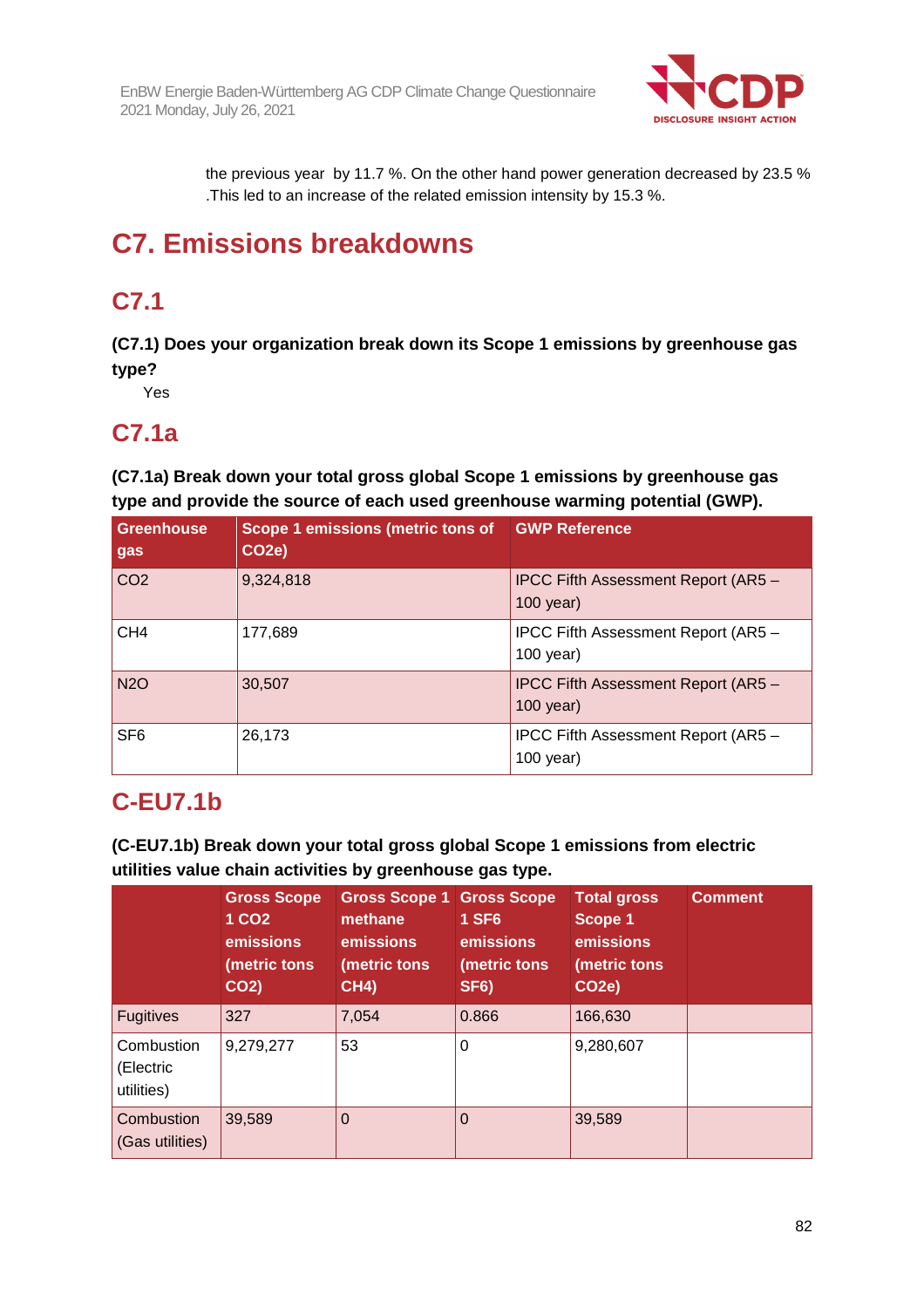the previous year by 11.7 %. On the other hand power generation decreased by 23.5 % .This led to an increase of the related emission intensity by 15.3 %.

# C7. Emissions breakdowns

## C7.1

**(C7.1) Does your organization break down its Scope 1 emissions by greenhouse gas type?**

Yes

## C7.1a

**(C7.1a) Break down your total gross global Scope 1 emissions by greenhouse gas type and provide the source of each used greenhouse warming potential (GWP).**

| Greenhouse gas | Scope 1 emissions (metric tons of $CO_2e$) | GWP Reference |
|---|---|---|
| $CO_2$ | 9,324,818 | IPCC Fifth Assessment Report (AR5 – 100 year) |
| $CH_4$ | 177,689 | IPCC Fifth Assessment Report (AR5 – 100 year) |
| $N_2O$ | 30,507 | IPCC Fifth Assessment Report (AR5 – 100 year) |
| $SF_6$ | 26,173 | IPCC Fifth Assessment Report (AR5 – 100 year) |

## C-EU7.1b

**(C-EU7.1b) Break down your total gross global Scope 1 emissions from electric utilities value chain activities by greenhouse gas type.**

| | Gross Scope 1 $CO_2$ emissions (metric tons $CO_2$) | Gross Scope 1 methane emissions (metric tons $CH_4$) | Gross Scope 1 $SF_6$ emissions (metric tons $SF_6$) | Total gross Scope 1 emissions (metric tons $CO_2e$) | Comment |
|---|---|---|---|---|---|
| Fugitives | 327 | 7,054 | 0.866 | 166,630 | |
| Combustion (Electric utilities) | 9,279,277 | 53 | 0 | 9,280,607 | |
| Combustion (Gas utilities) | 39,589 | 0 | 0 | 39,589 | |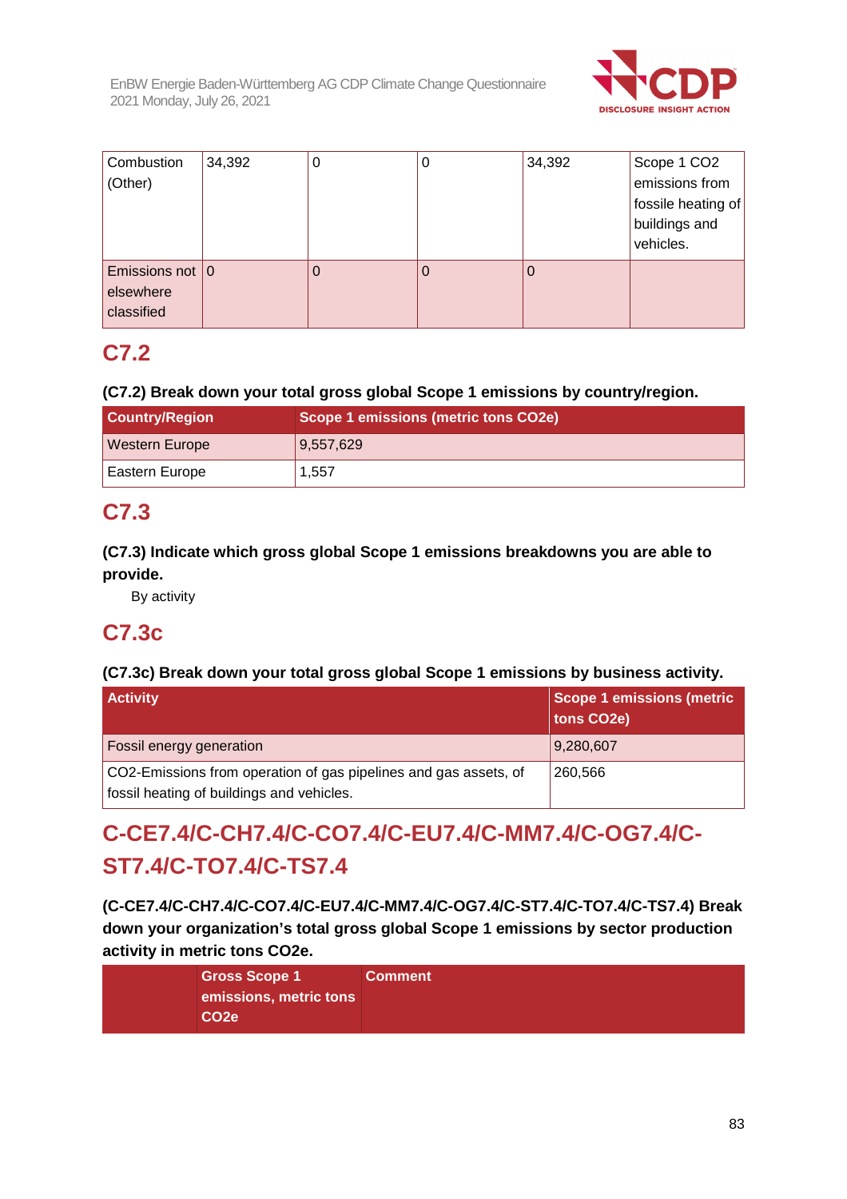| Combustion (Other) | 34,392 | 0 | 0 | 34,392 | Scope 1 CO2 emissions from fossile heating of buildings and vehicles. |
|---|---|---|---|---|---|
| Emissions not elsewhere classified | 0 | 0 | 0 | 0 | |

## C7.2

**(C7.2) Break down your total gross global Scope 1 emissions by country/region.**

| Country/Region | Scope 1 emissions (metric tons CO2e) |
|---|---|
| Western Europe | 9,557,629 |
| Eastern Europe | 1,557 |

## C7.3

**(C7.3) Indicate which gross global Scope 1 emissions breakdowns you are able to provide.**

By activity

## C7.3c

**(C7.3c) Break down your total gross global Scope 1 emissions by business activity.**

| Activity | Scope 1 emissions (metric tons CO2e) |
|---|---|
| Fossil energy generation | 9,280,607 |
| CO2-Emissions from operation of gas pipelines and gas assets, of fossil heating of buildings and vehicles. | 260,566 |

## C-CE7.4/C-CH7.4/C-CO7.4/C-EU7.4/C-MM7.4/C-OG7.4/C-ST7.4/C-TO7.4/C-TS7.4

**(C-CE7.4/C-CH7.4/C-CO7.4/C-EU7.4/C-MM7.4/C-OG7.4/C-ST7.4/C-TO7.4/C-TS7.4) Break down your organization's total gross global Scope 1 emissions by sector production activity in metric tons CO2e.**

| | Gross Scope 1 emissions, metric tons CO2e | Comment |
|---|---|---|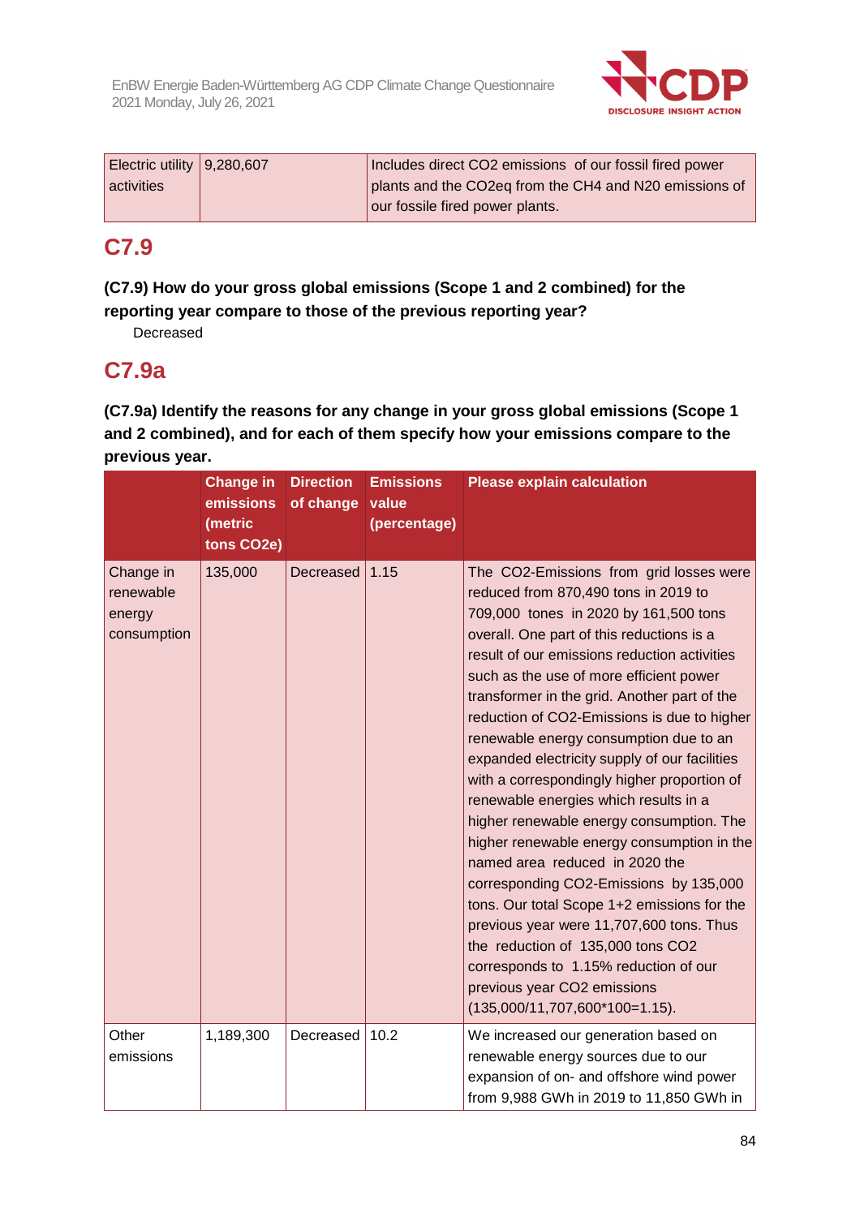| Electric utility activities | 9,280,607 | Includes direct CO2 emissions of our fossil fired power plants and the CO2eq from the CH4 and N20 emissions of our fossile fired power plants. |
|---|---|---|

## C7.9

**(C7.9) How do your gross global emissions (Scope 1 and 2 combined) for the reporting year compare to those of the previous reporting year?**

Decreased

## C7.9a

**(C7.9a) Identify the reasons for any change in your gross global emissions (Scope 1 and 2 combined), and for each of them specify how your emissions compare to the previous year.**

| | Change in emissions (metric tons CO2e) | Direction of change | Emissions value (percentage) | Please explain calculation |
|---|---|---|---|---|
| Change in renewable energy consumption | 135,000 | Decreased | 1.15 | The CO2-Emissions from grid losses were reduced from 870,490 tons in 2019 to 709,000 tones in 2020 by 161,500 tons overall. One part of this reductions is a result of our emissions reduction activities such as the use of more efficient power transformer in the grid. Another part of the reduction of CO2-Emissions is due to higher renewable energy consumption due to an expanded electricity supply of our facilities with a correspondingly higher proportion of renewable energies which results in a higher renewable energy consumption. The higher renewable energy consumption in the named area reduced in 2020 the corresponding CO2-Emissions by 135,000 tons. Our total Scope 1+2 emissions for the previous year were 11,707,600 tons. Thus the reduction of 135,000 tons CO2 corresponds to 1.15% reduction of our previous year CO2 emissions (135,000/11,707,600*100=1.15). |
| Other emissions | 1,189,300 | Decreased | 10.2 | We increased our generation based on renewable energy sources due to our expansion of on- and offshore wind power from 9,988 GWh in 2019 to 11,850 GWh in |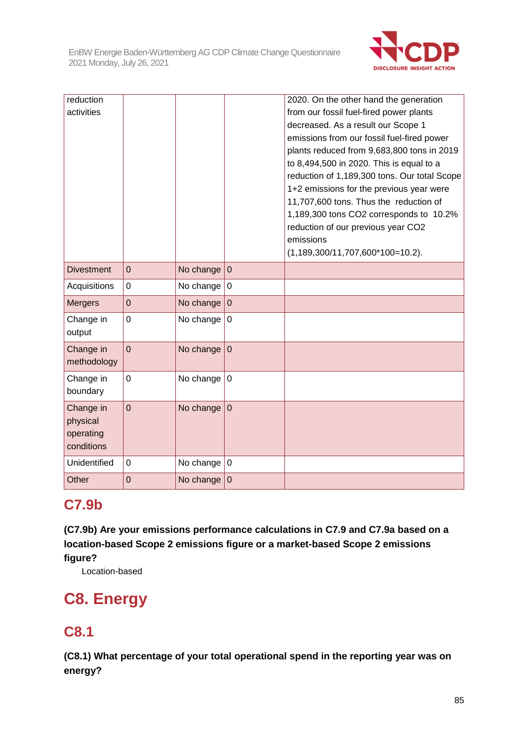| reduction activities | | | | 2020. On the other hand the generation from our fossil fuel-fired power plants decreased. As a result our Scope 1 emissions from our fossil fuel-fired power plants reduced from 9,683,800 tons in 2019 to 8,494,500 in 2020. This is equal to a reduction of 1,189,300 tons. Our total Scope 1+2 emissions for the previous year were 11,707,600 tons. Thus the reduction of 1,189,300 tons CO2 corresponds to 10.2% reduction of our previous year CO2 emissions (1,189,300/11,707,600*100=10.2). |
|---|---|---|---|---|
| Divestment | 0 | No change | 0 | |
| Acquisitions | 0 | No change | 0 | |
| Mergers | 0 | No change | 0 | |
| Change in output | 0 | No change | 0 | |
| Change in methodology | 0 | No change | 0 | |
| Change in boundary | 0 | No change | 0 | |
| Change in physical operating conditions | 0 | No change | 0 | |
| Unidentified | 0 | No change | 0 | |
| Other | 0 | No change | 0 | |

## C7.9b

**(C7.9b) Are your emissions performance calculations in C7.9 and C7.9a based on a location-based Scope 2 emissions figure or a market-based Scope 2 emissions figure?**

Location-based

# C8. Energy

## C8.1

**(C8.1) What percentage of your total operational spend in the reporting year was on energy?**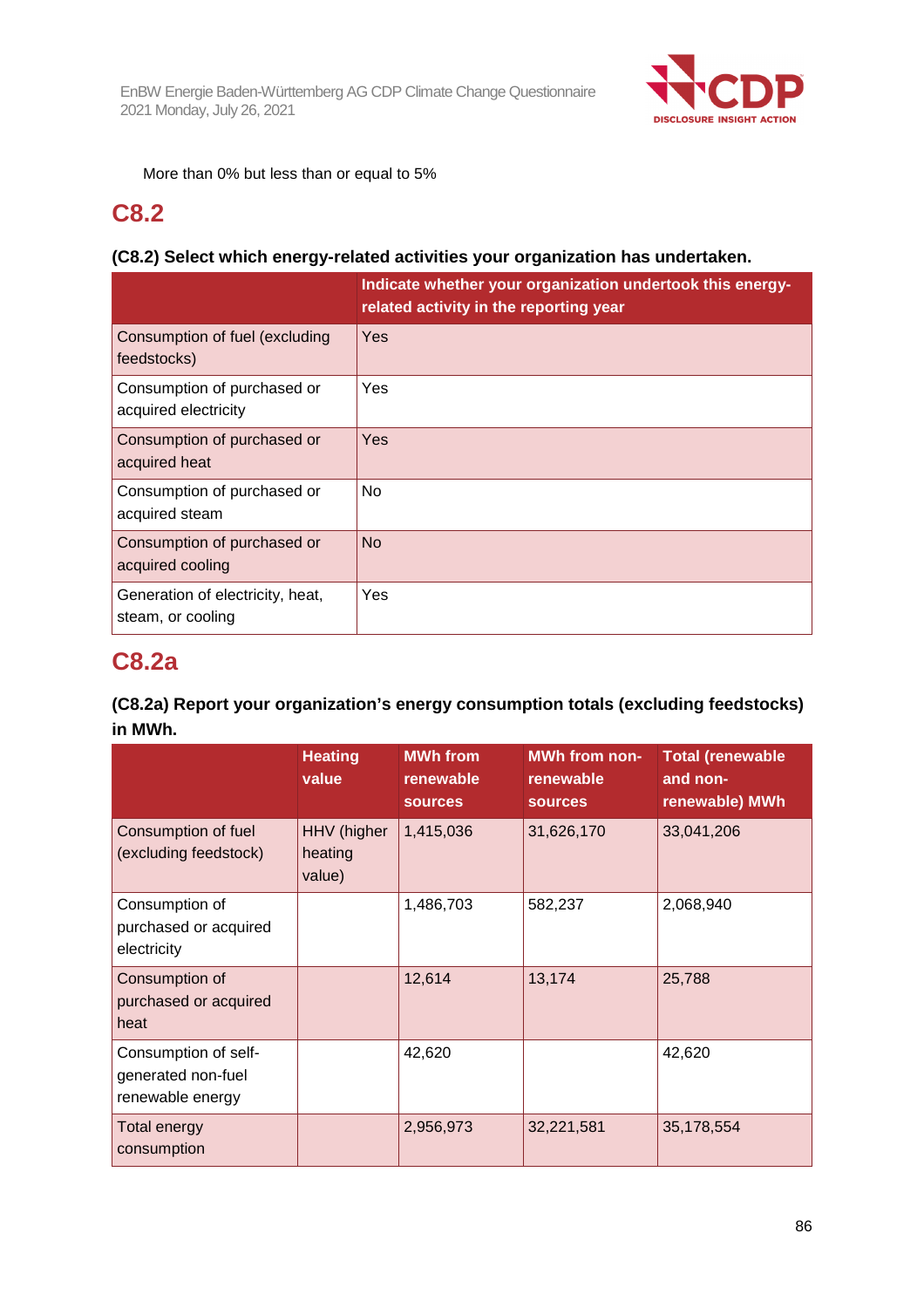More than 0% but less than or equal to 5%

## C8.2

### (C8.2) Select which energy-related activities your organization has undertaken.

| | Indicate whether your organization undertook this energy-related activity in the reporting year |
|---|---|
| Consumption of fuel (excluding feedstocks) | Yes |
| Consumption of purchased or acquired electricity | Yes |
| Consumption of purchased or acquired heat | Yes |
| Consumption of purchased or acquired steam | No |
| Consumption of purchased or acquired cooling | No |
| Generation of electricity, heat, steam, or cooling | Yes |

## C8.2a

### (C8.2a) Report your organization's energy consumption totals (excluding feedstocks) in MWh.

| | Heating value | MWh from renewable sources | MWh from non-renewable sources | Total (renewable and non-renewable) MWh |
|---|---|---|---|---|
| Consumption of fuel (excluding feedstock) | HHV (higher heating value) | 1,415,036 | 31,626,170 | 33,041,206 |
| Consumption of purchased or acquired electricity | | 1,486,703 | 582,237 | 2,068,940 |
| Consumption of purchased or acquired heat | | 12,614 | 13,174 | 25,788 |
| Consumption of self-generated non-fuel renewable energy | | 42,620 | | 42,620 |
| Total energy consumption | | 2,956,973 | 32,221,581 | 35,178,554 |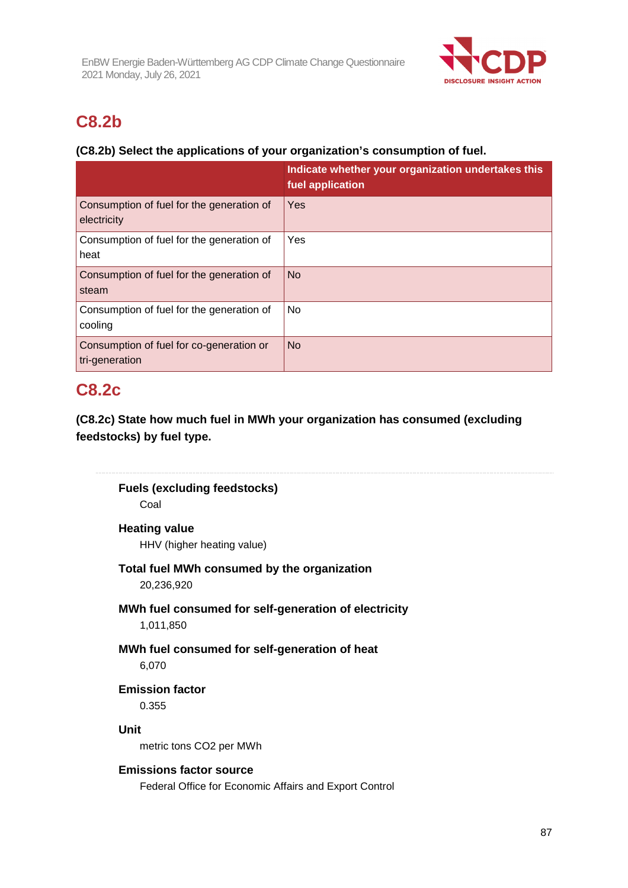## C8.2b

**(C8.2b) Select the applications of your organization's consumption of fuel.**

| | Indicate whether your organization undertakes this fuel application |
|---|---|
| Consumption of fuel for the generation of electricity | Yes |
| Consumption of fuel for the generation of heat | Yes |
| Consumption of fuel for the generation of steam | No |
| Consumption of fuel for the generation of cooling | No |
| Consumption of fuel for co-generation or tri-generation | No |

## C8.2c

**(C8.2c) State how much fuel in MWh your organization has consumed (excluding feedstocks) by fuel type.**

**Fuels (excluding feedstocks)**
Coal

**Heating value**
HHV (higher heating value)

**Total fuel MWh consumed by the organization**
20,236,920

**MWh fuel consumed for self-generation of electricity**
1,011,850

**MWh fuel consumed for self-generation of heat**
6,070

**Emission factor**
0.355

**Unit**
metric tons CO2 per MWh

**Emissions factor source**
Federal Office for Economic Affairs and Export Control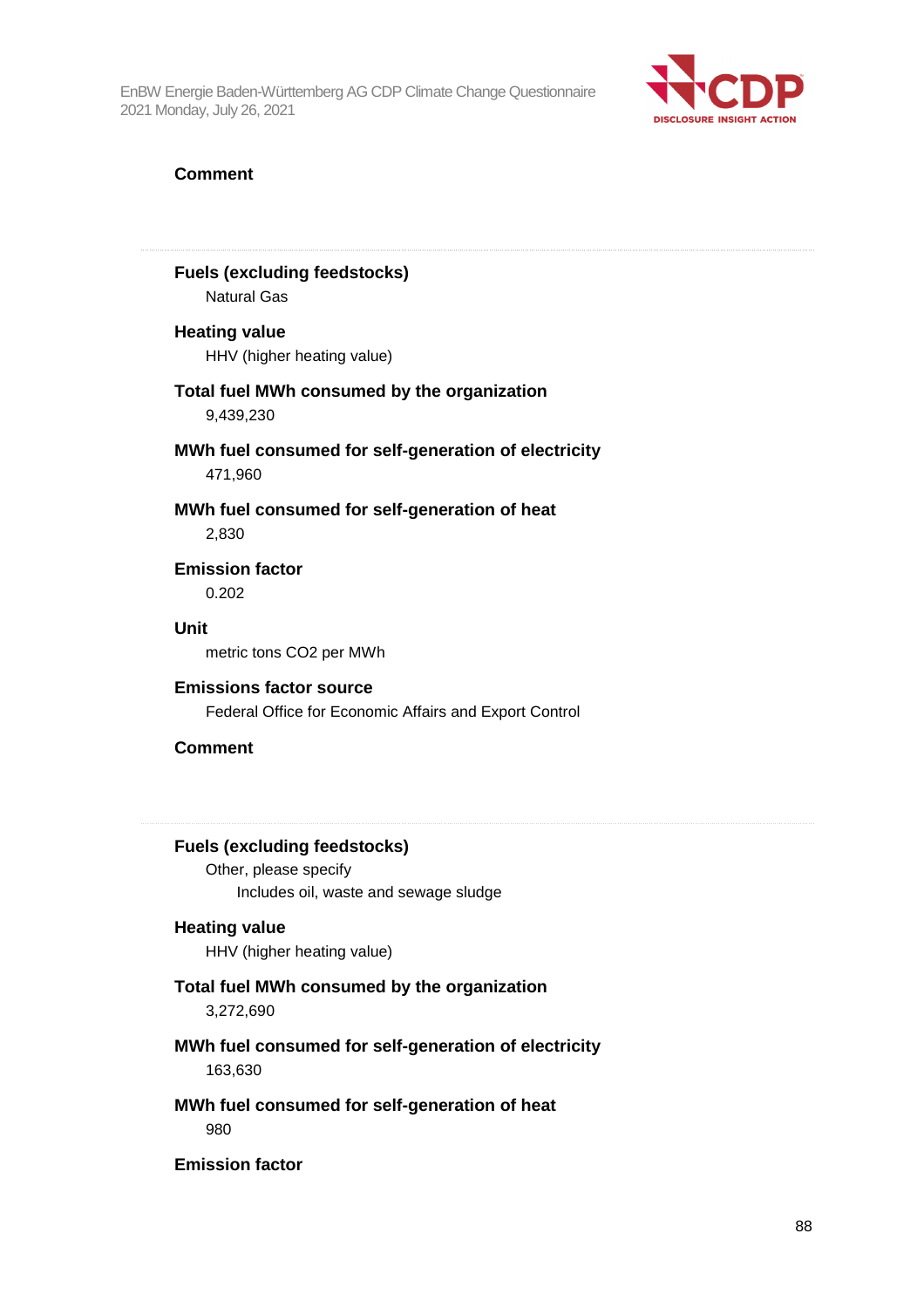**Comment**

---

**Fuels (excluding feedstocks)**

Natural Gas

**Heating value**

HHV (higher heating value)

**Total fuel MWh consumed by the organization**

9,439,230

**MWh fuel consumed for self-generation of electricity**

471,960

**MWh fuel consumed for self-generation of heat**

2,830

**Emission factor**

0.202

**Unit**

metric tons CO2 per MWh

**Emissions factor source**

Federal Office for Economic Affairs and Export Control

**Comment**

---

**Fuels (excluding feedstocks)**

Other, please specify

Includes oil, waste and sewage sludge

**Heating value**

HHV (higher heating value)

**Total fuel MWh consumed by the organization**

3,272,690

**MWh fuel consumed for self-generation of electricity**

163,630

**MWh fuel consumed for self-generation of heat**

980

**Emission factor**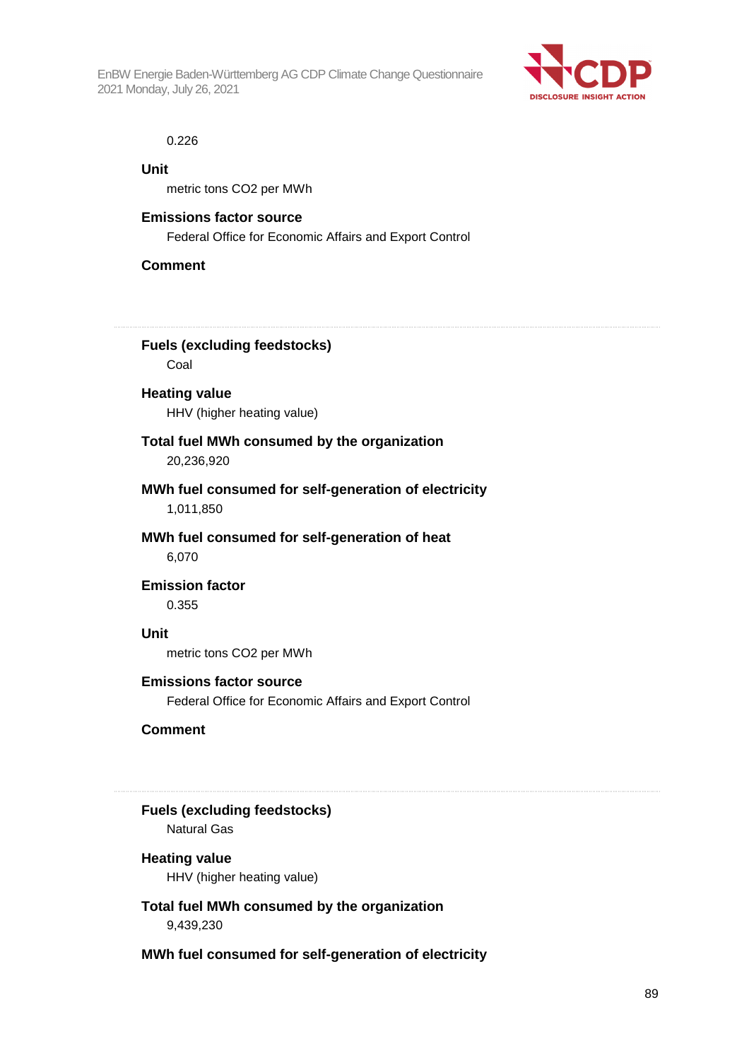0.226

**Unit**

metric tons CO2 per MWh

**Emissions factor source**

Federal Office for Economic Affairs and Export Control

**Comment**

---

**Fuels (excluding feedstocks)**

Coal

**Heating value**

HHV (higher heating value)

**Total fuel MWh consumed by the organization**

20,236,920

**MWh fuel consumed for self-generation of electricity**

1,011,850

**MWh fuel consumed for self-generation of heat**

6,070

**Emission factor**

0.355

**Unit**

metric tons CO2 per MWh

**Emissions factor source**

Federal Office for Economic Affairs and Export Control

**Comment**

---

**Fuels (excluding feedstocks)**

Natural Gas

**Heating value**

HHV (higher heating value)

**Total fuel MWh consumed by the organization**

9,439,230

**MWh fuel consumed for self-generation of electricity**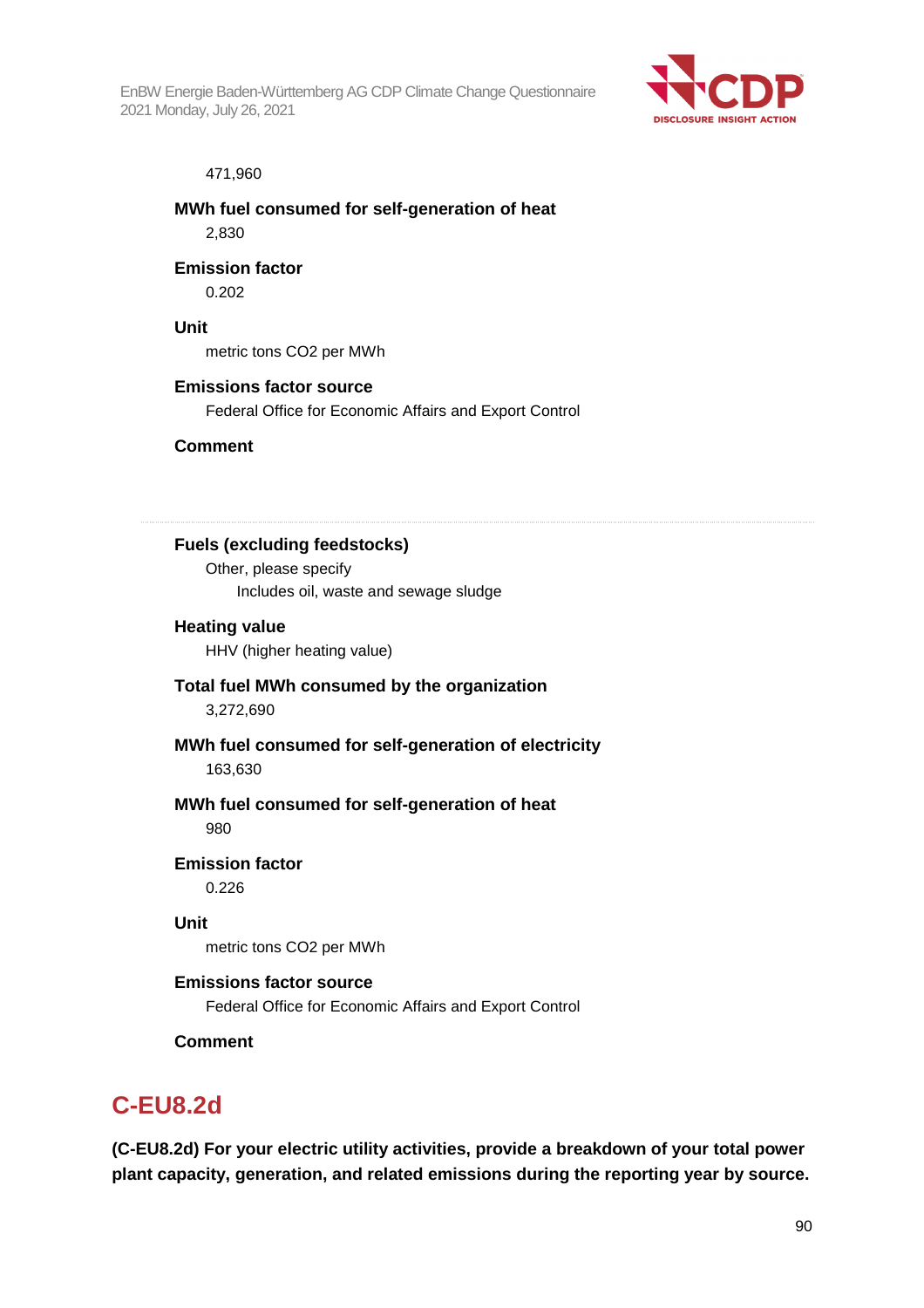471,960

**MWh fuel consumed for self-generation of heat**

2,830

**Emission factor**

0.202

**Unit**

metric tons CO2 per MWh

**Emissions factor source**

Federal Office for Economic Affairs and Export Control

**Comment**

---

**Fuels (excluding feedstocks)**

Other, please specify

Includes oil, waste and sewage sludge

**Heating value**

HHV (higher heating value)

**Total fuel MWh consumed by the organization**

3,272,690

**MWh fuel consumed for self-generation of electricity**

163,630

**MWh fuel consumed for self-generation of heat**

980

**Emission factor**

0.226

**Unit**

metric tons CO2 per MWh

**Emissions factor source**

Federal Office for Economic Affairs and Export Control

**Comment**

## C-EU8.2d

**(C-EU8.2d) For your electric utility activities, provide a breakdown of your total power plant capacity, generation, and related emissions during the reporting year by source.**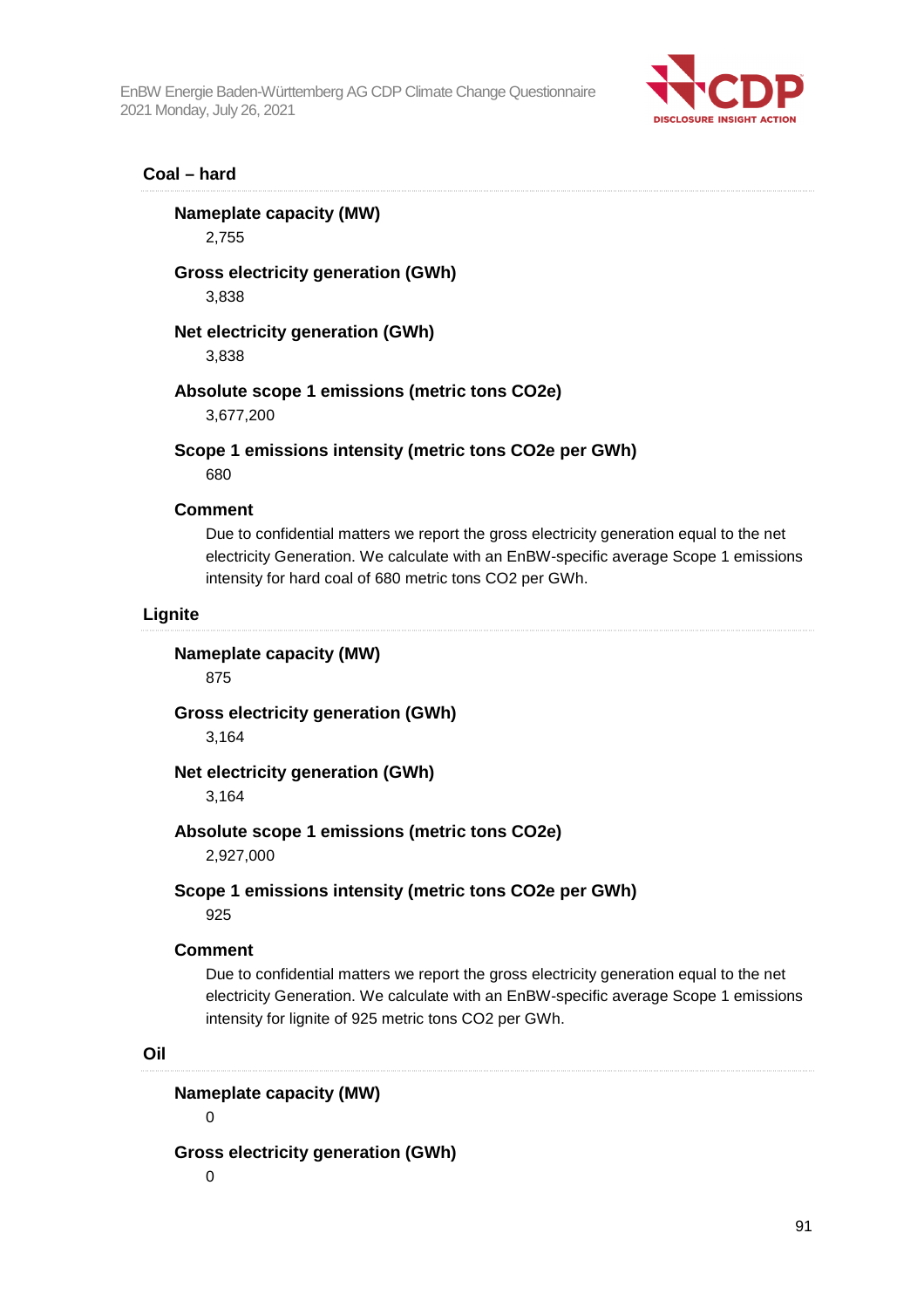### Coal – hard

**Nameplate capacity (MW)**

2,755

**Gross electricity generation (GWh)**

3,838

**Net electricity generation (GWh)**

3,838

**Absolute scope 1 emissions (metric tons CO2e)**

3,677,200

**Scope 1 emissions intensity (metric tons CO2e per GWh)**

680

**Comment**

Due to confidential matters we report the gross electricity generation equal to the net electricity Generation. We calculate with an EnBW-specific average Scope 1 emissions intensity for hard coal of 680 metric tons CO2 per GWh.

### Lignite

**Nameplate capacity (MW)**

875

**Gross electricity generation (GWh)**

3,164

**Net electricity generation (GWh)**

3,164

**Absolute scope 1 emissions (metric tons CO2e)**

2,927,000

**Scope 1 emissions intensity (metric tons CO2e per GWh)**

925

**Comment**

Due to confidential matters we report the gross electricity generation equal to the net electricity Generation. We calculate with an EnBW-specific average Scope 1 emissions intensity for lignite of 925 metric tons CO2 per GWh.

### Oil

**Nameplate capacity (MW)**

0

**Gross electricity generation (GWh)**

0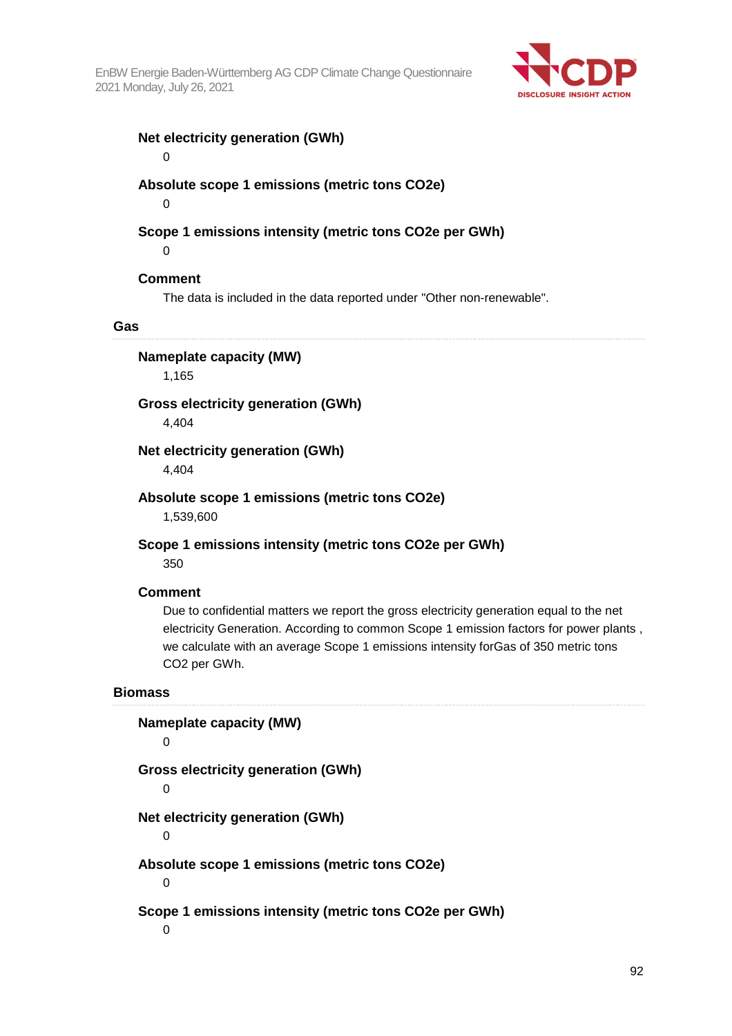**Net electricity generation (GWh)**

0

**Absolute scope 1 emissions (metric tons CO2e)**

0

**Scope 1 emissions intensity (metric tons CO2e per GWh)**

0

**Comment**

The data is included in the data reported under "Other non-renewable".

### Gas

**Nameplate capacity (MW)**

1,165

**Gross electricity generation (GWh)**

4,404

**Net electricity generation (GWh)**

4,404

**Absolute scope 1 emissions (metric tons CO2e)**

1,539,600

**Scope 1 emissions intensity (metric tons CO2e per GWh)**

350

**Comment**

Due to confidential matters we report the gross electricity generation equal to the net electricity Generation. According to common Scope 1 emission factors for power plants , we calculate with an average Scope 1 emissions intensity forGas of 350 metric tons CO2 per GWh.

### Biomass

**Nameplate capacity (MW)**

0

**Gross electricity generation (GWh)**

0

**Net electricity generation (GWh)**

0

**Absolute scope 1 emissions (metric tons CO2e)**

0

**Scope 1 emissions intensity (metric tons CO2e per GWh)**

0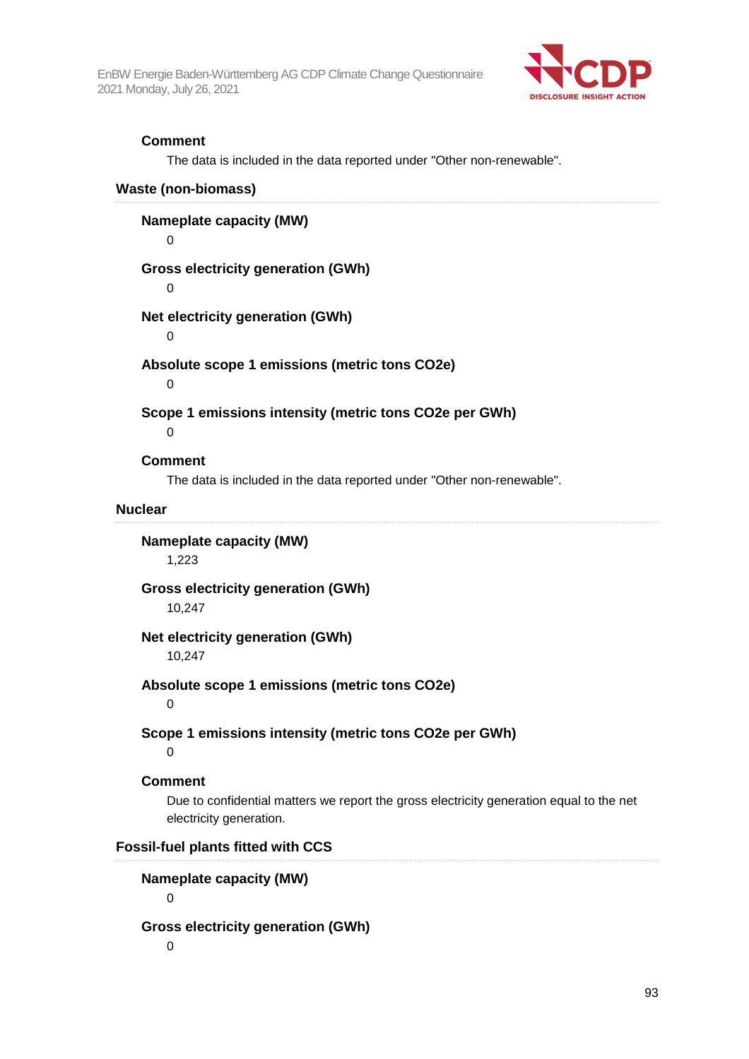**Comment**

The data is included in the data reported under "Other non-renewable".

**Waste (non-biomass)**

**Nameplate capacity (MW)**

0

**Gross electricity generation (GWh)**

0

**Net electricity generation (GWh)**

0

**Absolute scope 1 emissions (metric tons CO2e)**

0

**Scope 1 emissions intensity (metric tons CO2e per GWh)**

0

**Comment**

The data is included in the data reported under "Other non-renewable".

**Nuclear**

**Nameplate capacity (MW)**

1,223

**Gross electricity generation (GWh)**

10,247

**Net electricity generation (GWh)**

10,247

**Absolute scope 1 emissions (metric tons CO2e)**

0

**Scope 1 emissions intensity (metric tons CO2e per GWh)**

0

**Comment**

Due to confidential matters we report the gross electricity generation equal to the net electricity generation.

**Fossil-fuel plants fitted with CCS**

**Nameplate capacity (MW)**

0

**Gross electricity generation (GWh)**

0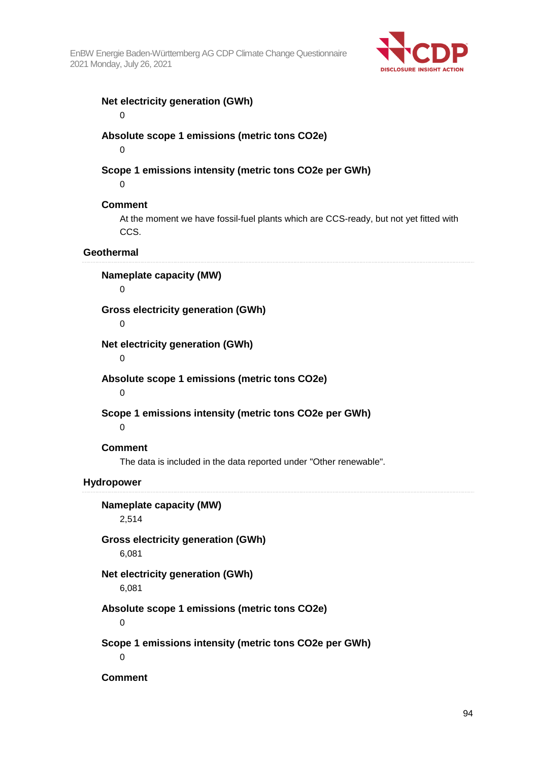**Net electricity generation (GWh)**

0

**Absolute scope 1 emissions (metric tons CO2e)**

0

**Scope 1 emissions intensity (metric tons CO2e per GWh)**

0

**Comment**

At the moment we have fossil-fuel plants which are CCS-ready, but not yet fitted with CCS.

### Geothermal

**Nameplate capacity (MW)**

0

**Gross electricity generation (GWh)**

0

**Net electricity generation (GWh)**

0

**Absolute scope 1 emissions (metric tons CO2e)**

0

**Scope 1 emissions intensity (metric tons CO2e per GWh)**

0

**Comment**

The data is included in the data reported under "Other renewable".

### Hydropower

**Nameplate capacity (MW)**

2,514

**Gross electricity generation (GWh)**

6,081

**Net electricity generation (GWh)**

6,081

**Absolute scope 1 emissions (metric tons CO2e)**

0

**Scope 1 emissions intensity (metric tons CO2e per GWh)**

0

**Comment**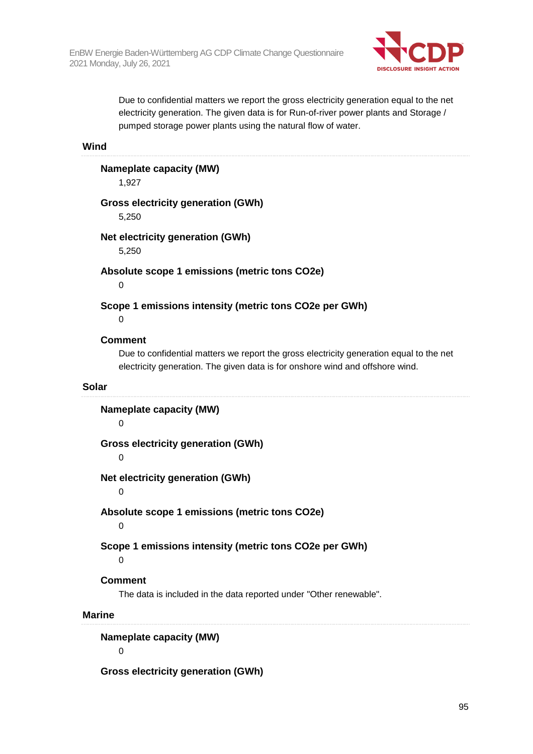Due to confidential matters we report the gross electricity generation equal to the net electricity generation. The given data is for Run-of-river power plants and Storage / pumped storage power plants using the natural flow of water.

### Wind

**Nameplate capacity (MW)**

1,927

**Gross electricity generation (GWh)**

5,250

**Net electricity generation (GWh)**

5,250

**Absolute scope 1 emissions (metric tons CO2e)**

0

**Scope 1 emissions intensity (metric tons CO2e per GWh)**

0

**Comment**

Due to confidential matters we report the gross electricity generation equal to the net electricity generation. The given data is for onshore wind and offshore wind.

### Solar

**Nameplate capacity (MW)**

0

**Gross electricity generation (GWh)**

0

**Net electricity generation (GWh)**

0

**Absolute scope 1 emissions (metric tons CO2e)**

0

**Scope 1 emissions intensity (metric tons CO2e per GWh)**

0

**Comment**

The data is included in the data reported under "Other renewable".

### Marine

**Nameplate capacity (MW)**

0

**Gross electricity generation (GWh)**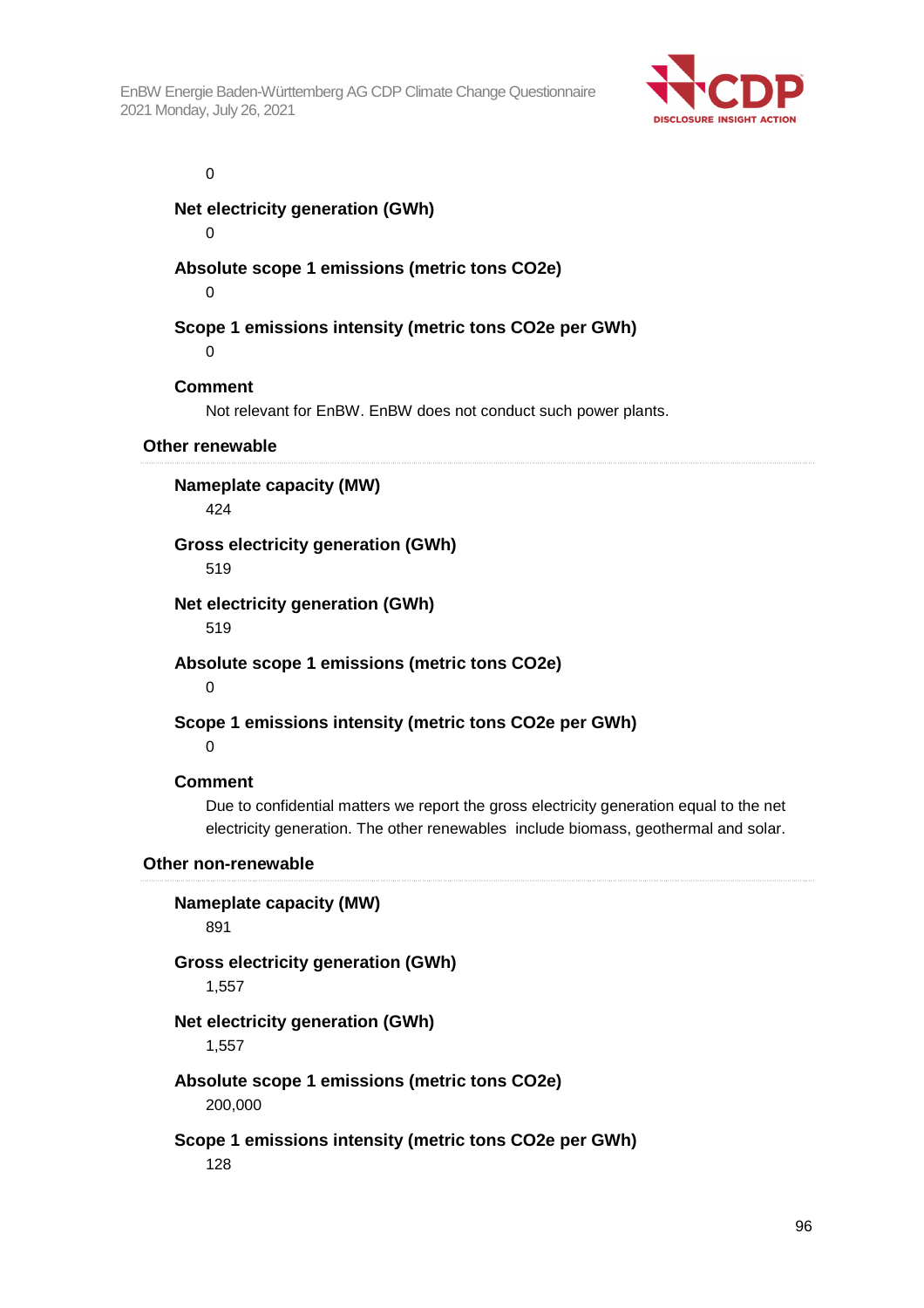0

**Net electricity generation (GWh)**

0

**Absolute scope 1 emissions (metric tons CO2e)**

0

**Scope 1 emissions intensity (metric tons CO2e per GWh)**

0

**Comment**

Not relevant for EnBW. EnBW does not conduct such power plants.

**Other renewable**

**Nameplate capacity (MW)**

424

**Gross electricity generation (GWh)**

519

**Net electricity generation (GWh)**

519

**Absolute scope 1 emissions (metric tons CO2e)**

0

**Scope 1 emissions intensity (metric tons CO2e per GWh)**

0

**Comment**

Due to confidential matters we report the gross electricity generation equal to the net electricity generation. The other renewables include biomass, geothermal and solar.

**Other non-renewable**

**Nameplate capacity (MW)**

891

**Gross electricity generation (GWh)**

1,557

**Net electricity generation (GWh)**

1,557

**Absolute scope 1 emissions (metric tons CO2e)**

200,000

**Scope 1 emissions intensity (metric tons CO2e per GWh)**

128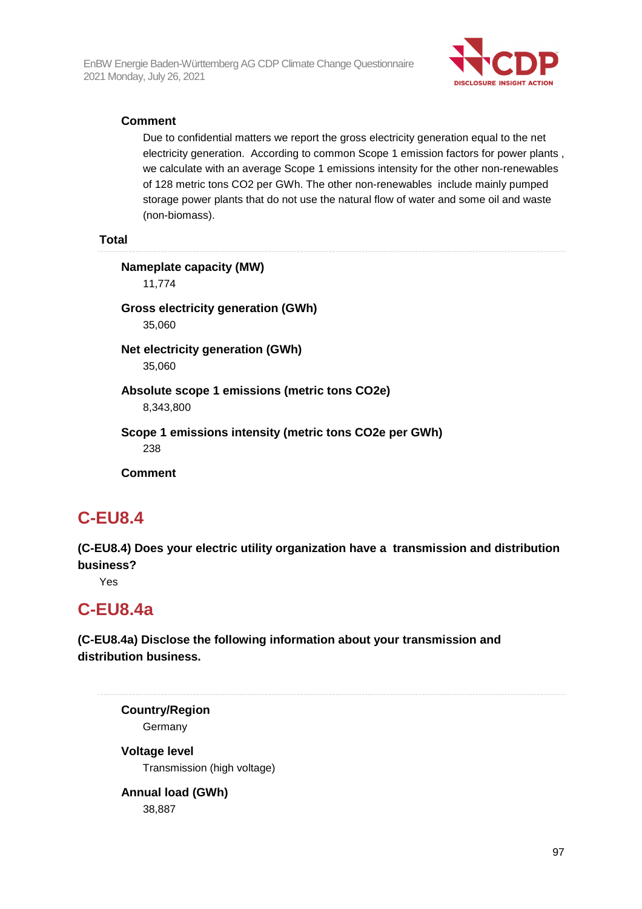**Comment**

Due to confidential matters we report the gross electricity generation equal to the net electricity generation. According to common Scope 1 emission factors for power plants , we calculate with an average Scope 1 emissions intensity for the other non-renewables of 128 metric tons CO2 per GWh. The other non-renewables include mainly pumped storage power plants that do not use the natural flow of water and some oil and waste (non-biomass).

**Total**

**Nameplate capacity (MW)**

11,774

**Gross electricity generation (GWh)**

35,060

**Net electricity generation (GWh)**

35,060

**Absolute scope 1 emissions (metric tons CO2e)**

8,343,800

**Scope 1 emissions intensity (metric tons CO2e per GWh)**

238

**Comment**

## C-EU8.4

**(C-EU8.4) Does your electric utility organization have a transmission and distribution business?**

Yes

## C-EU8.4a

**(C-EU8.4a) Disclose the following information about your transmission and distribution business.**

**Country/Region**

Germany

**Voltage level**

Transmission (high voltage)

**Annual load (GWh)**

38,887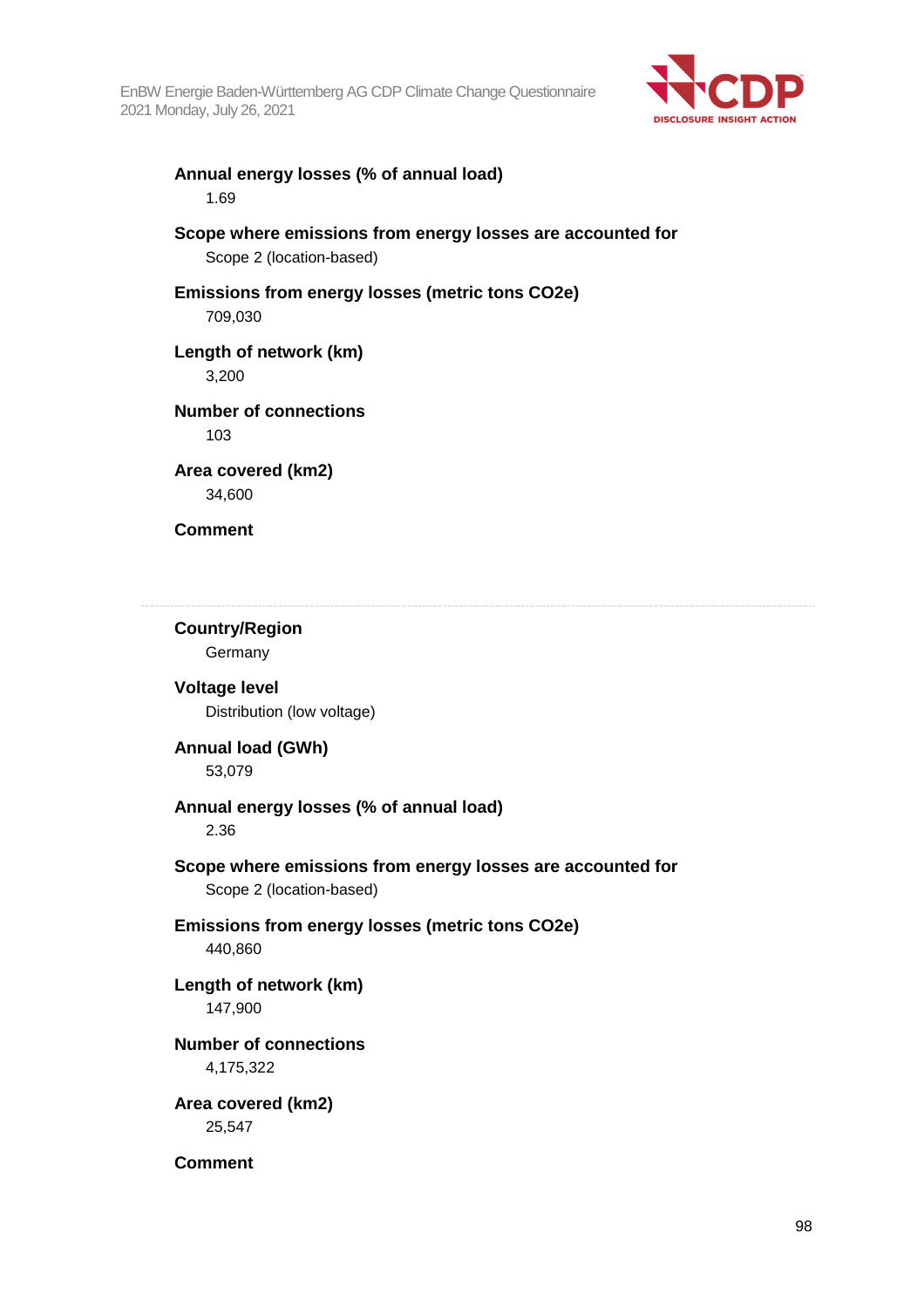**Annual energy losses (% of annual load)**

1.69

**Scope where emissions from energy losses are accounted for**

Scope 2 (location-based)

**Emissions from energy losses (metric tons CO2e)**

709,030

**Length of network (km)**

3,200

**Number of connections**

103

**Area covered (km2)**

34,600

**Comment**

---

**Country/Region**

Germany

**Voltage level**

Distribution (low voltage)

**Annual load (GWh)**

53,079

**Annual energy losses (% of annual load)**

2.36

**Scope where emissions from energy losses are accounted for**

Scope 2 (location-based)

**Emissions from energy losses (metric tons CO2e)**

440,860

**Length of network (km)**

147,900

**Number of connections**

4,175,322

**Area covered (km2)**

25,547

**Comment**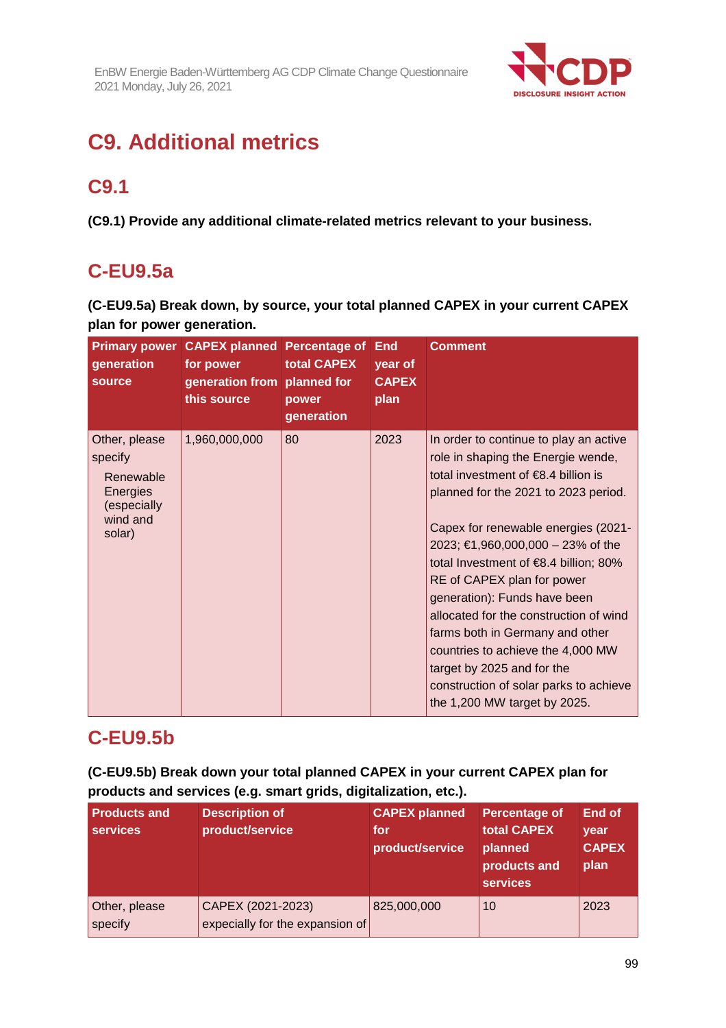# C9. Additional metrics

## C9.1

**(C9.1) Provide any additional climate-related metrics relevant to your business.**

## C-EU9.5a

**(C-EU9.5a) Break down, by source, your total planned CAPEX in your current CAPEX plan for power generation.**

| Primary power generation source | CAPEX planned for power generation from this source | Percentage of total CAPEX planned for power generation | End year of CAPEX plan | Comment |
|---|---|---|---|---|
| Other, please specify<br>Renewable Energies (especially wind and solar) | 1,960,000,000 | 80 | 2023 | In order to continue to play an active role in shaping the Energie wende, total investment of €8.4 billion is planned for the 2021 to 2023 period.<br><br>Capex for renewable energies (2021-2023; €1,960,000,000 – 23% of the total Investment of €8.4 billion; 80% RE of CAPEX plan for power generation): Funds have been allocated for the construction of wind farms both in Germany and other countries to achieve the 4,000 MW target by 2025 and for the construction of solar parks to achieve the 1,200 MW target by 2025. |

## C-EU9.5b

**(C-EU9.5b) Break down your total planned CAPEX in your current CAPEX plan for products and services (e.g. smart grids, digitalization, etc.).**

| Products and services | Description of product/service | CAPEX planned for product/service | Percentage of total CAPEX planned products and services | End of year CAPEX plan |
|---|---|---|---|---|
| Other, please specify | CAPEX (2021-2023) expecially for the expansion of | 825,000,000 | 10 | 2023 |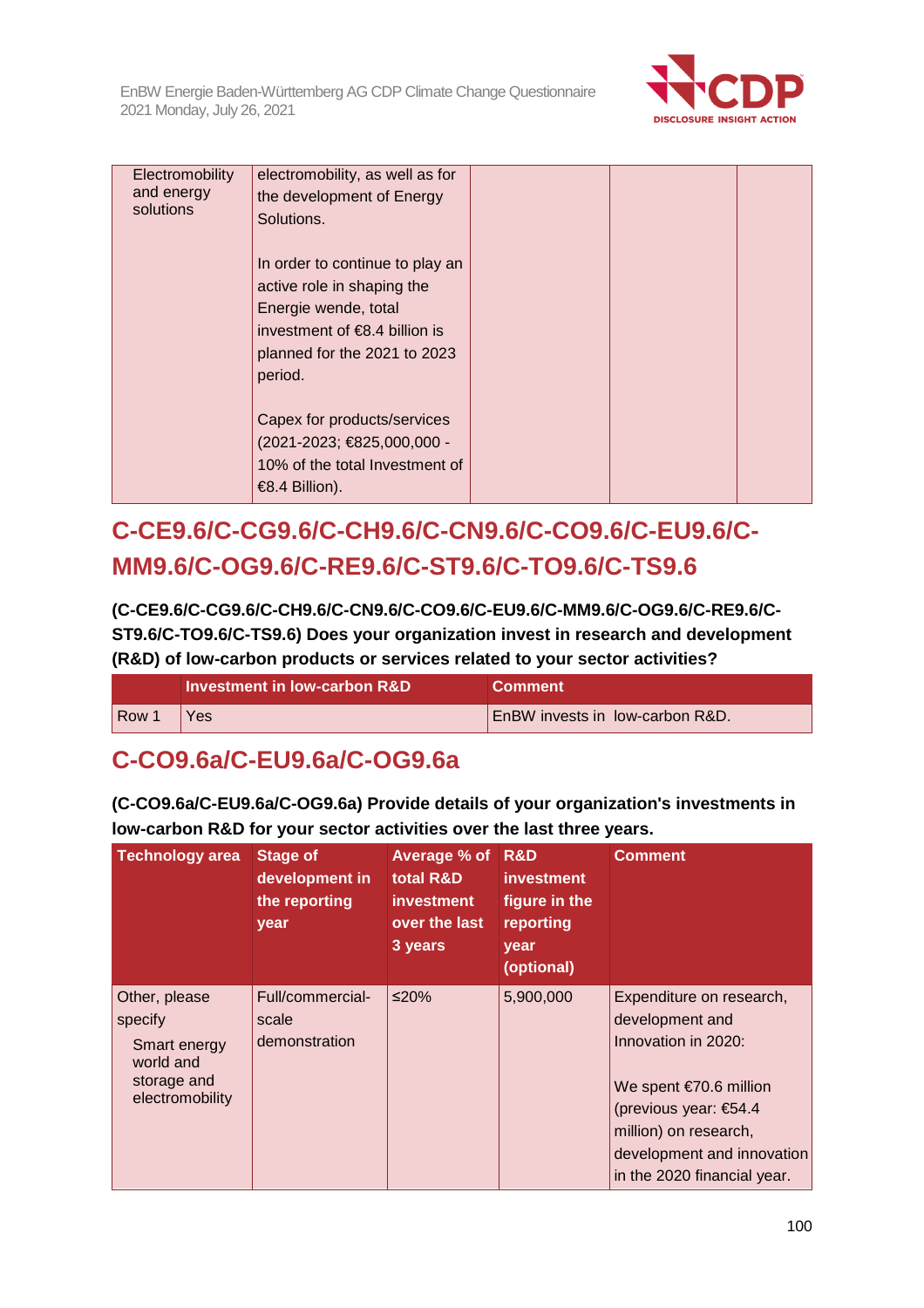| Electromobility and energy solutions | electromobility, as well as for the development of Energy Solutions.<br><br>In order to continue to play an active role in shaping the Energie wende, total investment of €8.4 billion is planned for the 2021 to 2023 period.<br><br>Capex for products/services (2021-2023; €825,000,000 - 10% of the total Investment of €8.4 Billion). | | | |
|---|---|---|---|---|

## C-CE9.6/C-CG9.6/C-CH9.6/C-CN9.6/C-CO9.6/C-EU9.6/C-MM9.6/C-OG9.6/C-RE9.6/C-ST9.6/C-TO9.6/C-TS9.6

**(C-CE9.6/C-CG9.6/C-CH9.6/C-CN9.6/C-CO9.6/C-EU9.6/C-MM9.6/C-OG9.6/C-RE9.6/C-ST9.6/C-TO9.6/C-TS9.6) Does your organization invest in research and development (R&D) of low-carbon products or services related to your sector activities?**

| | Investment in low-carbon R&D | Comment |
|---|---|---|
| Row 1 | Yes | EnBW invests in low-carbon R&D. |

## C-CO9.6a/C-EU9.6a/C-OG9.6a

**(C-CO9.6a/C-EU9.6a/C-OG9.6a) Provide details of your organization's investments in low-carbon R&D for your sector activities over the last three years.**

| Technology area | Stage of development in the reporting year | Average % of total R&D investment over the last 3 years | R&D investment figure in the reporting year (optional) | Comment |
|---|---|---|---|---|
| Other, please specify<br>Smart energy world and storage and electromobility | Full/commercial-scale demonstration | ≤20% | 5,900,000 | Expenditure on research, development and Innovation in 2020:<br><br>We spent €70.6 million (previous year: €54.4 million) on research, development and innovation in the 2020 financial year. |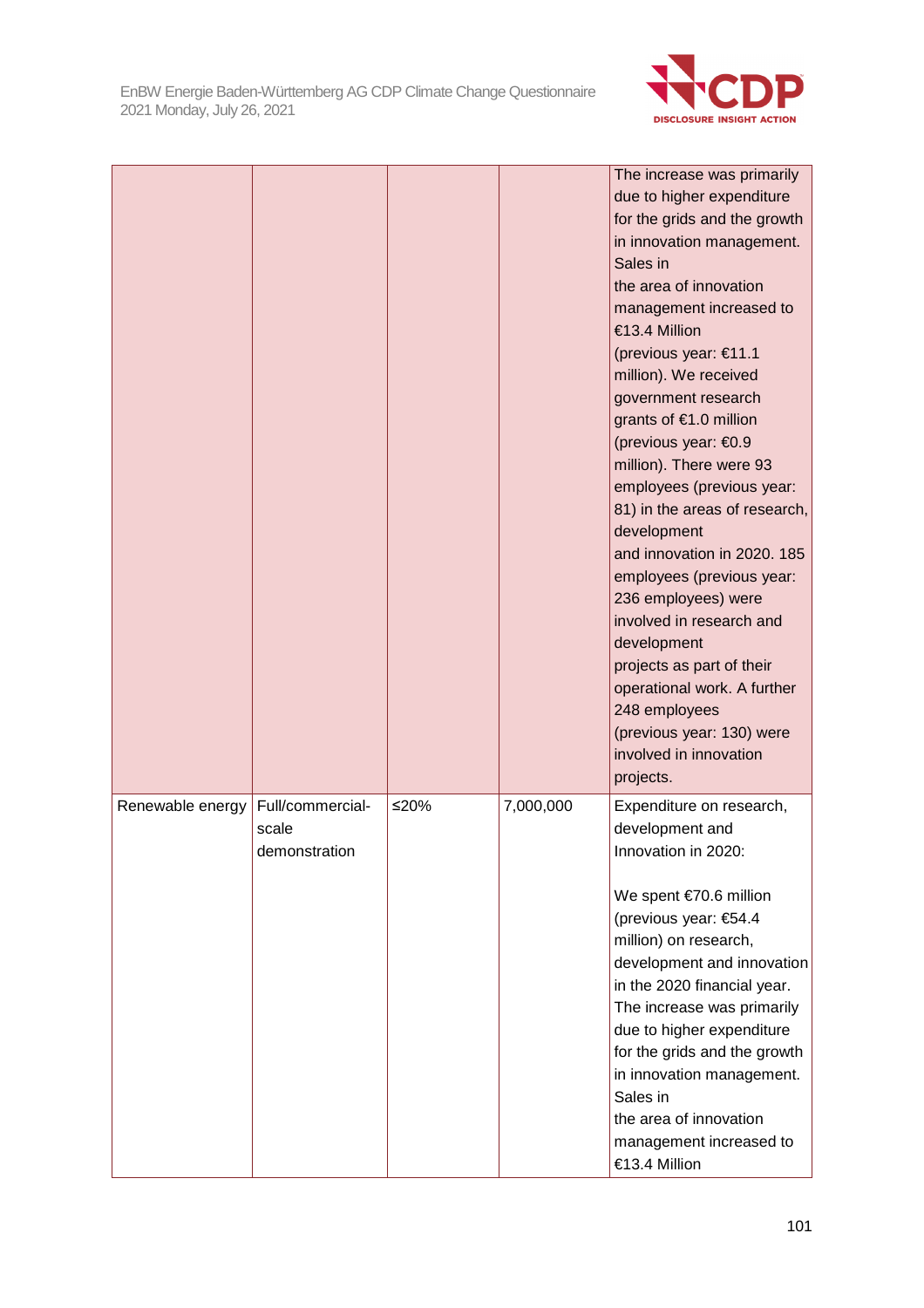| | | | | |
|---|---|---|---|---|
| | | | | The increase was primarily due to higher expenditure for the grids and the growth in innovation management. Sales in the area of innovation management increased to €13.4 Million (previous year: €11.1 million). We received government research grants of €1.0 million (previous year: €0.9 million). There were 93 employees (previous year: 81) in the areas of research, development and innovation in 2020. 185 employees (previous year: 236 employees) were involved in research and development projects as part of their operational work. A further 248 employees (previous year: 130) were involved in innovation projects. |
| Renewable energy | Full/commercial-scale demonstration | ≤20% | 7,000,000 | Expenditure on research, development and Innovation in 2020:<br><br>We spent €70.6 million (previous year: €54.4 million) on research, development and innovation in the 2020 financial year. The increase was primarily due to higher expenditure for the grids and the growth in innovation management. Sales in the area of innovation management increased to €13.4 Million |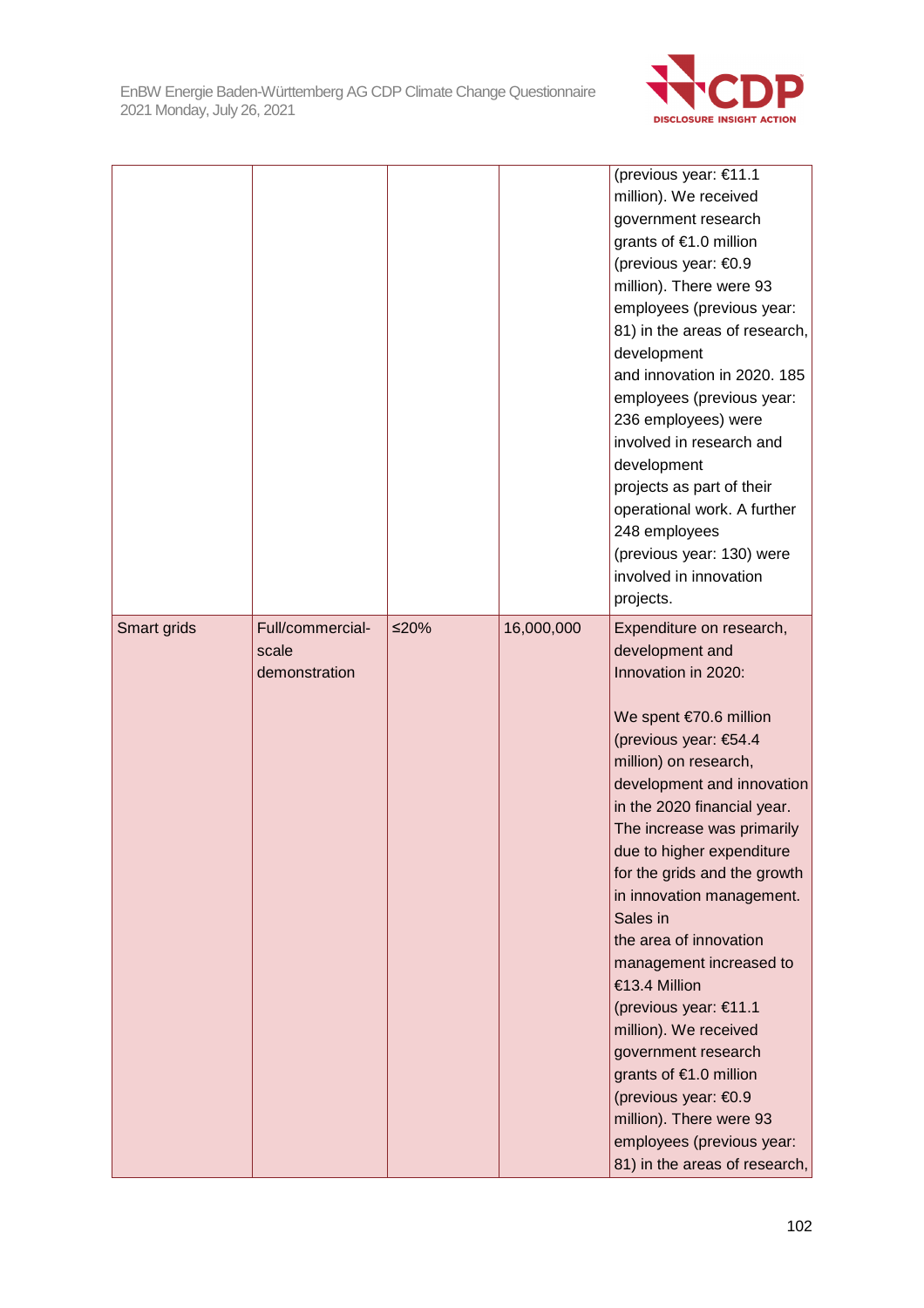|  |  |  |  |  |
|---|---|---|---|---|
|  |  |  |  | (previous year: €11.1 million). We received government research grants of €1.0 million (previous year: €0.9 million). There were 93 employees (previous year: 81) in the areas of research, development and innovation in 2020. 185 employees (previous year: 236 employees) were involved in research and development projects as part of their operational work. A further 248 employees (previous year: 130) were involved in innovation projects. |
| Smart grids | Full/commercial-scale demonstration | ≤20% | 16,000,000 | Expenditure on research, development and Innovation in 2020:<br><br>We spent €70.6 million (previous year: €54.4 million) on research, development and innovation in the 2020 financial year. The increase was primarily due to higher expenditure for the grids and the growth in innovation management. Sales in the area of innovation management increased to €13.4 Million (previous year: €11.1 million). We received government research grants of €1.0 million (previous year: €0.9 million). There were 93 employees (previous year: 81) in the areas of research, |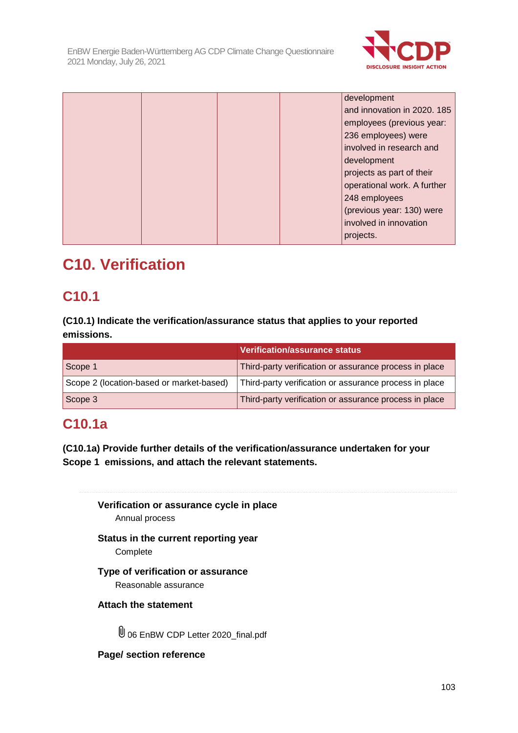| | | | | development and innovation in 2020. 185 employees (previous year: 236 employees) were involved in research and development projects as part of their operational work. A further 248 employees (previous year: 130) were involved in innovation projects. |
|---|---|---|---|---|

# C10. Verification

## C10.1

**(C10.1) Indicate the verification/assurance status that applies to your reported emissions.**

| | Verification/assurance status |
|---|---|
| Scope 1 | Third-party verification or assurance process in place |
| Scope 2 (location-based or market-based) | Third-party verification or assurance process in place |
| Scope 3 | Third-party verification or assurance process in place |

## C10.1a

**(C10.1a) Provide further details of the verification/assurance undertaken for your Scope 1 emissions, and attach the relevant statements.**

**Verification or assurance cycle in place**

Annual process

**Status in the current reporting year**

Complete

**Type of verification or assurance**

Reasonable assurance

**Attach the statement**

06 EnBW CDP Letter 2020_final.pdf

**Page/ section reference**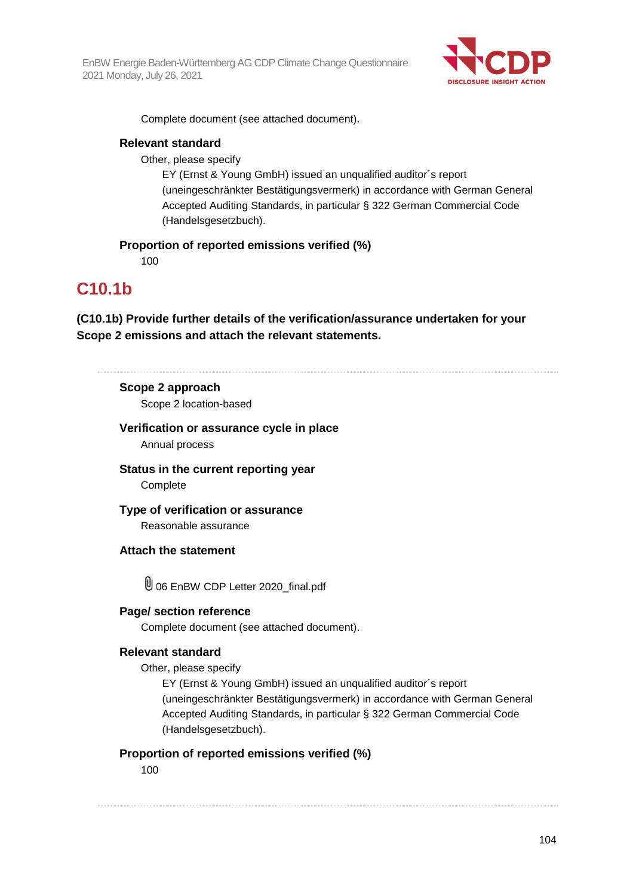Complete document (see attached document).

**Relevant standard**

Other, please specify

EY (Ernst & Young GmbH) issued an unqualified auditor´s report (uneingeschränkter Bestätigungsvermerk) in accordance with German General Accepted Auditing Standards, in particular § 322 German Commercial Code (Handelsgesetzbuch).

**Proportion of reported emissions verified (%)**

100

## C10.1b

**(C10.1b) Provide further details of the verification/assurance undertaken for your Scope 2 emissions and attach the relevant statements.**

**Scope 2 approach**

Scope 2 location-based

**Verification or assurance cycle in place**

Annual process

**Status in the current reporting year**

Complete

**Type of verification or assurance**

Reasonable assurance

**Attach the statement**

06 EnBW CDP Letter 2020_final.pdf

**Page/ section reference**

Complete document (see attached document).

**Relevant standard**

Other, please specify

EY (Ernst & Young GmbH) issued an unqualified auditor´s report (uneingeschränkter Bestätigungsvermerk) in accordance with German General Accepted Auditing Standards, in particular § 322 German Commercial Code (Handelsgesetzbuch).

**Proportion of reported emissions verified (%)**

100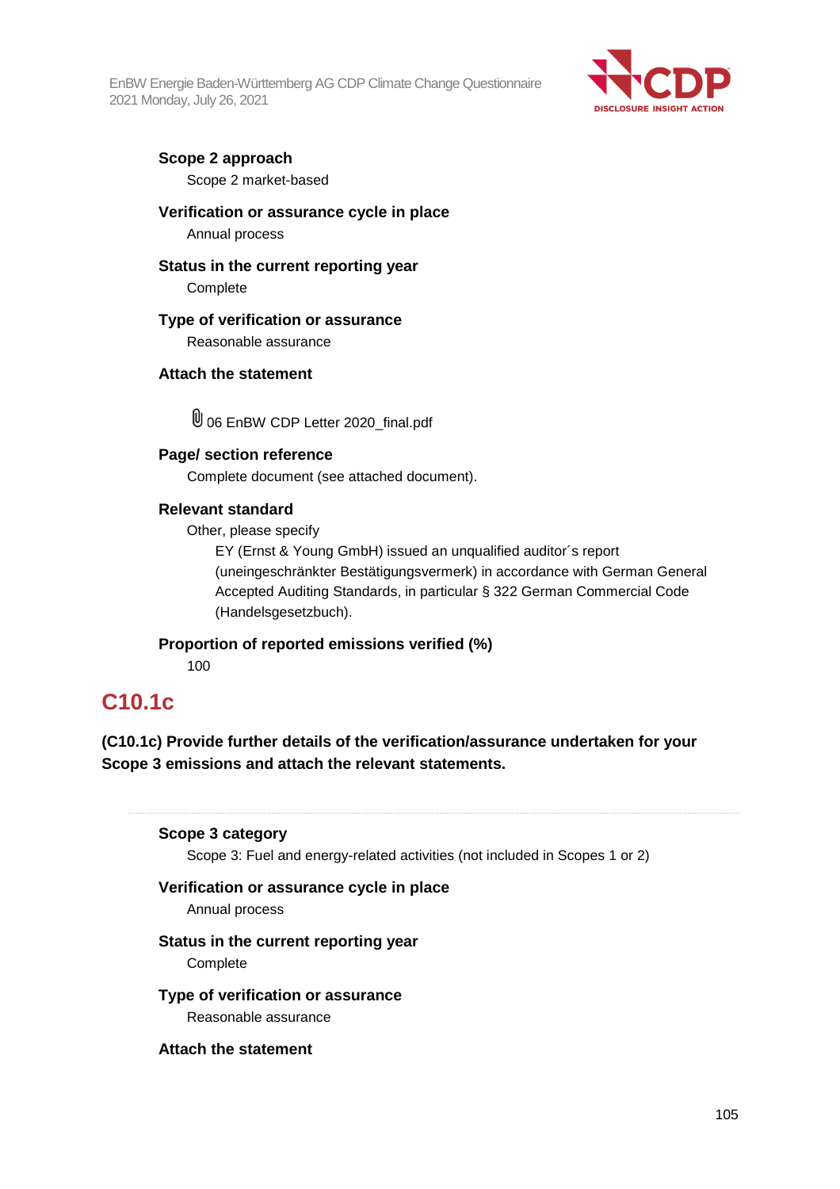**Scope 2 approach**

Scope 2 market-based

**Verification or assurance cycle in place**

Annual process

**Status in the current reporting year**

Complete

**Type of verification or assurance**

Reasonable assurance

**Attach the statement**

06 EnBW CDP Letter 2020_final.pdf

**Page/ section reference**

Complete document (see attached document).

**Relevant standard**

Other, please specify

EY (Ernst & Young GmbH) issued an unqualified auditor´s report (uneingeschränkter Bestätigungsvermerk) in accordance with German General Accepted Auditing Standards, in particular § 322 German Commercial Code (Handelsgesetzbuch).

**Proportion of reported emissions verified (%)**

100

## C10.1c

**(C10.1c) Provide further details of the verification/assurance undertaken for your Scope 3 emissions and attach the relevant statements.**

**Scope 3 category**

Scope 3: Fuel and energy-related activities (not included in Scopes 1 or 2)

**Verification or assurance cycle in place**

Annual process

**Status in the current reporting year**

Complete

**Type of verification or assurance**

Reasonable assurance

**Attach the statement**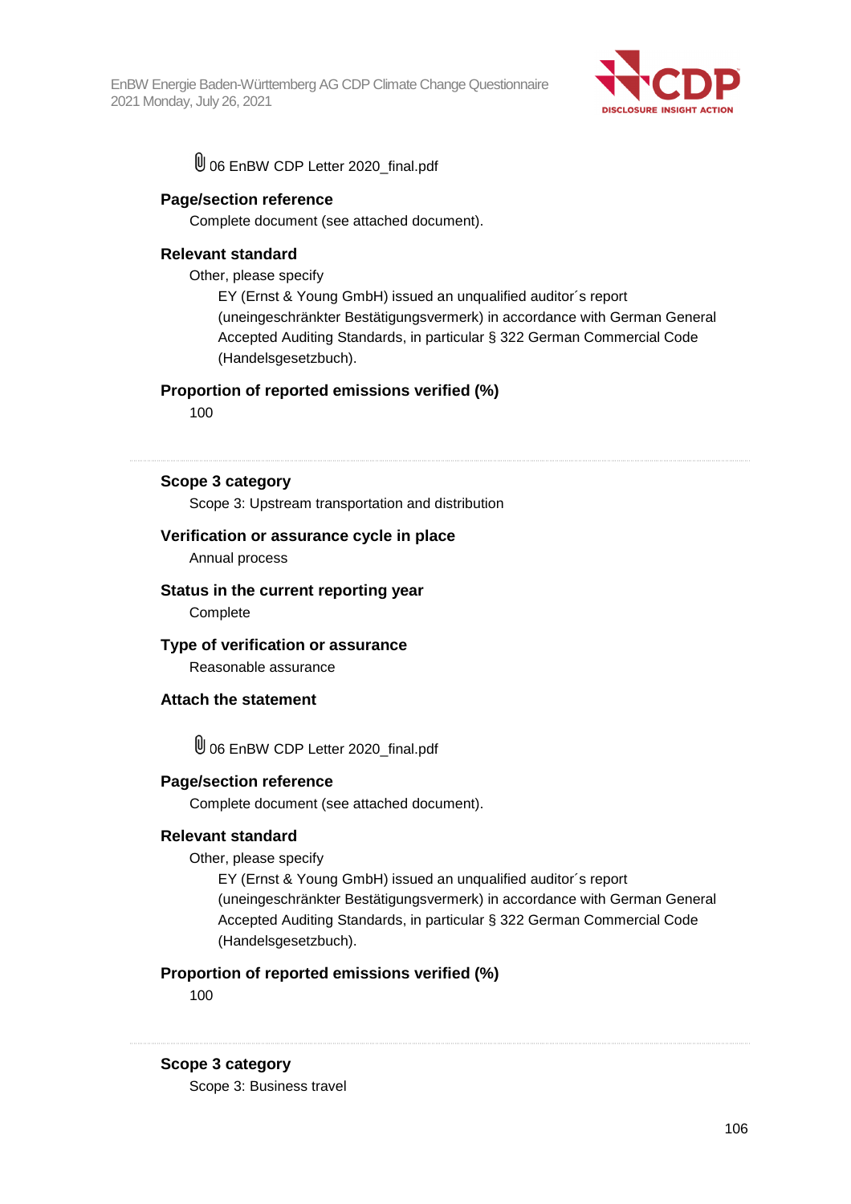06 EnBW CDP Letter 2020_final.pdf

**Page/section reference**

Complete document (see attached document).

**Relevant standard**

Other, please specify

EY (Ernst & Young GmbH) issued an unqualified auditor´s report (uneingeschränkter Bestätigungsvermerk) in accordance with German General Accepted Auditing Standards, in particular § 322 German Commercial Code (Handelsgesetzbuch).

**Proportion of reported emissions verified (%)**

100

---

**Scope 3 category**

Scope 3: Upstream transportation and distribution

**Verification or assurance cycle in place**

Annual process

**Status in the current reporting year**

Complete

**Type of verification or assurance**

Reasonable assurance

**Attach the statement**

06 EnBW CDP Letter 2020_final.pdf

**Page/section reference**

Complete document (see attached document).

**Relevant standard**

Other, please specify

EY (Ernst & Young GmbH) issued an unqualified auditor´s report (uneingeschränkter Bestätigungsvermerk) in accordance with German General Accepted Auditing Standards, in particular § 322 German Commercial Code (Handelsgesetzbuch).

**Proportion of reported emissions verified (%)**

100

---

**Scope 3 category**

Scope 3: Business travel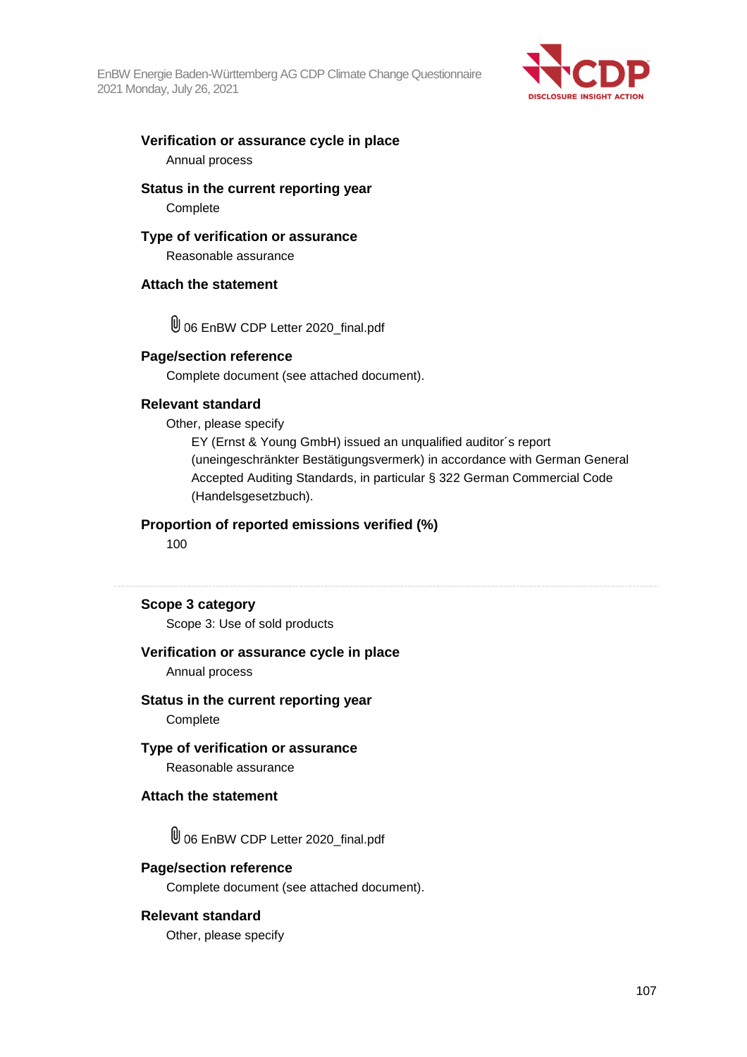**Verification or assurance cycle in place**

Annual process

**Status in the current reporting year**

Complete

**Type of verification or assurance**

Reasonable assurance

**Attach the statement**

06 EnBW CDP Letter 2020_final.pdf

**Page/section reference**

Complete document (see attached document).

**Relevant standard**

Other, please specify

EY (Ernst & Young GmbH) issued an unqualified auditor´s report (uneingeschränkter Bestätigungsvermerk) in accordance with German General Accepted Auditing Standards, in particular § 322 German Commercial Code (Handelsgesetzbuch).

**Proportion of reported emissions verified (%)**

100

---

**Scope 3 category**

Scope 3: Use of sold products

**Verification or assurance cycle in place**

Annual process

**Status in the current reporting year**

Complete

**Type of verification or assurance**

Reasonable assurance

**Attach the statement**

06 EnBW CDP Letter 2020_final.pdf

**Page/section reference**

Complete document (see attached document).

**Relevant standard**

Other, please specify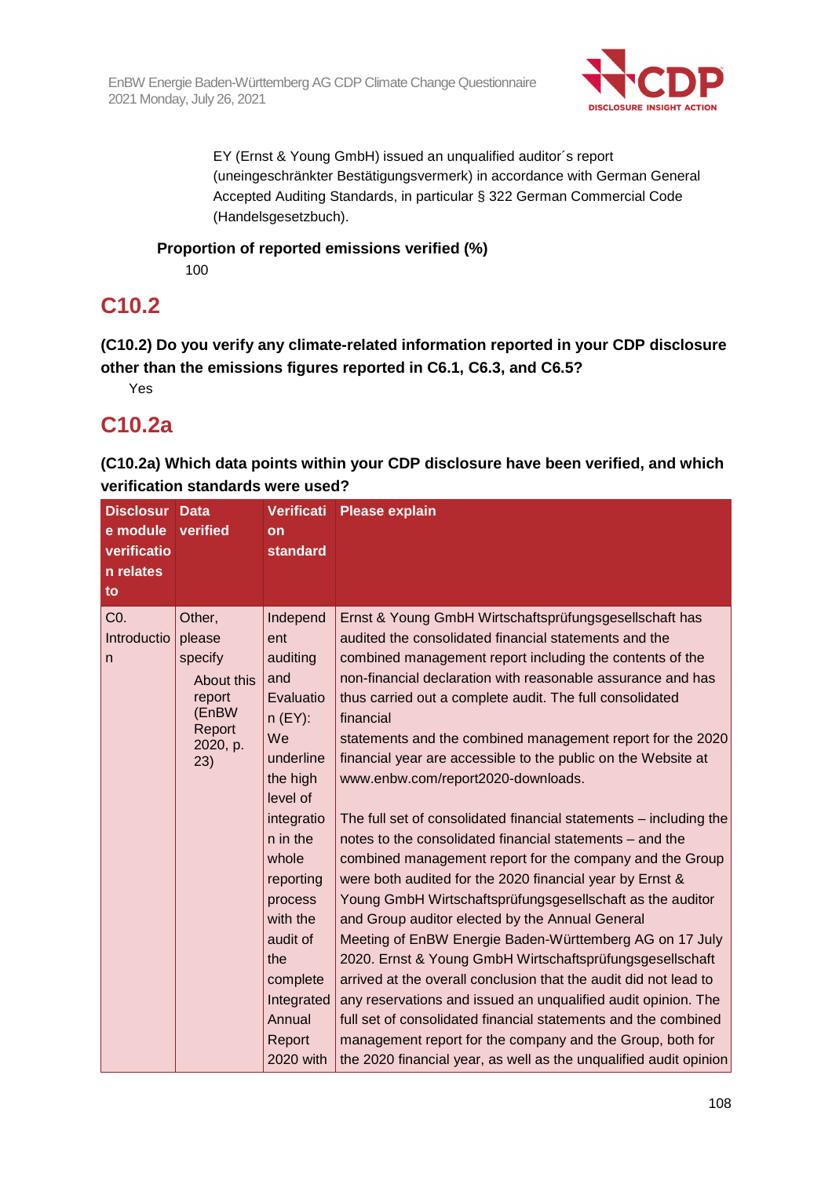EY (Ernst & Young GmbH) issued an unqualified auditor´s report (uneingeschränkter Bestätigungsvermerk) in accordance with German General Accepted Auditing Standards, in particular § 322 German Commercial Code (Handelsgesetzbuch).

**Proportion of reported emissions verified (%)**

100

# C10.2

**(C10.2) Do you verify any climate-related information reported in your CDP disclosure other than the emissions figures reported in C6.1, C6.3, and C6.5?**

Yes

# C10.2a

**(C10.2a) Which data points within your CDP disclosure have been verified, and which verification standards were used?**

| Disclosure module verification relates to | Data verified | Verification standard | Please explain |
|---|---|---|---|
| C0. Introduction | Other, please specify<br>About this report (EnBW Report 2020, p. 23) | Independent auditing and Evaluation (EY): We underline the high level of integration in the whole reporting process with the audit of the complete Integrated Annual Report 2020 with | Ernst & Young GmbH Wirtschaftsprüfungsgesellschaft has audited the consolidated financial statements and the combined management report including the contents of the non-financial declaration with reasonable assurance and has thus carried out a complete audit. The full consolidated financial statements and the combined management report for the 2020 financial year are accessible to the public on the Website at www.enbw.com/report2020-downloads.<br><br>The full set of consolidated financial statements – including the notes to the consolidated financial statements – and the combined management report for the company and the Group were both audited for the 2020 financial year by Ernst & Young GmbH Wirtschaftsprüfungsgesellschaft as the auditor and Group auditor elected by the Annual General Meeting of EnBW Energie Baden-Württemberg AG on 17 July 2020. Ernst & Young GmbH Wirtschaftsprüfungsgesellschaft arrived at the overall conclusion that the audit did not lead to any reservations and issued an unqualified audit opinion. The full set of consolidated financial statements and the combined management report for the company and the Group, both for the 2020 financial year, as well as the unqualified audit opinion |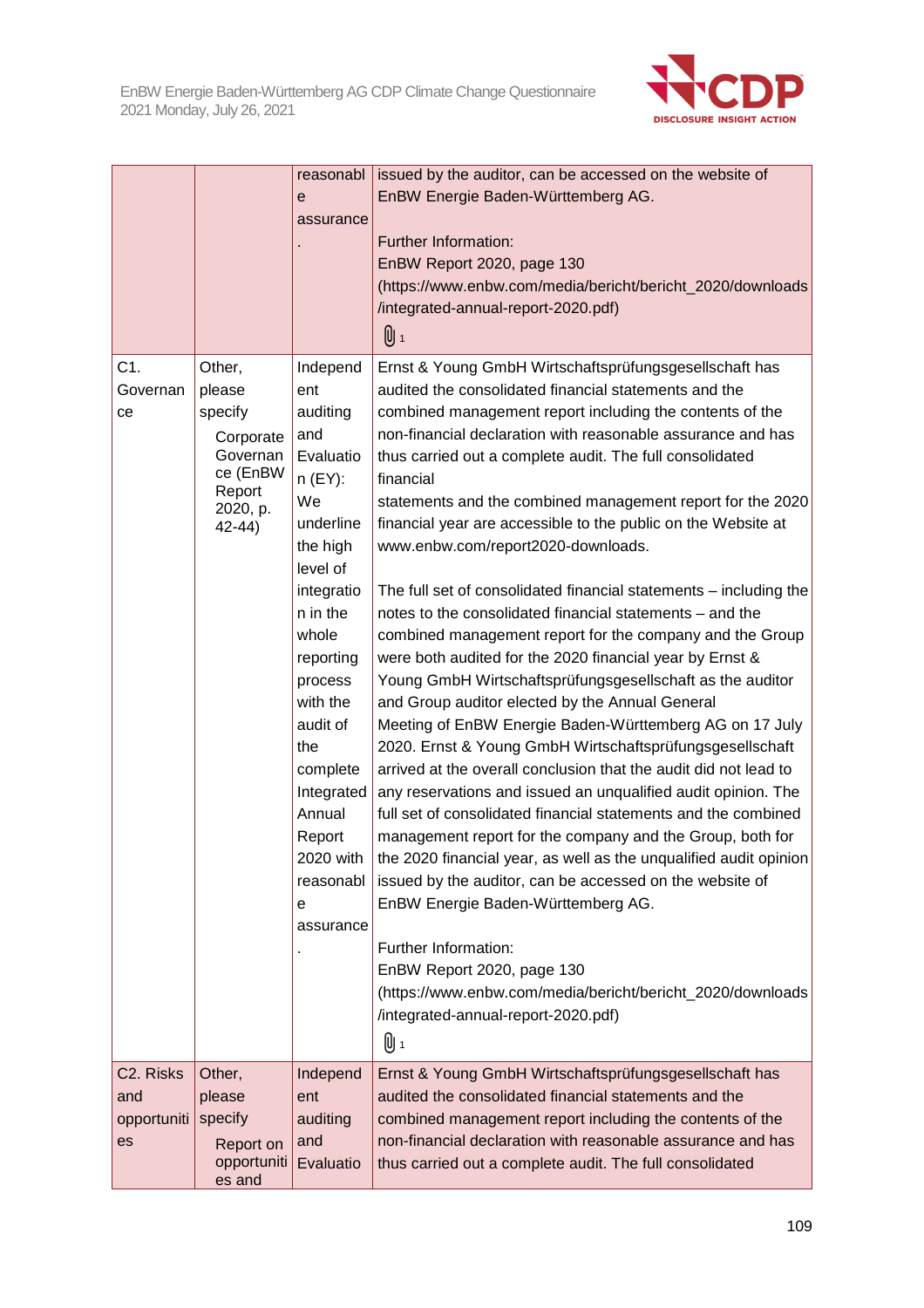| | | reasonable assurance. | issued by the auditor, can be accessed on the website of EnBW Energie Baden-Württemberg AG.<br><br>Further Information:<br>EnBW Report 2020, page 130<br>(https://www.enbw.com/media/bericht/bericht_2020/downloads/integrated-annual-report-2020.pdf)<br>1 |
|---|---|---|---|
| C1. Governance | Other, please specify<br>Corporate Governance (EnBW Report 2020, p. 42-44) | Independent auditing and Evaluation (EY): We underline the high level of integration in the whole reporting process with the audit of the complete Integrated Annual Report 2020 with reasonable assurance. | Ernst & Young GmbH Wirtschaftsprüfungsgesellschaft has audited the consolidated financial statements and the combined management report including the contents of the non-financial declaration with reasonable assurance and has thus carried out a complete audit. The full consolidated financial statements and the combined management report for the 2020 financial year are accessible to the public on the Website at www.enbw.com/report2020-downloads.<br><br>The full set of consolidated financial statements – including the notes to the consolidated financial statements – and the combined management report for the company and the Group were both audited for the 2020 financial year by Ernst & Young GmbH Wirtschaftsprüfungsgesellschaft as the auditor and Group auditor elected by the Annual General Meeting of EnBW Energie Baden-Württemberg AG on 17 July 2020. Ernst & Young GmbH Wirtschaftsprüfungsgesellschaft arrived at the overall conclusion that the audit did not lead to any reservations and issued an unqualified audit opinion. The full set of consolidated financial statements and the combined management report for the company and the Group, both for the 2020 financial year, as well as the unqualified audit opinion issued by the auditor, can be accessed on the website of EnBW Energie Baden-Württemberg AG.<br><br>Further Information:<br>EnBW Report 2020, page 130<br>(https://www.enbw.com/media/bericht/bericht_2020/downloads/integrated-annual-report-2020.pdf)<br>1 |
| C2. Risks and opportunities | Other, please specify<br>Report on opportunities and | Independent auditing and Evaluatio | Ernst & Young GmbH Wirtschaftsprüfungsgesellschaft has audited the consolidated financial statements and the combined management report including the contents of the non-financial declaration with reasonable assurance and has thus carried out a complete audit. The full consolidated |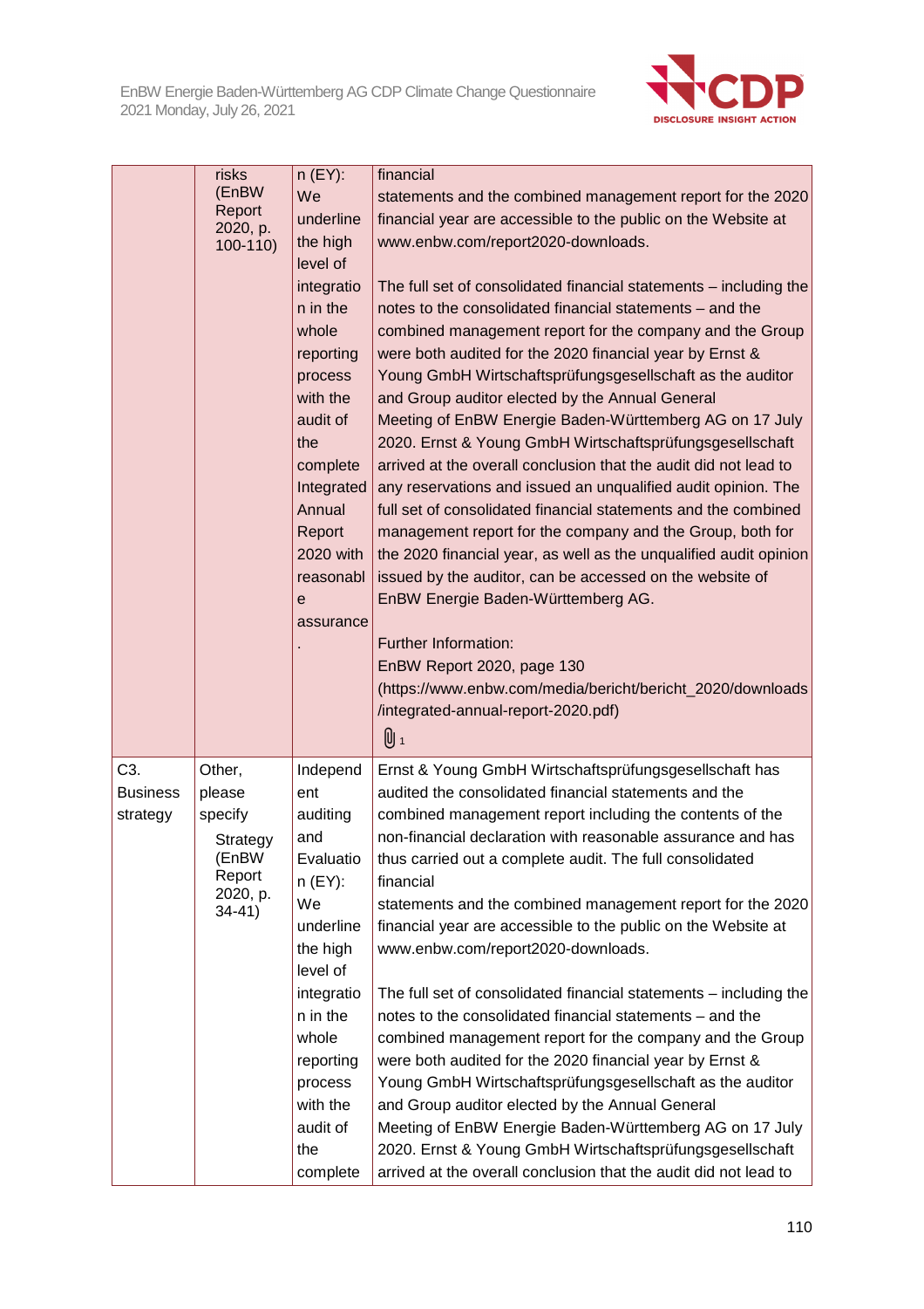| | | | |
|---|---|---|---|
| | risks (EnBW Report 2020, p. 100-110) | n (EY): We underline the high level of integration in the whole reporting process with the audit of the complete Integrated Annual Report 2020 with reasonable assurance. | financial statements and the combined management report for the 2020 financial year are accessible to the public on the Website at www.enbw.com/report2020-downloads.<br><br>The full set of consolidated financial statements – including the notes to the consolidated financial statements – and the combined management report for the company and the Group were both audited for the 2020 financial year by Ernst & Young GmbH Wirtschaftsprüfungsgesellschaft as the auditor and Group auditor elected by the Annual General Meeting of EnBW Energie Baden-Württemberg AG on 17 July 2020. Ernst & Young GmbH Wirtschaftsprüfungsgesellschaft arrived at the overall conclusion that the audit did not lead to any reservations and issued an unqualified audit opinion. The full set of consolidated financial statements and the combined management report for the company and the Group, both for the 2020 financial year, as well as the unqualified audit opinion issued by the auditor, can be accessed on the website of EnBW Energie Baden-Württemberg AG.<br><br>Further Information:<br>EnBW Report 2020, page 130<br>(https://www.enbw.com/media/bericht/bericht_2020/downloads/integrated-annual-report-2020.pdf)<br>1 |
| C3. Business strategy | Other, please specify<br>Strategy (EnBW Report 2020, p. 34-41) | Independent auditing and Evaluation (EY): We underline the high level of integration in the whole reporting process with the audit of the complete | Ernst & Young GmbH Wirtschaftsprüfungsgesellschaft has audited the consolidated financial statements and the combined management report including the contents of the non-financial declaration with reasonable assurance and has thus carried out a complete audit. The full consolidated financial statements and the combined management report for the 2020 financial year are accessible to the public on the Website at www.enbw.com/report2020-downloads.<br><br>The full set of consolidated financial statements – including the notes to the consolidated financial statements – and the combined management report for the company and the Group were both audited for the 2020 financial year by Ernst & Young GmbH Wirtschaftsprüfungsgesellschaft as the auditor and Group auditor elected by the Annual General Meeting of EnBW Energie Baden-Württemberg AG on 17 July 2020. Ernst & Young GmbH Wirtschaftsprüfungsgesellschaft arrived at the overall conclusion that the audit did not lead to |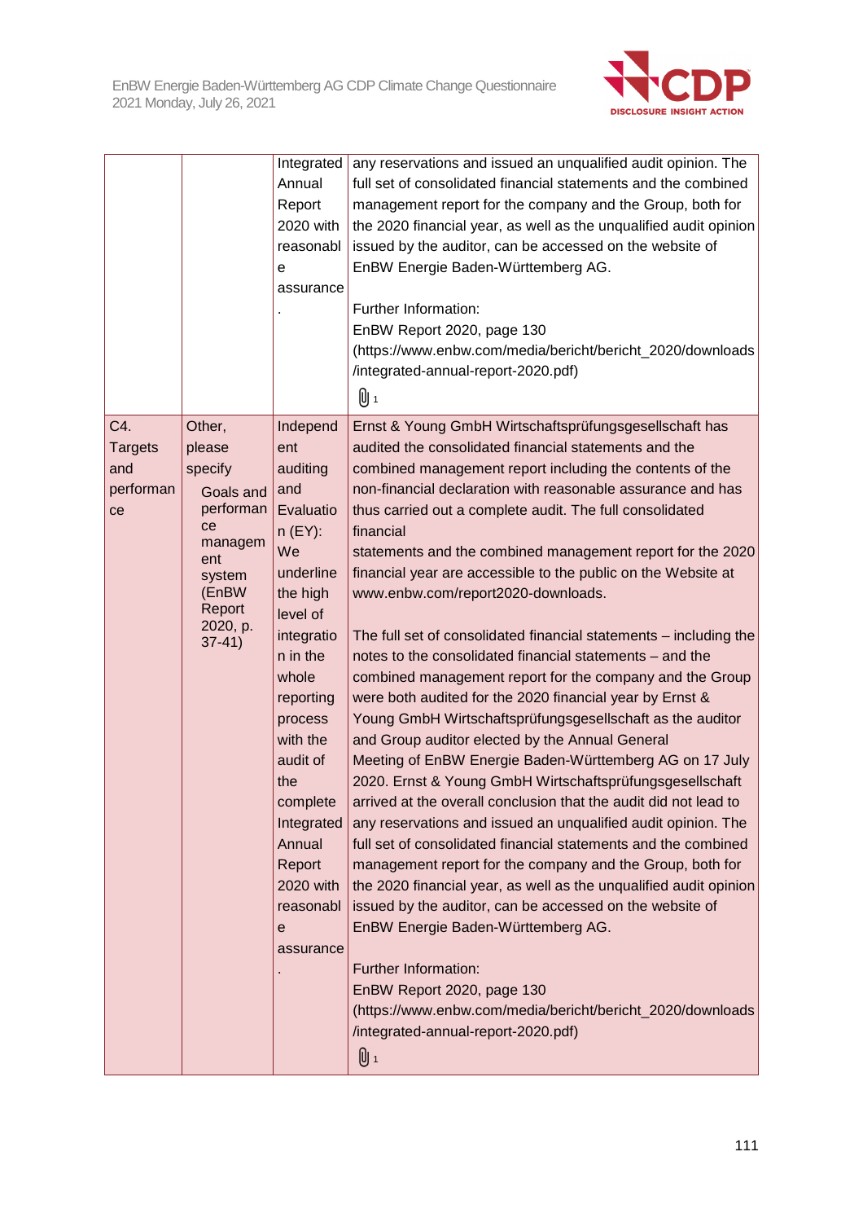| | | | |
|---|---|---|---|
| | | Integrated Annual Report 2020 with reasonable assurance. | any reservations and issued an unqualified audit opinion. The full set of consolidated financial statements and the combined management report for the company and the Group, both for the 2020 financial year, as well as the unqualified audit opinion issued by the auditor, can be accessed on the website of EnBW Energie Baden-Württemberg AG.<br><br>Further Information:<br>EnBW Report 2020, page 130<br>(https://www.enbw.com/media/bericht/bericht_2020/downloads/integrated-annual-report-2020.pdf)<br>1 |
| C4. Targets and performance | Other, please specify<br>Goals and performance management system (EnBW Report 2020, p. 37-41) | Independent auditing and Evaluation (EY): We underline the high level of integration in the whole reporting process with the audit of the complete Integrated Annual Report 2020 with reasonable assurance. | Ernst & Young GmbH Wirtschaftsprüfungsgesellschaft has audited the consolidated financial statements and the combined management report including the contents of the non-financial declaration with reasonable assurance and has thus carried out a complete audit. The full consolidated financial<br>statements and the combined management report for the 2020 financial year are accessible to the public on the Website at www.enbw.com/report2020-downloads.<br><br>The full set of consolidated financial statements – including the notes to the consolidated financial statements – and the combined management report for the company and the Group were both audited for the 2020 financial year by Ernst & Young GmbH Wirtschaftsprüfungsgesellschaft as the auditor and Group auditor elected by the Annual General Meeting of EnBW Energie Baden-Württemberg AG on 17 July 2020. Ernst & Young GmbH Wirtschaftsprüfungsgesellschaft arrived at the overall conclusion that the audit did not lead to any reservations and issued an unqualified audit opinion. The full set of consolidated financial statements and the combined management report for the company and the Group, both for the 2020 financial year, as well as the unqualified audit opinion issued by the auditor, can be accessed on the website of EnBW Energie Baden-Württemberg AG.<br><br>Further Information:<br>EnBW Report 2020, page 130<br>(https://www.enbw.com/media/bericht/bericht_2020/downloads/integrated-annual-report-2020.pdf)<br>1 |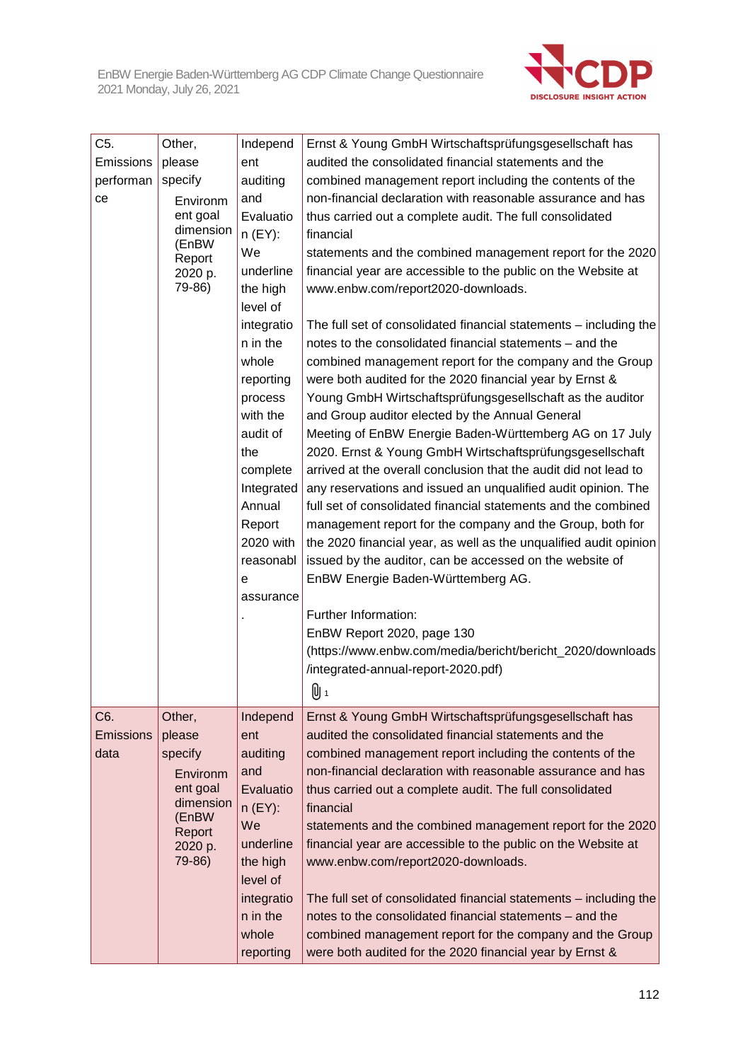| | | | |
|---|---|---|---|
| C5. Emissions performance | Other, please specify Environment goal dimension (EnBW Report 2020 p. 79-86) | Independent auditing and Evaluation (EY): We underline the high level of integration in the whole reporting process with the audit of the complete Integrated Annual Report 2020 with reasonable assurance. | Ernst & Young GmbH Wirtschaftsprüfungsgesellschaft has audited the consolidated financial statements and the combined management report including the contents of the non-financial declaration with reasonable assurance and has thus carried out a complete audit. The full consolidated financial statements and the combined management report for the 2020 financial year are accessible to the public on the Website at www.enbw.com/report2020-downloads.<br><br>The full set of consolidated financial statements – including the notes to the consolidated financial statements – and the combined management report for the company and the Group were both audited for the 2020 financial year by Ernst & Young GmbH Wirtschaftsprüfungsgesellschaft as the auditor and Group auditor elected by the Annual General Meeting of EnBW Energie Baden-Württemberg AG on 17 July 2020. Ernst & Young GmbH Wirtschaftsprüfungsgesellschaft arrived at the overall conclusion that the audit did not lead to any reservations and issued an unqualified audit opinion. The full set of consolidated financial statements and the combined management report for the company and the Group, both for the 2020 financial year, as well as the unqualified audit opinion issued by the auditor, can be accessed on the website of EnBW Energie Baden-Württemberg AG.<br><br>Further Information:<br>EnBW Report 2020, page 130<br>(https://www.enbw.com/media/bericht/bericht_2020/downloads/integrated-annual-report-2020.pdf)<br>1 |
| C6. Emissions data | Other, please specify Environment goal dimension (EnBW Report 2020 p. 79-86) | Independent auditing and Evaluation (EY): We underline the high level of integration in the whole reporting | Ernst & Young GmbH Wirtschaftsprüfungsgesellschaft has audited the consolidated financial statements and the combined management report including the contents of the non-financial declaration with reasonable assurance and has thus carried out a complete audit. The full consolidated financial statements and the combined management report for the 2020 financial year are accessible to the public on the Website at www.enbw.com/report2020-downloads.<br><br>The full set of consolidated financial statements – including the notes to the consolidated financial statements – and the combined management report for the company and the Group were both audited for the 2020 financial year by Ernst & |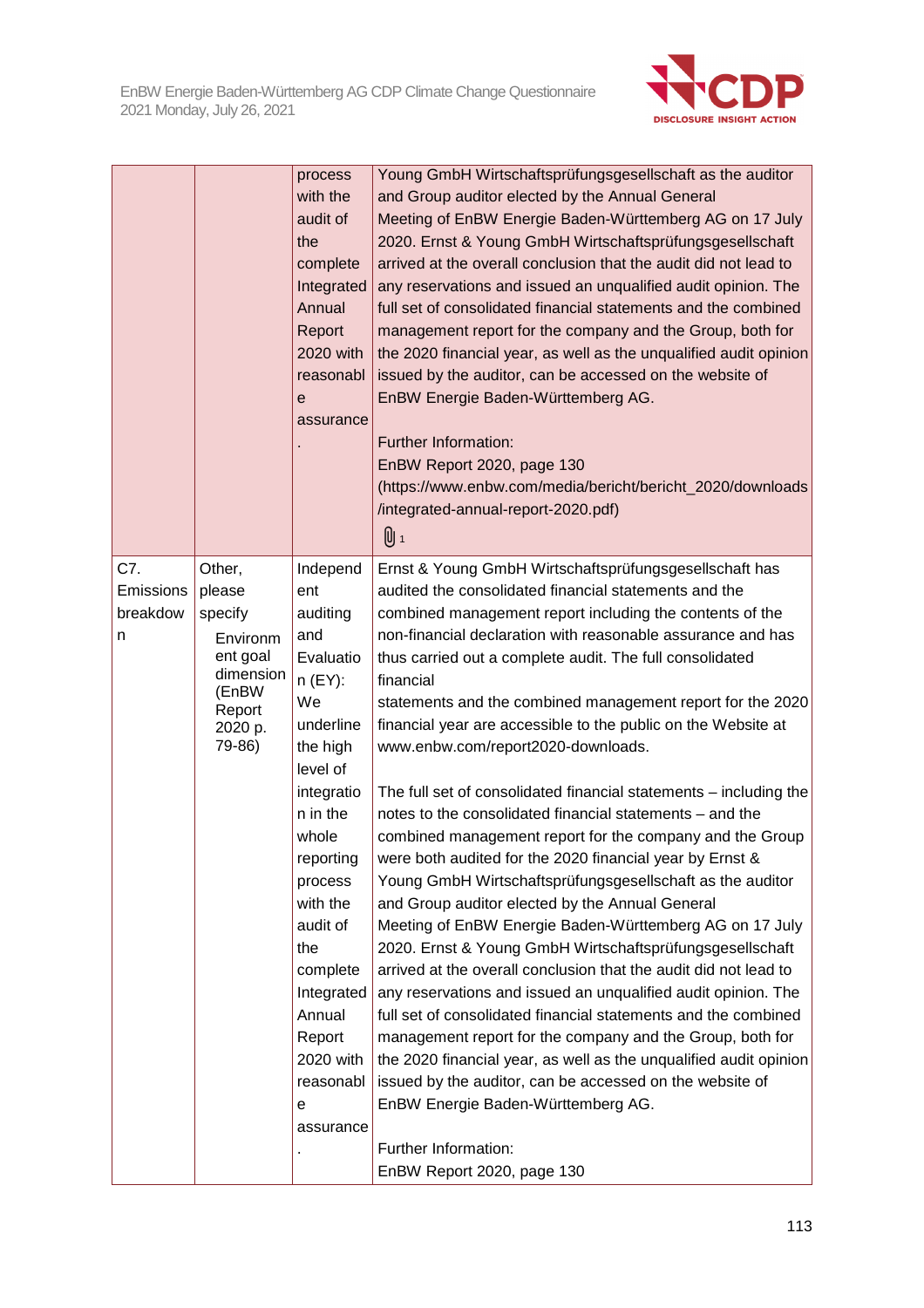| | | | |
|---|---|---|---|
| | | process with the audit of the complete Integrated Annual Report 2020 with reasonable assurance. | Young GmbH Wirtschaftsprüfungsgesellschaft as the auditor and Group auditor elected by the Annual General Meeting of EnBW Energie Baden-Württemberg AG on 17 July 2020. Ernst & Young GmbH Wirtschaftsprüfungsgesellschaft arrived at the overall conclusion that the audit did not lead to any reservations and issued an unqualified audit opinion. The full set of consolidated financial statements and the combined management report for the company and the Group, both for the 2020 financial year, as well as the unqualified audit opinion issued by the auditor, can be accessed on the website of EnBW Energie Baden-Württemberg AG.<br><br>Further Information:<br>EnBW Report 2020, page 130<br>(https://www.enbw.com/media/bericht/bericht_2020/downloads/integrated-annual-report-2020.pdf)<br>1 |
| C7. Emissions breakdown | Other, please specify<br>Environment goal dimension (EnBW Report 2020 p. 79-86) | Independent auditing and Evaluation (EY): We underline the high level of integration in the whole reporting process with the audit of the complete Integrated Annual Report 2020 with reasonable assurance. | Ernst & Young GmbH Wirtschaftsprüfungsgesellschaft has audited the consolidated financial statements and the combined management report including the contents of the non-financial declaration with reasonable assurance and has thus carried out a complete audit. The full consolidated financial statements and the combined management report for the 2020 financial year are accessible to the public on the Website at www.enbw.com/report2020-downloads.<br><br>The full set of consolidated financial statements – including the notes to the consolidated financial statements – and the combined management report for the company and the Group were both audited for the 2020 financial year by Ernst & Young GmbH Wirtschaftsprüfungsgesellschaft as the auditor and Group auditor elected by the Annual General Meeting of EnBW Energie Baden-Württemberg AG on 17 July 2020. Ernst & Young GmbH Wirtschaftsprüfungsgesellschaft arrived at the overall conclusion that the audit did not lead to any reservations and issued an unqualified audit opinion. The full set of consolidated financial statements and the combined management report for the company and the Group, both for the 2020 financial year, as well as the unqualified audit opinion issued by the auditor, can be accessed on the website of EnBW Energie Baden-Württemberg AG.<br><br>Further Information:<br>EnBW Report 2020, page 130 |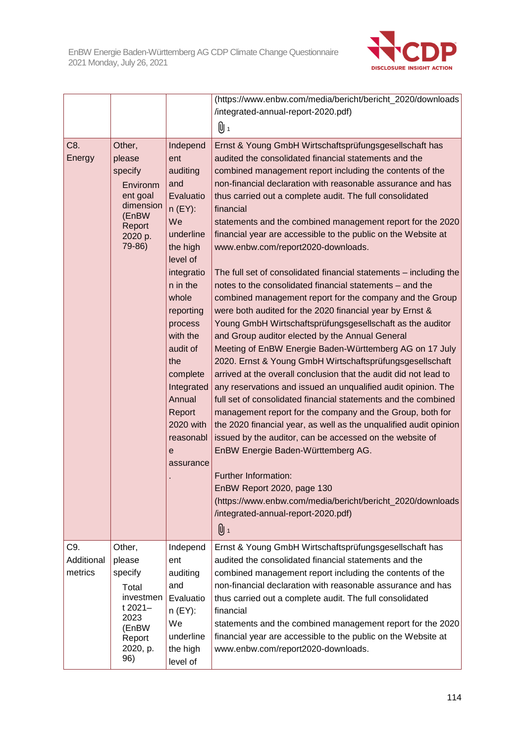| | | | |
|---|---|---|---|
| | | | (https://www.enbw.com/media/bericht/bericht_2020/downloads/integrated-annual-report-2020.pdf)<br>1 |
| C8. Energy | Other, please specify<br>Environment goal dimension (EnBW Report 2020 p. 79-86) | Independent auditing and Evaluation (EY): We underline the high level of integration in the whole reporting process with the audit of the complete Integrated Annual Report 2020 with reasonable assurance. | Ernst & Young GmbH Wirtschaftsprüfungsgesellschaft has audited the consolidated financial statements and the combined management report including the contents of the non-financial declaration with reasonable assurance and has thus carried out a complete audit. The full consolidated financial<br>statements and the combined management report for the 2020 financial year are accessible to the public on the Website at www.enbw.com/report2020-downloads.<br><br>The full set of consolidated financial statements – including the notes to the consolidated financial statements – and the combined management report for the company and the Group were both audited for the 2020 financial year by Ernst & Young GmbH Wirtschaftsprüfungsgesellschaft as the auditor and Group auditor elected by the Annual General Meeting of EnBW Energie Baden-Württemberg AG on 17 July 2020. Ernst & Young GmbH Wirtschaftsprüfungsgesellschaft arrived at the overall conclusion that the audit did not lead to any reservations and issued an unqualified audit opinion. The full set of consolidated financial statements and the combined management report for the company and the Group, both for the 2020 financial year, as well as the unqualified audit opinion issued by the auditor, can be accessed on the website of EnBW Energie Baden-Württemberg AG.<br><br>Further Information:<br>EnBW Report 2020, page 130<br>(https://www.enbw.com/media/bericht/bericht_2020/downloads/integrated-annual-report-2020.pdf)<br>1 |
| C9. Additional metrics | Other, please specify<br>Total investment 2021–2023 (EnBW Report 2020, p. 96) | Independent auditing and Evaluation (EY): We underline the high level of | Ernst & Young GmbH Wirtschaftsprüfungsgesellschaft has audited the consolidated financial statements and the combined management report including the contents of the non-financial declaration with reasonable assurance and has thus carried out a complete audit. The full consolidated financial<br>statements and the combined management report for the 2020 financial year are accessible to the public on the Website at www.enbw.com/report2020-downloads. |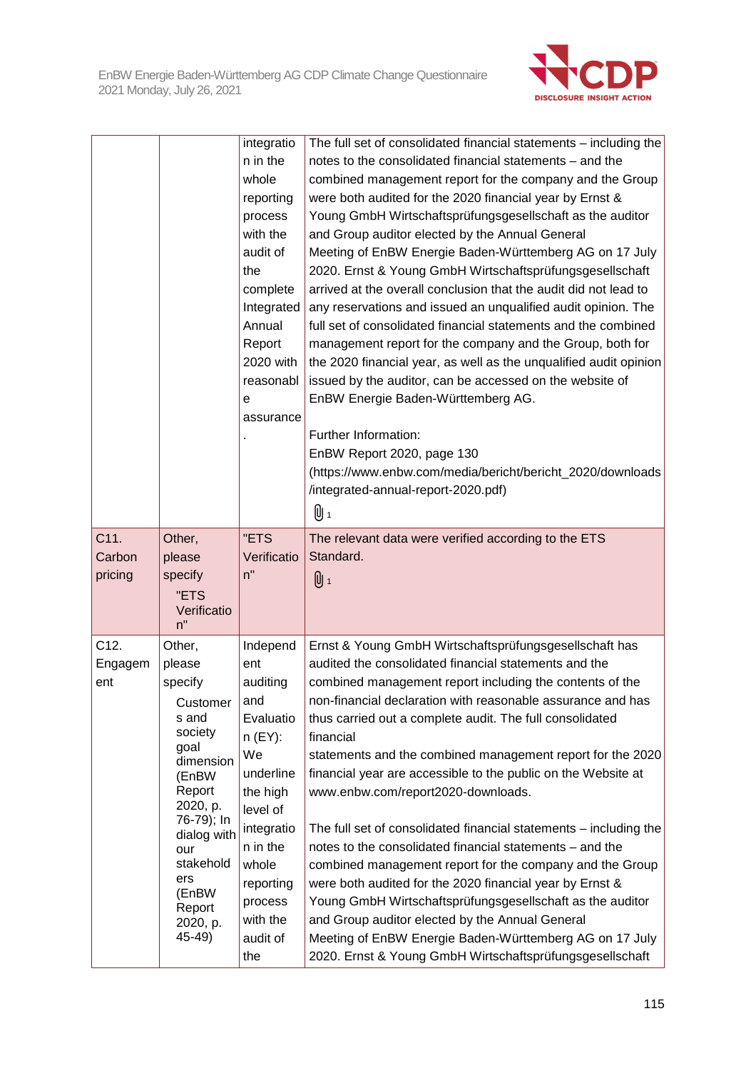| | | | |
|---|---|---|---|
| | | integration in the whole reporting process with the audit of the complete Integrated Annual Report 2020 with reasonable assurance. | The full set of consolidated financial statements – including the notes to the consolidated financial statements – and the combined management report for the company and the Group were both audited for the 2020 financial year by Ernst & Young GmbH Wirtschaftsprüfungsgesellschaft as the auditor and Group auditor elected by the Annual General Meeting of EnBW Energie Baden-Württemberg AG on 17 July 2020. Ernst & Young GmbH Wirtschaftsprüfungsgesellschaft arrived at the overall conclusion that the audit did not lead to any reservations and issued an unqualified audit opinion. The full set of consolidated financial statements and the combined management report for the company and the Group, both for the 2020 financial year, as well as the unqualified audit opinion issued by the auditor, can be accessed on the website of EnBW Energie Baden-Württemberg AG.<br><br>Further Information:<br>EnBW Report 2020, page 130<br>(https://www.enbw.com/media/bericht/bericht_2020/downloads/integrated-annual-report-2020.pdf)<br>1 |
| C11. Carbon pricing | Other, please specify<br>"ETS Verification" | "ETS Verification" | The relevant data were verified according to the ETS Standard.<br>1 |
| C12. Engagement | Other, please specify<br>Customers and society goal dimension (EnBW Report 2020, p. 76-79); In dialog with our stakeholders (EnBW Report 2020, p. 45-49) | Independent auditing and Evaluation (EY): We underline the high level of integration in the whole reporting process with the audit of the | Ernst & Young GmbH Wirtschaftsprüfungsgesellschaft has audited the consolidated financial statements and the combined management report including the contents of the non-financial declaration with reasonable assurance and has thus carried out a complete audit. The full consolidated financial<br>statements and the combined management report for the 2020 financial year are accessible to the public on the Website at www.enbw.com/report2020-downloads.<br><br>The full set of consolidated financial statements – including the notes to the consolidated financial statements – and the combined management report for the company and the Group were both audited for the 2020 financial year by Ernst & Young GmbH Wirtschaftsprüfungsgesellschaft as the auditor and Group auditor elected by the Annual General Meeting of EnBW Energie Baden-Württemberg AG on 17 July 2020. Ernst & Young GmbH Wirtschaftsprüfungsgesellschaft |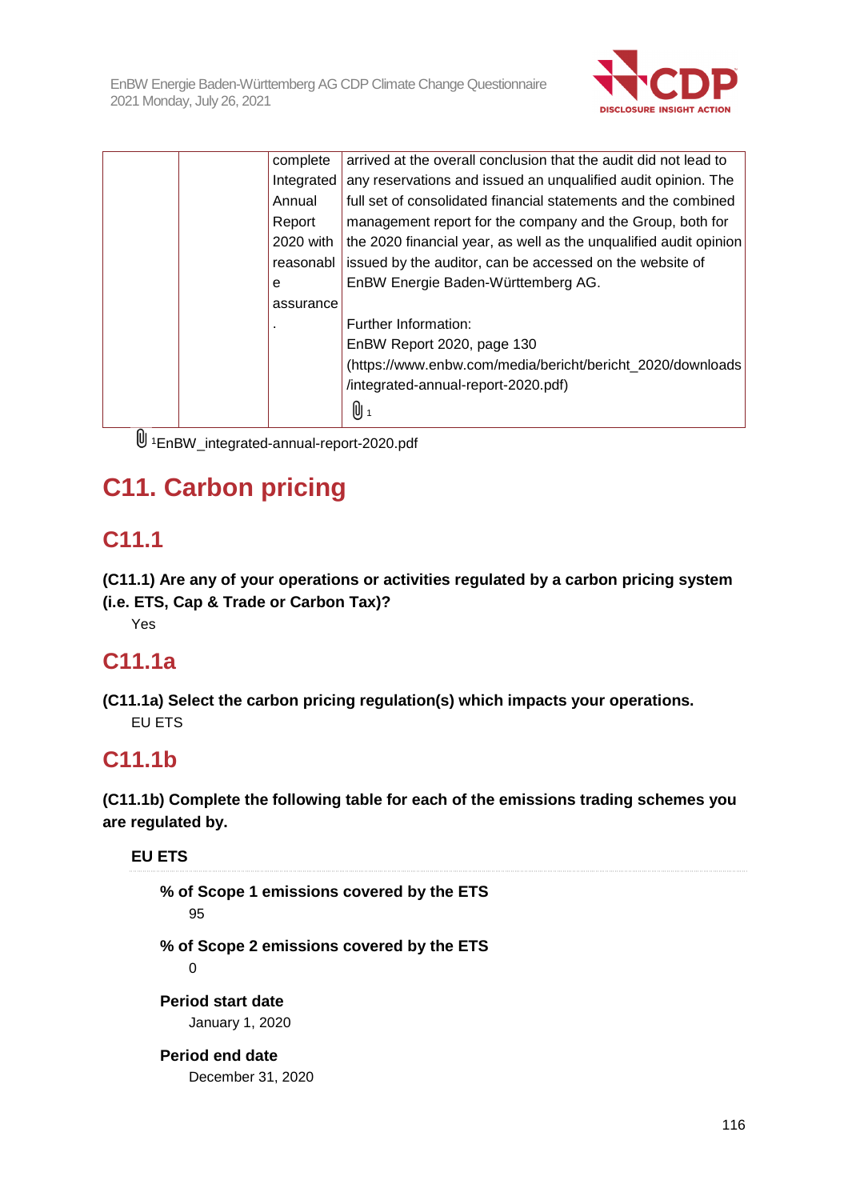| | | complete Integrated Annual Report 2020 with reasonable assurance. | arrived at the overall conclusion that the audit did not lead to any reservations and issued an unqualified audit opinion. The full set of consolidated financial statements and the combined management report for the company and the Group, both for the 2020 financial year, as well as the unqualified audit opinion issued by the auditor, can be accessed on the website of EnBW Energie Baden-Württemberg AG.<br><br>Further Information:<br>EnBW Report 2020, page 130<br>(https://www.enbw.com/media/bericht/bericht_2020/downloads/integrated-annual-report-2020.pdf)<br>[1] |
|---|---|---|---|

[1]EnBW_integrated-annual-report-2020.pdf

# C11. Carbon pricing

## C11.1

**(C11.1) Are any of your operations or activities regulated by a carbon pricing system (i.e. ETS, Cap & Trade or Carbon Tax)?**

Yes

## C11.1a

**(C11.1a) Select the carbon pricing regulation(s) which impacts your operations.**

EU ETS

## C11.1b

**(C11.1b) Complete the following table for each of the emissions trading schemes you are regulated by.**

**EU ETS**

**% of Scope 1 emissions covered by the ETS**

95

**% of Scope 2 emissions covered by the ETS**

0

**Period start date**

January 1, 2020

**Period end date**

December 31, 2020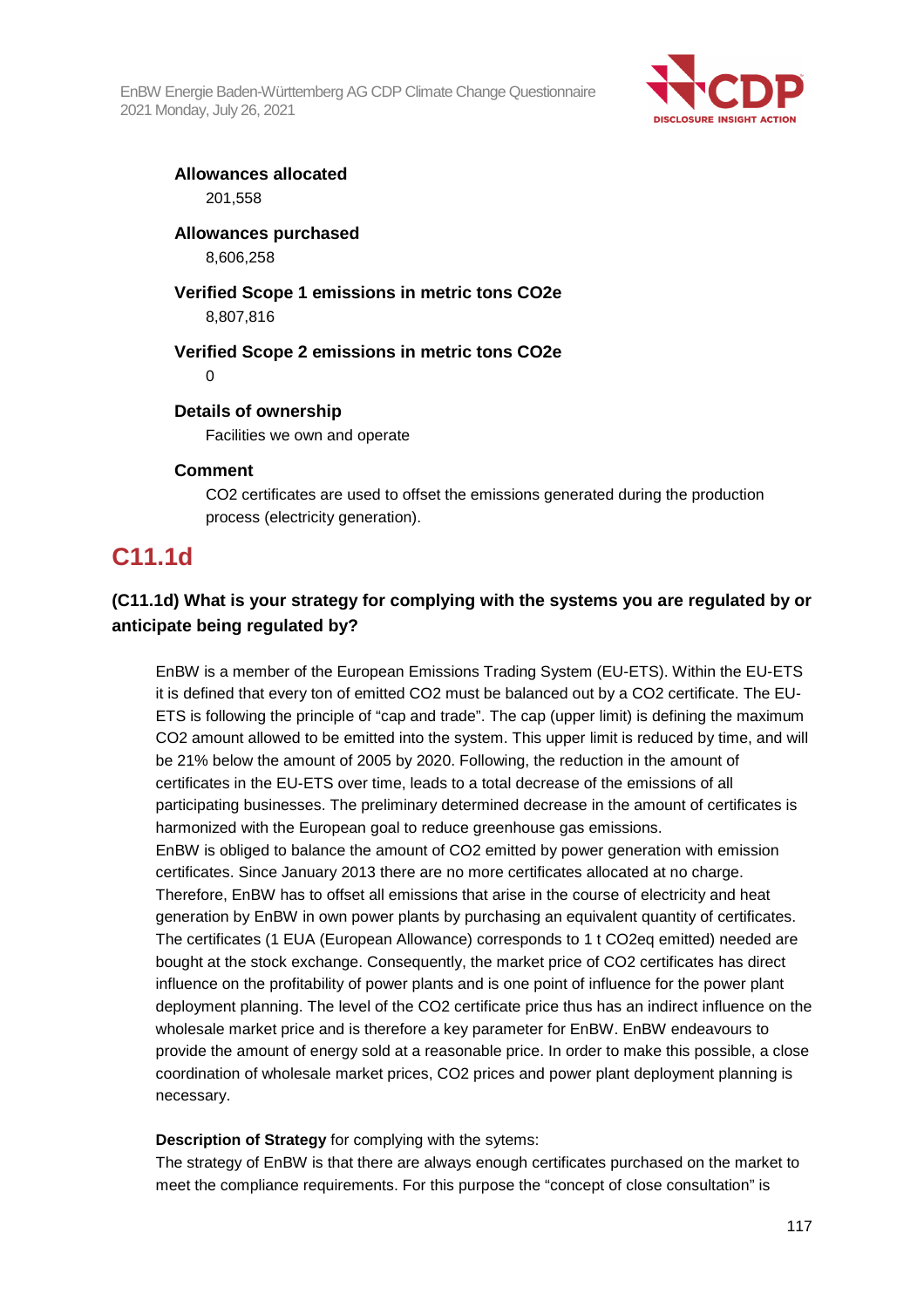**Allowances allocated**

201,558

**Allowances purchased**

8,606,258

**Verified Scope 1 emissions in metric tons CO2e**

8,807,816

**Verified Scope 2 emissions in metric tons CO2e**

0

**Details of ownership**

Facilities we own and operate

**Comment**

CO2 certificates are used to offset the emissions generated during the production process (electricity generation).

## C11.1d

### (C11.1d) What is your strategy for complying with the systems you are regulated by or anticipate being regulated by?

EnBW is a member of the European Emissions Trading System (EU-ETS). Within the EU-ETS it is defined that every ton of emitted CO2 must be balanced out by a CO2 certificate. The EU-ETS is following the principle of "cap and trade". The cap (upper limit) is defining the maximum CO2 amount allowed to be emitted into the system. This upper limit is reduced by time, and will be 21% below the amount of 2005 by 2020. Following, the reduction in the amount of certificates in the EU-ETS over time, leads to a total decrease of the emissions of all participating businesses. The preliminary determined decrease in the amount of certificates is harmonized with the European goal to reduce greenhouse gas emissions.
EnBW is obliged to balance the amount of CO2 emitted by power generation with emission certificates. Since January 2013 there are no more certificates allocated at no charge. Therefore, EnBW has to offset all emissions that arise in the course of electricity and heat generation by EnBW in own power plants by purchasing an equivalent quantity of certificates. The certificates (1 EUA (European Allowance) corresponds to 1 t CO2eq emitted) needed are bought at the stock exchange. Consequently, the market price of CO2 certificates has direct influence on the profitability of power plants and is one point of influence for the power plant deployment planning. The level of the CO2 certificate price thus has an indirect influence on the wholesale market price and is therefore a key parameter for EnBW. EnBW endeavours to provide the amount of energy sold at a reasonable price. In order to make this possible, a close coordination of wholesale market prices, CO2 prices and power plant deployment planning is necessary.

**Description of Strategy** for complying with the sytems:
The strategy of EnBW is that there are always enough certificates purchased on the market to meet the compliance requirements. For this purpose the "concept of close consultation" is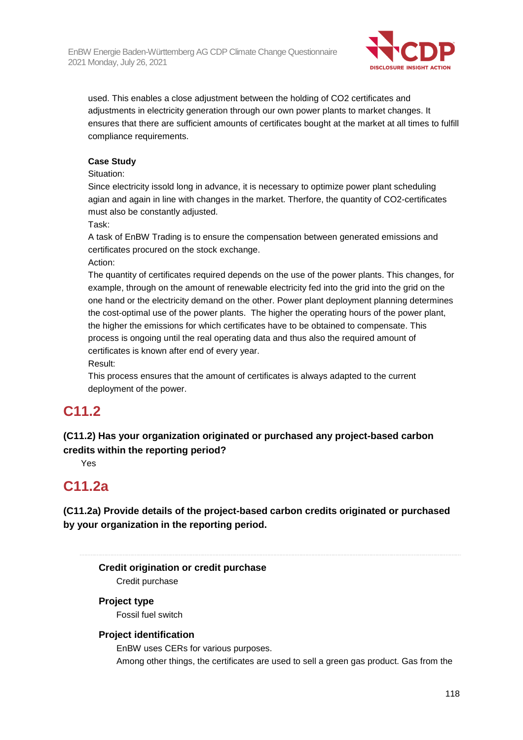used. This enables a close adjustment between the holding of $CO_2$ certificates and adjustments in electricity generation through our own power plants to market changes. It ensures that there are sufficient amounts of certificates bought at the market at all times to fulfill compliance requirements.

**Case Study**

Situation:

Since electricity issold long in advance, it is necessary to optimize power plant scheduling agian and again in line with changes in the market. Therfore, the quantity of $CO_2$-certificates must also be constantly adjusted.

Task:

A task of EnBW Trading is to ensure the compensation between generated emissions and certificates procured on the stock exchange.

Action:

The quantity of certificates required depends on the use of the power plants. This changes, for example, through on the amount of renewable electricity fed into the grid into the grid on the one hand or the electricity demand on the other. Power plant deployment planning determines the cost-optimal use of the power plants. The higher the operating hours of the power plant, the higher the emissions for which certificates have to be obtained to compensate. This process is ongoing until the real operating data and thus also the required amount of certificates is known after end of every year.

Result:

This process ensures that the amount of certificates is always adapted to the current deployment of the power.

## C11.2

**(C11.2) Has your organization originated or purchased any project-based carbon credits within the reporting period?**

Yes

## C11.2a

**(C11.2a) Provide details of the project-based carbon credits originated or purchased by your organization in the reporting period.**

**Credit origination or credit purchase**

Credit purchase

**Project type**

Fossil fuel switch

**Project identification**

EnBW uses CERs for various purposes.

Among other things, the certificates are used to sell a green gas product. Gas from the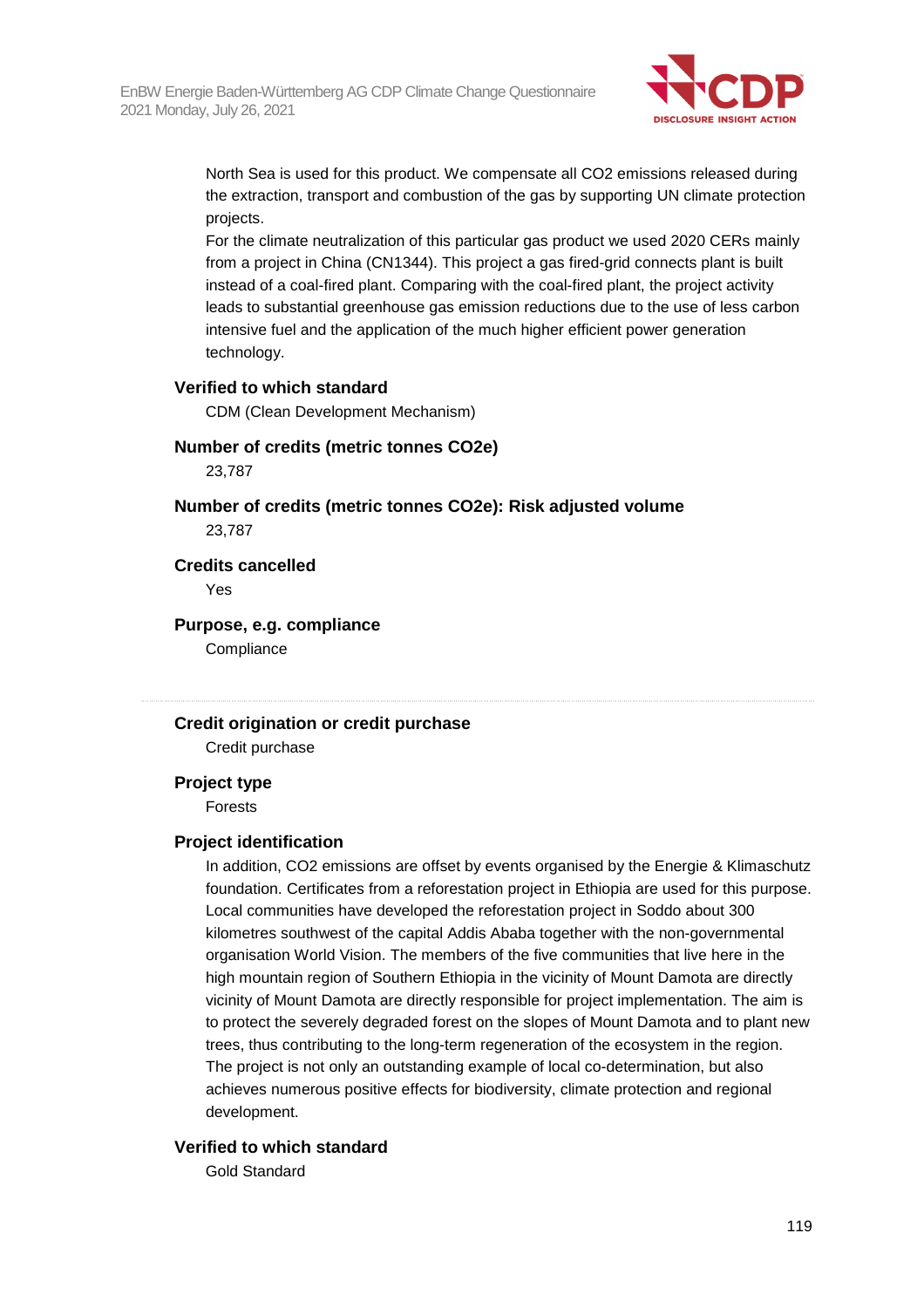North Sea is used for this product. We compensate all $CO_2$ emissions released during the extraction, transport and combustion of the gas by supporting UN climate protection projects.
For the climate neutralization of this particular gas product we used 2020 CERs mainly from a project in China (CN1344). This project a gas fired-grid connects plant is built instead of a coal-fired plant. Comparing with the coal-fired plant, the project activity leads to substantial greenhouse gas emission reductions due to the use of less carbon intensive fuel and the application of the much higher efficient power generation technology.

**Verified to which standard**

CDM (Clean Development Mechanism)

**Number of credits (metric tonnes CO2e)**

23,787

**Number of credits (metric tonnes CO2e): Risk adjusted volume**

23,787

**Credits cancelled**

Yes

**Purpose, e.g. compliance**

Compliance

---

**Credit origination or credit purchase**

Credit purchase

**Project type**

Forests

**Project identification**

In addition, $CO_2$ emissions are offset by events organised by the Energie & Klimaschutz foundation. Certificates from a reforestation project in Ethiopia are used for this purpose. Local communities have developed the reforestation project in Soddo about 300 kilometres southwest of the capital Addis Ababa together with the non-governmental organisation World Vision. The members of the five communities that live here in the high mountain region of Southern Ethiopia in the vicinity of Mount Damota are directly vicinity of Mount Damota are directly responsible for project implementation. The aim is to protect the severely degraded forest on the slopes of Mount Damota and to plant new trees, thus contributing to the long-term regeneration of the ecosystem in the region. The project is not only an outstanding example of local co-determination, but also achieves numerous positive effects for biodiversity, climate protection and regional development.

**Verified to which standard**

Gold Standard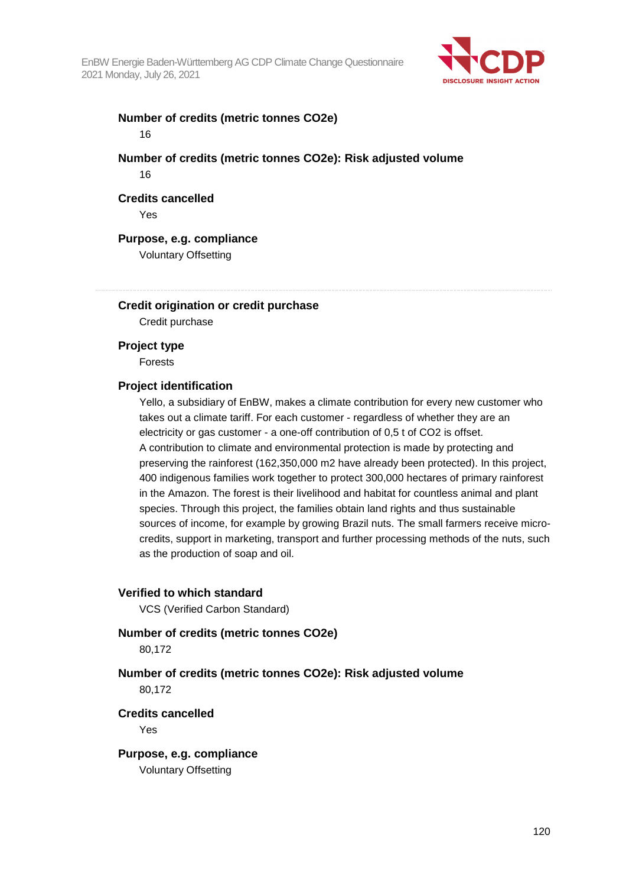**Number of credits (metric tonnes CO2e)**

16

**Number of credits (metric tonnes CO2e): Risk adjusted volume**

16

**Credits cancelled**

Yes

**Purpose, e.g. compliance**

Voluntary Offsetting

---

**Credit origination or credit purchase**

Credit purchase

**Project type**

Forests

**Project identification**

Yello, a subsidiary of EnBW, makes a climate contribution for every new customer who takes out a climate tariff. For each customer - regardless of whether they are an electricity or gas customer - a one-off contribution of 0,5 t of CO2 is offset.
A contribution to climate and environmental protection is made by protecting and preserving the rainforest (162,350,000 m2 have already been protected). In this project, 400 indigenous families work together to protect 300,000 hectares of primary rainforest in the Amazon. The forest is their livelihood and habitat for countless animal and plant species. Through this project, the families obtain land rights and thus sustainable sources of income, for example by growing Brazil nuts. The small farmers receive micro-credits, support in marketing, transport and further processing methods of the nuts, such as the production of soap and oil.

**Verified to which standard**

VCS (Verified Carbon Standard)

**Number of credits (metric tonnes CO2e)**

80,172

**Number of credits (metric tonnes CO2e): Risk adjusted volume**

80,172

**Credits cancelled**

Yes

**Purpose, e.g. compliance**

Voluntary Offsetting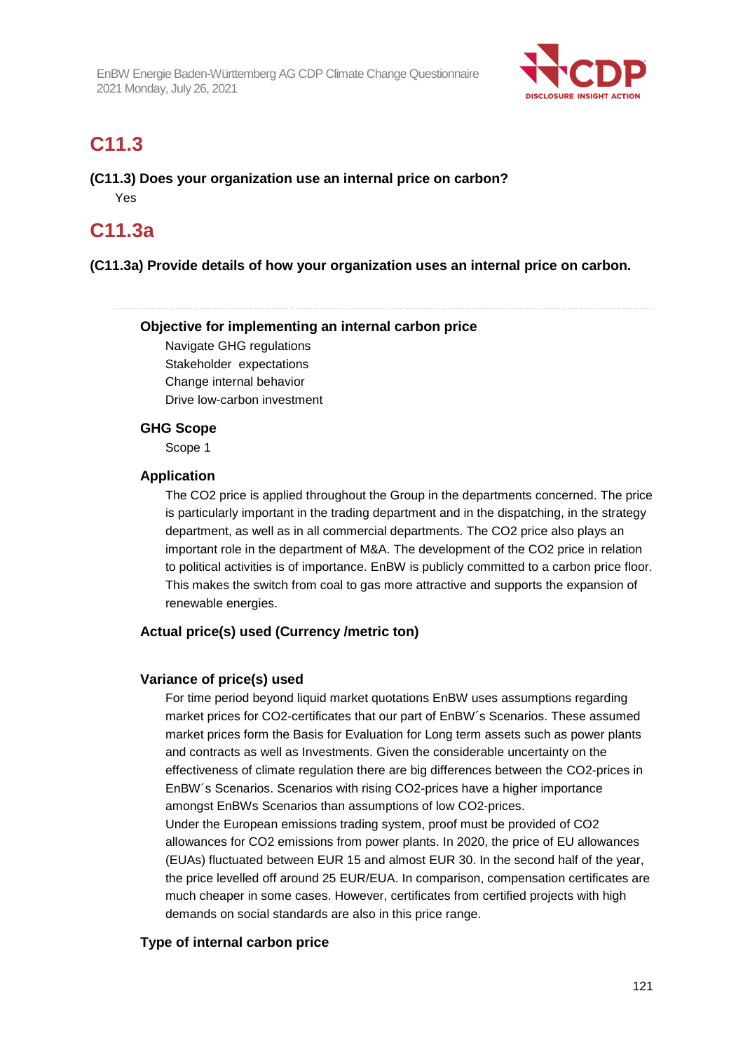## C11.3

**(C11.3) Does your organization use an internal price on carbon?**

Yes

## C11.3a

**(C11.3a) Provide details of how your organization uses an internal price on carbon.**

**Objective for implementing an internal carbon price**

Navigate GHG regulations
Stakeholder expectations
Change internal behavior
Drive low-carbon investment

**GHG Scope**

Scope 1

**Application**

The CO2 price is applied throughout the Group in the departments concerned. The price is particularly important in the trading department and in the dispatching, in the strategy department, as well as in all commercial departments. The CO2 price also plays an important role in the department of M&A. The development of the CO2 price in relation to political activities is of importance. EnBW is publicly committed to a carbon price floor. This makes the switch from coal to gas more attractive and supports the expansion of renewable energies.

**Actual price(s) used (Currency /metric ton)**

**Variance of price(s) used**

For time period beyond liquid market quotations EnBW uses assumptions regarding market prices for CO2-certificates that our part of EnBW´s Scenarios. These assumed market prices form the Basis for Evaluation for Long term assets such as power plants and contracts as well as Investments. Given the considerable uncertainty on the effectiveness of climate regulation there are big differences between the CO2-prices in EnBW´s Scenarios. Scenarios with rising CO2-prices have a higher importance amongst EnBWs Scenarios than assumptions of low CO2-prices.
Under the European emissions trading system, proof must be provided of CO2 allowances for CO2 emissions from power plants. In 2020, the price of EU allowances (EUAs) fluctuated between EUR 15 and almost EUR 30. In the second half of the year, the price levelled off around 25 EUR/EUA. In comparison, compensation certificates are much cheaper in some cases. However, certificates from certified projects with high demands on social standards are also in this price range.

**Type of internal carbon price**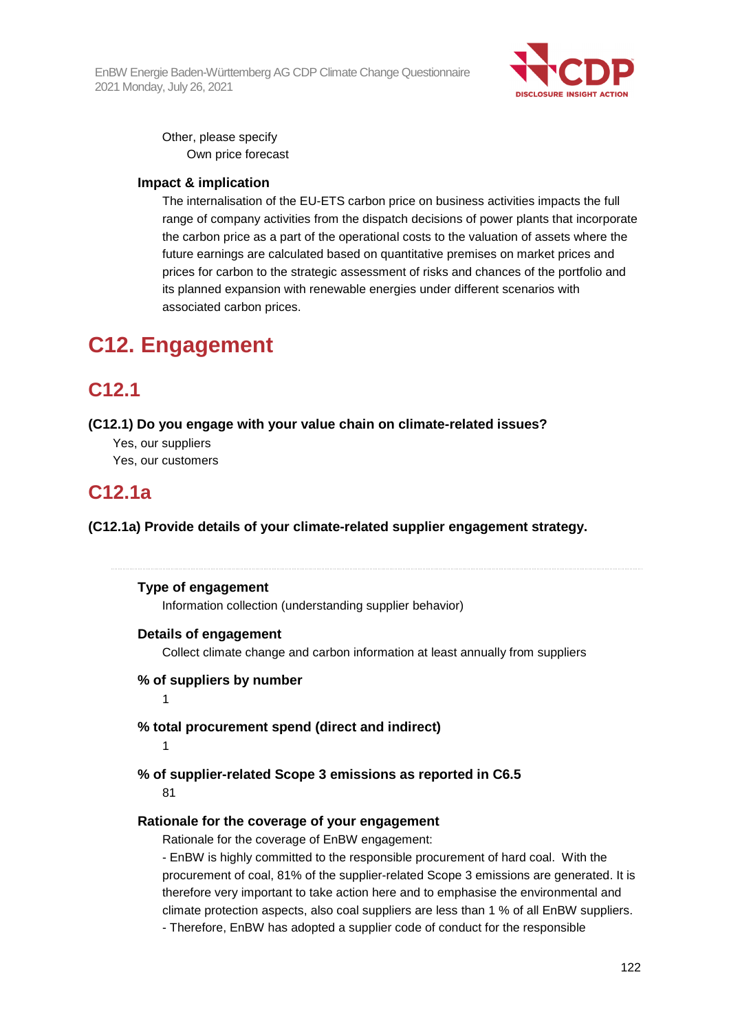Other, please specify

Own price forecast

**Impact & implication**

The internalisation of the EU-ETS carbon price on business activities impacts the full range of company activities from the dispatch decisions of power plants that incorporate the carbon price as a part of the operational costs to the valuation of assets where the future earnings are calculated based on quantitative premises on market prices and prices for carbon to the strategic assessment of risks and chances of the portfolio and its planned expansion with renewable energies under different scenarios with associated carbon prices.

# C12. Engagement

## C12.1

**(C12.1) Do you engage with your value chain on climate-related issues?**

Yes, our suppliers

Yes, our customers

## C12.1a

**(C12.1a) Provide details of your climate-related supplier engagement strategy.**

---

**Type of engagement**

Information collection (understanding supplier behavior)

**Details of engagement**

Collect climate change and carbon information at least annually from suppliers

**% of suppliers by number**

1

**% total procurement spend (direct and indirect)**

1

**% of supplier-related Scope 3 emissions as reported in C6.5**

81

**Rationale for the coverage of your engagement**

Rationale for the coverage of EnBW engagement:

- EnBW is highly committed to the responsible procurement of hard coal. With the procurement of coal, 81% of the supplier-related Scope 3 emissions are generated. It is therefore very important to take action here and to emphasise the environmental and climate protection aspects, also coal suppliers are less than 1 % of all EnBW suppliers.
- Therefore, EnBW has adopted a supplier code of conduct for the responsible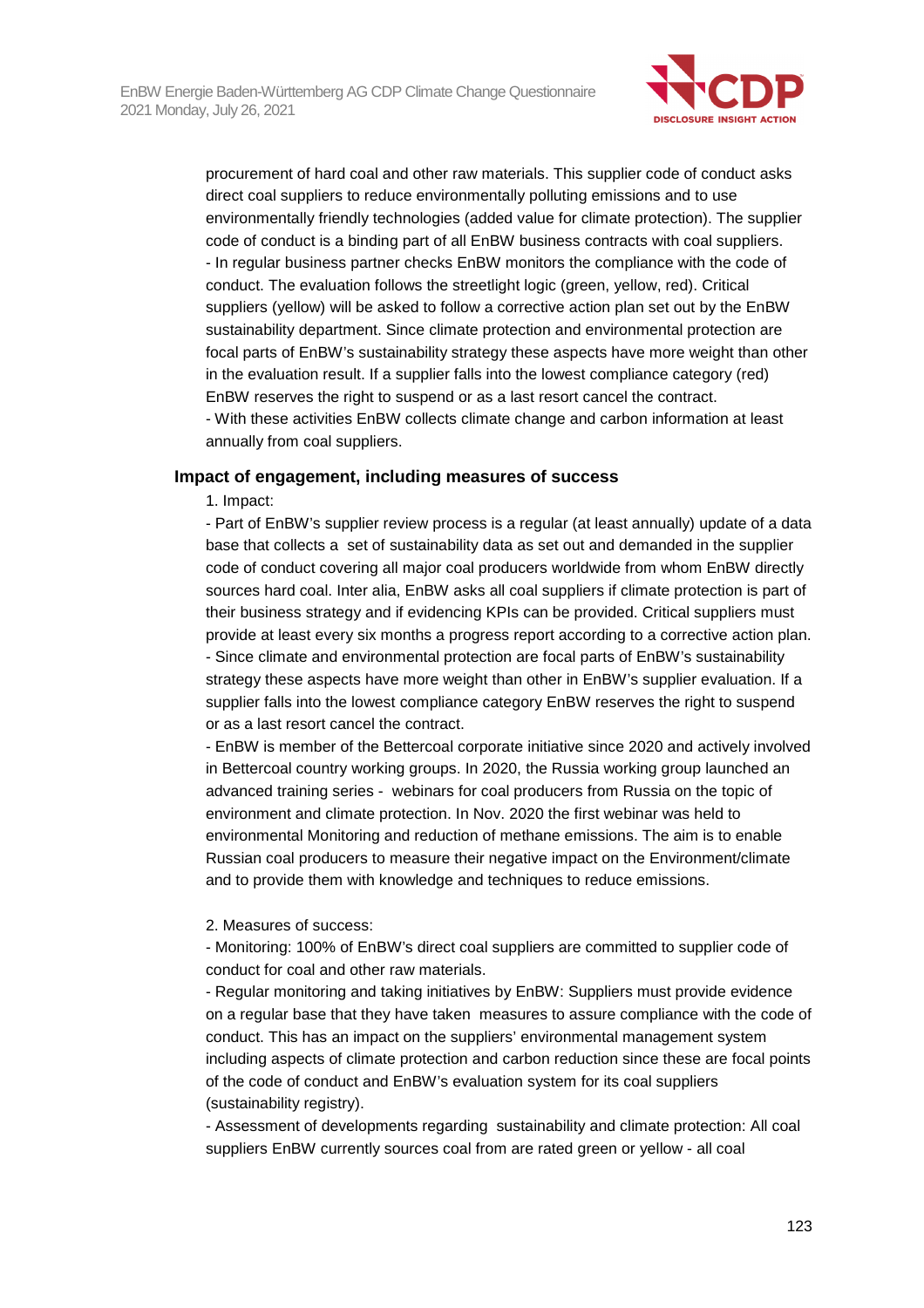procurement of hard coal and other raw materials. This supplier code of conduct asks direct coal suppliers to reduce environmentally polluting emissions and to use environmentally friendly technologies (added value for climate protection). The supplier code of conduct is a binding part of all EnBW business contracts with coal suppliers.
- In regular business partner checks EnBW monitors the compliance with the code of conduct. The evaluation follows the streetlight logic (green, yellow, red). Critical suppliers (yellow) will be asked to follow a corrective action plan set out by the EnBW sustainability department. Since climate protection and environmental protection are focal parts of EnBW's sustainability strategy these aspects have more weight than other in the evaluation result. If a supplier falls into the lowest compliance category (red) EnBW reserves the right to suspend or as a last resort cancel the contract.
- With these activities EnBW collects climate change and carbon information at least annually from coal suppliers.

**Impact of engagement, including measures of success**

1. Impact:
- Part of EnBW's supplier review process is a regular (at least annually) update of a data base that collects a set of sustainability data as set out and demanded in the supplier code of conduct covering all major coal producers worldwide from whom EnBW directly sources hard coal. Inter alia, EnBW asks all coal suppliers if climate protection is part of their business strategy and if evidencing KPIs can be provided. Critical suppliers must provide at least every six months a progress report according to a corrective action plan.
- Since climate and environmental protection are focal parts of EnBW's sustainability strategy these aspects have more weight than other in EnBW's supplier evaluation. If a supplier falls into the lowest compliance category EnBW reserves the right to suspend or as a last resort cancel the contract.
- EnBW is member of the Bettercoal corporate initiative since 2020 and actively involved in Bettercoal country working groups. In 2020, the Russia working group launched an advanced training series - webinars for coal producers from Russia on the topic of environment and climate protection. In Nov. 2020 the first webinar was held to environmental Monitoring and reduction of methane emissions. The aim is to enable Russian coal producers to measure their negative impact on the Environment/climate and to provide them with knowledge and techniques to reduce emissions.

2. Measures of success:
- Monitoring: 100% of EnBW's direct coal suppliers are committed to supplier code of conduct for coal and other raw materials.
- Regular monitoring and taking initiatives by EnBW: Suppliers must provide evidence on a regular base that they have taken measures to assure compliance with the code of conduct. This has an impact on the suppliers' environmental management system including aspects of climate protection and carbon reduction since these are focal points of the code of conduct and EnBW's evaluation system for its coal suppliers (sustainability registry).
- Assessment of developments regarding sustainability and climate protection: All coal suppliers EnBW currently sources coal from are rated green or yellow - all coal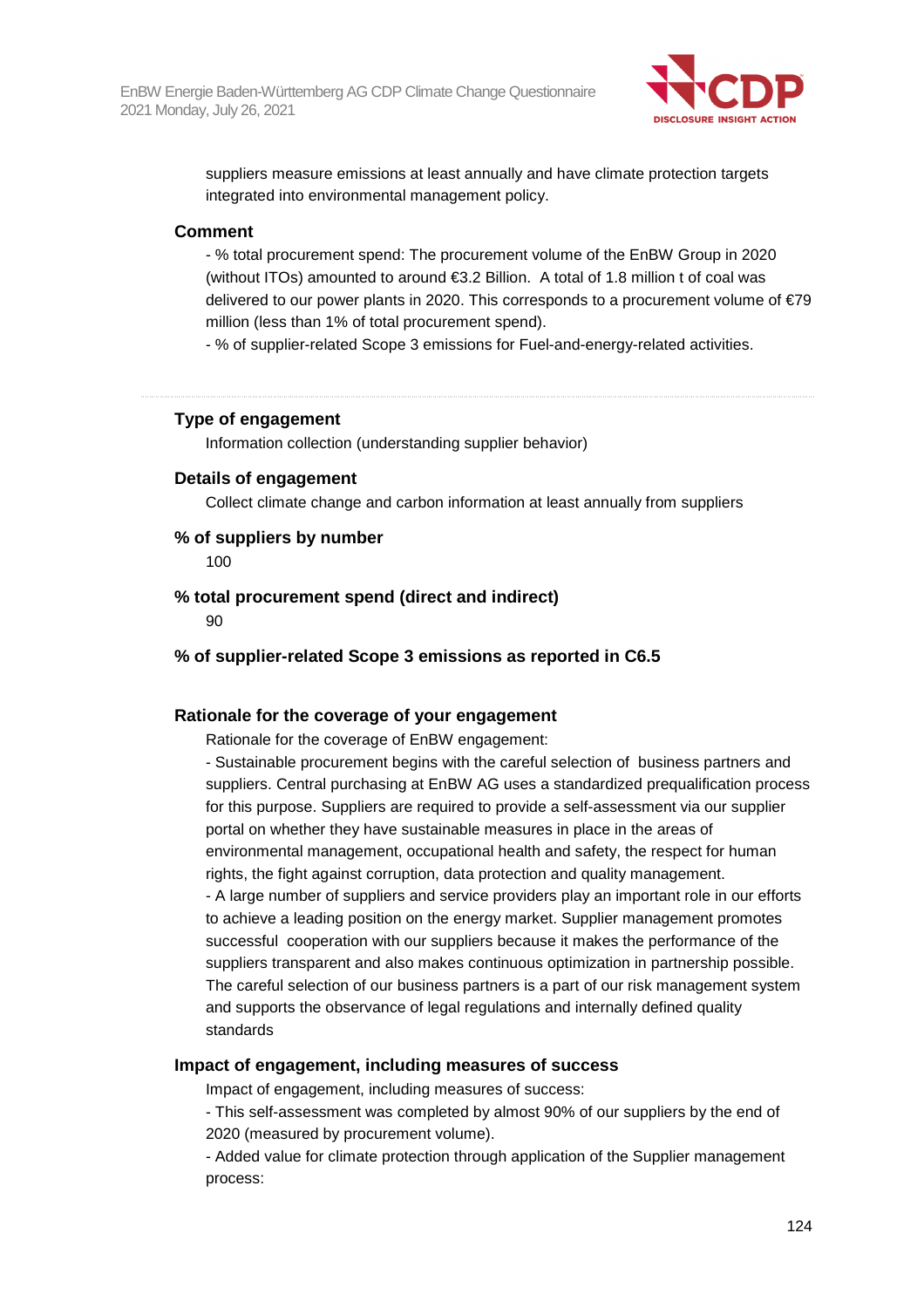suppliers measure emissions at least annually and have climate protection targets integrated into environmental management policy.

**Comment**

- % total procurement spend: The procurement volume of the EnBW Group in 2020 (without ITOs) amounted to around €3.2 Billion. A total of 1.8 million t of coal was delivered to our power plants in 2020. This corresponds to a procurement volume of €79 million (less than 1% of total procurement spend).
- % of supplier-related Scope 3 emissions for Fuel-and-energy-related activities.

---

**Type of engagement**

Information collection (understanding supplier behavior)

**Details of engagement**

Collect climate change and carbon information at least annually from suppliers

**% of suppliers by number**

100

**% total procurement spend (direct and indirect)**

90

**% of supplier-related Scope 3 emissions as reported in C6.5**

**Rationale for the coverage of your engagement**

Rationale for the coverage of EnBW engagement:

- Sustainable procurement begins with the careful selection of business partners and suppliers. Central purchasing at EnBW AG uses a standardized prequalification process for this purpose. Suppliers are required to provide a self-assessment via our supplier portal on whether they have sustainable measures in place in the areas of environmental management, occupational health and safety, the respect for human rights, the fight against corruption, data protection and quality management.
- A large number of suppliers and service providers play an important role in our efforts to achieve a leading position on the energy market. Supplier management promotes successful cooperation with our suppliers because it makes the performance of the suppliers transparent and also makes continuous optimization in partnership possible. The careful selection of our business partners is a part of our risk management system and supports the observance of legal regulations and internally defined quality standards

**Impact of engagement, including measures of success**

Impact of engagement, including measures of success:

- This self-assessment was completed by almost 90% of our suppliers by the end of 2020 (measured by procurement volume).
- Added value for climate protection through application of the Supplier management process: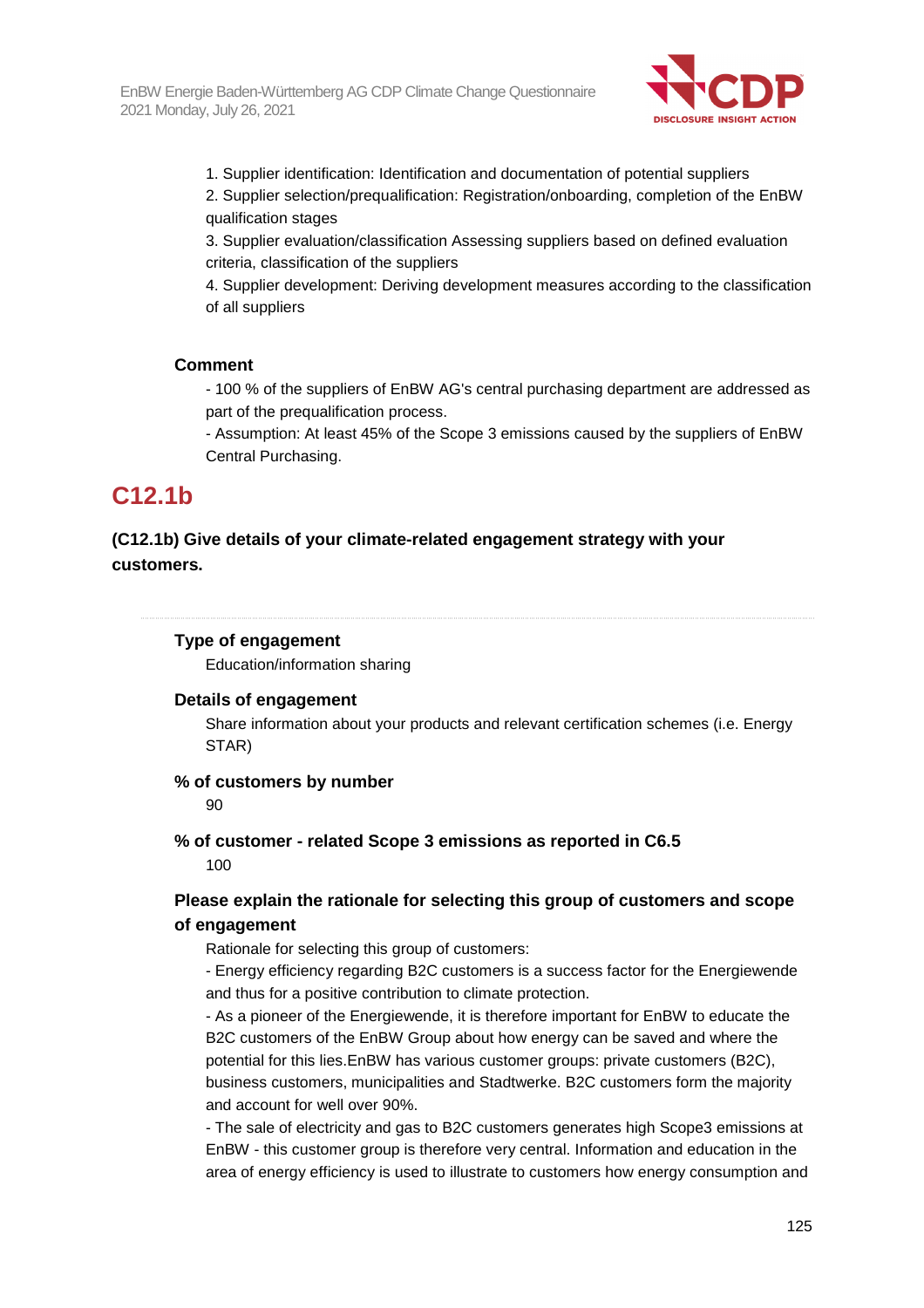1. Supplier identification: Identification and documentation of potential suppliers
2. Supplier selection/prequalification: Registration/onboarding, completion of the EnBW qualification stages
3. Supplier evaluation/classification Assessing suppliers based on defined evaluation criteria, classification of the suppliers
4. Supplier development: Deriving development measures according to the classification of all suppliers

**Comment**

- 100 % of the suppliers of EnBW AG's central purchasing department are addressed as part of the prequalification process.
- Assumption: At least 45% of the Scope 3 emissions caused by the suppliers of EnBW Central Purchasing.

## C12.1b

**(C12.1b) Give details of your climate-related engagement strategy with your customers.**

**Type of engagement**

Education/information sharing

**Details of engagement**

Share information about your products and relevant certification schemes (i.e. Energy STAR)

**% of customers by number**

90

**% of customer - related Scope 3 emissions as reported in C6.5**

100

**Please explain the rationale for selecting this group of customers and scope of engagement**

Rationale for selecting this group of customers:
- Energy efficiency regarding B2C customers is a success factor for the Energiewende and thus for a positive contribution to climate protection.
- As a pioneer of the Energiewende, it is therefore important for EnBW to educate the B2C customers of the EnBW Group about how energy can be saved and where the potential for this lies.EnBW has various customer groups: private customers (B2C), business customers, municipalities and Stadtwerke. B2C customers form the majority and account for well over 90%.
- The sale of electricity and gas to B2C customers generates high Scope3 emissions at EnBW - this customer group is therefore very central. Information and education in the area of energy efficiency is used to illustrate to customers how energy consumption and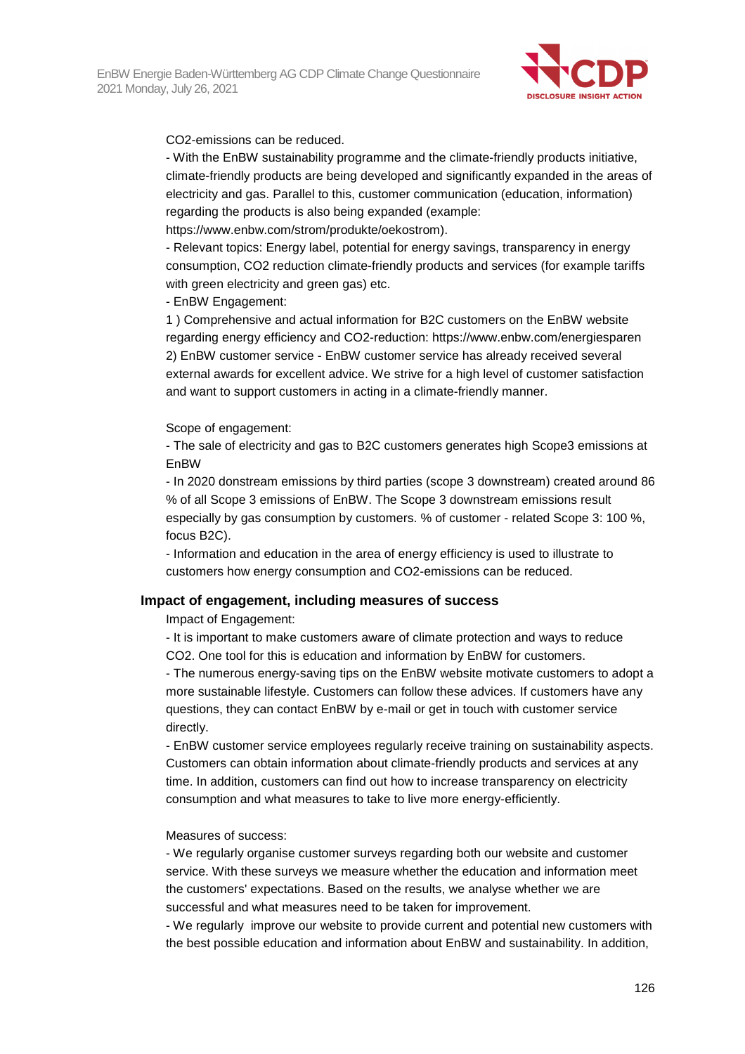CO2-emissions can be reduced.

- With the EnBW sustainability programme and the climate-friendly products initiative, climate-friendly products are being developed and significantly expanded in the areas of electricity and gas. Parallel to this, customer communication (education, information) regarding the products is also being expanded (example: https://www.enbw.com/strom/produkte/oekostrom).
- Relevant topics: Energy label, potential for energy savings, transparency in energy consumption, CO2 reduction climate-friendly products and services (for example tariffs with green electricity and green gas) etc.
- EnBW Engagement:

1 ) Comprehensive and actual information for B2C customers on the EnBW website regarding energy efficiency and CO2-reduction: https://www.enbw.com/energiesparen
2) EnBW customer service - EnBW customer service has already received several external awards for excellent advice. We strive for a high level of customer satisfaction and want to support customers in acting in a climate-friendly manner.

Scope of engagement:

- The sale of electricity and gas to B2C customers generates high Scope3 emissions at EnBW
- In 2020 donstream emissions by third parties (scope 3 downstream) created around 86 % of all Scope 3 emissions of EnBW. The Scope 3 downstream emissions result especially by gas consumption by customers. % of customer - related Scope 3: 100 %, focus B2C).
- Information and education in the area of energy efficiency is used to illustrate to customers how energy consumption and CO2-emissions can be reduced.

### Impact of engagement, including measures of success

Impact of Engagement:

- It is important to make customers aware of climate protection and ways to reduce CO2. One tool for this is education and information by EnBW for customers.
- The numerous energy-saving tips on the EnBW website motivate customers to adopt a more sustainable lifestyle. Customers can follow these advices. If customers have any questions, they can contact EnBW by e-mail or get in touch with customer service directly.
- EnBW customer service employees regularly receive training on sustainability aspects. Customers can obtain information about climate-friendly products and services at any time. In addition, customers can find out how to increase transparency on electricity consumption and what measures to take to live more energy-efficiently.

Measures of success:

- We regularly organise customer surveys regarding both our website and customer service. With these surveys we measure whether the education and information meet the customers' expectations. Based on the results, we analyse whether we are successful and what measures need to be taken for improvement.
- We regularly improve our website to provide current and potential new customers with the best possible education and information about EnBW and sustainability. In addition,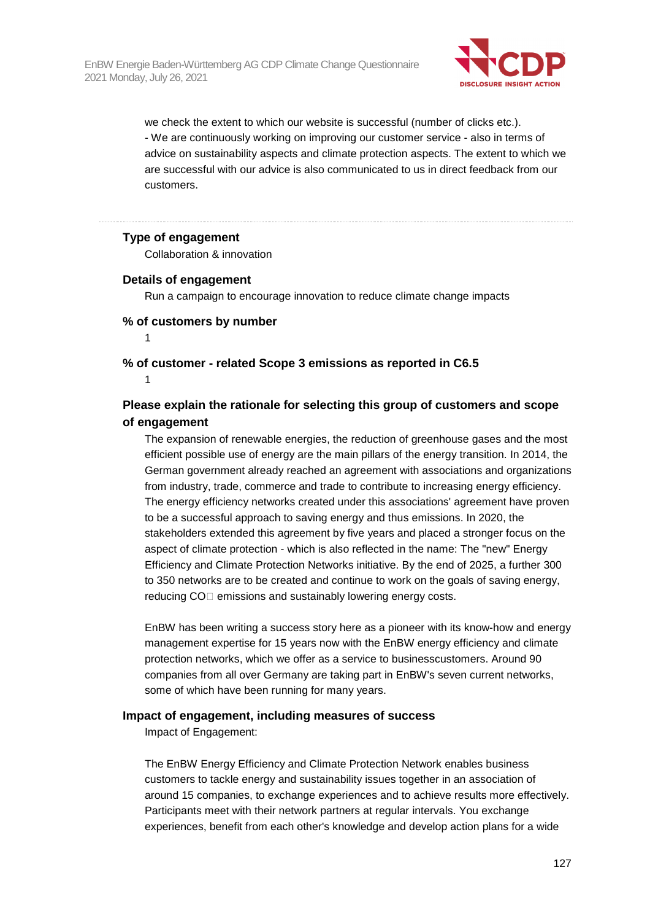we check the extent to which our website is successful (number of clicks etc.).
- We are continuously working on improving our customer service - also in terms of advice on sustainability aspects and climate protection aspects. The extent to which we are successful with our advice is also communicated to us in direct feedback from our customers.

---

**Type of engagement**

Collaboration & innovation

**Details of engagement**

Run a campaign to encourage innovation to reduce climate change impacts

**% of customers by number**

1

**% of customer - related Scope 3 emissions as reported in C6.5**

1

**Please explain the rationale for selecting this group of customers and scope of engagement**

The expansion of renewable energies, the reduction of greenhouse gases and the most efficient possible use of energy are the main pillars of the energy transition. In 2014, the German government already reached an agreement with associations and organizations from industry, trade, commerce and trade to contribute to increasing energy efficiency. The energy efficiency networks created under this associations' agreement have proven to be a successful approach to saving energy and thus emissions. In 2020, the stakeholders extended this agreement by five years and placed a stronger focus on the aspect of climate protection - which is also reflected in the name: The "new" Energy Efficiency and Climate Protection Networks initiative. By the end of 2025, a further 300 to 350 networks are to be created and continue to work on the goals of saving energy, reducing $CO_2$ emissions and sustainably lowering energy costs.

EnBW has been writing a success story here as a pioneer with its know-how and energy management expertise for 15 years now with the EnBW energy efficiency and climate protection networks, which we offer as a service to businesscustomers. Around 90 companies from all over Germany are taking part in EnBW's seven current networks, some of which have been running for many years.

**Impact of engagement, including measures of success**

Impact of Engagement:

The EnBW Energy Efficiency and Climate Protection Network enables business customers to tackle energy and sustainability issues together in an association of around 15 companies, to exchange experiences and to achieve results more effectively. Participants meet with their network partners at regular intervals. You exchange experiences, benefit from each other's knowledge and develop action plans for a wide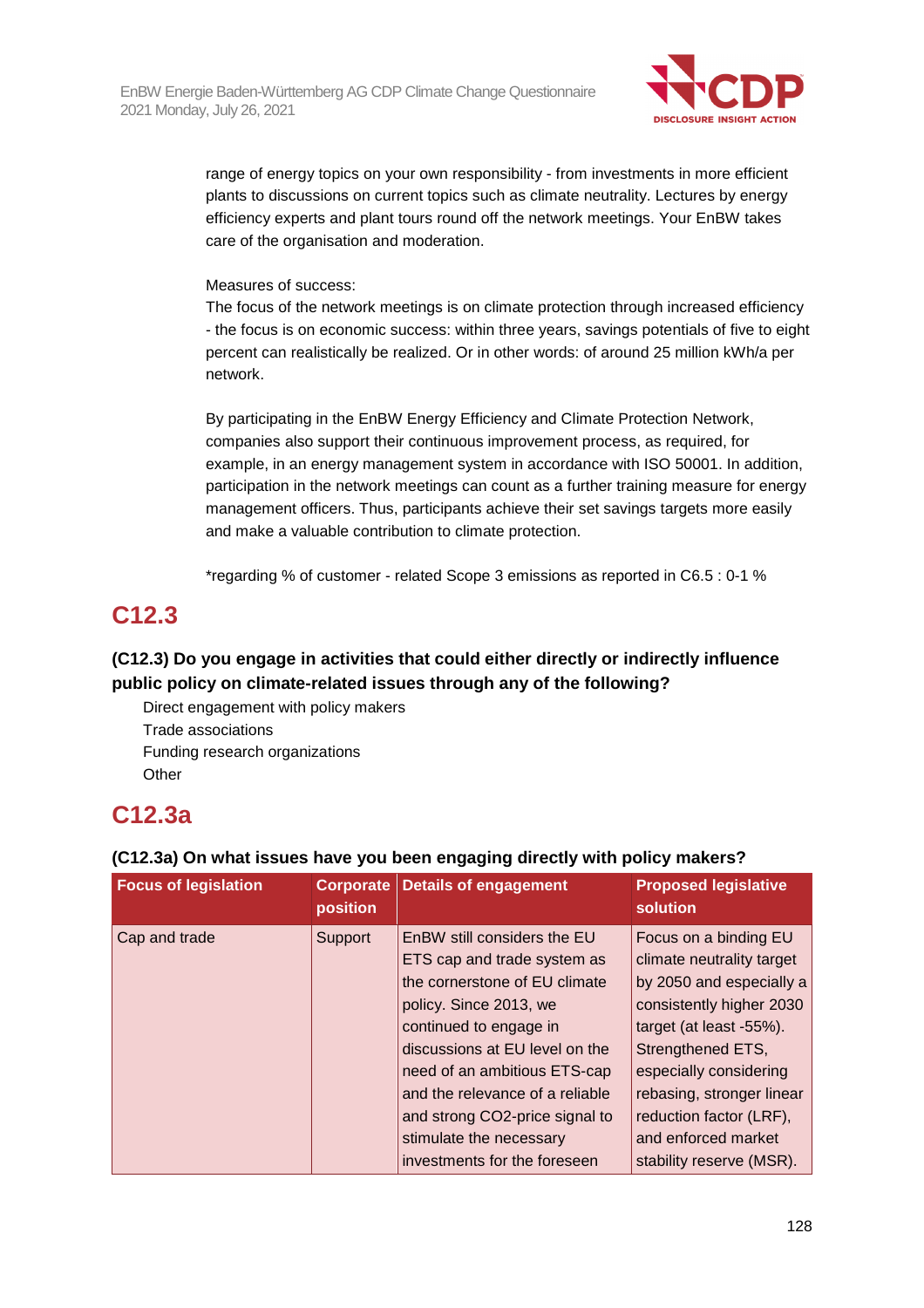range of energy topics on your own responsibility - from investments in more efficient plants to discussions on current topics such as climate neutrality. Lectures by energy efficiency experts and plant tours round off the network meetings. Your EnBW takes care of the organisation and moderation.

Measures of success:
The focus of the network meetings is on climate protection through increased efficiency - the focus is on economic success: within three years, savings potentials of five to eight percent can realistically be realized. Or in other words: of around 25 million kWh/a per network.

By participating in the EnBW Energy Efficiency and Climate Protection Network, companies also support their continuous improvement process, as required, for example, in an energy management system in accordance with ISO 50001. In addition, participation in the network meetings can count as a further training measure for energy management officers. Thus, participants achieve their set savings targets more easily and make a valuable contribution to climate protection.

*regarding % of customer - related Scope 3 emissions as reported in C6.5 : 0-1 %

## C12.3

**(C12.3) Do you engage in activities that could either directly or indirectly influence public policy on climate-related issues through any of the following?**

Direct engagement with policy makers
Trade associations
Funding research organizations
Other

## C12.3a

**(C12.3a) On what issues have you been engaging directly with policy makers?**

| Focus of legislation | Corporate position | Details of engagement | Proposed legislative solution |
|---|---|---|---|
| Cap and trade | Support | EnBW still considers the EU ETS cap and trade system as the cornerstone of EU climate policy. Since 2013, we continued to engage in discussions at EU level on the need of an ambitious ETS-cap and the relevance of a reliable and strong CO2-price signal to stimulate the necessary investments for the foreseen | Focus on a binding EU climate neutrality target by 2050 and especially a consistently higher 2030 target (at least -55%). Strengthened ETS, especially considering rebasing, stronger linear reduction factor (LRF), and enforced market stability reserve (MSR). |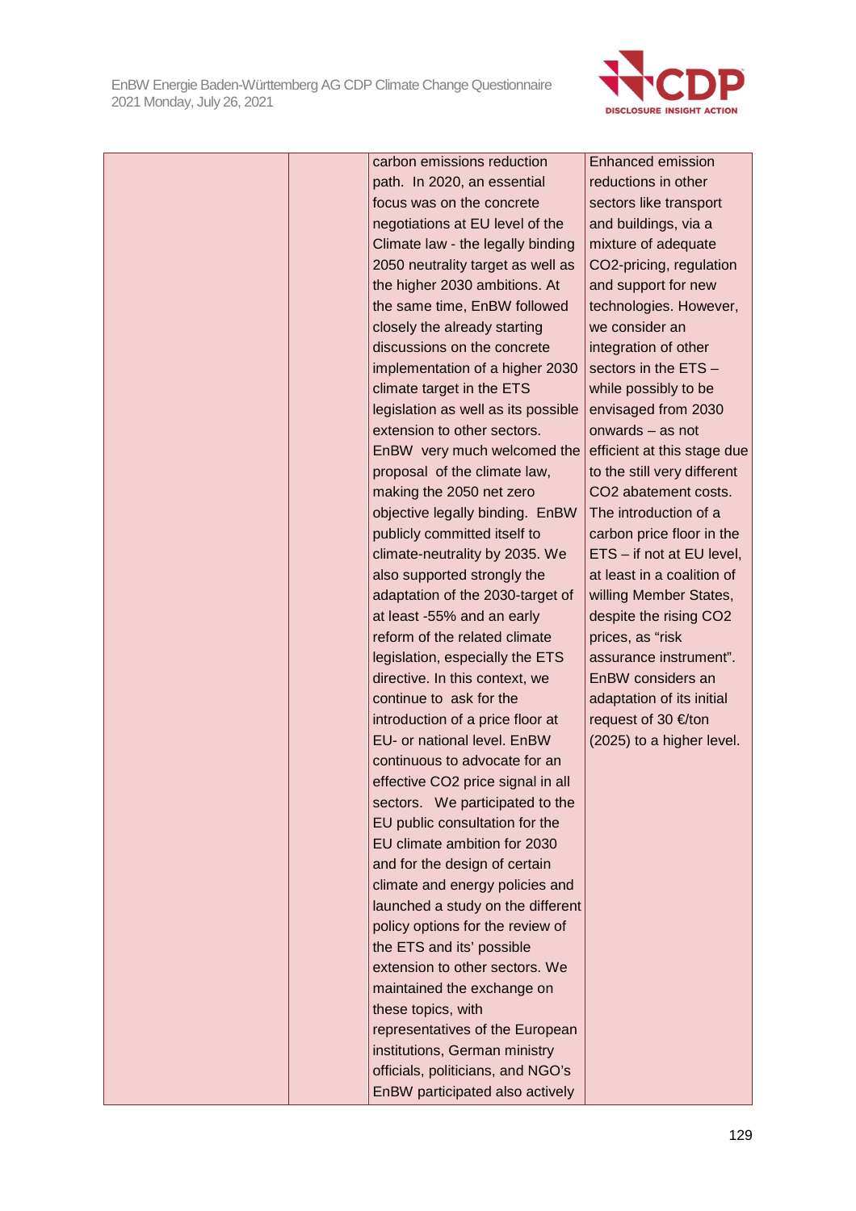|  |  | carbon emissions reduction path. In 2020, an essential focus was on the concrete negotiations at EU level of the Climate law - the legally binding 2050 neutrality target as well as the higher 2030 ambitions. At the same time, EnBW followed closely the already starting discussions on the concrete implementation of a higher 2030 climate target in the ETS legislation as well as its possible extension to other sectors. EnBW very much welcomed the proposal of the climate law, making the 2050 net zero objective legally binding. EnBW publicly committed itself to climate-neutrality by 2035. We also supported strongly the adaptation of the 2030-target of at least -55% and an early reform of the related climate legislation, especially the ETS directive. In this context, we continue to ask for the introduction of a price floor at EU- or national level. EnBW continuous to advocate for an effective CO2 price signal in all sectors. We participated to the EU public consultation for the EU climate ambition for 2030 and for the design of certain climate and energy policies and launched a study on the different policy options for the review of the ETS and its' possible extension to other sectors. We maintained the exchange on these topics, with representatives of the European institutions, German ministry officials, politicians, and NGO's EnBW participated also actively | Enhanced emission reductions in other sectors like transport and buildings, via a mixture of adequate CO2-pricing, regulation and support for new technologies. However, we consider an integration of other sectors in the ETS – while possibly to be envisaged from 2030 onwards – as not efficient at this stage due to the still very different CO2 abatement costs. The introduction of a carbon price floor in the ETS – if not at EU level, at least in a coalition of willing Member States, despite the rising CO2 prices, as "risk assurance instrument". EnBW considers an adaptation of its initial request of 30 €/ton (2025) to a higher level. |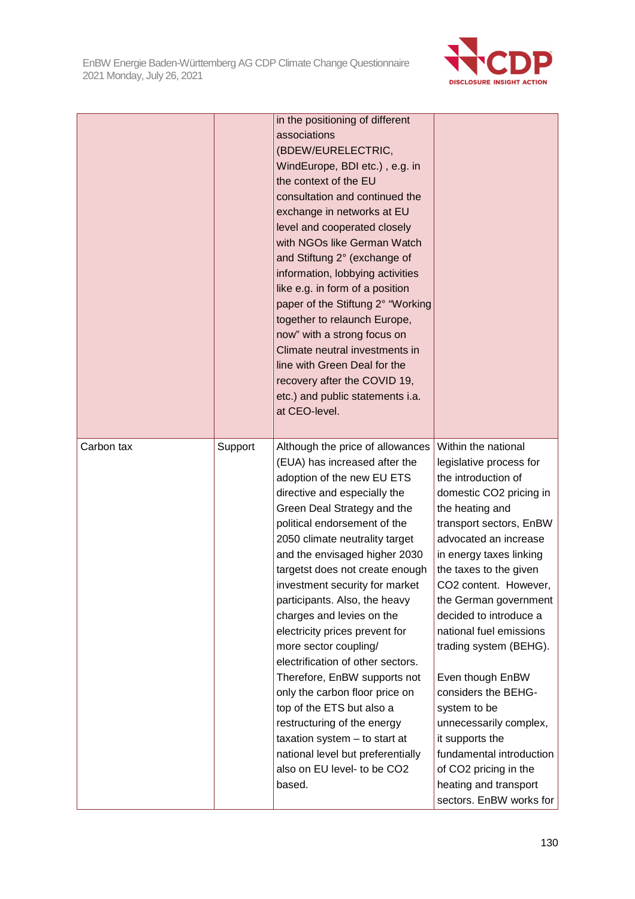| | | | |
|---|---|---|---|
| | | in the positioning of different associations (BDEW/EURELECTRIC, WindEurope, BDI etc.) , e.g. in the context of the EU consultation and continued the exchange in networks at EU level and cooperated closely with NGOs like German Watch and Stiftung 2° (exchange of information, lobbying activities like e.g. in form of a position paper of the Stiftung 2° "Working together to relaunch Europe, now" with a strong focus on Climate neutral investments in line with Green Deal for the recovery after the COVID 19, etc.) and public statements i.a. at CEO-level. | |
| Carbon tax | Support | Although the price of allowances (EUA) has increased after the adoption of the new EU ETS directive and especially the Green Deal Strategy and the political endorsement of the 2050 climate neutrality target and the envisaged higher 2030 targetst does not create enough investment security for market participants. Also, the heavy charges and levies on the electricity prices prevent for more sector coupling/ electrification of other sectors. Therefore, EnBW supports not only the carbon floor price on top of the ETS but also a restructuring of the energy taxation system – to start at national level but preferentially also on EU level- to be CO2 based. | Within the national legislative process for the introduction of domestic CO2 pricing in the heating and transport sectors, EnBW advocated an increase in energy taxes linking the taxes to the given CO2 content. However, the German government decided to introduce a national fuel emissions trading system (BEHG).<br><br>Even though EnBW considers the BEHG-system to be unnecessarily complex, it supports the fundamental introduction of CO2 pricing in the heating and transport sectors. EnBW works for |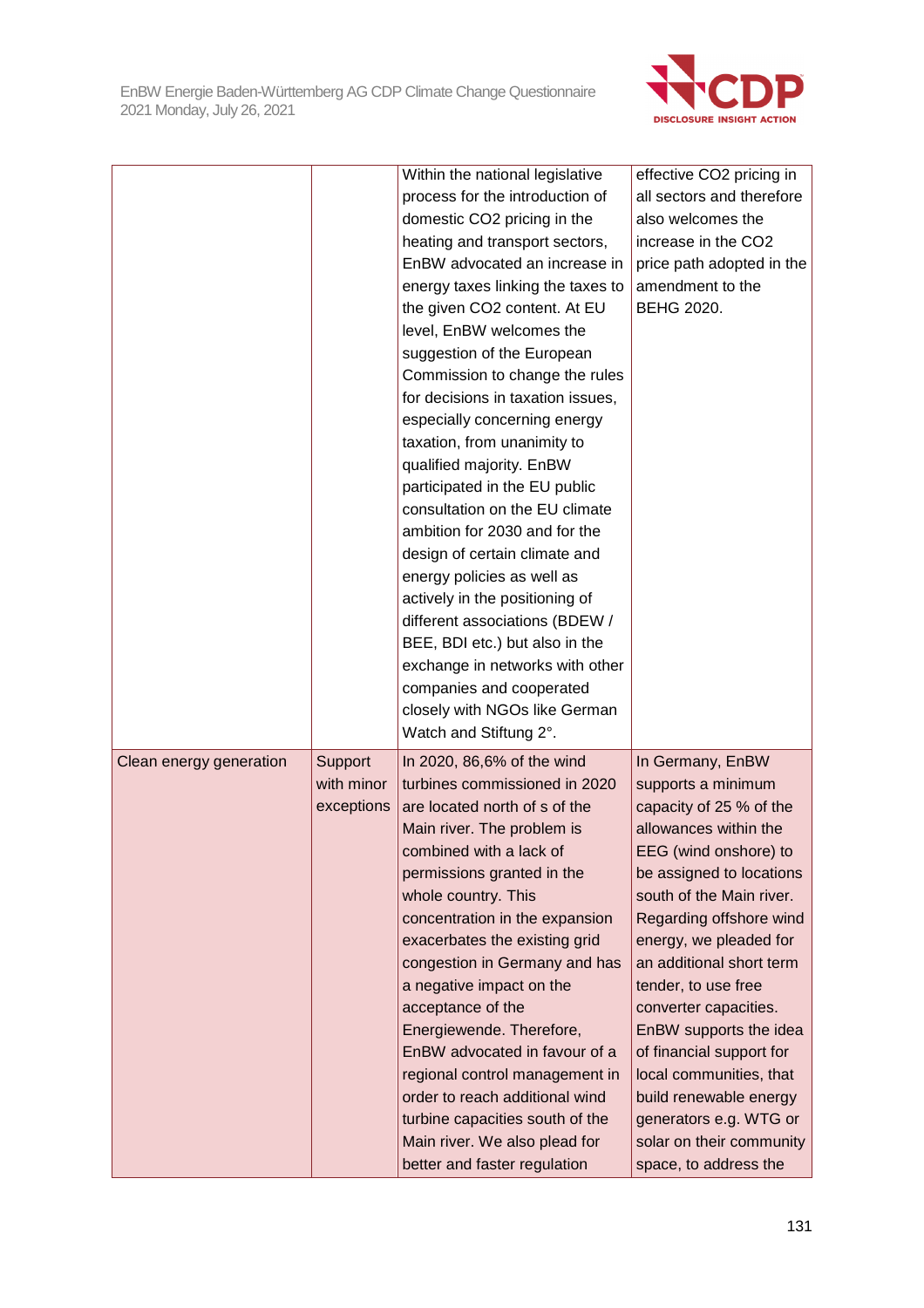| | | | |
|---|---|---|---|
| | | Within the national legislative process for the introduction of domestic CO2 pricing in the heating and transport sectors, EnBW advocated an increase in energy taxes linking the taxes to the given CO2 content. At EU level, EnBW welcomes the suggestion of the European Commission to change the rules for decisions in taxation issues, especially concerning energy taxation, from unanimity to qualified majority. EnBW participated in the EU public consultation on the EU climate ambition for 2030 and for the design of certain climate and energy policies as well as actively in the positioning of different associations (BDEW / BEE, BDI etc.) but also in the exchange in networks with other companies and cooperated closely with NGOs like German Watch and Stiftung 2°. | effective CO2 pricing in all sectors and therefore also welcomes the increase in the CO2 price path adopted in the amendment to the BEHG 2020. |
| Clean energy generation | Support with minor exceptions | In 2020, 86,6% of the wind turbines commissioned in 2020 are located north of s of the Main river. The problem is combined with a lack of permissions granted in the whole country. This concentration in the expansion exacerbates the existing grid congestion in Germany and has a negative impact on the acceptance of the Energiewende. Therefore, EnBW advocated in favour of a regional control management in order to reach additional wind turbine capacities south of the Main river. We also plead for better and faster regulation | In Germany, EnBW supports a minimum capacity of 25 % of the allowances within the EEG (wind onshore) to be assigned to locations south of the Main river. Regarding offshore wind energy, we pleaded for an additional short term tender, to use free converter capacities. EnBW supports the idea of financial support for local communities, that build renewable energy generators e.g. WTG or solar on their community space, to address the |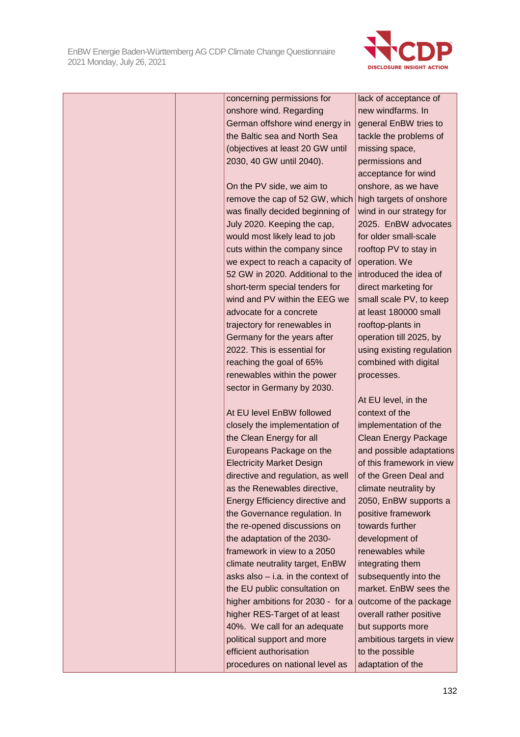| | | | |
|---|---|---|---|
| | | concerning permissions for onshore wind. Regarding German offshore wind energy in the Baltic sea and North Sea (objectives at least 20 GW until 2030, 40 GW until 2040).<br><br>On the PV side, we aim to remove the cap of 52 GW, which was finally decided beginning of July 2020. Keeping the cap, would most likely lead to job cuts within the company since we expect to reach a capacity of 52 GW in 2020. Additional to the short-term special tenders for wind and PV within the EEG we advocate for a concrete trajectory for renewables in Germany for the years after 2022. This is essential for reaching the goal of 65% renewables within the power sector in Germany by 2030.<br><br>At EU level EnBW followed closely the implementation of the Clean Energy for all Europeans Package on the Electricity Market Design directive and regulation, as well as the Renewables directive, Energy Efficiency directive and the Governance regulation. In the re-opened discussions on the adaptation of the 2030-framework in view to a 2050 climate neutrality target, EnBW asks also – i.a. in the context of the EU public consultation on higher ambitions for 2030 - for a higher RES-Target of at least 40%. We call for an adequate political support and more efficient authorisation procedures on national level as | lack of acceptance of new windfarms. In general EnBW tries to tackle the problems of missing space, permissions and acceptance for wind onshore, as we have high targets of onshore wind in our strategy for 2025. EnBW advocates for older small-scale rooftop PV to stay in operation. We introduced the idea of direct marketing for small scale PV, to keep at least 180000 small rooftop-plants in operation till 2025, by using existing regulation combined with digital processes.<br><br>At EU level, in the context of the implementation of the Clean Energy Package and possible adaptations of this framework in view of the Green Deal and climate neutrality by 2050, EnBW supports a positive framework towards further development of renewables while integrating them subsequently into the market. EnBW sees the outcome of the package overall rather positive but supports more ambitious targets in view to the possible adaptation of the |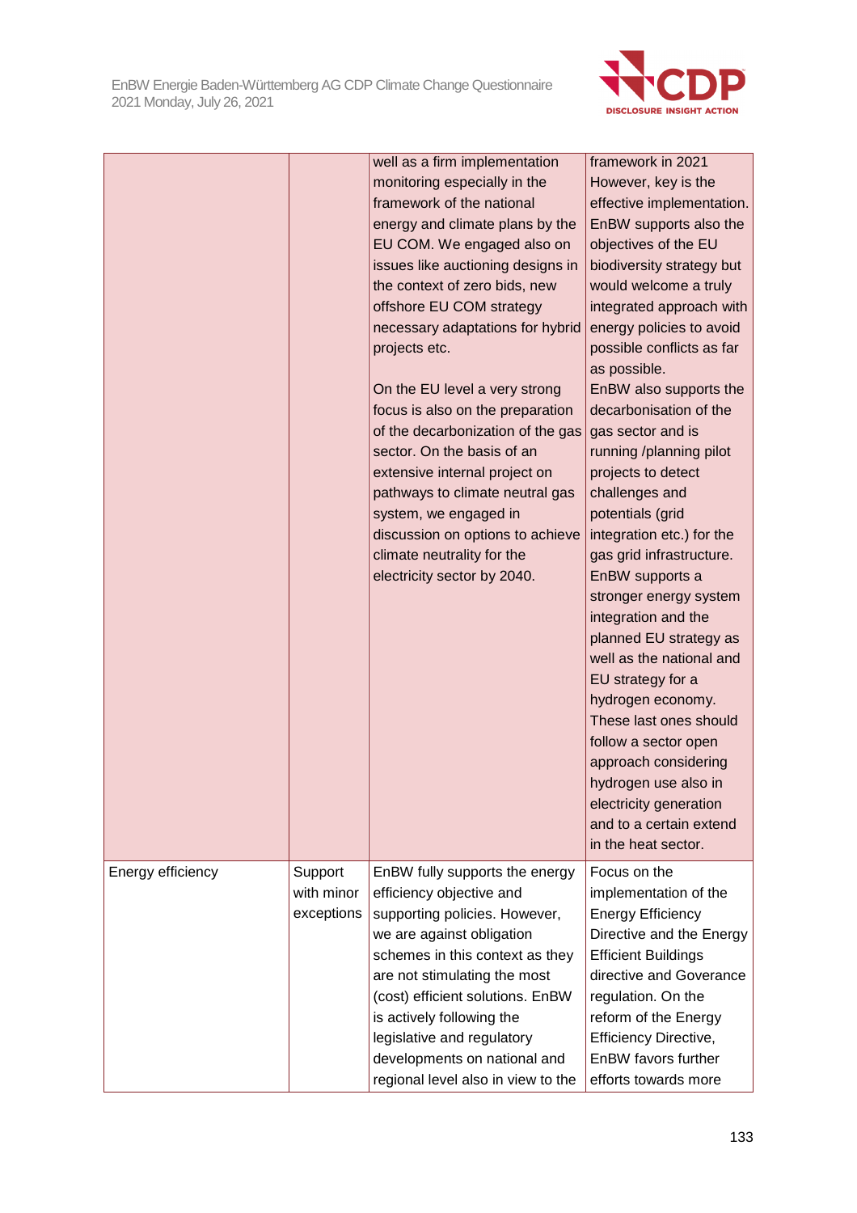| | | | |
|---|---|---|---|
| | | well as a firm implementation monitoring especially in the framework of the national energy and climate plans by the EU COM. We engaged also on issues like auctioning designs in the context of zero bids, new offshore EU COM strategy necessary adaptations for hybrid projects etc.<br><br>On the EU level a very strong focus is also on the preparation of the decarbonization of the gas sector. On the basis of an extensive internal project on pathways to climate neutral gas system, we engaged in discussion on options to achieve climate neutrality for the electricity sector by 2040. | framework in 2021 However, key is the effective implementation. EnBW supports also the objectives of the EU biodiversity strategy but would welcome a truly integrated approach with energy policies to avoid possible conflicts as far as possible.<br>EnBW also supports the decarbonisation of the gas sector and is running /planning pilot projects to detect challenges and potentials (grid integration etc.) for the gas grid infrastructure. EnBW supports a stronger energy system integration and the planned EU strategy as well as the national and EU strategy for a hydrogen economy. These last ones should follow a sector open approach considering hydrogen use also in electricity generation and to a certain extend in the heat sector. |
| Energy efficiency | Support with minor exceptions | EnBW fully supports the energy efficiency objective and supporting policies. However, we are against obligation schemes in this context as they are not stimulating the most (cost) efficient solutions. EnBW is actively following the legislative and regulatory developments on national and regional level also in view to the | Focus on the implementation of the Energy Efficiency Directive and the Energy Efficient Buildings directive and Goverance regulation. On the reform of the Energy Efficiency Directive, EnBW favors further efforts towards more |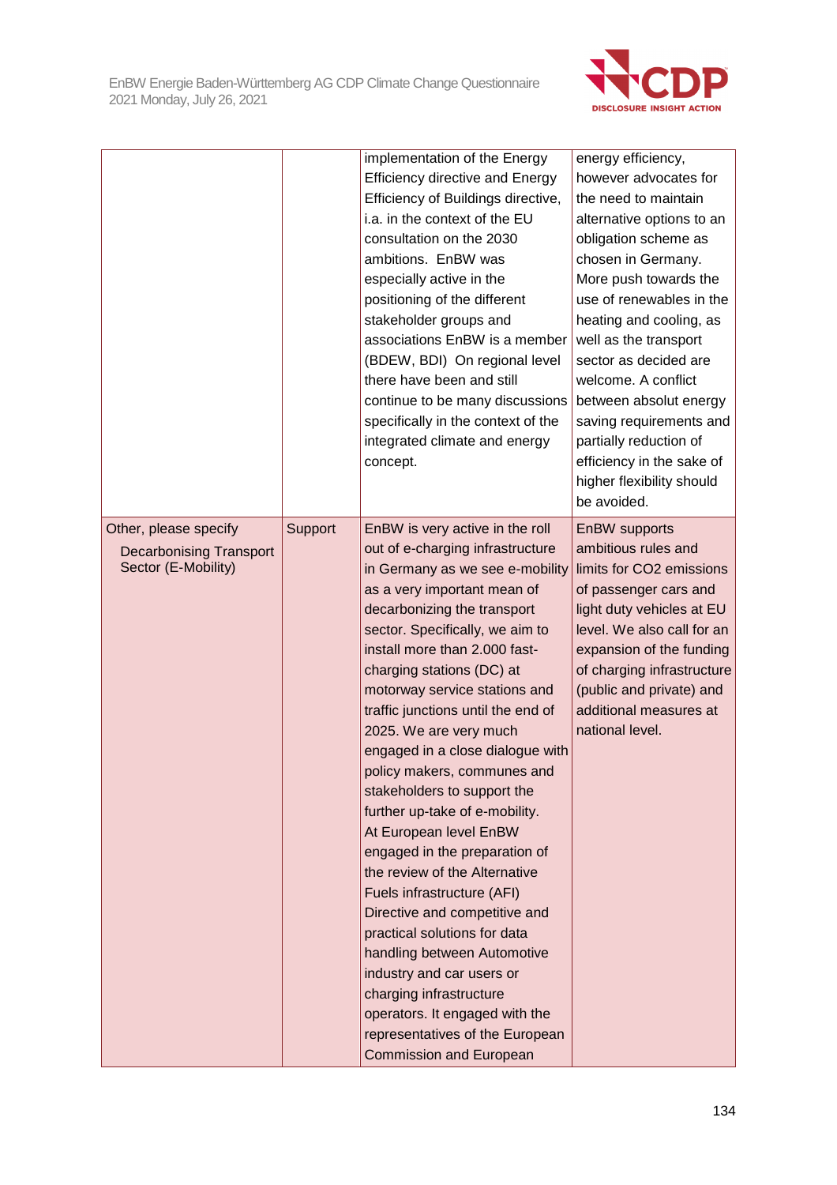| | | | |
|---|---|---|---|
| | | implementation of the Energy Efficiency directive and Energy Efficiency of Buildings directive, i.a. in the context of the EU consultation on the 2030 ambitions. EnBW was especially active in the positioning of the different stakeholder groups and associations EnBW is a member (BDEW, BDI) On regional level there have been and still continue to be many discussions specifically in the context of the integrated climate and energy concept. | energy efficiency, however advocates for the need to maintain alternative options to an obligation scheme as chosen in Germany. More push towards the use of renewables in the heating and cooling, as well as the transport sector as decided are welcome. A conflict between absolut energy saving requirements and partially reduction of efficiency in the sake of higher flexibility should be avoided. |
| Other, please specify<br>Decarbonising Transport Sector (E-Mobility) | Support | EnBW is very active in the roll out of e-charging infrastructure in Germany as we see e-mobility as a very important mean of decarbonizing the transport sector. Specifically, we aim to install more than 2.000 fast-charging stations (DC) at motorway service stations and traffic junctions until the end of 2025. We are very much engaged in a close dialogue with policy makers, communes and stakeholders to support the further up-take of e-mobility. At European level EnBW engaged in the preparation of the review of the Alternative Fuels infrastructure (AFI) Directive and competitive and practical solutions for data handling between Automotive industry and car users or charging infrastructure operators. It engaged with the representatives of the European Commission and European | EnBW supports ambitious rules and limits for CO2 emissions of passenger cars and light duty vehicles at EU level. We also call for an expansion of the funding of charging infrastructure (public and private) and additional measures at national level. |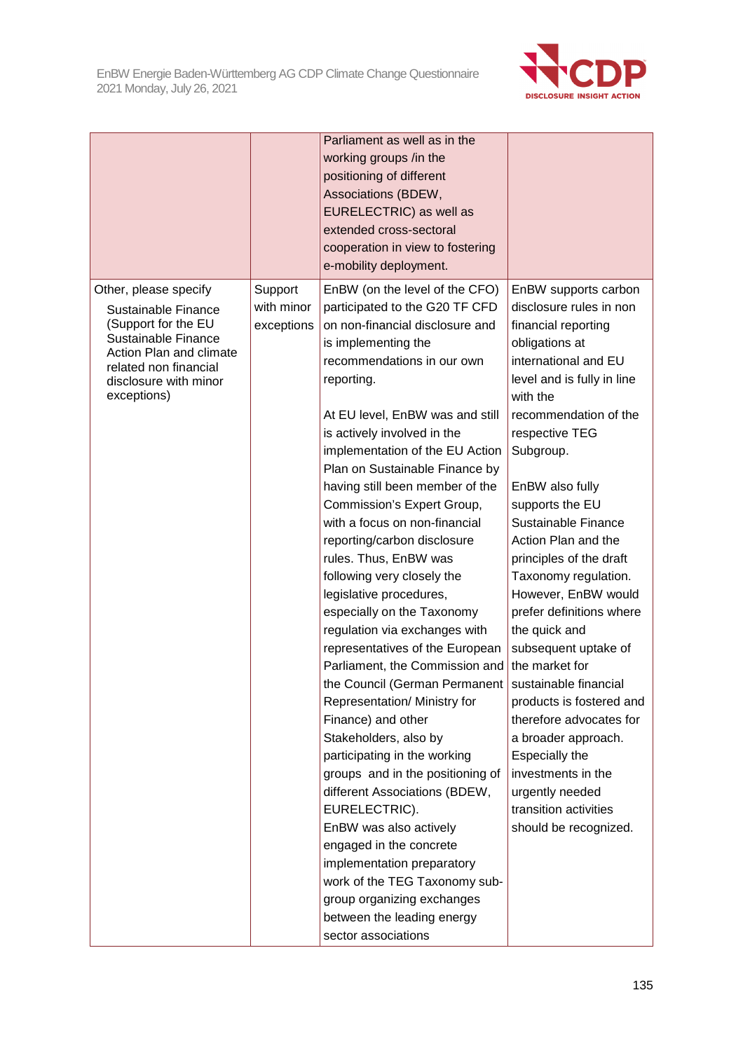| | | | |
|---|---|---|---|
| | | Parliament as well as in the working groups /in the positioning of different Associations (BDEW, EURELECTRIC) as well as extended cross-sectoral cooperation in view to fostering e-mobility deployment. | |
| Other, please specify<br>Sustainable Finance (Support for the EU Sustainable Finance Action Plan and climate related non financial disclosure with minor exceptions) | Support with minor exceptions | EnBW (on the level of the CFO) participated to the G20 TF CFD on non-financial disclosure and is implementing the recommendations in our own reporting.<br><br>At EU level, EnBW was and still is actively involved in the implementation of the EU Action Plan on Sustainable Finance by having still been member of the Commission's Expert Group, with a focus on non-financial reporting/carbon disclosure rules. Thus, EnBW was following very closely the legislative procedures, especially on the Taxonomy regulation via exchanges with representatives of the European Parliament, the Commission and the Council (German Permanent Representation/ Ministry for Finance) and other Stakeholders, also by participating in the working groups and in the positioning of different Associations (BDEW, EURELECTRIC).<br>EnBW was also actively engaged in the concrete implementation preparatory work of the TEG Taxonomy sub-group organizing exchanges between the leading energy sector associations | EnBW supports carbon disclosure rules in non financial reporting obligations at international and EU level and is fully in line with the recommendation of the respective TEG Subgroup.<br><br>EnBW also fully supports the EU Sustainable Finance Action Plan and the principles of the draft Taxonomy regulation. However, EnBW would prefer definitions where the quick and subsequent uptake of the market for sustainable financial products is fostered and therefore advocates for a broader approach. Especially the investments in the urgently needed transition activities should be recognized. |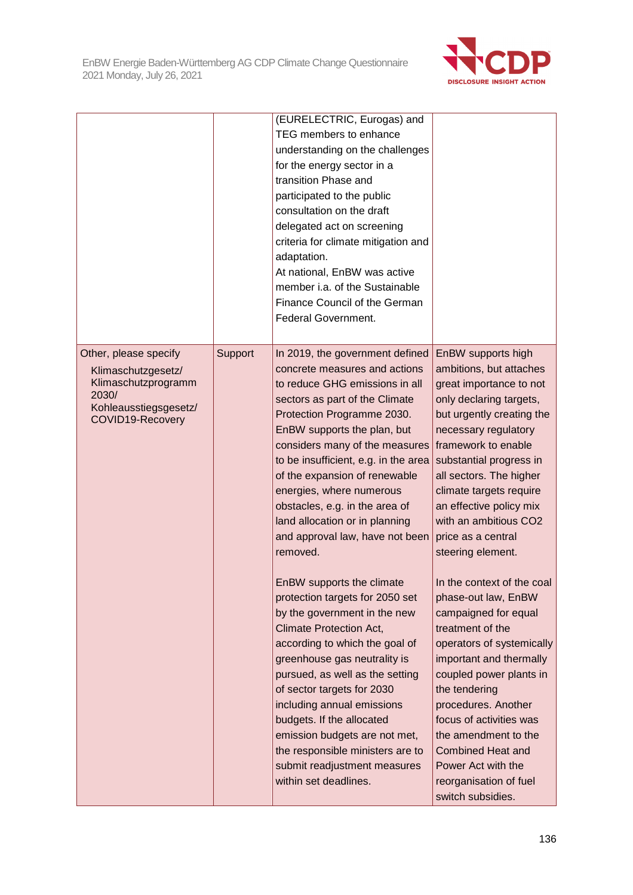| | | | |
|---|---|---|---|
| | | (EURELECTRIC, Eurogas) and TEG members to enhance understanding on the challenges for the energy sector in a transition Phase and participated to the public consultation on the draft delegated act on screening criteria for climate mitigation and adaptation.<br>At national, EnBW was active member i.a. of the Sustainable Finance Council of the German Federal Government. | |
| Other, please specify<br>Klimaschutzgesetz/ Klimaschutzprogramm 2030/ Kohleausstiegsgesetz/ COVID19-Recovery | Support | In 2019, the government defined concrete measures and actions to reduce GHG emissions in all sectors as part of the Climate Protection Programme 2030. EnBW supports the plan, but considers many of the measures to be insufficient, e.g. in the area of the expansion of renewable energies, where numerous obstacles, e.g. in the area of land allocation or in planning and approval law, have not been removed.<br><br>EnBW supports the climate protection targets for 2050 set by the government in the new Climate Protection Act, according to which the goal of greenhouse gas neutrality is pursued, as well as the setting of sector targets for 2030 including annual emissions budgets. If the allocated emission budgets are not met, the responsible ministers are to submit readjustment measures within set deadlines. | EnBW supports high ambitions, but attaches great importance to not only declaring targets, but urgently creating the necessary regulatory framework to enable substantial progress in all sectors. The higher climate targets require an effective policy mix with an ambitious CO2 price as a central steering element.<br><br>In the context of the coal phase-out law, EnBW campaigned for equal treatment of the operators of systemically important and thermally coupled power plants in the tendering procedures. Another focus of activities was the amendment to the Combined Heat and Power Act with the reorganisation of fuel switch subsidies. |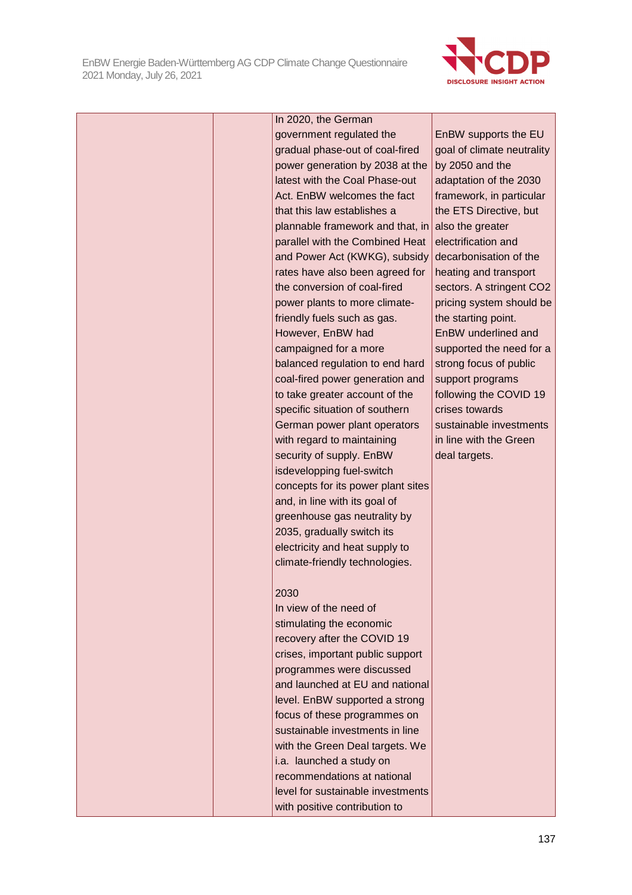| | | In 2020, the German government regulated the gradual phase-out of coal-fired power generation by 2038 at the latest with the Coal Phase-out Act. EnBW welcomes the fact that this law establishes a plannable framework and that, in parallel with the Combined Heat and Power Act (KWKG), subsidy rates have also been agreed for the conversion of coal-fired power plants to more climate-friendly fuels such as gas. However, EnBW had campaigned for a more balanced regulation to end hard coal-fired power generation and to take greater account of the specific situation of southern German power plant operators with regard to maintaining security of supply. EnBW isdeveloping fuel-switch concepts for its power plant sites and, in line with its goal of greenhouse gas neutrality by 2035, gradually switch its electricity and heat supply to climate-friendly technologies.<br><br>2030<br>In view of the need of stimulating the economic recovery after the COVID 19 crises, important public support programmes were discussed and launched at EU and national level. EnBW supported a strong focus of these programmes on sustainable investments in line with the Green Deal targets. We i.a. launched a study on recommendations at national level for sustainable investments with positive contribution to | EnBW supports the EU goal of climate neutrality by 2050 and the adaptation of the 2030 framework, in particular the ETS Directive, but also the greater electrification and decarbonisation of the heating and transport sectors. A stringent $CO_2$ pricing system should be the starting point. EnBW underlined and supported the need for a strong focus of public support programs following the COVID 19 crises towards sustainable investments in line with the Green deal targets. |
|---|---|---|---|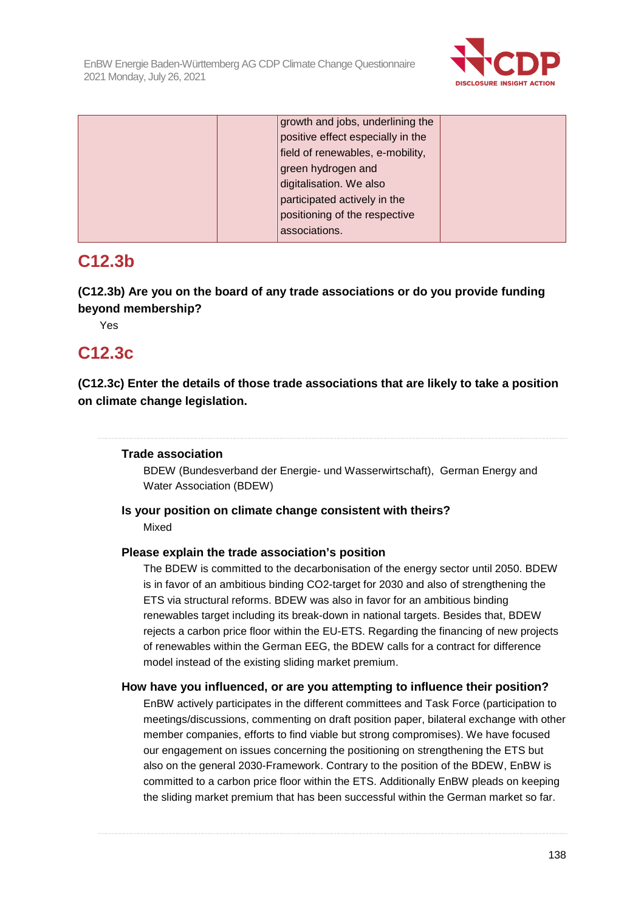|  |  | growth and jobs, underlining the positive effect especially in the field of renewables, e-mobility, green hydrogen and digitalisation. We also participated actively in the positioning of the respective associations. |  |
|---|---|---|---|

## C12.3b

**(C12.3b) Are you on the board of any trade associations or do you provide funding beyond membership?**

Yes

## C12.3c

**(C12.3c) Enter the details of those trade associations that are likely to take a position on climate change legislation.**

**Trade association**

BDEW (Bundesverband der Energie- und Wasserwirtschaft), German Energy and Water Association (BDEW)

**Is your position on climate change consistent with theirs?**

Mixed

**Please explain the trade association's position**

The BDEW is committed to the decarbonisation of the energy sector until 2050. BDEW is in favor of an ambitious binding CO2-target for 2030 and also of strengthening the ETS via structural reforms. BDEW was also in favor for an ambitious binding renewables target including its break-down in national targets. Besides that, BDEW rejects a carbon price floor within the EU-ETS. Regarding the financing of new projects of renewables within the German EEG, the BDEW calls for a contract for difference model instead of the existing sliding market premium.

**How have you influenced, or are you attempting to influence their position?**

EnBW actively participates in the different committees and Task Force (participation to meetings/discussions, commenting on draft position paper, bilateral exchange with other member companies, efforts to find viable but strong compromises). We have focused our engagement on issues concerning the positioning on strengthening the ETS but also on the general 2030-Framework. Contrary to the position of the BDEW, EnBW is committed to a carbon price floor within the ETS. Additionally EnBW pleads on keeping the sliding market premium that has been successful within the German market so far.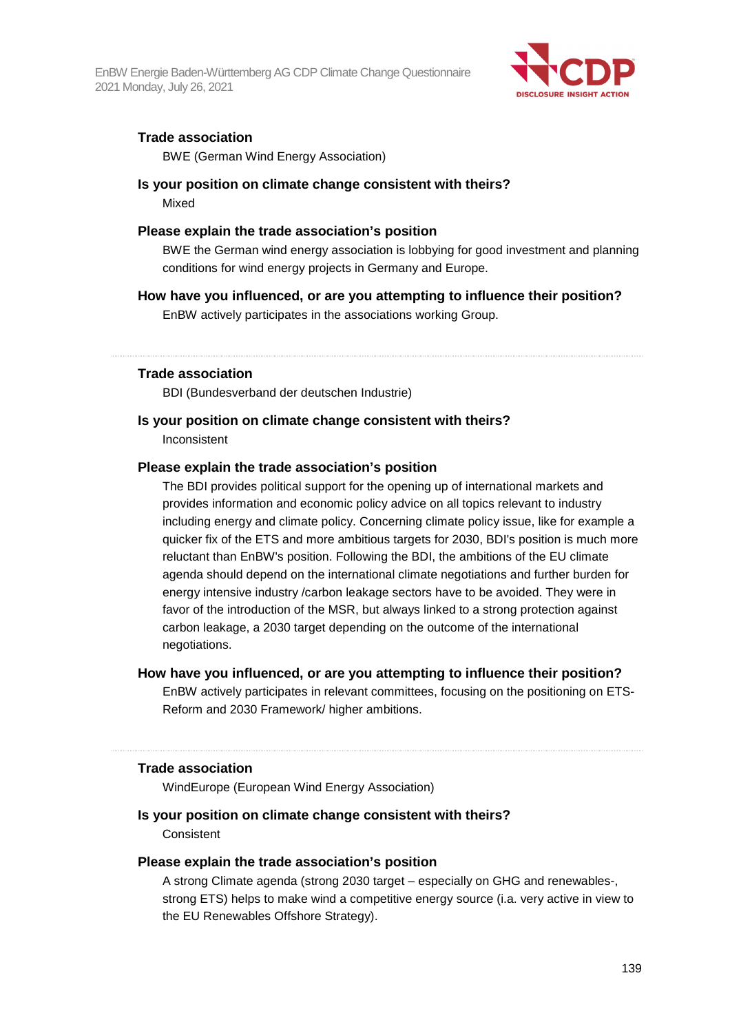**Trade association**

BWE (German Wind Energy Association)

**Is your position on climate change consistent with theirs?**

Mixed

**Please explain the trade association's position**

BWE the German wind energy association is lobbying for good investment and planning conditions for wind energy projects in Germany and Europe.

**How have you influenced, or are you attempting to influence their position?**

EnBW actively participates in the associations working Group.

---

**Trade association**

BDI (Bundesverband der deutschen Industrie)

**Is your position on climate change consistent with theirs?**

Inconsistent

**Please explain the trade association's position**

The BDI provides political support for the opening up of international markets and provides information and economic policy advice on all topics relevant to industry including energy and climate policy. Concerning climate policy issue, like for example a quicker fix of the ETS and more ambitious targets for 2030, BDI's position is much more reluctant than EnBW's position. Following the BDI, the ambitions of the EU climate agenda should depend on the international climate negotiations and further burden for energy intensive industry /carbon leakage sectors have to be avoided. They were in favor of the introduction of the MSR, but always linked to a strong protection against carbon leakage, a 2030 target depending on the outcome of the international negotiations.

**How have you influenced, or are you attempting to influence their position?**

EnBW actively participates in relevant committees, focusing on the positioning on ETS-Reform and 2030 Framework/ higher ambitions.

---

**Trade association**

WindEurope (European Wind Energy Association)

**Is your position on climate change consistent with theirs?**

Consistent

**Please explain the trade association's position**

A strong Climate agenda (strong 2030 target – especially on GHG and renewables-, strong ETS) helps to make wind a competitive energy source (i.a. very active in view to the EU Renewables Offshore Strategy).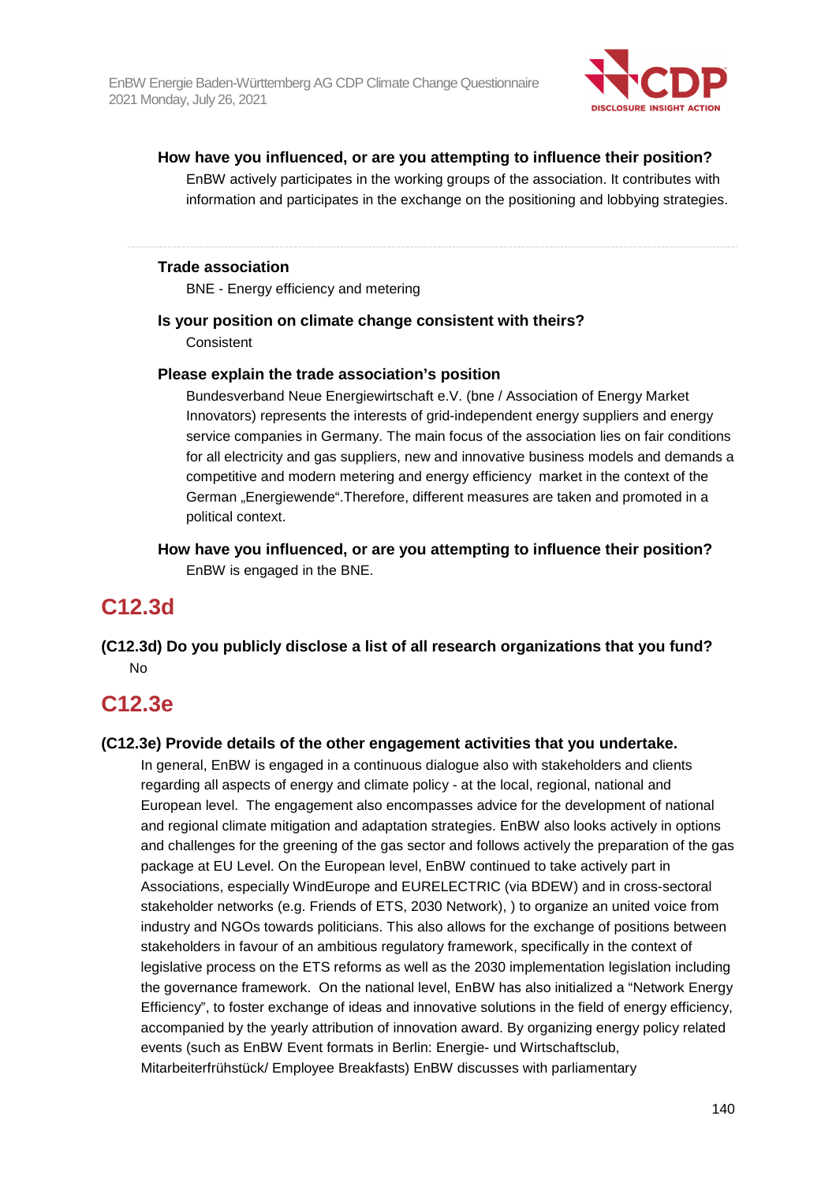**How have you influenced, or are you attempting to influence their position?**

EnBW actively participates in the working groups of the association. It contributes with information and participates in the exchange on the positioning and lobbying strategies.

---

**Trade association**

BNE - Energy efficiency and metering

**Is your position on climate change consistent with theirs?**

Consistent

**Please explain the trade association's position**

Bundesverband Neue Energiewirtschaft e.V. (bne / Association of Energy Market Innovators) represents the interests of grid-independent energy suppliers and energy service companies in Germany. The main focus of the association lies on fair conditions for all electricity and gas suppliers, new and innovative business models and demands a competitive and modern metering and energy efficiency market in the context of the German „Energiewende".Therefore, different measures are taken and promoted in a political context.

**How have you influenced, or are you attempting to influence their position?**

EnBW is engaged in the BNE.

## C12.3d

**(C12.3d) Do you publicly disclose a list of all research organizations that you fund?**

No

## C12.3e

**(C12.3e) Provide details of the other engagement activities that you undertake.**

In general, EnBW is engaged in a continuous dialogue also with stakeholders and clients regarding all aspects of energy and climate policy - at the local, regional, national and European level. The engagement also encompasses advice for the development of national and regional climate mitigation and adaptation strategies. EnBW also looks actively in options and challenges for the greening of the gas sector and follows actively the preparation of the gas package at EU Level. On the European level, EnBW continued to take actively part in Associations, especially WindEurope and EURELECTRIC (via BDEW) and in cross-sectoral stakeholder networks (e.g. Friends of ETS, 2030 Network), ) to organize an united voice from industry and NGOs towards politicians. This also allows for the exchange of positions between stakeholders in favour of an ambitious regulatory framework, specifically in the context of legislative process on the ETS reforms as well as the 2030 implementation legislation including the governance framework. On the national level, EnBW has also initialized a "Network Energy Efficiency", to foster exchange of ideas and innovative solutions in the field of energy efficiency, accompanied by the yearly attribution of innovation award. By organizing energy policy related events (such as EnBW Event formats in Berlin: Energie- und Wirtschaftsclub, Mitarbeiterfrühstück/ Employee Breakfasts) EnBW discusses with parliamentary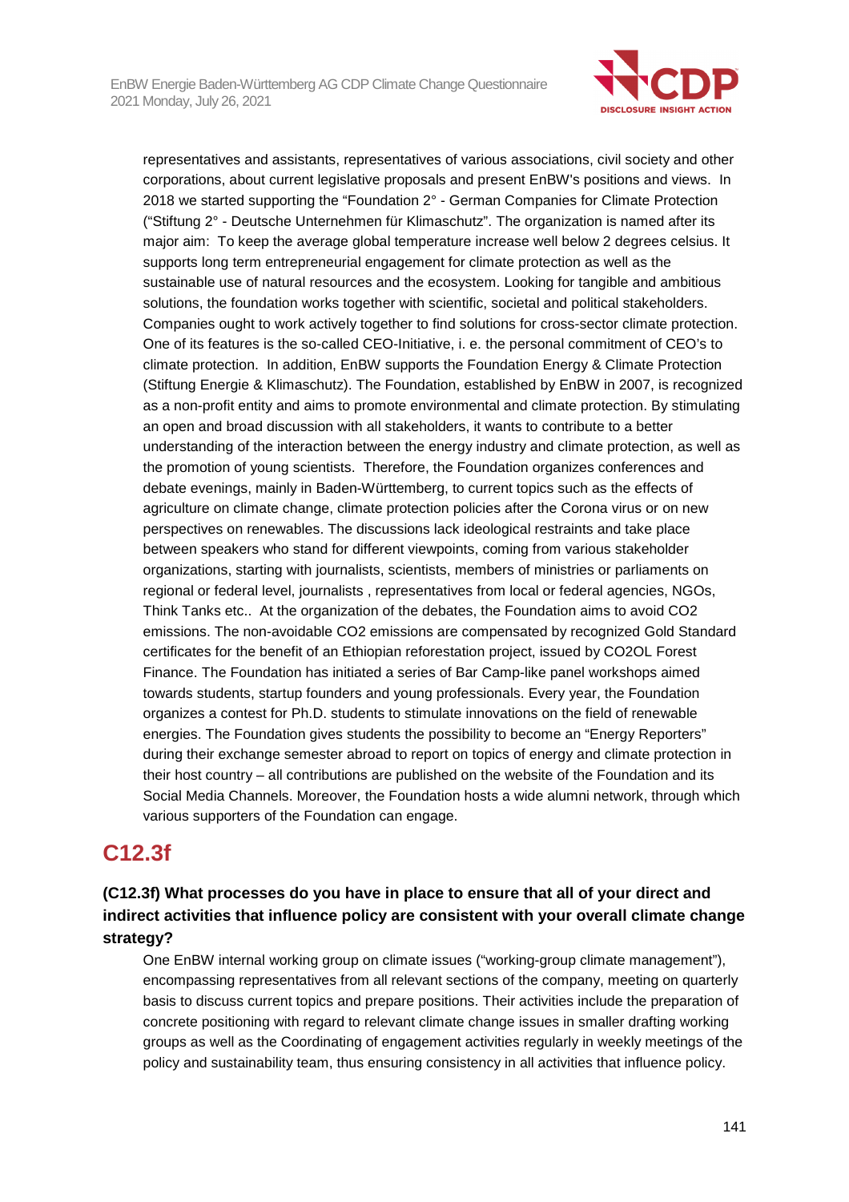representatives and assistants, representatives of various associations, civil society and other corporations, about current legislative proposals and present EnBW's positions and views. In 2018 we started supporting the "Foundation 2° - German Companies for Climate Protection ("Stiftung 2° - Deutsche Unternehmen für Klimaschutz". The organization is named after its major aim: To keep the average global temperature increase well below 2 degrees celsius. It supports long term entrepreneurial engagement for climate protection as well as the sustainable use of natural resources and the ecosystem. Looking for tangible and ambitious solutions, the foundation works together with scientific, societal and political stakeholders. Companies ought to work actively together to find solutions for cross-sector climate protection. One of its features is the so-called CEO-Initiative, i. e. the personal commitment of CEO's to climate protection. In addition, EnBW supports the Foundation Energy & Climate Protection (Stiftung Energie & Klimaschutz). The Foundation, established by EnBW in 2007, is recognized as a non-profit entity and aims to promote environmental and climate protection. By stimulating an open and broad discussion with all stakeholders, it wants to contribute to a better understanding of the interaction between the energy industry and climate protection, as well as the promotion of young scientists. Therefore, the Foundation organizes conferences and debate evenings, mainly in Baden-Württemberg, to current topics such as the effects of agriculture on climate change, climate protection policies after the Corona virus or on new perspectives on renewables. The discussions lack ideological restraints and take place between speakers who stand for different viewpoints, coming from various stakeholder organizations, starting with journalists, scientists, members of ministries or parliaments on regional or federal level, journalists , representatives from local or federal agencies, NGOs, Think Tanks etc.. At the organization of the debates, the Foundation aims to avoid $CO_2$ emissions. The non-avoidable $CO_2$ emissions are compensated by recognized Gold Standard certificates for the benefit of an Ethiopian reforestation project, issued by CO2OL Forest Finance. The Foundation has initiated a series of Bar Camp-like panel workshops aimed towards students, startup founders and young professionals. Every year, the Foundation organizes a contest for Ph.D. students to stimulate innovations on the field of renewable energies. The Foundation gives students the possibility to become an "Energy Reporters" during their exchange semester abroad to report on topics of energy and climate protection in their host country – all contributions are published on the website of the Foundation and its Social Media Channels. Moreover, the Foundation hosts a wide alumni network, through which various supporters of the Foundation can engage.

## C12.3f

### (C12.3f) What processes do you have in place to ensure that all of your direct and indirect activities that influence policy are consistent with your overall climate change strategy?

One EnBW internal working group on climate issues ("working-group climate management"), encompassing representatives from all relevant sections of the company, meeting on quarterly basis to discuss current topics and prepare positions. Their activities include the preparation of concrete positioning with regard to relevant climate change issues in smaller drafting working groups as well as the Coordinating of engagement activities regularly in weekly meetings of the policy and sustainability team, thus ensuring consistency in all activities that influence policy.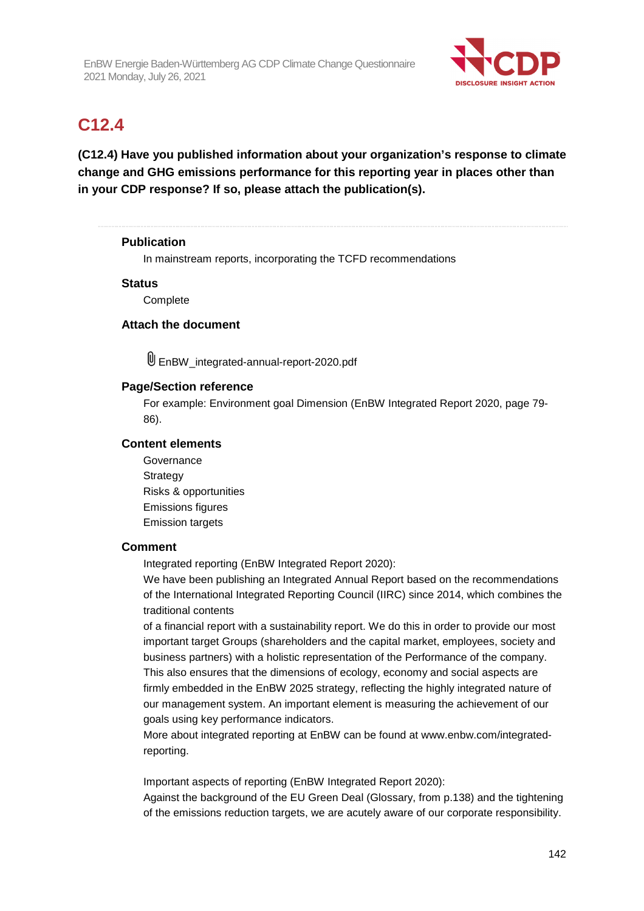## C12.4

**(C12.4) Have you published information about your organization's response to climate change and GHG emissions performance for this reporting year in places other than in your CDP response? If so, please attach the publication(s).**

**Publication**

In mainstream reports, incorporating the TCFD recommendations

**Status**

Complete

**Attach the document**

EnBW_integrated-annual-report-2020.pdf

**Page/Section reference**

For example: Environment goal Dimension (EnBW Integrated Report 2020, page 79-86).

**Content elements**

Governance
Strategy
Risks & opportunities
Emissions figures
Emission targets

**Comment**

Integrated reporting (EnBW Integrated Report 2020):
We have been publishing an Integrated Annual Report based on the recommendations of the International Integrated Reporting Council (IIRC) since 2014, which combines the traditional contents
of a financial report with a sustainability report. We do this in order to provide our most important target Groups (shareholders and the capital market, employees, society and business partners) with a holistic representation of the Performance of the company. This also ensures that the dimensions of ecology, economy and social aspects are firmly embedded in the EnBW 2025 strategy, reflecting the highly integrated nature of our management system. An important element is measuring the achievement of our goals using key performance indicators.
More about integrated reporting at EnBW can be found at www.enbw.com/integrated-reporting.

Important aspects of reporting (EnBW Integrated Report 2020):
Against the background of the EU Green Deal (Glossary, from p.138) and the tightening of the emissions reduction targets, we are acutely aware of our corporate responsibility.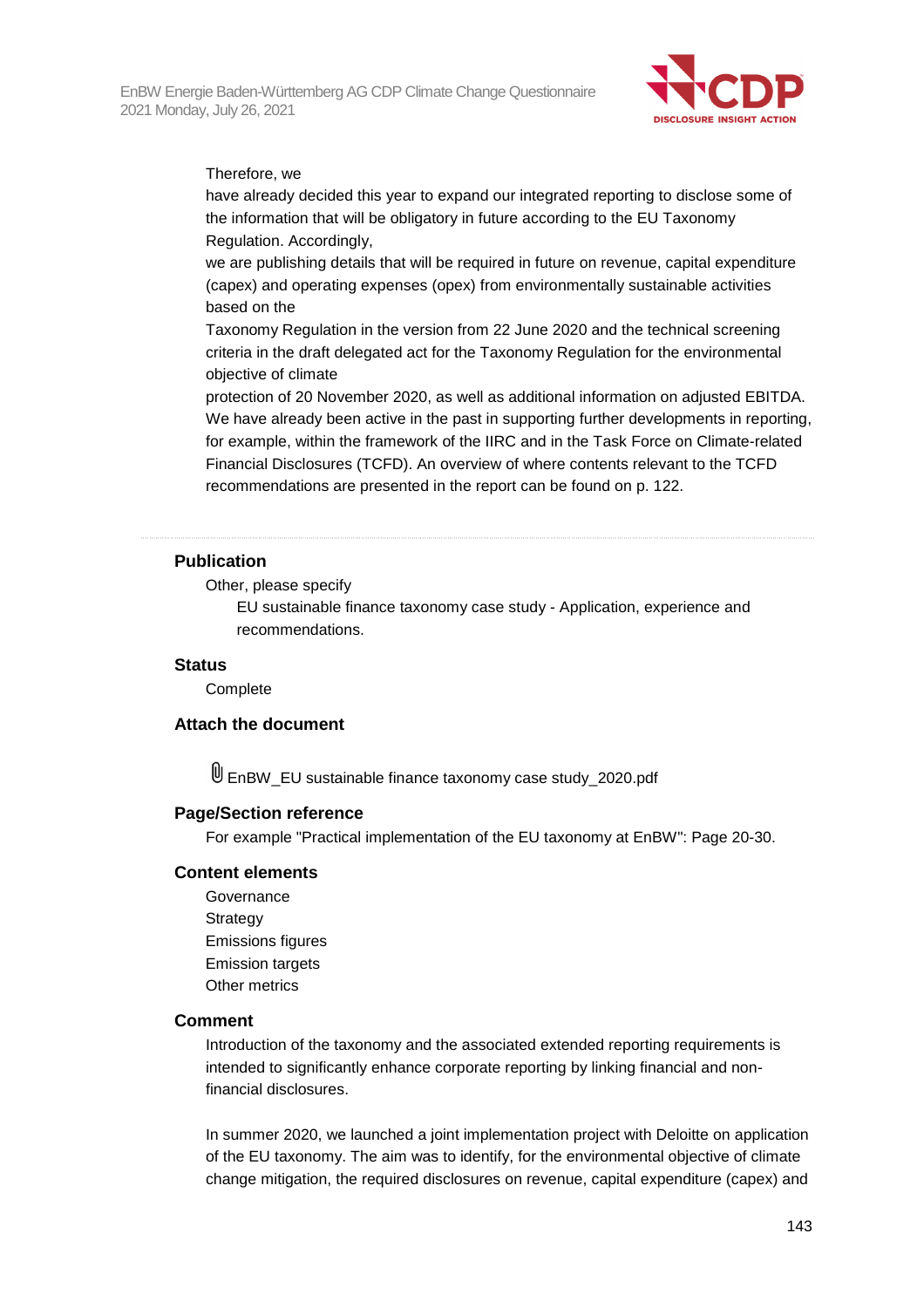Therefore, we
have already decided this year to expand our integrated reporting to disclose some of the information that will be obligatory in future according to the EU Taxonomy Regulation. Accordingly,
we are publishing details that will be required in future on revenue, capital expenditure (capex) and operating expenses (opex) from environmentally sustainable activities based on the
Taxonomy Regulation in the version from 22 June 2020 and the technical screening criteria in the draft delegated act for the Taxonomy Regulation for the environmental objective of climate
protection of 20 November 2020, as well as additional information on adjusted EBITDA. We have already been active in the past in supporting further developments in reporting, for example, within the framework of the IIRC and in the Task Force on Climate-related Financial Disclosures (TCFD). An overview of where contents relevant to the TCFD recommendations are presented in the report can be found on p. 122.

---

**Publication**

Other, please specify

EU sustainable finance taxonomy case study - Application, experience and recommendations.

**Status**

Complete

**Attach the document**

EnBW_EU sustainable finance taxonomy case study_2020.pdf

**Page/Section reference**

For example "Practical implementation of the EU taxonomy at EnBW": Page 20-30.

**Content elements**

Governance
Strategy
Emissions figures
Emission targets
Other metrics

**Comment**

Introduction of the taxonomy and the associated extended reporting requirements is intended to significantly enhance corporate reporting by linking financial and non-financial disclosures.

In summer 2020, we launched a joint implementation project with Deloitte on application of the EU taxonomy. The aim was to identify, for the environmental objective of climate change mitigation, the required disclosures on revenue, capital expenditure (capex) and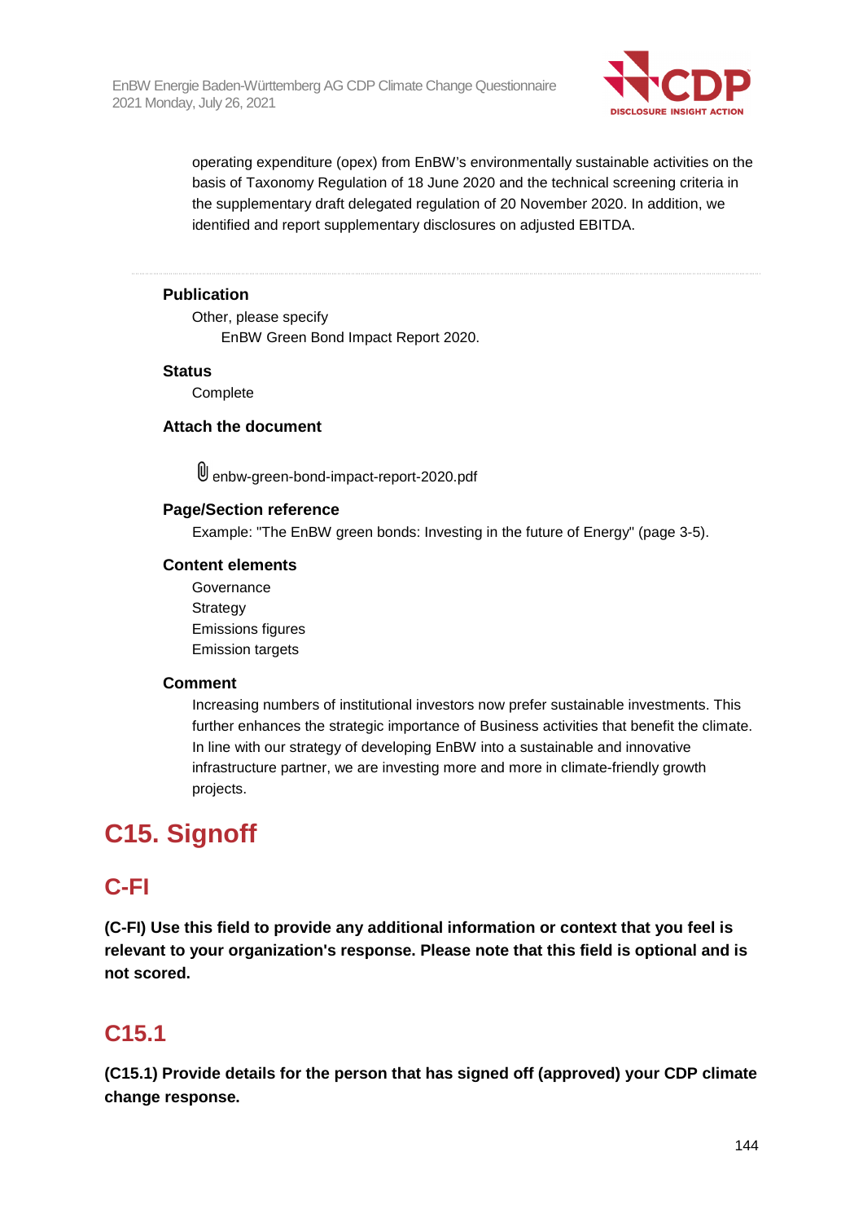operating expenditure (opex) from EnBW's environmentally sustainable activities on the basis of Taxonomy Regulation of 18 June 2020 and the technical screening criteria in the supplementary draft delegated regulation of 20 November 2020. In addition, we identified and report supplementary disclosures on adjusted EBITDA.

---

**Publication**

Other, please specify

EnBW Green Bond Impact Report 2020.

**Status**

Complete

**Attach the document**

enbw-green-bond-impact-report-2020.pdf

**Page/Section reference**

Example: "The EnBW green bonds: Investing in the future of Energy" (page 3-5).

**Content elements**

Governance
Strategy
Emissions figures
Emission targets

**Comment**

Increasing numbers of institutional investors now prefer sustainable investments. This further enhances the strategic importance of Business activities that benefit the climate. In line with our strategy of developing EnBW into a sustainable and innovative infrastructure partner, we are investing more and more in climate-friendly growth projects.

# C15. Signoff

## C-FI

**(C-FI) Use this field to provide any additional information or context that you feel is relevant to your organization's response. Please note that this field is optional and is not scored.**

## C15.1

**(C15.1) Provide details for the person that has signed off (approved) your CDP climate change response.**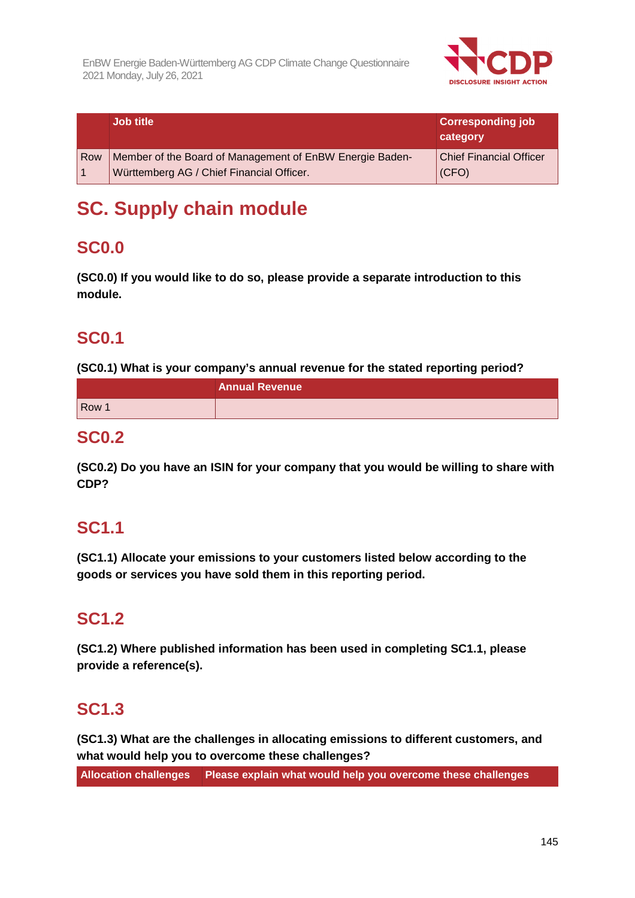| | Job title | Corresponding job category |
|---|---|---|
| Row 1 | Member of the Board of Management of EnBW Energie Baden-Württemberg AG / Chief Financial Officer. | Chief Financial Officer (CFO) |

# SC. Supply chain module

## SC0.0

**(SC0.0) If you would like to do so, please provide a separate introduction to this module.**

## SC0.1

**(SC0.1) What is your company's annual revenue for the stated reporting period?**

| | Annual Revenue |
|---|---|
| Row 1 | |

## SC0.2

**(SC0.2) Do you have an ISIN for your company that you would be willing to share with CDP?**

## SC1.1

**(SC1.1) Allocate your emissions to your customers listed below according to the goods or services you have sold them in this reporting period.**

## SC1.2

**(SC1.2) Where published information has been used in completing SC1.1, please provide a reference(s).**

## SC1.3

**(SC1.3) What are the challenges in allocating emissions to different customers, and what would help you to overcome these challenges?**

| Allocation challenges | Please explain what would help you overcome these challenges |
|---|---|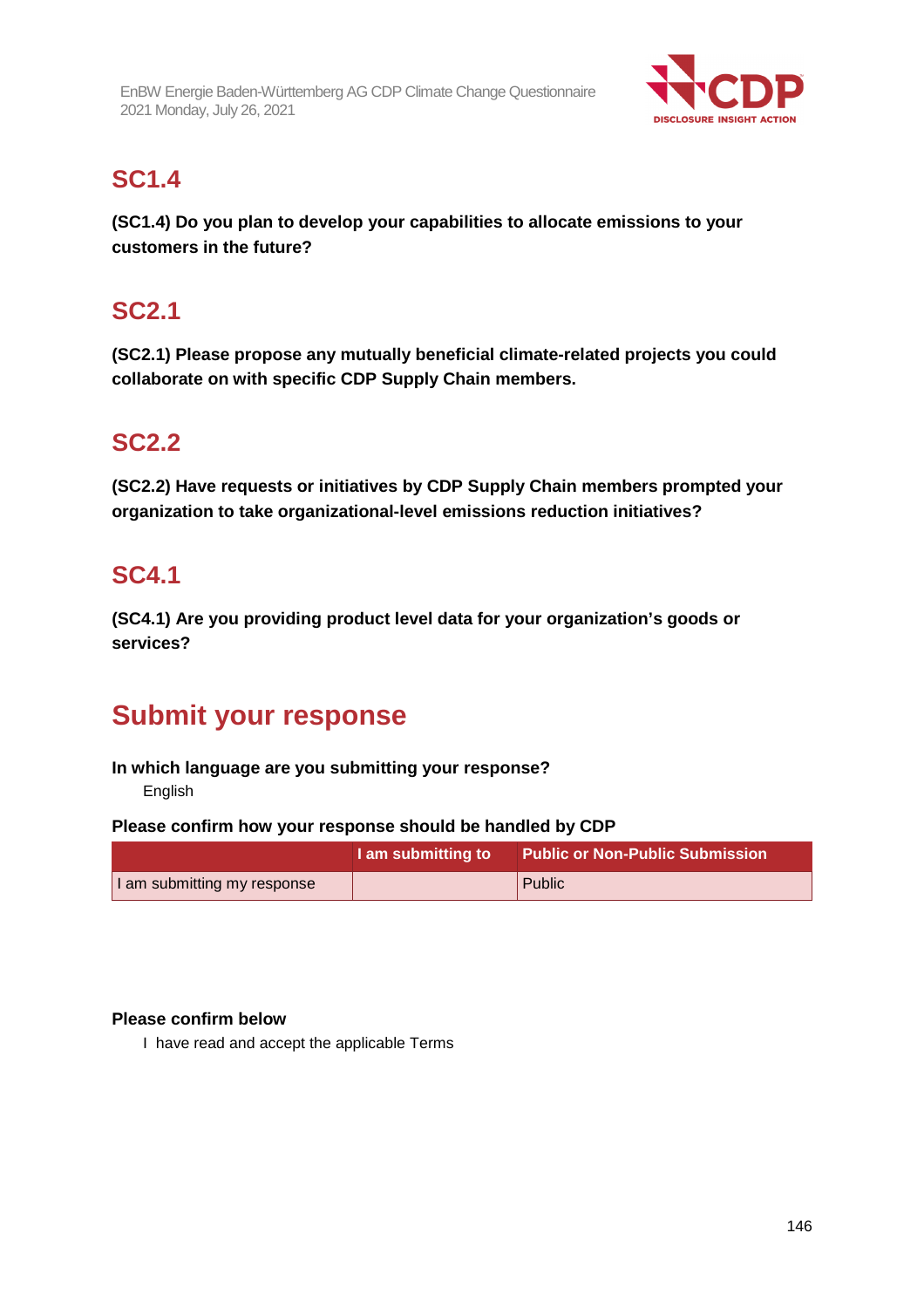## SC1.4

**(SC1.4) Do you plan to develop your capabilities to allocate emissions to your customers in the future?**

## SC2.1

**(SC2.1) Please propose any mutually beneficial climate-related projects you could collaborate on with specific CDP Supply Chain members.**

## SC2.2

**(SC2.2) Have requests or initiatives by CDP Supply Chain members prompted your organization to take organizational-level emissions reduction initiatives?**

## SC4.1

**(SC4.1) Are you providing product level data for your organization's goods or services?**

# Submit your response

**In which language are you submitting your response?**

English

**Please confirm how your response should be handled by CDP**

| | I am submitting to | Public or Non-Public Submission |
|---|---|---|
| I am submitting my response | | Public |

**Please confirm below**

I have read and accept the applicable Terms